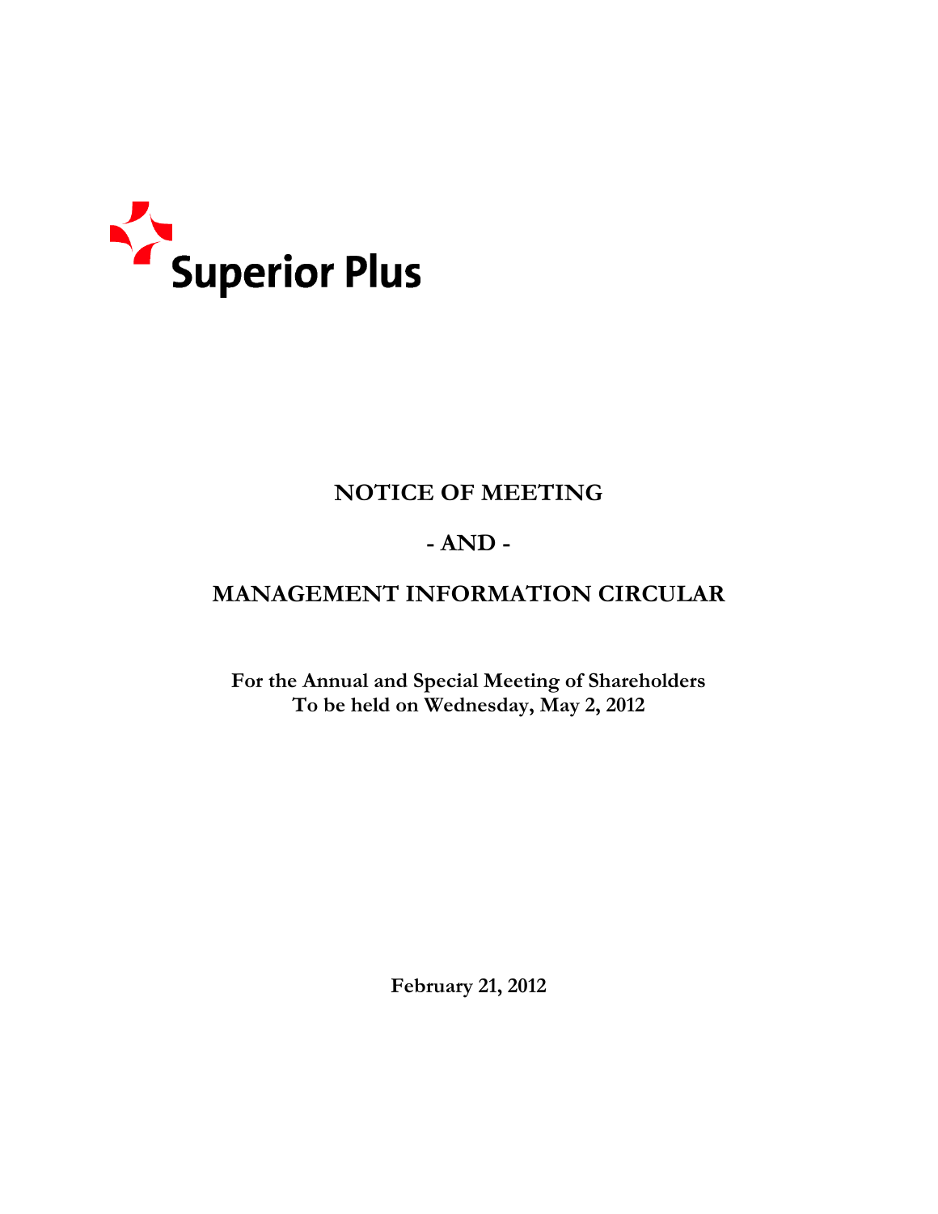Superior Plus

# NOTICE OF MEETING

# - AND -

# MANAGEMENT INFORMATION CIRCULAR

**For the Annual and Special Meeting of Shareholders**
**To be held on Wednesday, May 2, 2012**

**February 21, 2012**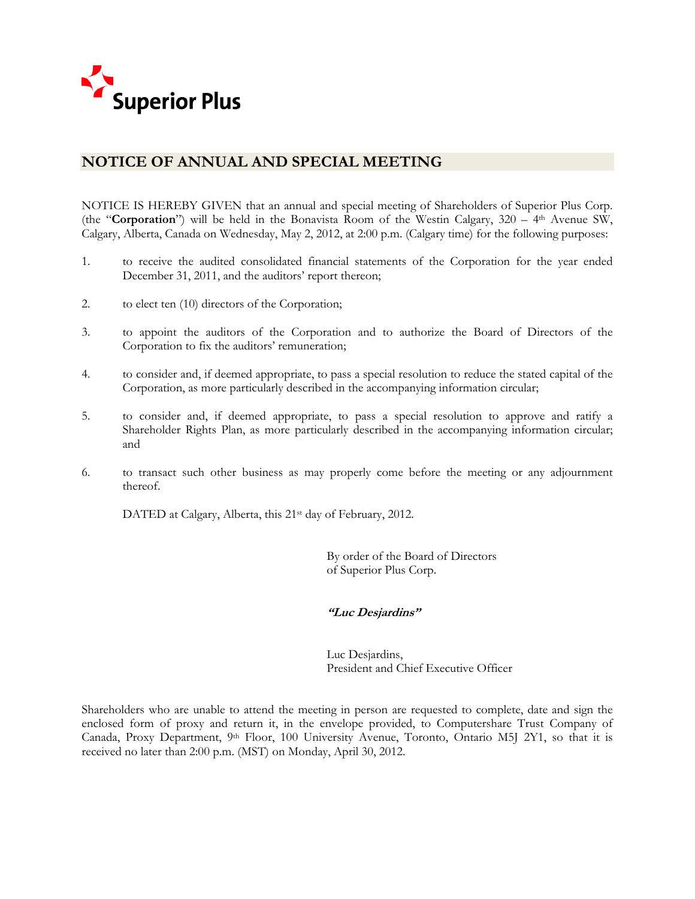Superior Plus

## NOTICE OF ANNUAL AND SPECIAL MEETING

NOTICE IS HEREBY GIVEN that an annual and special meeting of Shareholders of Superior Plus Corp. (the "**Corporation**") will be held in the Bonavista Room of the Westin Calgary, 320 – 4th Avenue SW, Calgary, Alberta, Canada on Wednesday, May 2, 2012, at 2:00 p.m. (Calgary time) for the following purposes:

1. to receive the audited consolidated financial statements of the Corporation for the year ended December 31, 2011, and the auditors' report thereon;

2. to elect ten (10) directors of the Corporation;

3. to appoint the auditors of the Corporation and to authorize the Board of Directors of the Corporation to fix the auditors' remuneration;

4. to consider and, if deemed appropriate, to pass a special resolution to reduce the stated capital of the Corporation, as more particularly described in the accompanying information circular;

5. to consider and, if deemed appropriate, to pass a special resolution to approve and ratify a Shareholder Rights Plan, as more particularly described in the accompanying information circular; and

6. to transact such other business as may properly come before the meeting or any adjournment thereof.

DATED at Calgary, Alberta, this 21st day of February, 2012.

By order of the Board of Directors
of Superior Plus Corp.

***"Luc Desjardins"***

Luc Desjardins,
President and Chief Executive Officer

Shareholders who are unable to attend the meeting in person are requested to complete, date and sign the enclosed form of proxy and return it, in the envelope provided, to Computershare Trust Company of Canada, Proxy Department, 9th Floor, 100 University Avenue, Toronto, Ontario M5J 2Y1, so that it is received no later than 2:00 p.m. (MST) on Monday, April 30, 2012.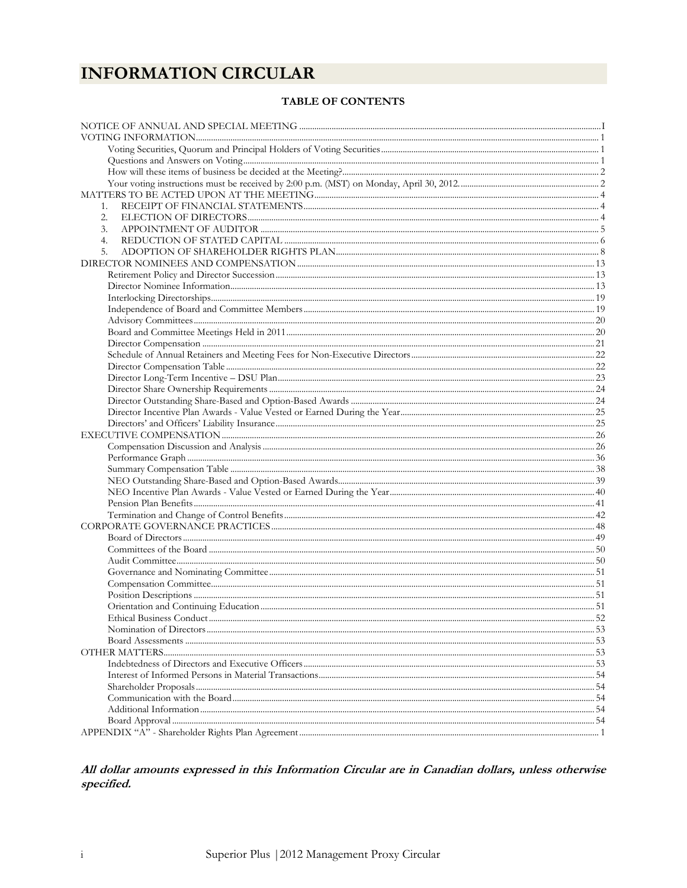# INFORMATION CIRCULAR

## TABLE OF CONTENTS

| | |
|---|---|
| NOTICE OF ANNUAL AND SPECIAL MEETING | I |
| VOTING INFORMATION | 1 |
| Voting Securities, Quorum and Principal Holders of Voting Securities | 1 |
| Questions and Answers on Voting | 1 |
| How will these items of business be decided at the Meeting? | 2 |
| Your voting instructions must be received by 2:00 p.m. (MST) on Monday, April 30, 2012. | 2 |
| MATTERS TO BE ACTED UPON AT THE MEETING | 4 |
| 1. RECEIPT OF FINANCIAL STATEMENTS | 4 |
| 2. ELECTION OF DIRECTORS | 4 |
| 3. APPOINTMENT OF AUDITOR | 5 |
| 4. REDUCTION OF STATED CAPITAL | 6 |
| 5. ADOPTION OF SHAREHOLDER RIGHTS PLAN | 8 |
| DIRECTOR NOMINEES AND COMPENSATION | 13 |
| Retirement Policy and Director Succession | 13 |
| Director Nominee Information | 13 |
| Interlocking Directorships | 19 |
| Independence of Board and Committee Members | 19 |
| Advisory Committees | 20 |
| Board and Committee Meetings Held in 2011 | 20 |
| Director Compensation | 21 |
| Schedule of Annual Retainers and Meeting Fees for Non-Executive Directors | 22 |
| Director Compensation Table | 22 |
| Director Long-Term Incentive – DSU Plan | 23 |
| Director Share Ownership Requirements | 24 |
| Director Outstanding Share-Based and Option-Based Awards | 24 |
| Director Incentive Plan Awards - Value Vested or Earned During the Year | 25 |
| Directors' and Officers' Liability Insurance | 25 |
| EXECUTIVE COMPENSATION | 26 |
| Compensation Discussion and Analysis | 26 |
| Performance Graph | 36 |
| Summary Compensation Table | 38 |
| NEO Outstanding Share-Based and Option-Based Awards | 39 |
| NEO Incentive Plan Awards - Value Vested or Earned During the Year | 40 |
| Pension Plan Benefits | 41 |
| Termination and Change of Control Benefits | 42 |
| CORPORATE GOVERNANCE PRACTICES | 48 |
| Board of Directors | 49 |
| Committees of the Board | 50 |
| Audit Committee | 50 |
| Governance and Nominating Committee | 51 |
| Compensation Committee | 51 |
| Position Descriptions | 51 |
| Orientation and Continuing Education | 51 |
| Ethical Business Conduct | 52 |
| Nomination of Directors | 53 |
| Board Assessments | 53 |
| OTHER MATTERS | 53 |
| Indebtedness of Directors and Executive Officers | 53 |
| Interest of Informed Persons in Material Transactions | 54 |
| Shareholder Proposals | 54 |
| Communication with the Board | 54 |
| Additional Information | 54 |
| Board Approval | 54 |
| APPENDIX "A" - Shareholder Rights Plan Agreement | 1 |

***All dollar amounts expressed in this Information Circular are in Canadian dollars, unless otherwise specified.***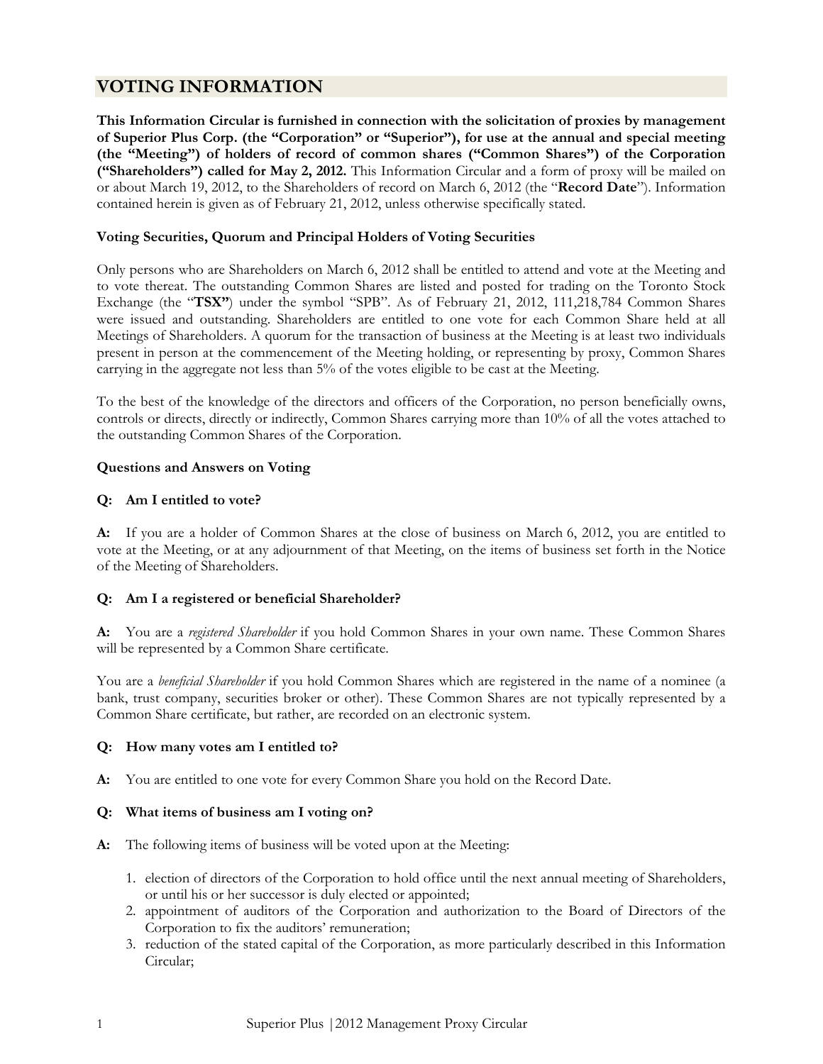## VOTING INFORMATION

**This Information Circular is furnished in connection with the solicitation of proxies by management of Superior Plus Corp. (the "Corporation" or "Superior"), for use at the annual and special meeting (the "Meeting") of holders of record of common shares ("Common Shares") of the Corporation ("Shareholders") called for May 2, 2012.** This Information Circular and a form of proxy will be mailed on or about March 19, 2012, to the Shareholders of record on March 6, 2012 (the "**Record Date**"). Information contained herein is given as of February 21, 2012, unless otherwise specifically stated.

**Voting Securities, Quorum and Principal Holders of Voting Securities**

Only persons who are Shareholders on March 6, 2012 shall be entitled to attend and vote at the Meeting and to vote thereat. The outstanding Common Shares are listed and posted for trading on the Toronto Stock Exchange (the "**TSX"**) under the symbol "SPB". As of February 21, 2012, 111,218,784 Common Shares were issued and outstanding. Shareholders are entitled to one vote for each Common Share held at all Meetings of Shareholders. A quorum for the transaction of business at the Meeting is at least two individuals present in person at the commencement of the Meeting holding, or representing by proxy, Common Shares carrying in the aggregate not less than 5% of the votes eligible to be cast at the Meeting.

To the best of the knowledge of the directors and officers of the Corporation, no person beneficially owns, controls or directs, directly or indirectly, Common Shares carrying more than 10% of all the votes attached to the outstanding Common Shares of the Corporation.

**Questions and Answers on Voting**

**Q: Am I entitled to vote?**

**A:** If you are a holder of Common Shares at the close of business on March 6, 2012, you are entitled to vote at the Meeting, or at any adjournment of that Meeting, on the items of business set forth in the Notice of the Meeting of Shareholders.

**Q: Am I a registered or beneficial Shareholder?**

**A:** You are a *registered Shareholder* if you hold Common Shares in your own name. These Common Shares will be represented by a Common Share certificate.

You are a *beneficial Shareholder* if you hold Common Shares which are registered in the name of a nominee (a bank, trust company, securities broker or other). These Common Shares are not typically represented by a Common Share certificate, but rather, are recorded on an electronic system.

**Q: How many votes am I entitled to?**

**A:** You are entitled to one vote for every Common Share you hold on the Record Date.

**Q: What items of business am I voting on?**

**A:** The following items of business will be voted upon at the Meeting:

1. election of directors of the Corporation to hold office until the next annual meeting of Shareholders, or until his or her successor is duly elected or appointed;
2. appointment of auditors of the Corporation and authorization to the Board of Directors of the Corporation to fix the auditors' remuneration;
3. reduction of the stated capital of the Corporation, as more particularly described in this Information Circular;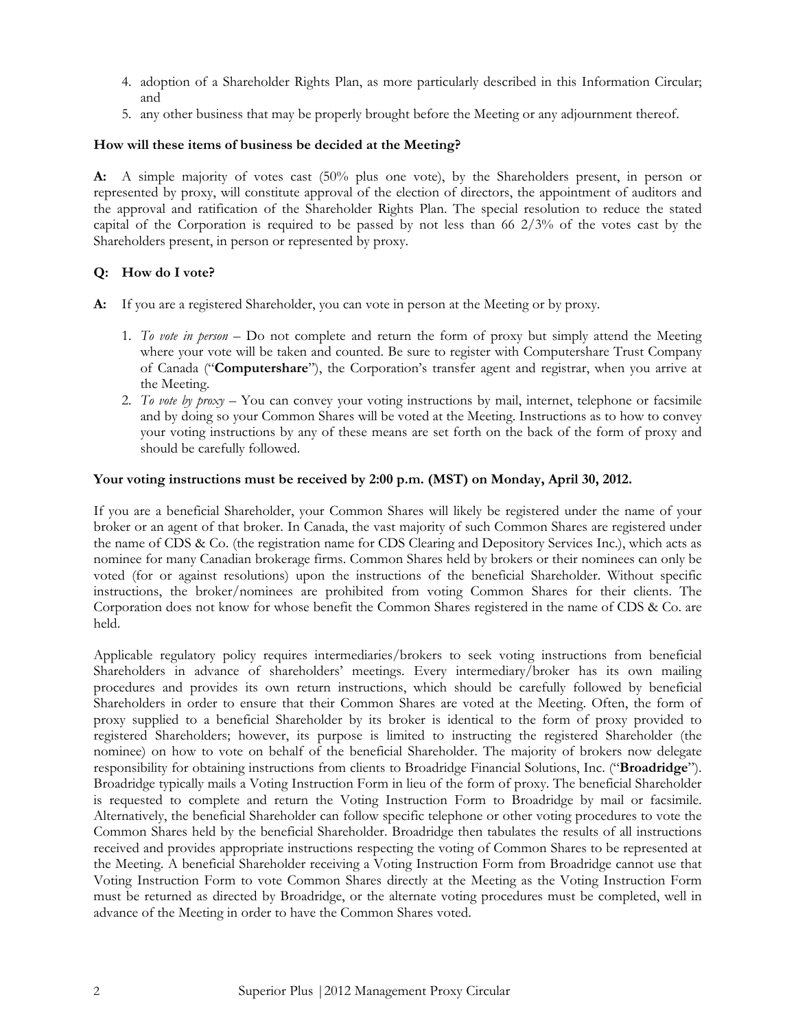4. adoption of a Shareholder Rights Plan, as more particularly described in this Information Circular; and
5. any other business that may be properly brought before the Meeting or any adjournment thereof.

**How will these items of business be decided at the Meeting?**

**A:** A simple majority of votes cast (50% plus one vote), by the Shareholders present, in person or represented by proxy, will constitute approval of the election of directors, the appointment of auditors and the approval and ratification of the Shareholder Rights Plan. The special resolution to reduce the stated capital of the Corporation is required to be passed by not less than 66 2/3% of the votes cast by the Shareholders present, in person or represented by proxy.

**Q: How do I vote?**

**A:** If you are a registered Shareholder, you can vote in person at the Meeting or by proxy.

1. *To vote in person* – Do not complete and return the form of proxy but simply attend the Meeting where your vote will be taken and counted. Be sure to register with Computershare Trust Company of Canada ("**Computershare**"), the Corporation's transfer agent and registrar, when you arrive at the Meeting.
2. *To vote by proxy* – You can convey your voting instructions by mail, internet, telephone or facsimile and by doing so your Common Shares will be voted at the Meeting. Instructions as to how to convey your voting instructions by any of these means are set forth on the back of the form of proxy and should be carefully followed.

**Your voting instructions must be received by 2:00 p.m. (MST) on Monday, April 30, 2012.**

If you are a beneficial Shareholder, your Common Shares will likely be registered under the name of your broker or an agent of that broker. In Canada, the vast majority of such Common Shares are registered under the name of CDS & Co. (the registration name for CDS Clearing and Depository Services Inc.), which acts as nominee for many Canadian brokerage firms. Common Shares held by brokers or their nominees can only be voted (for or against resolutions) upon the instructions of the beneficial Shareholder. Without specific instructions, the broker/nominees are prohibited from voting Common Shares for their clients. The Corporation does not know for whose benefit the Common Shares registered in the name of CDS & Co. are held.

Applicable regulatory policy requires intermediaries/brokers to seek voting instructions from beneficial Shareholders in advance of shareholders' meetings. Every intermediary/broker has its own mailing procedures and provides its own return instructions, which should be carefully followed by beneficial Shareholders in order to ensure that their Common Shares are voted at the Meeting. Often, the form of proxy supplied to a beneficial Shareholder by its broker is identical to the form of proxy provided to registered Shareholders; however, its purpose is limited to instructing the registered Shareholder (the nominee) on how to vote on behalf of the beneficial Shareholder. The majority of brokers now delegate responsibility for obtaining instructions from clients to Broadridge Financial Solutions, Inc. ("**Broadridge**"). Broadridge typically mails a Voting Instruction Form in lieu of the form of proxy. The beneficial Shareholder is requested to complete and return the Voting Instruction Form to Broadridge by mail or facsimile. Alternatively, the beneficial Shareholder can follow specific telephone or other voting procedures to vote the Common Shares held by the beneficial Shareholder. Broadridge then tabulates the results of all instructions received and provides appropriate instructions respecting the voting of Common Shares to be represented at the Meeting. A beneficial Shareholder receiving a Voting Instruction Form from Broadridge cannot use that Voting Instruction Form to vote Common Shares directly at the Meeting as the Voting Instruction Form must be returned as directed by Broadridge, or the alternate voting procedures must be completed, well in advance of the Meeting in order to have the Common Shares voted.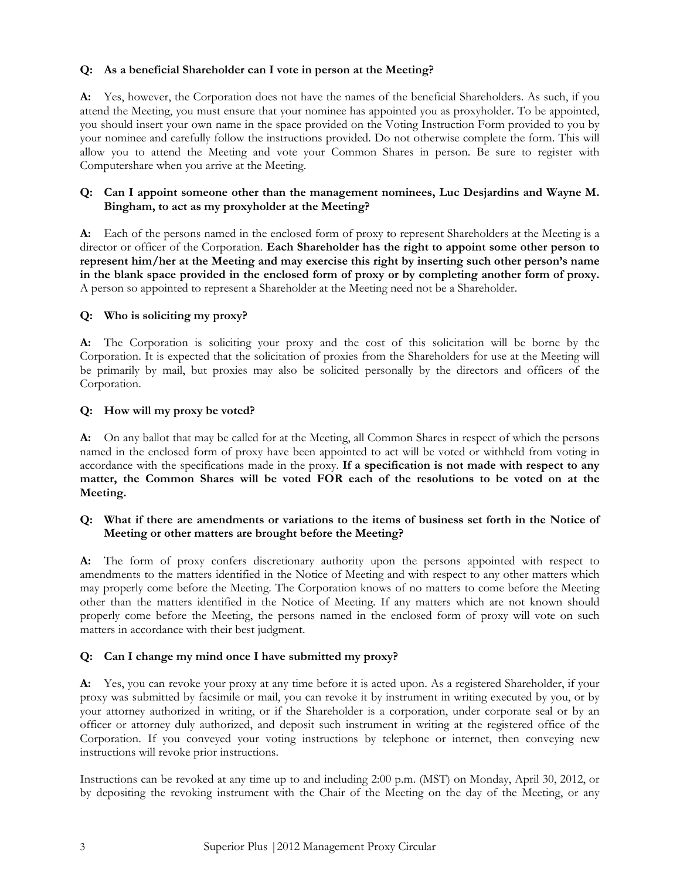**Q: As a beneficial Shareholder can I vote in person at the Meeting?**

**A:** Yes, however, the Corporation does not have the names of the beneficial Shareholders. As such, if you attend the Meeting, you must ensure that your nominee has appointed you as proxyholder. To be appointed, you should insert your own name in the space provided on the Voting Instruction Form provided to you by your nominee and carefully follow the instructions provided. Do not otherwise complete the form. This will allow you to attend the Meeting and vote your Common Shares in person. Be sure to register with Computershare when you arrive at the Meeting.

**Q: Can I appoint someone other than the management nominees, Luc Desjardins and Wayne M. Bingham, to act as my proxyholder at the Meeting?**

**A:** Each of the persons named in the enclosed form of proxy to represent Shareholders at the Meeting is a director or officer of the Corporation. **Each Shareholder has the right to appoint some other person to represent him/her at the Meeting and may exercise this right by inserting such other person's name in the blank space provided in the enclosed form of proxy or by completing another form of proxy.** A person so appointed to represent a Shareholder at the Meeting need not be a Shareholder.

**Q: Who is soliciting my proxy?**

**A:** The Corporation is soliciting your proxy and the cost of this solicitation will be borne by the Corporation. It is expected that the solicitation of proxies from the Shareholders for use at the Meeting will be primarily by mail, but proxies may also be solicited personally by the directors and officers of the Corporation.

**Q: How will my proxy be voted?**

**A:** On any ballot that may be called for at the Meeting, all Common Shares in respect of which the persons named in the enclosed form of proxy have been appointed to act will be voted or withheld from voting in accordance with the specifications made in the proxy. **If a specification is not made with respect to any matter, the Common Shares will be voted FOR each of the resolutions to be voted on at the Meeting.**

**Q: What if there are amendments or variations to the items of business set forth in the Notice of Meeting or other matters are brought before the Meeting?**

**A:** The form of proxy confers discretionary authority upon the persons appointed with respect to amendments to the matters identified in the Notice of Meeting and with respect to any other matters which may properly come before the Meeting. The Corporation knows of no matters to come before the Meeting other than the matters identified in the Notice of Meeting. If any matters which are not known should properly come before the Meeting, the persons named in the enclosed form of proxy will vote on such matters in accordance with their best judgment.

**Q: Can I change my mind once I have submitted my proxy?**

**A:** Yes, you can revoke your proxy at any time before it is acted upon. As a registered Shareholder, if your proxy was submitted by facsimile or mail, you can revoke it by instrument in writing executed by you, or by your attorney authorized in writing, or if the Shareholder is a corporation, under corporate seal or by an officer or attorney duly authorized, and deposit such instrument in writing at the registered office of the Corporation. If you conveyed your voting instructions by telephone or internet, then conveying new instructions will revoke prior instructions.

Instructions can be revoked at any time up to and including 2:00 p.m. (MST) on Monday, April 30, 2012, or by depositing the revoking instrument with the Chair of the Meeting on the day of the Meeting, or any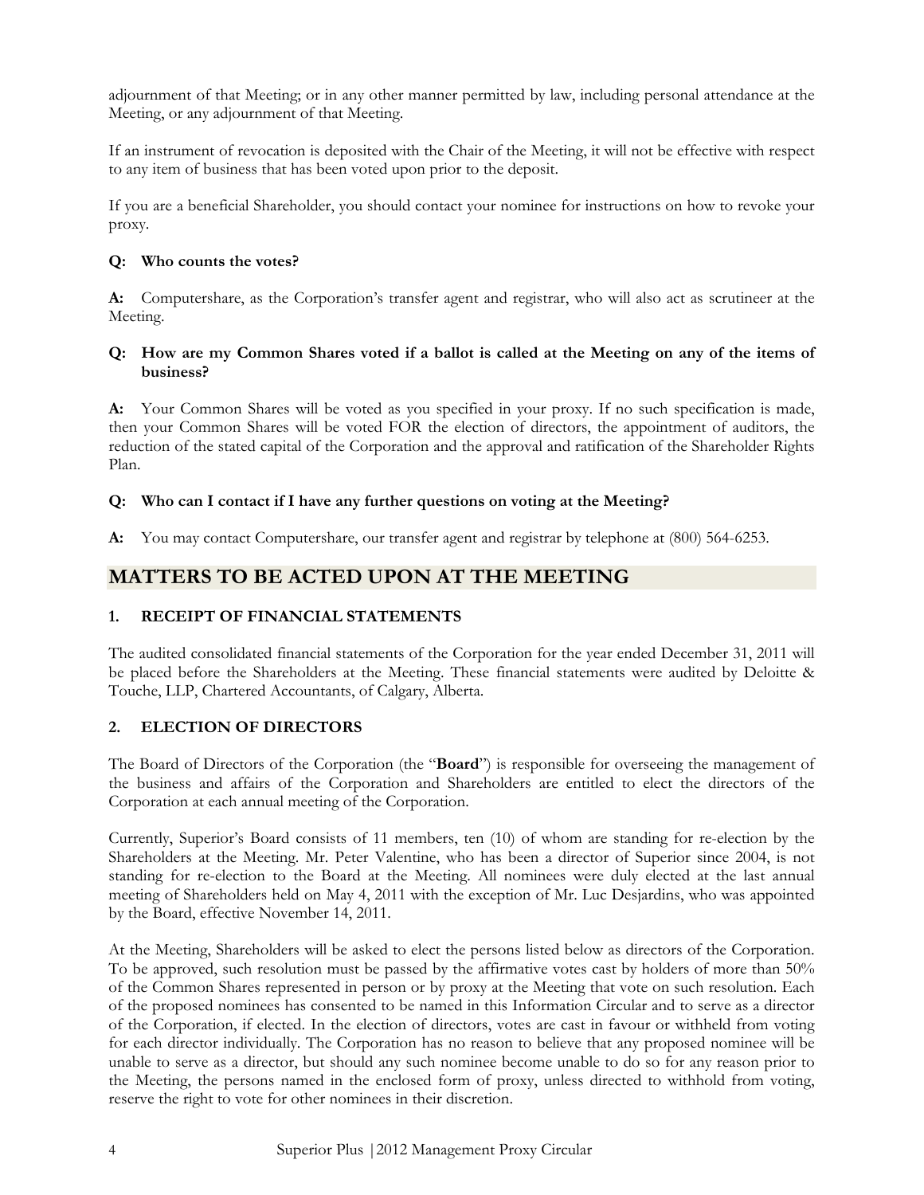adjournment of that Meeting; or in any other manner permitted by law, including personal attendance at the Meeting, or any adjournment of that Meeting.

If an instrument of revocation is deposited with the Chair of the Meeting, it will not be effective with respect to any item of business that has been voted upon prior to the deposit.

If you are a beneficial Shareholder, you should contact your nominee for instructions on how to revoke your proxy.

**Q: Who counts the votes?**

**A:** Computershare, as the Corporation's transfer agent and registrar, who will also act as scrutineer at the Meeting.

**Q: How are my Common Shares voted if a ballot is called at the Meeting on any of the items of business?**

**A:** Your Common Shares will be voted as you specified in your proxy. If no such specification is made, then your Common Shares will be voted FOR the election of directors, the appointment of auditors, the reduction of the stated capital of the Corporation and the approval and ratification of the Shareholder Rights Plan.

**Q: Who can I contact if I have any further questions on voting at the Meeting?**

**A:** You may contact Computershare, our transfer agent and registrar by telephone at (800) 564-6253.

## MATTERS TO BE ACTED UPON AT THE MEETING

### 1. RECEIPT OF FINANCIAL STATEMENTS

The audited consolidated financial statements of the Corporation for the year ended December 31, 2011 will be placed before the Shareholders at the Meeting. These financial statements were audited by Deloitte & Touche, LLP, Chartered Accountants, of Calgary, Alberta.

### 2. ELECTION OF DIRECTORS

The Board of Directors of the Corporation (the "**Board**") is responsible for overseeing the management of the business and affairs of the Corporation and Shareholders are entitled to elect the directors of the Corporation at each annual meeting of the Corporation.

Currently, Superior's Board consists of 11 members, ten (10) of whom are standing for re-election by the Shareholders at the Meeting. Mr. Peter Valentine, who has been a director of Superior since 2004, is not standing for re-election to the Board at the Meeting. All nominees were duly elected at the last annual meeting of Shareholders held on May 4, 2011 with the exception of Mr. Luc Desjardins, who was appointed by the Board, effective November 14, 2011.

At the Meeting, Shareholders will be asked to elect the persons listed below as directors of the Corporation. To be approved, such resolution must be passed by the affirmative votes cast by holders of more than 50% of the Common Shares represented in person or by proxy at the Meeting that vote on such resolution. Each of the proposed nominees has consented to be named in this Information Circular and to serve as a director of the Corporation, if elected. In the election of directors, votes are cast in favour or withheld from voting for each director individually. The Corporation has no reason to believe that any proposed nominee will be unable to serve as a director, but should any such nominee become unable to do so for any reason prior to the Meeting, the persons named in the enclosed form of proxy, unless directed to withhold from voting, reserve the right to vote for other nominees in their discretion.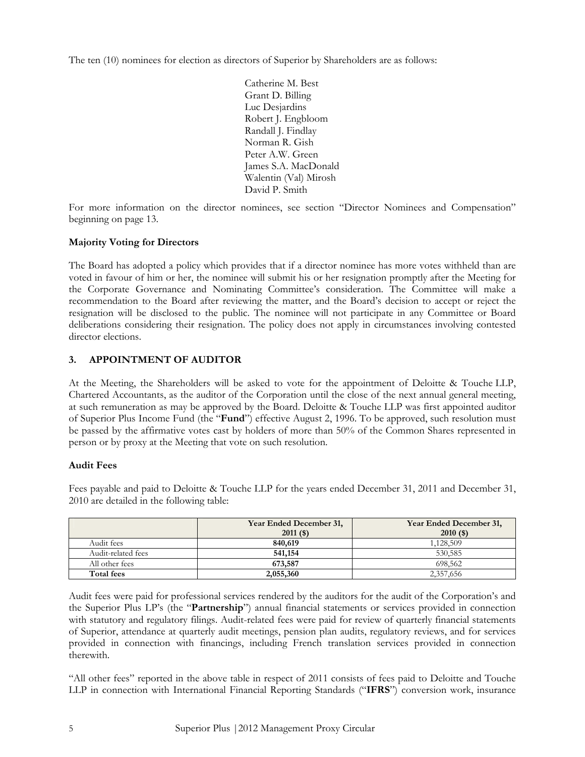The ten (10) nominees for election as directors of Superior by Shareholders are as follows:

Catherine M. Best
Grant D. Billing
Luc Desjardins
Robert J. Engbloom
Randall J. Findlay
Norman R. Gish
Peter A.W. Green
James S.A. MacDonald
Walentin (Val) Mirosh
David P. Smith

For more information on the director nominees, see section "Director Nominees and Compensation" beginning on page 13.

**Majority Voting for Directors**

The Board has adopted a policy which provides that if a director nominee has more votes withheld than are voted in favour of him or her, the nominee will submit his or her resignation promptly after the Meeting for the Corporate Governance and Nominating Committee's consideration. The Committee will make a recommendation to the Board after reviewing the matter, and the Board's decision to accept or reject the resignation will be disclosed to the public. The nominee will not participate in any Committee or Board deliberations considering their resignation. The policy does not apply in circumstances involving contested director elections.

## 3. APPOINTMENT OF AUDITOR

At the Meeting, the Shareholders will be asked to vote for the appointment of Deloitte & Touche LLP, Chartered Accountants, as the auditor of the Corporation until the close of the next annual general meeting, at such remuneration as may be approved by the Board. Deloitte & Touche LLP was first appointed auditor of Superior Plus Income Fund (the "**Fund**") effective August 2, 1996. To be approved, such resolution must be passed by the affirmative votes cast by holders of more than 50% of the Common Shares represented in person or by proxy at the Meeting that vote on such resolution.

**Audit Fees**

Fees payable and paid to Deloitte & Touche LLP for the years ended December 31, 2011 and December 31, 2010 are detailed in the following table:

| | **Year Ended December 31, 2011 ($)** | **Year Ended December 31, 2010 ($)** |
|---|---|---|
| Audit fees | **840,619** | 1,128,509 |
| Audit-related fees | **541,154** | 530,585 |
| All other fees | **673,587** | 698,562 |
| **Total fees** | **2,055,360** | 2,357,656 |

Audit fees were paid for professional services rendered by the auditors for the audit of the Corporation's and the Superior Plus LP's (the "**Partnership**") annual financial statements or services provided in connection with statutory and regulatory filings. Audit-related fees were paid for review of quarterly financial statements of Superior, attendance at quarterly audit meetings, pension plan audits, regulatory reviews, and for services provided in connection with financings, including French translation services provided in connection therewith.

"All other fees" reported in the above table in respect of 2011 consists of fees paid to Deloitte and Touche LLP in connection with International Financial Reporting Standards ("**IFRS**") conversion work, insurance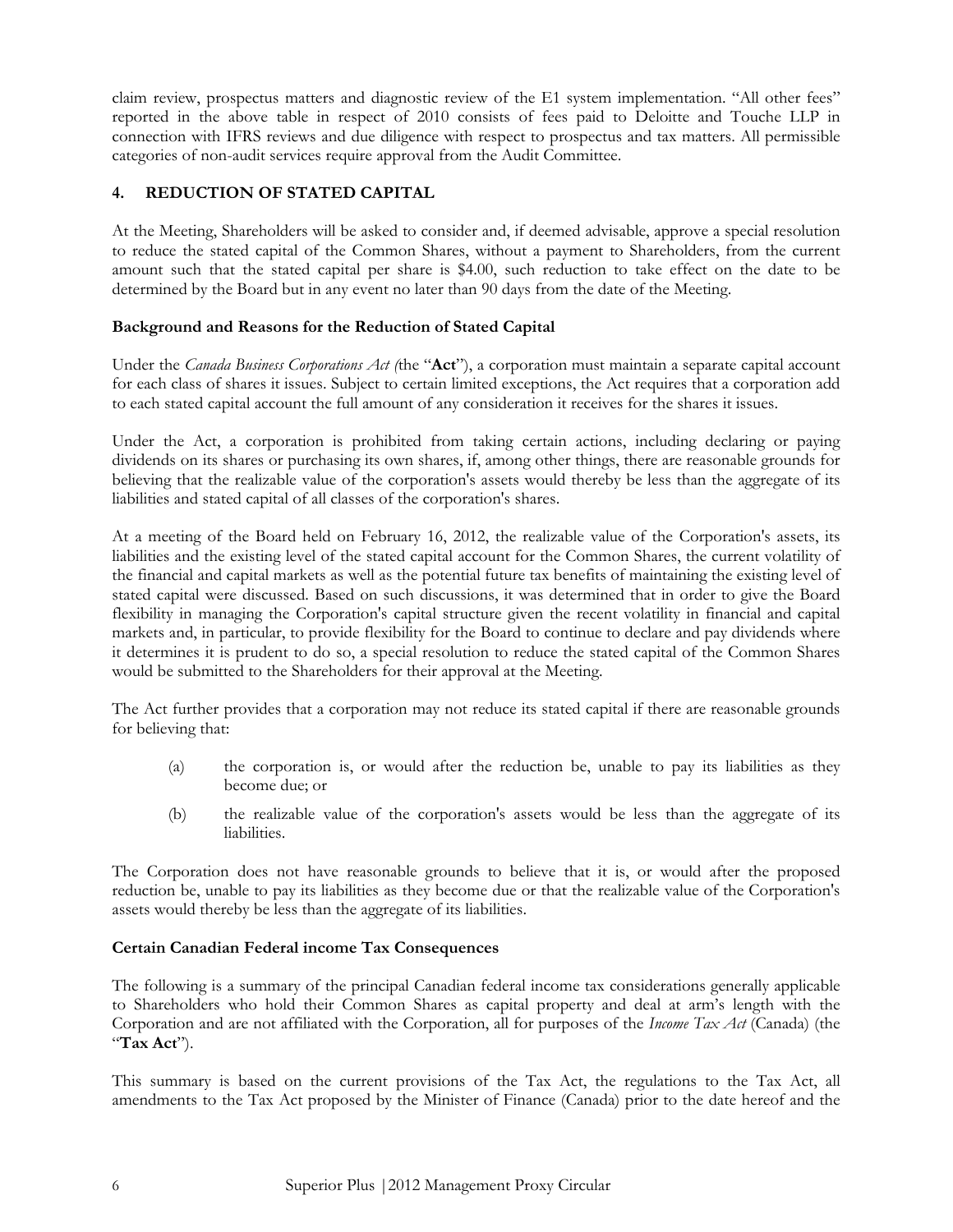claim review, prospectus matters and diagnostic review of the E1 system implementation. "All other fees" reported in the above table in respect of 2010 consists of fees paid to Deloitte and Touche LLP in connection with IFRS reviews and due diligence with respect to prospectus and tax matters. All permissible categories of non-audit services require approval from the Audit Committee.

## 4. REDUCTION OF STATED CAPITAL

At the Meeting, Shareholders will be asked to consider and, if deemed advisable, approve a special resolution to reduce the stated capital of the Common Shares, without a payment to Shareholders, from the current amount such that the stated capital per share is $4.00, such reduction to take effect on the date to be determined by the Board but in any event no later than 90 days from the date of the Meeting.

### Background and Reasons for the Reduction of Stated Capital

Under the *Canada Business Corporations Act (*the "**Act**"), a corporation must maintain a separate capital account for each class of shares it issues. Subject to certain limited exceptions, the Act requires that a corporation add to each stated capital account the full amount of any consideration it receives for the shares it issues.

Under the Act, a corporation is prohibited from taking certain actions, including declaring or paying dividends on its shares or purchasing its own shares, if, among other things, there are reasonable grounds for believing that the realizable value of the corporation's assets would thereby be less than the aggregate of its liabilities and stated capital of all classes of the corporation's shares.

At a meeting of the Board held on February 16, 2012, the realizable value of the Corporation's assets, its liabilities and the existing level of the stated capital account for the Common Shares, the current volatility of the financial and capital markets as well as the potential future tax benefits of maintaining the existing level of stated capital were discussed. Based on such discussions, it was determined that in order to give the Board flexibility in managing the Corporation's capital structure given the recent volatility in financial and capital markets and, in particular, to provide flexibility for the Board to continue to declare and pay dividends where it determines it is prudent to do so, a special resolution to reduce the stated capital of the Common Shares would be submitted to the Shareholders for their approval at the Meeting.

The Act further provides that a corporation may not reduce its stated capital if there are reasonable grounds for believing that:

(a) the corporation is, or would after the reduction be, unable to pay its liabilities as they become due; or

(b) the realizable value of the corporation's assets would be less than the aggregate of its liabilities.

The Corporation does not have reasonable grounds to believe that it is, or would after the proposed reduction be, unable to pay its liabilities as they become due or that the realizable value of the Corporation's assets would thereby be less than the aggregate of its liabilities.

### Certain Canadian Federal income Tax Consequences

The following is a summary of the principal Canadian federal income tax considerations generally applicable to Shareholders who hold their Common Shares as capital property and deal at arm's length with the Corporation and are not affiliated with the Corporation, all for purposes of the *Income Tax Act* (Canada) (the "**Tax Act**").

This summary is based on the current provisions of the Tax Act, the regulations to the Tax Act, all amendments to the Tax Act proposed by the Minister of Finance (Canada) prior to the date hereof and the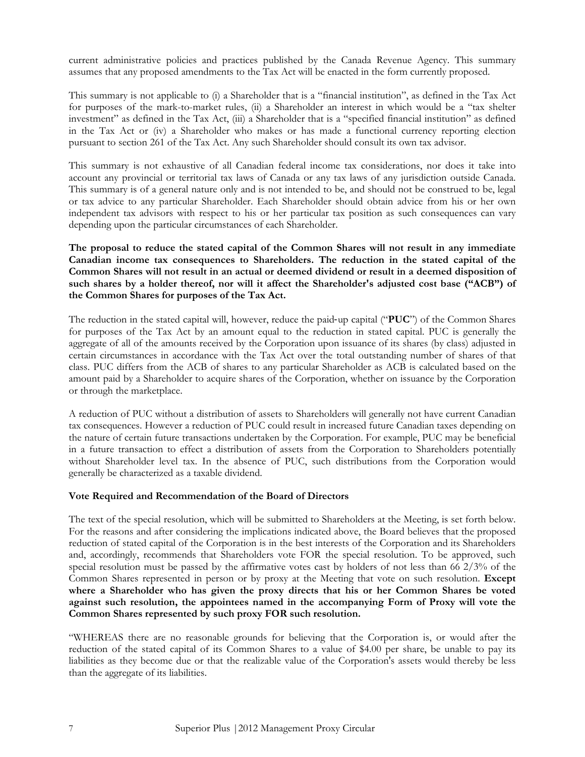current administrative policies and practices published by the Canada Revenue Agency. This summary assumes that any proposed amendments to the Tax Act will be enacted in the form currently proposed.

This summary is not applicable to (i) a Shareholder that is a "financial institution", as defined in the Tax Act for purposes of the mark-to-market rules, (ii) a Shareholder an interest in which would be a "tax shelter investment" as defined in the Tax Act, (iii) a Shareholder that is a "specified financial institution" as defined in the Tax Act or (iv) a Shareholder who makes or has made a functional currency reporting election pursuant to section 261 of the Tax Act. Any such Shareholder should consult its own tax advisor.

This summary is not exhaustive of all Canadian federal income tax considerations, nor does it take into account any provincial or territorial tax laws of Canada or any tax laws of any jurisdiction outside Canada. This summary is of a general nature only and is not intended to be, and should not be construed to be, legal or tax advice to any particular Shareholder. Each Shareholder should obtain advice from his or her own independent tax advisors with respect to his or her particular tax position as such consequences can vary depending upon the particular circumstances of each Shareholder.

**The proposal to reduce the stated capital of the Common Shares will not result in any immediate Canadian income tax consequences to Shareholders. The reduction in the stated capital of the Common Shares will not result in an actual or deemed dividend or result in a deemed disposition of such shares by a holder thereof, nor will it affect the Shareholder's adjusted cost base ("ACB") of the Common Shares for purposes of the Tax Act.**

The reduction in the stated capital will, however, reduce the paid-up capital ("**PUC**") of the Common Shares for purposes of the Tax Act by an amount equal to the reduction in stated capital. PUC is generally the aggregate of all of the amounts received by the Corporation upon issuance of its shares (by class) adjusted in certain circumstances in accordance with the Tax Act over the total outstanding number of shares of that class. PUC differs from the ACB of shares to any particular Shareholder as ACB is calculated based on the amount paid by a Shareholder to acquire shares of the Corporation, whether on issuance by the Corporation or through the marketplace.

A reduction of PUC without a distribution of assets to Shareholders will generally not have current Canadian tax consequences. However a reduction of PUC could result in increased future Canadian taxes depending on the nature of certain future transactions undertaken by the Corporation. For example, PUC may be beneficial in a future transaction to effect a distribution of assets from the Corporation to Shareholders potentially without Shareholder level tax. In the absence of PUC, such distributions from the Corporation would generally be characterized as a taxable dividend.

**Vote Required and Recommendation of the Board of Directors**

The text of the special resolution, which will be submitted to Shareholders at the Meeting, is set forth below. For the reasons and after considering the implications indicated above, the Board believes that the proposed reduction of stated capital of the Corporation is in the best interests of the Corporation and its Shareholders and, accordingly, recommends that Shareholders vote FOR the special resolution. To be approved, such special resolution must be passed by the affirmative votes cast by holders of not less than 66 2/3% of the Common Shares represented in person or by proxy at the Meeting that vote on such resolution. **Except where a Shareholder who has given the proxy directs that his or her Common Shares be voted against such resolution, the appointees named in the accompanying Form of Proxy will vote the Common Shares represented by such proxy FOR such resolution.**

"WHEREAS there are no reasonable grounds for believing that the Corporation is, or would after the reduction of the stated capital of its Common Shares to a value of $4.00 per share, be unable to pay its liabilities as they become due or that the realizable value of the Corporation's assets would thereby be less than the aggregate of its liabilities.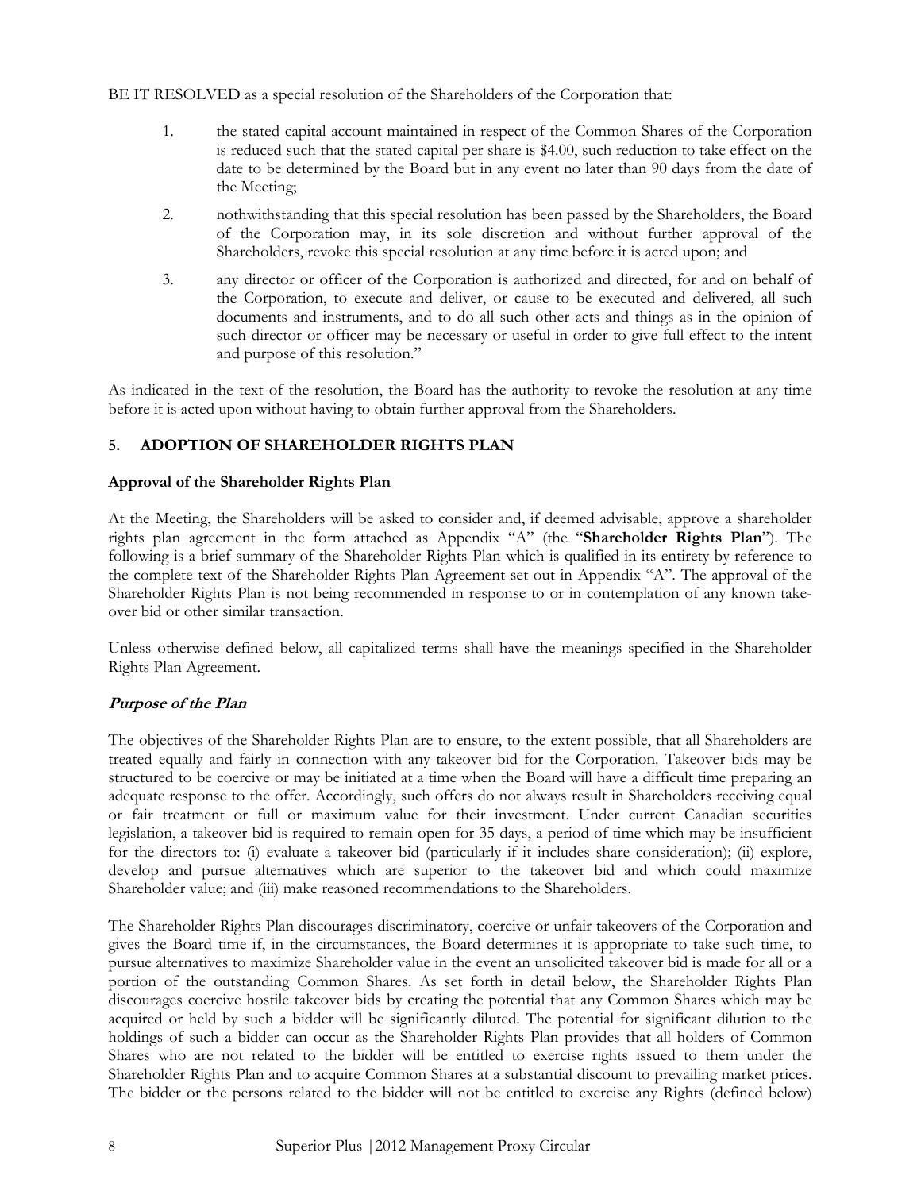BE IT RESOLVED as a special resolution of the Shareholders of the Corporation that:

1. the stated capital account maintained in respect of the Common Shares of the Corporation is reduced such that the stated capital per share is $4.00, such reduction to take effect on the date to be determined by the Board but in any event no later than 90 days from the date of the Meeting;

2. nothwithstanding that this special resolution has been passed by the Shareholders, the Board of the Corporation may, in its sole discretion and without further approval of the Shareholders, revoke this special resolution at any time before it is acted upon; and

3. any director or officer of the Corporation is authorized and directed, for and on behalf of the Corporation, to execute and deliver, or cause to be executed and delivered, all such documents and instruments, and to do all such other acts and things as in the opinion of such director or officer may be necessary or useful in order to give full effect to the intent and purpose of this resolution."

As indicated in the text of the resolution, the Board has the authority to revoke the resolution at any time before it is acted upon without having to obtain further approval from the Shareholders.

## 5. ADOPTION OF SHAREHOLDER RIGHTS PLAN

### Approval of the Shareholder Rights Plan

At the Meeting, the Shareholders will be asked to consider and, if deemed advisable, approve a shareholder rights plan agreement in the form attached as Appendix "A" (the "**Shareholder Rights Plan**"). The following is a brief summary of the Shareholder Rights Plan which is qualified in its entirety by reference to the complete text of the Shareholder Rights Plan Agreement set out in Appendix "A". The approval of the Shareholder Rights Plan is not being recommended in response to or in contemplation of any known take-over bid or other similar transaction.

Unless otherwise defined below, all capitalized terms shall have the meanings specified in the Shareholder Rights Plan Agreement.

### *Purpose of the Plan*

The objectives of the Shareholder Rights Plan are to ensure, to the extent possible, that all Shareholders are treated equally and fairly in connection with any takeover bid for the Corporation. Takeover bids may be structured to be coercive or may be initiated at a time when the Board will have a difficult time preparing an adequate response to the offer. Accordingly, such offers do not always result in Shareholders receiving equal or fair treatment or full or maximum value for their investment. Under current Canadian securities legislation, a takeover bid is required to remain open for 35 days, a period of time which may be insufficient for the directors to: (i) evaluate a takeover bid (particularly if it includes share consideration); (ii) explore, develop and pursue alternatives which are superior to the takeover bid and which could maximize Shareholder value; and (iii) make reasoned recommendations to the Shareholders.

The Shareholder Rights Plan discourages discriminatory, coercive or unfair takeovers of the Corporation and gives the Board time if, in the circumstances, the Board determines it is appropriate to take such time, to pursue alternatives to maximize Shareholder value in the event an unsolicited takeover bid is made for all or a portion of the outstanding Common Shares. As set forth in detail below, the Shareholder Rights Plan discourages coercive hostile takeover bids by creating the potential that any Common Shares which may be acquired or held by such a bidder will be significantly diluted. The potential for significant dilution to the holdings of such a bidder can occur as the Shareholder Rights Plan provides that all holders of Common Shares who are not related to the bidder will be entitled to exercise rights issued to them under the Shareholder Rights Plan and to acquire Common Shares at a substantial discount to prevailing market prices. The bidder or the persons related to the bidder will not be entitled to exercise any Rights (defined below)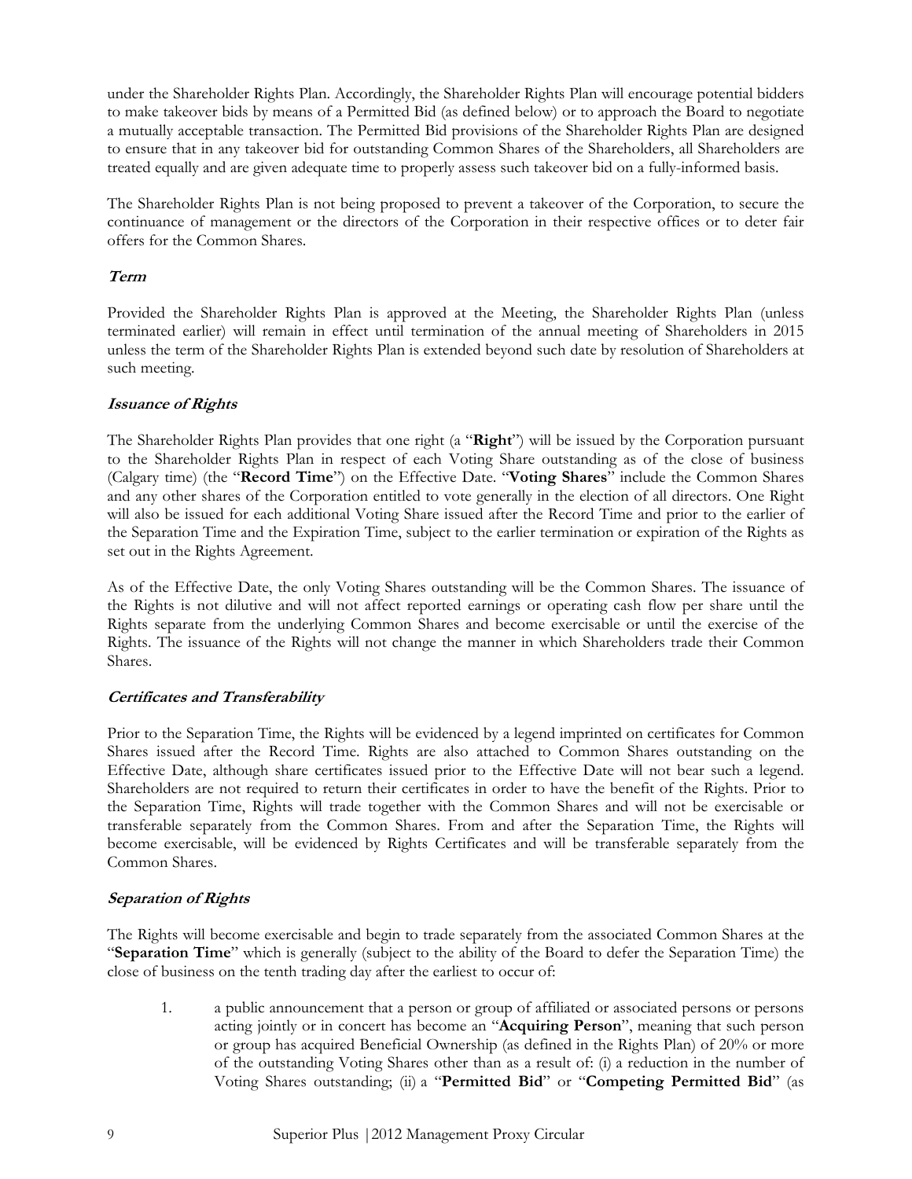under the Shareholder Rights Plan. Accordingly, the Shareholder Rights Plan will encourage potential bidders to make takeover bids by means of a Permitted Bid (as defined below) or to approach the Board to negotiate a mutually acceptable transaction. The Permitted Bid provisions of the Shareholder Rights Plan are designed to ensure that in any takeover bid for outstanding Common Shares of the Shareholders, all Shareholders are treated equally and are given adequate time to properly assess such takeover bid on a fully-informed basis.

The Shareholder Rights Plan is not being proposed to prevent a takeover of the Corporation, to secure the continuance of management or the directors of the Corporation in their respective offices or to deter fair offers for the Common Shares.

***Term***

Provided the Shareholder Rights Plan is approved at the Meeting, the Shareholder Rights Plan (unless terminated earlier) will remain in effect until termination of the annual meeting of Shareholders in 2015 unless the term of the Shareholder Rights Plan is extended beyond such date by resolution of Shareholders at such meeting.

***Issuance of Rights***

The Shareholder Rights Plan provides that one right (a "**Right**") will be issued by the Corporation pursuant to the Shareholder Rights Plan in respect of each Voting Share outstanding as of the close of business (Calgary time) (the "**Record Time**") on the Effective Date. "**Voting Shares**" include the Common Shares and any other shares of the Corporation entitled to vote generally in the election of all directors. One Right will also be issued for each additional Voting Share issued after the Record Time and prior to the earlier of the Separation Time and the Expiration Time, subject to the earlier termination or expiration of the Rights as set out in the Rights Agreement.

As of the Effective Date, the only Voting Shares outstanding will be the Common Shares. The issuance of the Rights is not dilutive and will not affect reported earnings or operating cash flow per share until the Rights separate from the underlying Common Shares and become exercisable or until the exercise of the Rights. The issuance of the Rights will not change the manner in which Shareholders trade their Common Shares.

***Certificates and Transferability***

Prior to the Separation Time, the Rights will be evidenced by a legend imprinted on certificates for Common Shares issued after the Record Time. Rights are also attached to Common Shares outstanding on the Effective Date, although share certificates issued prior to the Effective Date will not bear such a legend. Shareholders are not required to return their certificates in order to have the benefit of the Rights. Prior to the Separation Time, Rights will trade together with the Common Shares and will not be exercisable or transferable separately from the Common Shares. From and after the Separation Time, the Rights will become exercisable, will be evidenced by Rights Certificates and will be transferable separately from the Common Shares.

***Separation of Rights***

The Rights will become exercisable and begin to trade separately from the associated Common Shares at the "**Separation Time**" which is generally (subject to the ability of the Board to defer the Separation Time) the close of business on the tenth trading day after the earliest to occur of:

1. a public announcement that a person or group of affiliated or associated persons or persons acting jointly or in concert has become an "**Acquiring Person**", meaning that such person or group has acquired Beneficial Ownership (as defined in the Rights Plan) of 20% or more of the outstanding Voting Shares other than as a result of: (i) a reduction in the number of Voting Shares outstanding; (ii) a "**Permitted Bid**" or "**Competing Permitted Bid**" (as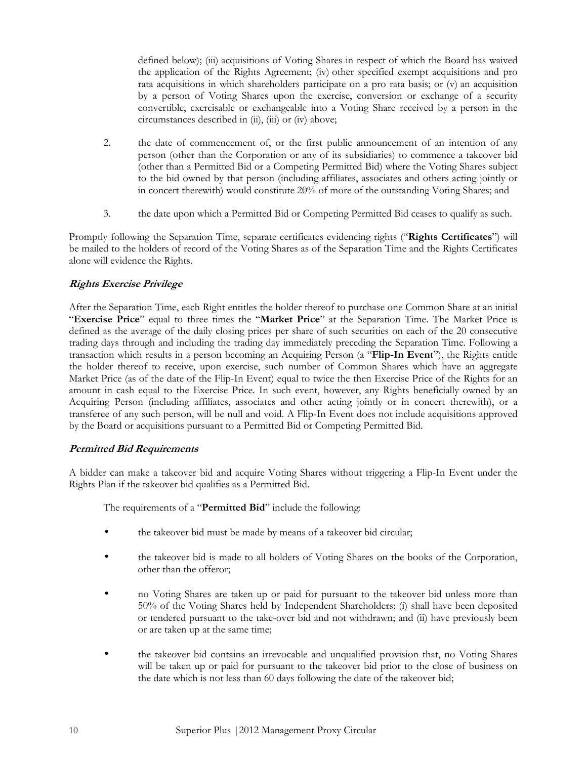defined below); (iii) acquisitions of Voting Shares in respect of which the Board has waived the application of the Rights Agreement; (iv) other specified exempt acquisitions and pro rata acquisitions in which shareholders participate on a pro rata basis; or (v) an acquisition by a person of Voting Shares upon the exercise, conversion or exchange of a security convertible, exercisable or exchangeable into a Voting Share received by a person in the circumstances described in (ii), (iii) or (iv) above;

2. the date of commencement of, or the first public announcement of an intention of any person (other than the Corporation or any of its subsidiaries) to commence a takeover bid (other than a Permitted Bid or a Competing Permitted Bid) where the Voting Shares subject to the bid owned by that person (including affiliates, associates and others acting jointly or in concert therewith) would constitute 20% of more of the outstanding Voting Shares; and

3. the date upon which a Permitted Bid or Competing Permitted Bid ceases to qualify as such.

Promptly following the Separation Time, separate certificates evidencing rights ("**Rights Certificates**") will be mailed to the holders of record of the Voting Shares as of the Separation Time and the Rights Certificates alone will evidence the Rights.

***Rights Exercise Privilege***

After the Separation Time, each Right entitles the holder thereof to purchase one Common Share at an initial "**Exercise Price**" equal to three times the "**Market Price**" at the Separation Time. The Market Price is defined as the average of the daily closing prices per share of such securities on each of the 20 consecutive trading days through and including the trading day immediately preceding the Separation Time. Following a transaction which results in a person becoming an Acquiring Person (a "**Flip-In Event**"), the Rights entitle the holder thereof to receive, upon exercise, such number of Common Shares which have an aggregate Market Price (as of the date of the Flip-In Event) equal to twice the then Exercise Price of the Rights for an amount in cash equal to the Exercise Price. In such event, however, any Rights beneficially owned by an Acquiring Person (including affiliates, associates and other acting jointly or in concert therewith), or a transferee of any such person, will be null and void. A Flip-In Event does not include acquisitions approved by the Board or acquisitions pursuant to a Permitted Bid or Competing Permitted Bid.

***Permitted Bid Requirements***

A bidder can make a takeover bid and acquire Voting Shares without triggering a Flip-In Event under the Rights Plan if the takeover bid qualifies as a Permitted Bid.

The requirements of a "**Permitted Bid**" include the following:

- the takeover bid must be made by means of a takeover bid circular;
- the takeover bid is made to all holders of Voting Shares on the books of the Corporation, other than the offeror;
- no Voting Shares are taken up or paid for pursuant to the takeover bid unless more than 50% of the Voting Shares held by Independent Shareholders: (i) shall have been deposited or tendered pursuant to the take-over bid and not withdrawn; and (ii) have previously been or are taken up at the same time;
- the takeover bid contains an irrevocable and unqualified provision that, no Voting Shares will be taken up or paid for pursuant to the takeover bid prior to the close of business on the date which is not less than 60 days following the date of the takeover bid;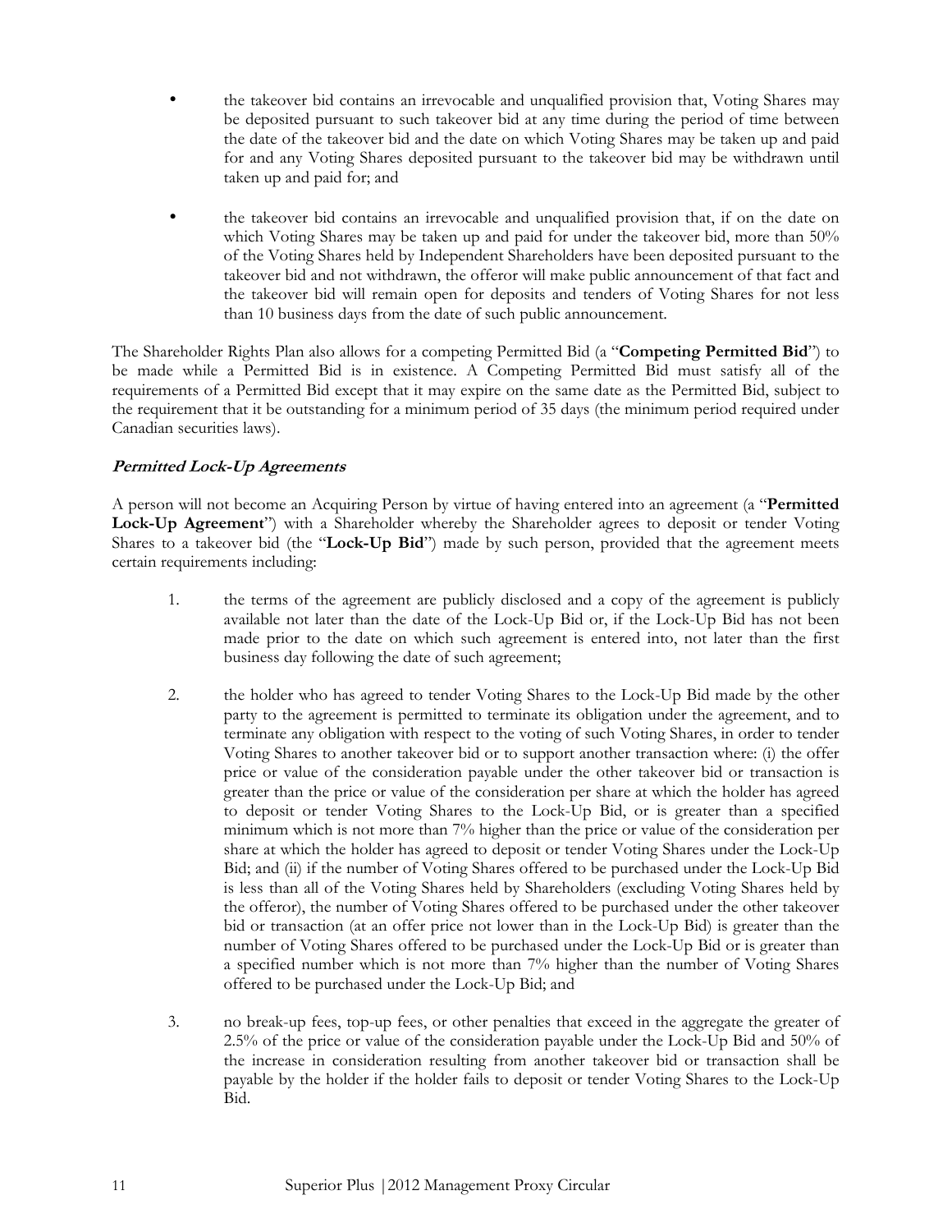- the takeover bid contains an irrevocable and unqualified provision that, Voting Shares may be deposited pursuant to such takeover bid at any time during the period of time between the date of the takeover bid and the date on which Voting Shares may be taken up and paid for and any Voting Shares deposited pursuant to the takeover bid may be withdrawn until taken up and paid for; and
- the takeover bid contains an irrevocable and unqualified provision that, if on the date on which Voting Shares may be taken up and paid for under the takeover bid, more than 50% of the Voting Shares held by Independent Shareholders have been deposited pursuant to the takeover bid and not withdrawn, the offeror will make public announcement of that fact and the takeover bid will remain open for deposits and tenders of Voting Shares for not less than 10 business days from the date of such public announcement.

The Shareholder Rights Plan also allows for a competing Permitted Bid (a "**Competing Permitted Bid**") to be made while a Permitted Bid is in existence. A Competing Permitted Bid must satisfy all of the requirements of a Permitted Bid except that it may expire on the same date as the Permitted Bid, subject to the requirement that it be outstanding for a minimum period of 35 days (the minimum period required under Canadian securities laws).

***Permitted Lock-Up Agreements***

A person will not become an Acquiring Person by virtue of having entered into an agreement (a "**Permitted Lock-Up Agreement**") with a Shareholder whereby the Shareholder agrees to deposit or tender Voting Shares to a takeover bid (the "**Lock-Up Bid**") made by such person, provided that the agreement meets certain requirements including:

1. the terms of the agreement are publicly disclosed and a copy of the agreement is publicly available not later than the date of the Lock-Up Bid or, if the Lock-Up Bid has not been made prior to the date on which such agreement is entered into, not later than the first business day following the date of such agreement;

2. the holder who has agreed to tender Voting Shares to the Lock-Up Bid made by the other party to the agreement is permitted to terminate its obligation under the agreement, and to terminate any obligation with respect to the voting of such Voting Shares, in order to tender Voting Shares to another takeover bid or to support another transaction where: (i) the offer price or value of the consideration payable under the other takeover bid or transaction is greater than the price or value of the consideration per share at which the holder has agreed to deposit or tender Voting Shares to the Lock-Up Bid, or is greater than a specified minimum which is not more than 7% higher than the price or value of the consideration per share at which the holder has agreed to deposit or tender Voting Shares under the Lock-Up Bid; and (ii) if the number of Voting Shares offered to be purchased under the Lock-Up Bid is less than all of the Voting Shares held by Shareholders (excluding Voting Shares held by the offeror), the number of Voting Shares offered to be purchased under the other takeover bid or transaction (at an offer price not lower than in the Lock-Up Bid) is greater than the number of Voting Shares offered to be purchased under the Lock-Up Bid or is greater than a specified number which is not more than 7% higher than the number of Voting Shares offered to be purchased under the Lock-Up Bid; and

3. no break-up fees, top-up fees, or other penalties that exceed in the aggregate the greater of 2.5% of the price or value of the consideration payable under the Lock-Up Bid and 50% of the increase in consideration resulting from another takeover bid or transaction shall be payable by the holder if the holder fails to deposit or tender Voting Shares to the Lock-Up Bid.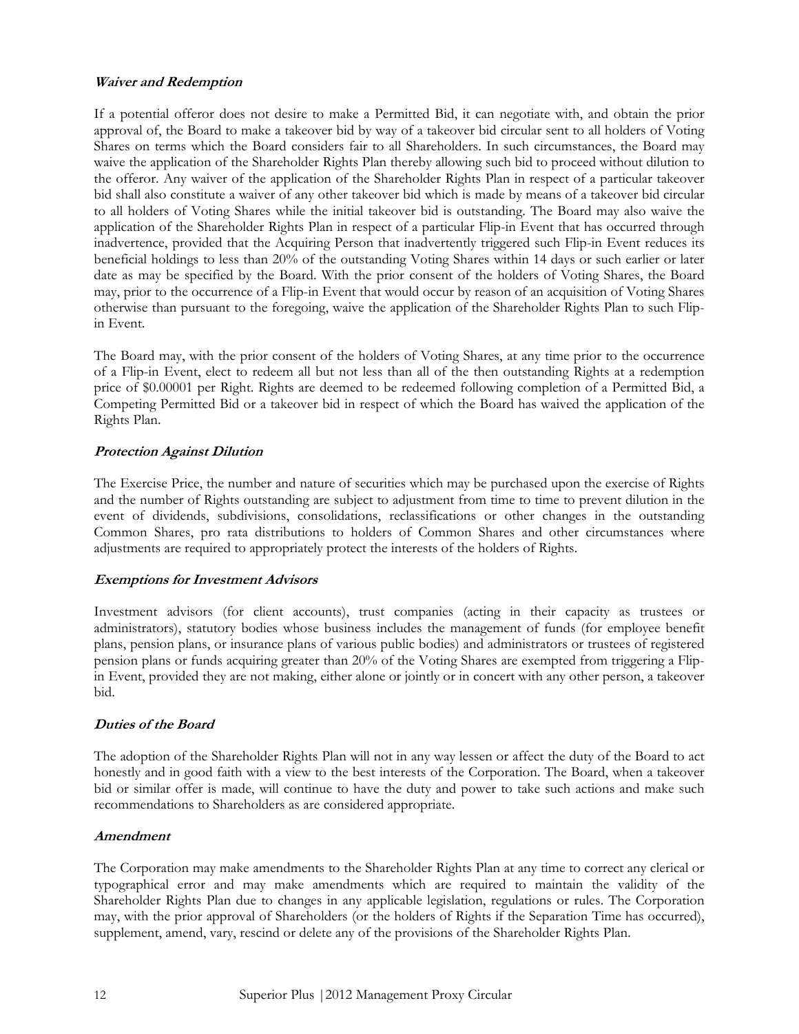### *Waiver and Redemption*

If a potential offeror does not desire to make a Permitted Bid, it can negotiate with, and obtain the prior approval of, the Board to make a takeover bid by way of a takeover bid circular sent to all holders of Voting Shares on terms which the Board considers fair to all Shareholders. In such circumstances, the Board may waive the application of the Shareholder Rights Plan thereby allowing such bid to proceed without dilution to the offeror. Any waiver of the application of the Shareholder Rights Plan in respect of a particular takeover bid shall also constitute a waiver of any other takeover bid which is made by means of a takeover bid circular to all holders of Voting Shares while the initial takeover bid is outstanding. The Board may also waive the application of the Shareholder Rights Plan in respect of a particular Flip-in Event that has occurred through inadvertence, provided that the Acquiring Person that inadvertently triggered such Flip-in Event reduces its beneficial holdings to less than 20% of the outstanding Voting Shares within 14 days or such earlier or later date as may be specified by the Board. With the prior consent of the holders of Voting Shares, the Board may, prior to the occurrence of a Flip-in Event that would occur by reason of an acquisition of Voting Shares otherwise than pursuant to the foregoing, waive the application of the Shareholder Rights Plan to such Flip-in Event.

The Board may, with the prior consent of the holders of Voting Shares, at any time prior to the occurrence of a Flip-in Event, elect to redeem all but not less than all of the then outstanding Rights at a redemption price of $0.00001 per Right. Rights are deemed to be redeemed following completion of a Permitted Bid, a Competing Permitted Bid or a takeover bid in respect of which the Board has waived the application of the Rights Plan.

### *Protection Against Dilution*

The Exercise Price, the number and nature of securities which may be purchased upon the exercise of Rights and the number of Rights outstanding are subject to adjustment from time to time to prevent dilution in the event of dividends, subdivisions, consolidations, reclassifications or other changes in the outstanding Common Shares, pro rata distributions to holders of Common Shares and other circumstances where adjustments are required to appropriately protect the interests of the holders of Rights.

### *Exemptions for Investment Advisors*

Investment advisors (for client accounts), trust companies (acting in their capacity as trustees or administrators), statutory bodies whose business includes the management of funds (for employee benefit plans, pension plans, or insurance plans of various public bodies) and administrators or trustees of registered pension plans or funds acquiring greater than 20% of the Voting Shares are exempted from triggering a Flip-in Event, provided they are not making, either alone or jointly or in concert with any other person, a takeover bid.

### *Duties of the Board*

The adoption of the Shareholder Rights Plan will not in any way lessen or affect the duty of the Board to act honestly and in good faith with a view to the best interests of the Corporation. The Board, when a takeover bid or similar offer is made, will continue to have the duty and power to take such actions and make such recommendations to Shareholders as are considered appropriate.

### *Amendment*

The Corporation may make amendments to the Shareholder Rights Plan at any time to correct any clerical or typographical error and may make amendments which are required to maintain the validity of the Shareholder Rights Plan due to changes in any applicable legislation, regulations or rules. The Corporation may, with the prior approval of Shareholders (or the holders of Rights if the Separation Time has occurred), supplement, amend, vary, rescind or delete any of the provisions of the Shareholder Rights Plan.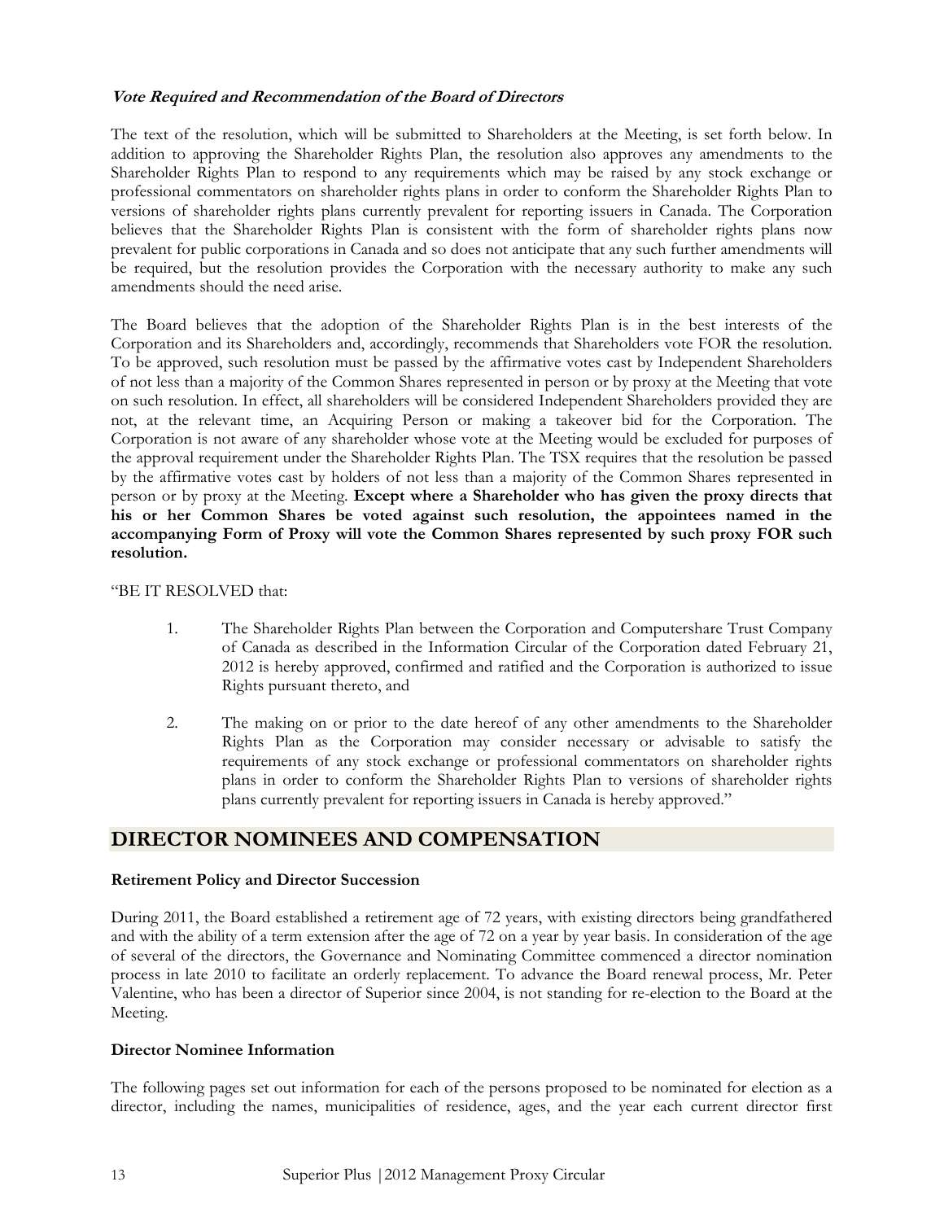***Vote Required and Recommendation of the Board of Directors***

The text of the resolution, which will be submitted to Shareholders at the Meeting, is set forth below. In addition to approving the Shareholder Rights Plan, the resolution also approves any amendments to the Shareholder Rights Plan to respond to any requirements which may be raised by any stock exchange or professional commentators on shareholder rights plans in order to conform the Shareholder Rights Plan to versions of shareholder rights plans currently prevalent for reporting issuers in Canada. The Corporation believes that the Shareholder Rights Plan is consistent with the form of shareholder rights plans now prevalent for public corporations in Canada and so does not anticipate that any such further amendments will be required, but the resolution provides the Corporation with the necessary authority to make any such amendments should the need arise.

The Board believes that the adoption of the Shareholder Rights Plan is in the best interests of the Corporation and its Shareholders and, accordingly, recommends that Shareholders vote FOR the resolution. To be approved, such resolution must be passed by the affirmative votes cast by Independent Shareholders of not less than a majority of the Common Shares represented in person or by proxy at the Meeting that vote on such resolution. In effect, all shareholders will be considered Independent Shareholders provided they are not, at the relevant time, an Acquiring Person or making a takeover bid for the Corporation. The Corporation is not aware of any shareholder whose vote at the Meeting would be excluded for purposes of the approval requirement under the Shareholder Rights Plan. The TSX requires that the resolution be passed by the affirmative votes cast by holders of not less than a majority of the Common Shares represented in person or by proxy at the Meeting. **Except where a Shareholder who has given the proxy directs that his or her Common Shares be voted against such resolution, the appointees named in the accompanying Form of Proxy will vote the Common Shares represented by such proxy FOR such resolution.**

"BE IT RESOLVED that:

1. The Shareholder Rights Plan between the Corporation and Computershare Trust Company of Canada as described in the Information Circular of the Corporation dated February 21, 2012 is hereby approved, confirmed and ratified and the Corporation is authorized to issue Rights pursuant thereto, and

2. The making on or prior to the date hereof of any other amendments to the Shareholder Rights Plan as the Corporation may consider necessary or advisable to satisfy the requirements of any stock exchange or professional commentators on shareholder rights plans in order to conform the Shareholder Rights Plan to versions of shareholder rights plans currently prevalent for reporting issuers in Canada is hereby approved."

## DIRECTOR NOMINEES AND COMPENSATION

**Retirement Policy and Director Succession**

During 2011, the Board established a retirement age of 72 years, with existing directors being grandfathered and with the ability of a term extension after the age of 72 on a year by year basis. In consideration of the age of several of the directors, the Governance and Nominating Committee commenced a director nomination process in late 2010 to facilitate an orderly replacement. To advance the Board renewal process, Mr. Peter Valentine, who has been a director of Superior since 2004, is not standing for re-election to the Board at the Meeting.

**Director Nominee Information**

The following pages set out information for each of the persons proposed to be nominated for election as a director, including the names, municipalities of residence, ages, and the year each current director first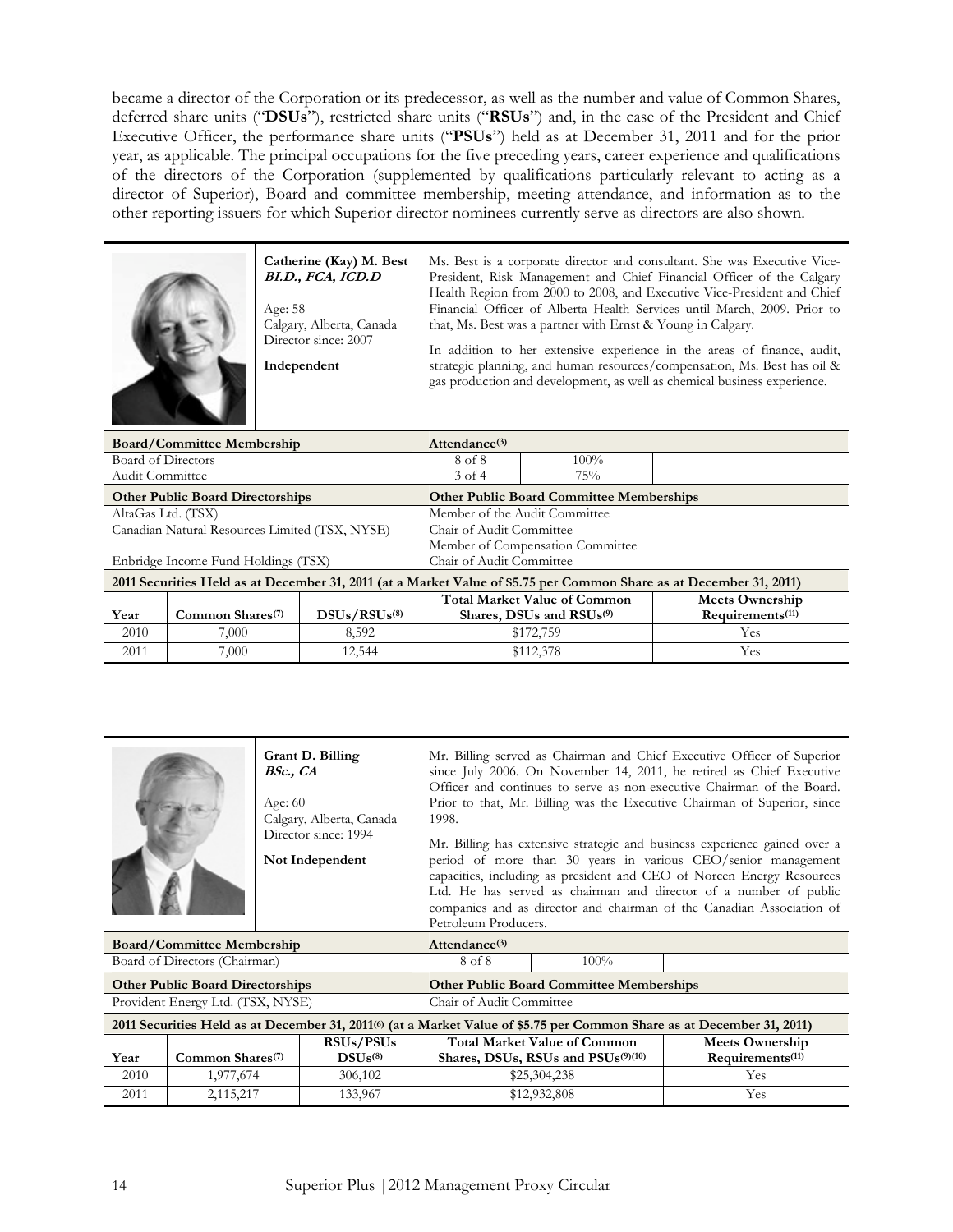became a director of the Corporation or its predecessor, as well as the number and value of Common Shares, deferred share units ("**DSUs**"), restricted share units ("**RSUs**") and, in the case of the President and Chief Executive Officer, the performance share units ("**PSUs**") held as at December 31, 2011 and for the prior year, as applicable. The principal occupations for the five preceding years, career experience and qualifications of the directors of the Corporation (supplemented by qualifications particularly relevant to acting as a director of Superior), Board and committee membership, meeting attendance, and information as to the other reporting issuers for which Superior director nominees currently serve as directors are also shown.

| | **Catherine (Kay) M. Best** ***BI.D., FCA, ICD.D*** Age: 58 Calgary, Alberta, Canada Director since: 2007 **Independent** | Ms. Best is a corporate director and consultant. She was Executive Vice-President, Risk Management and Chief Financial Officer of the Calgary Health Region from 2000 to 2008, and Executive Vice-President and Chief Financial Officer of Alberta Health Services until March, 2009. Prior to that, Ms. Best was a partner with Ernst & Young in Calgary. In addition to her extensive experience in the areas of finance, audit, strategic planning, and human resources/compensation, Ms. Best has oil & gas production and development, as well as chemical business experience. | | |
|---|---|---|---|---|
| **Board/Committee Membership** | | **Attendance(3)** | | |
| Board of Directors | | 8 of 8 | 100% | |
| Audit Committee | | 3 of 4 | 75% | |
| **Other Public Board Directorships** | | **Other Public Board Committee Memberships** | | |
| AltaGas Ltd. (TSX) | | Member of the Audit Committee | | |
| Canadian Natural Resources Limited (TSX, NYSE) | | Chair of Audit Committee<br>Member of Compensation Committee | | |
| Enbridge Income Fund Holdings (TSX) | | Chair of Audit Committee | | |
| **2011 Securities Held as at December 31, 2011 (at a Market Value of $5.75 per Common Share as at December 31, 2011)** | | | | |
| **Year** | **Common Shares(7)** | **DSUs/RSUs(8)** | **Total Market Value of Common Shares, DSUs and RSUs(9)** | **Meets Ownership Requirements(11)** |
| 2010 | 7,000 | 8,592 | $172,759 | Yes |
| 2011 | 7,000 | 12,544 | $112,378 | Yes |

| | **Grant D. Billing** ***BSc., CA*** Age: 60 Calgary, Alberta, Canada Director since: 1994 **Not Independent** | Mr. Billing served as Chairman and Chief Executive Officer of Superior since July 2006. On November 14, 2011, he retired as Chief Executive Officer and continues to serve as non-executive Chairman of the Board. Prior to that, Mr. Billing was the Executive Chairman of Superior, since 1998. Mr. Billing has extensive strategic and business experience gained over a period of more than 30 years in various CEO/senior management capacities, including as president and CEO of Norcen Energy Resources Ltd. He has served as chairman and director of a number of public companies and as director and chairman of the Canadian Association of Petroleum Producers. | | |
|---|---|---|---|---|
| **Board/Committee Membership** | | **Attendance(3)** | | |
| Board of Directors (Chairman) | | 8 of 8 | 100% | |
| **Other Public Board Directorships** | | **Other Public Board Committee Memberships** | | |
| Provident Energy Ltd. (TSX, NYSE) | | Chair of Audit Committee | | |
| **2011 Securities Held as at December 31, 2011(6) (at a Market Value of $5.75 per Common Share as at December 31, 2011)** | | | | |
| **Year** | **Common Shares(7)** | **RSUs/PSUs DSUs(8)** | **Total Market Value of Common Shares, DSUs, RSUs and PSUs(9)(10)** | **Meets Ownership Requirements(11)** |
| 2010 | 1,977,674 | 306,102 | $25,304,238 | Yes |
| 2011 | 2,115,217 | 133,967 | $12,932,808 | Yes |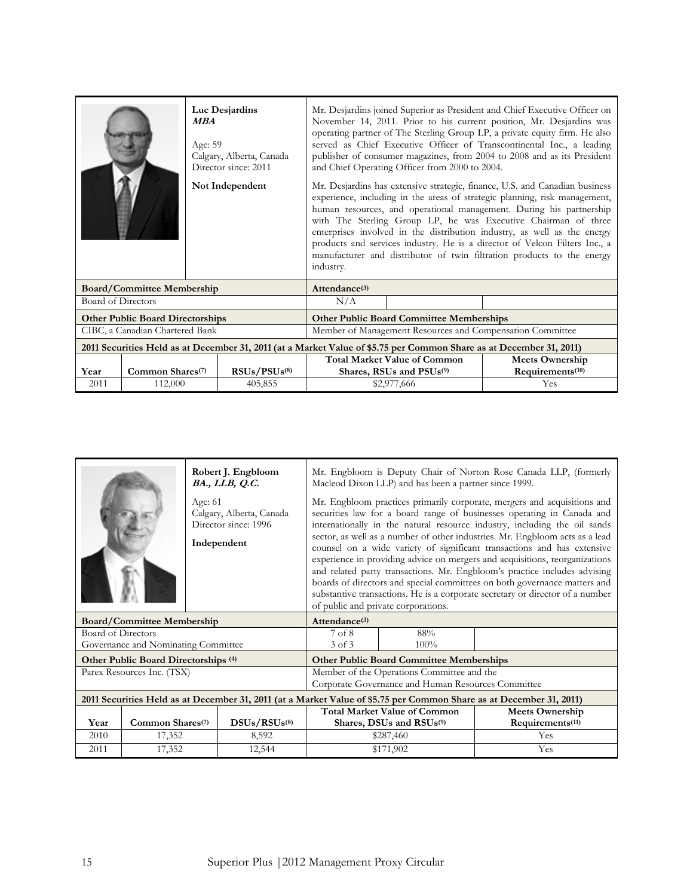**Luc Desjardins**
***MBA***

Age: 59
Calgary, Alberta, Canada
Director since: 2011

**Not Independent**

Mr. Desjardins joined Superior as President and Chief Executive Officer on November 14, 2011. Prior to his current position, Mr. Desjardins was operating partner of The Sterling Group LP, a private equity firm. He also served as Chief Executive Officer of Transcontinental Inc., a leading publisher of consumer magazines, from 2004 to 2008 and as its President and Chief Operating Officer from 2000 to 2004.

Mr. Desjardins has extensive strategic, finance, U.S. and Canadian business experience, including in the areas of strategic planning, risk management, human resources, and operational management. During his partnership with The Sterling Group LP, he was Executive Chairman of three enterprises involved in the distribution industry, as well as the energy products and services industry. He is a director of Velcon Filters Inc., a manufacturer and distributor of twin filtration products to the energy industry.

| **Board/Committee Membership** | **Attendance(3)** | | |
|---|---|---|---|
| Board of Directors | N/A | | |

| **Other Public Board Directorships** | **Other Public Board Committee Memberships** |
|---|---|
| CIBC, a Canadian Chartered Bank | Member of Management Resources and Compensation Committee |

**2011 Securities Held as at December 31, 2011 (at a Market Value of $5.75 per Common Share as at December 31, 2011)**

| Year | Common Shares(7) | RSUs/PSUs(8) | Total Market Value of Common Shares, RSUs and PSUs(9) | Meets Ownership Requirements(10) |
|---|---|---|---|---|
| 2011 | 112,000 | 405,855 | $2,977,666 | Yes |

**Robert J. Engbloom**
***BA., LLB, Q.C.***

Age: 61
Calgary, Alberta, Canada
Director since: 1996

**Independent**

Mr. Engbloom is Deputy Chair of Norton Rose Canada LLP, (formerly Macleod Dixon LLP) and has been a partner since 1999.

Mr. Engbloom practices primarily corporate, mergers and acquisitions and securities law for a board range of businesses operating in Canada and internationally in the natural resource industry, including the oil sands sector, as well as a number of other industries. Mr. Engbloom acts as a lead counsel on a wide variety of significant transactions and has extensive experience in providing advice on mergers and acquisitions, reorganizations and related party transactions. Mr. Engbloom's practice includes advising boards of directors and special committees on both governance matters and substantive transactions. He is a corporate secretary or director of a number of public and private corporations.

| **Board/Committee Membership** | **Attendance(3)** | | |
|---|---|---|---|
| Board of Directors | 7 of 8 | 88% | |
| Governance and Nominating Committee | 3 of 3 | 100% | |

| **Other Public Board Directorships (4)** | **Other Public Board Committee Memberships** |
|---|---|
| Parex Resources Inc. (TSX) | Member of the Operations Committee and the Corporate Governance and Human Resources Committee |

**2011 Securities Held as at December 31, 2011 (at a Market Value of $5.75 per Common Share as at December 31, 2011)**

| Year | Common Shares(7) | DSUs/RSUs(8) | Total Market Value of Common Shares, DSUs and RSUs(9) | Meets Ownership Requirements(11) |
|---|---|---|---|---|
| 2010 | 17,352 | 8,592 | $287,460 | Yes |
| 2011 | 17,352 | 12,544 | $171,902 | Yes |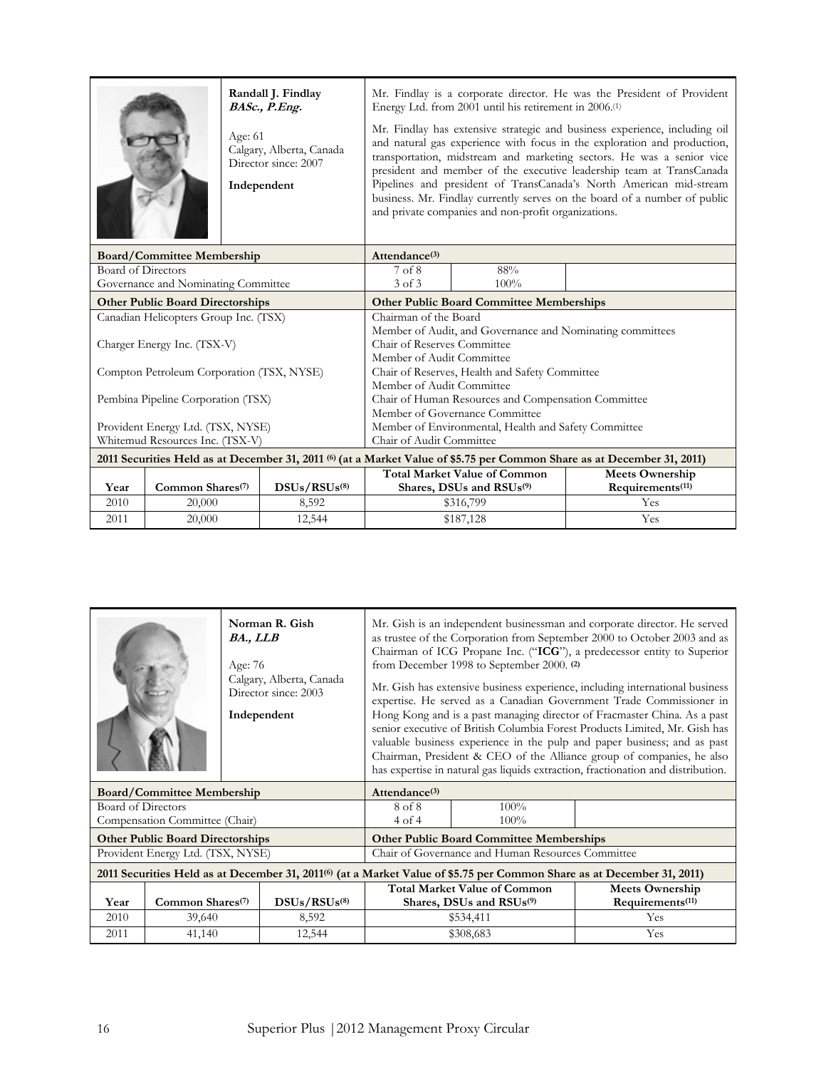**Randall J. Findlay**
***BASc., P.Eng.***

Age: 61
Calgary, Alberta, Canada
Director since: 2007

**Independent**

Mr. Findlay is a corporate director. He was the President of Provident Energy Ltd. from 2001 until his retirement in 2006.[1]

Mr. Findlay has extensive strategic and business experience, including oil and natural gas experience with focus in the exploration and production, transportation, midstream and marketing sectors. He was a senior vice president and member of the executive leadership team at TransCanada Pipelines and president of TransCanada's North American mid-stream business. Mr. Findlay currently serves on the board of a number of public and private companies and non-profit organizations.

| Board/Committee Membership | Attendance[3] | |
|---|---|---|
| Board of Directors | 7 of 8 | 88% |
| Governance and Nominating Committee | 3 of 3 | 100% |

| Other Public Board Directorships | Other Public Board Committee Memberships |
|---|---|
| Canadian Helicopters Group Inc. (TSX) | Chairman of the Board<br>Member of Audit, and Governance and Nominating committees |
| Charger Energy Inc. (TSX-V) | Chair of Reserves Committee<br>Member of Audit Committee |
| Compton Petroleum Corporation (TSX, NYSE) | Chair of Reserves, Health and Safety Committee<br>Member of Audit Committee |
| Pembina Pipeline Corporation (TSX) | Chair of Human Resources and Compensation Committee<br>Member of Governance Committee |
| Provident Energy Ltd. (TSX, NYSE) | Member of Environmental, Health and Safety Committee |
| Whitemud Resources Inc. (TSX-V) | Chair of Audit Committee |

**2011 Securities Held as at December 31, 2011 [6] (at a Market Value of $5.75 per Common Share as at December 31, 2011)**

| Year | Common Shares[7] | DSUs/RSUs[8] | Total Market Value of Common Shares, DSUs and RSUs[9] | Meets Ownership Requirements[11] |
|---|---|---|---|---|
| 2010 | 20,000 | 8,592 | $316,799 | Yes |
| 2011 | 20,000 | 12,544 | $187,128 | Yes |

**Norman R. Gish**
***BA., LLB***

Age: 76
Calgary, Alberta, Canada
Director since: 2003

**Independent**

Mr. Gish is an independent businessman and corporate director. He served as trustee of the Corporation from September 2000 to October 2003 and as Chairman of ICG Propane Inc. ("**ICG**"), a predecessor entity to Superior from December 1998 to September 2000. [2]

Mr. Gish has extensive business experience, including international business expertise. He served as a Canadian Government Trade Commissioner in Hong Kong and is a past managing director of Fracmaster China. As a past senior executive of British Columbia Forest Products Limited, Mr. Gish has valuable business experience in the pulp and paper business; and as past Chairman, President & CEO of the Alliance group of companies, he also has expertise in natural gas liquids extraction, fractionation and distribution.

| Board/Committee Membership | Attendance[3] | |
|---|---|---|
| Board of Directors | 8 of 8 | 100% |
| Compensation Committee (Chair) | 4 of 4 | 100% |

| Other Public Board Directorships | Other Public Board Committee Memberships |
|---|---|
| Provident Energy Ltd. (TSX, NYSE) | Chair of Governance and Human Resources Committee |

**2011 Securities Held as at December 31, 2011[6] (at a Market Value of $5.75 per Common Share as at December 31, 2011)**

| Year | Common Shares[7] | DSUs/RSUs[8] | Total Market Value of Common Shares, DSUs and RSUs[9] | Meets Ownership Requirements[11] |
|---|---|---|---|---|
| 2010 | 39,640 | 8,592 | $534,411 | Yes |
| 2011 | 41,140 | 12,544 | $308,683 | Yes |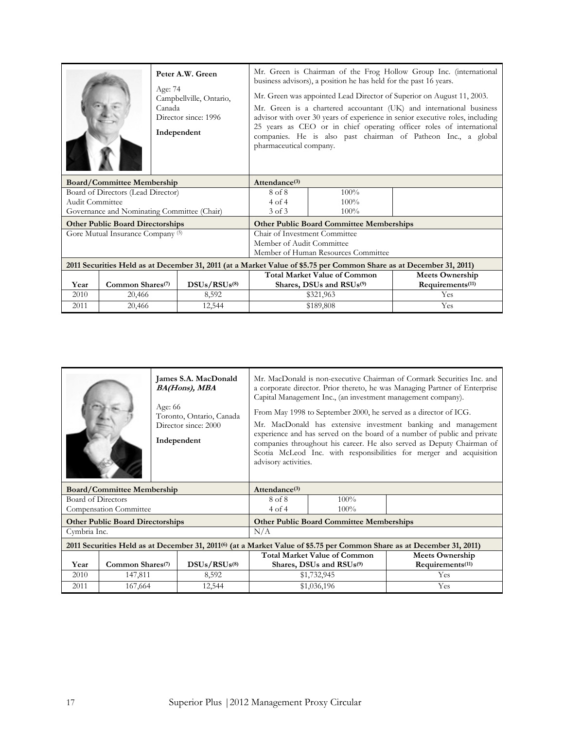**Peter A.W. Green**

Age: 74
Campbellville, Ontario, Canada
Director since: 1996

**Independent**

Mr. Green is Chairman of the Frog Hollow Group Inc. (international business advisors), a position he has held for the past 16 years.

Mr. Green was appointed Lead Director of Superior on August 11, 2003.

Mr. Green is a chartered accountant (UK) and international business advisor with over 30 years of experience in senior executive roles, including 25 years as CEO or in chief operating officer roles of international companies. He is also past chairman of Patheon Inc., a global pharmaceutical company.

| Board/Committee Membership | Attendance[3] | |
|---|---|---|
| Board of Directors (Lead Director) | 8 of 8 | 100% |
| Audit Committee | 4 of 4 | 100% |
| Governance and Nominating Committee (Chair) | 3 of 3 | 100% |

| Other Public Board Directorships | Other Public Board Committee Memberships |
|---|---|
| Gore Mutual Insurance Company [5] | Chair of Investment Committee<br>Member of Audit Committee<br>Member of Human Resources Committee |

**2011 Securities Held as at December 31, 2011 (at a Market Value of $5.75 per Common Share as at December 31, 2011)**

| Year | Common Shares[7] | DSUs/RSUs[8] | Total Market Value of Common Shares, DSUs and RSUs[9] | Meets Ownership Requirements[11] |
|---|---|---|---|---|
| 2010 | 20,466 | 8,592 | $321,963 | Yes |
| 2011 | 20,466 | 12,544 | $189,808 | Yes |

**James S.A. MacDonald**
***BA(Hons), MBA***

Age: 66
Toronto, Ontario, Canada
Director since: 2000

**Independent**

Mr. MacDonald is non-executive Chairman of Cormark Securities Inc. and a corporate director. Prior thereto, he was Managing Partner of Enterprise Capital Management Inc., (an investment management company).

From May 1998 to September 2000, he served as a director of ICG.

Mr. MacDonald has extensive investment banking and management experience and has served on the board of a number of public and private companies throughout his career. He also served as Deputy Chairman of Scotia McLeod Inc. with responsibilities for merger and acquisition advisory activities.

| Board/Committee Membership | Attendance[3] | |
|---|---|---|
| Board of Directors | 8 of 8 | 100% |
| Compensation Committee | 4 of 4 | 100% |

| Other Public Board Directorships | Other Public Board Committee Memberships |
|---|---|
| Cymbria Inc. | N/A |

**2011 Securities Held as at December 31, 2011[6] (at a Market Value of $5.75 per Common Share as at December 31, 2011)**

| Year | Common Shares[7] | DSUs/RSUs[8] | Total Market Value of Common Shares, DSUs and RSUs[9] | Meets Ownership Requirements[11] |
|---|---|---|---|---|
| 2010 | 147,811 | 8,592 | $1,732,945 | Yes |
| 2011 | 167,664 | 12,544 | $1,036,196 | Yes |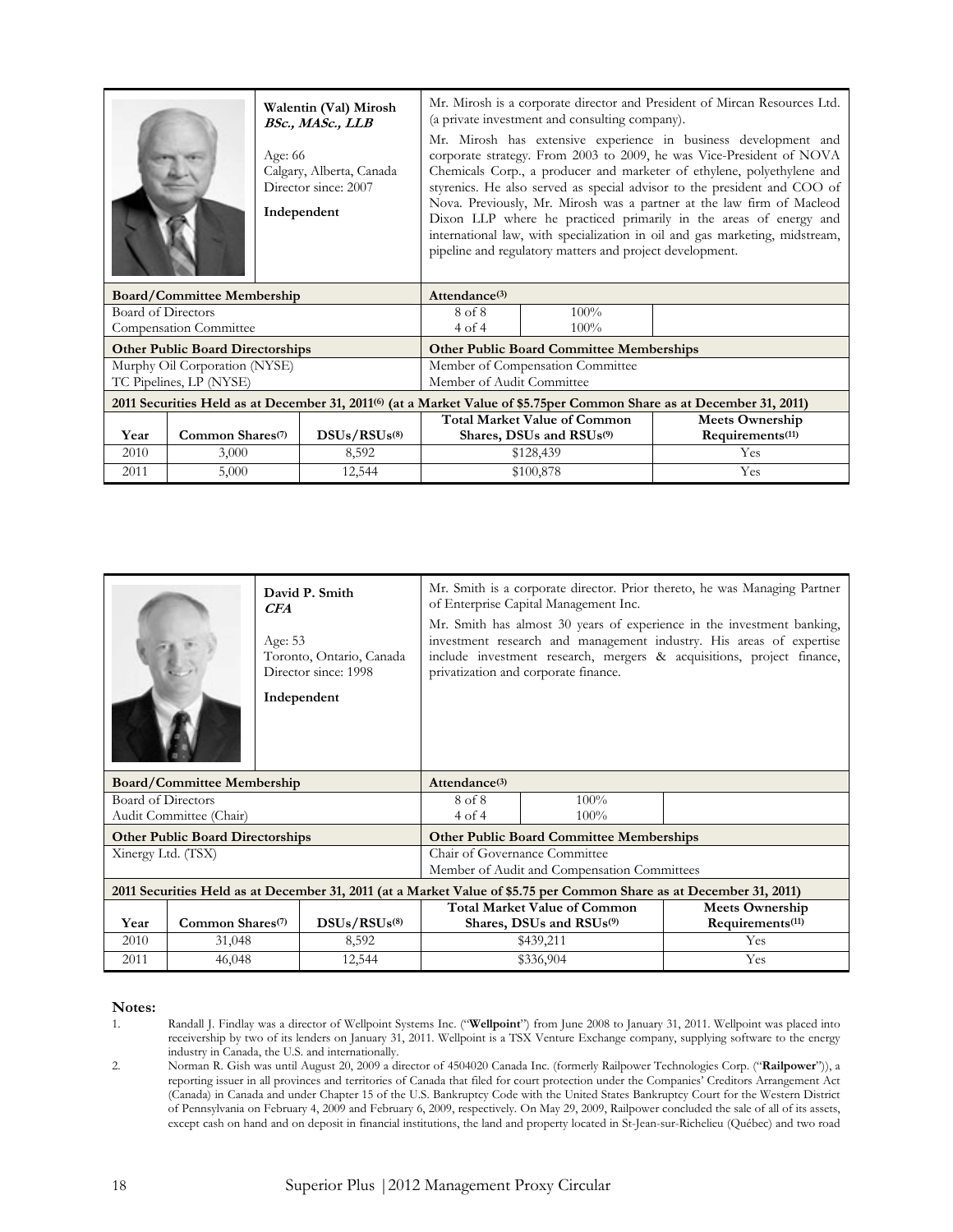| | **Walentin (Val) Mirosh** *BSc., MASc., LLB* Age: 66 Calgary, Alberta, Canada Director since: 2007 **Independent** | Mr. Mirosh is a corporate director and President of Mircan Resources Ltd. (a private investment and consulting company). Mr. Mirosh has extensive experience in business development and corporate strategy. From 2003 to 2009, he was Vice-President of NOVA Chemicals Corp., a producer and marketer of ethylene, polyethylene and styrenics. He also served as special advisor to the president and COO of Nova. Previously, Mr. Mirosh was a partner at the law firm of Macleod Dixon LLP where he practiced primarily in the areas of energy and international law, with specialization in oil and gas marketing, midstream, pipeline and regulatory matters and project development. |
|---|---|---|

| **Board/Committee Membership** | **Attendance(3)** | | |
|---|---|---|---|
| Board of Directors | 8 of 8 | 100% | |
| Compensation Committee | 4 of 4 | 100% | |

| **Other Public Board Directorships** | **Other Public Board Committee Memberships** |
|---|---|
| Murphy Oil Corporation (NYSE) | Member of Compensation Committee |
| TC Pipelines, LP (NYSE) | Member of Audit Committee |

**2011 Securities Held as at December 31, 2011[6] (at a Market Value of $5.75per Common Share as at December 31, 2011)**

| Year | Common Shares[7] | DSUs/RSUs[8] | Total Market Value of Common Shares, DSUs and RSUs[9] | Meets Ownership Requirements[11] |
|---|---|---|---|---|
| 2010 | 3,000 | 8,592 | $128,439 | Yes |
| 2011 | 5,000 | 12,544 | $100,878 | Yes |

| | **David P. Smith** *CFA* Age: 53 Toronto, Ontario, Canada Director since: 1998 **Independent** | Mr. Smith is a corporate director. Prior thereto, he was Managing Partner of Enterprise Capital Management Inc. Mr. Smith has almost 30 years of experience in the investment banking, investment research and management industry. His areas of expertise include investment research, mergers & acquisitions, project finance, privatization and corporate finance. |
|---|---|---|

| **Board/Committee Membership** | **Attendance(3)** | | |
|---|---|---|---|
| Board of Directors | 8 of 8 | 100% | |
| Audit Committee (Chair) | 4 of 4 | 100% | |

| **Other Public Board Directorships** | **Other Public Board Committee Memberships** |
|---|---|
| Xinergy Ltd. (TSX) | Chair of Governance Committee |
| | Member of Audit and Compensation Committees |

**2011 Securities Held as at December 31, 2011 (at a Market Value of $5.75 per Common Share as at December 31, 2011)**

| Year | Common Shares[7] | DSUs/RSUs[8] | Total Market Value of Common Shares, DSUs and RSUs[9] | Meets Ownership Requirements[11] |
|---|---|---|---|---|
| 2010 | 31,048 | 8,592 | $439,211 | Yes |
| 2011 | 46,048 | 12,544 | $336,904 | Yes |

**Notes:**

1. Randall J. Findlay was a director of Wellpoint Systems Inc. ("**Wellpoint**") from June 2008 to January 31, 2011. Wellpoint was placed into receivership by two of its lenders on January 31, 2011. Wellpoint is a TSX Venture Exchange company, supplying software to the energy industry in Canada, the U.S. and internationally.
2. Norman R. Gish was until August 20, 2009 a director of 4504020 Canada Inc. (formerly Railpower Technologies Corp. ("**Railpower**")), a reporting issuer in all provinces and territories of Canada that filed for court protection under the Companies' Creditors Arrangement Act (Canada) in Canada and under Chapter 15 of the U.S. Bankruptcy Code with the United States Bankruptcy Court for the Western District of Pennsylvania on February 4, 2009 and February 6, 2009, respectively. On May 29, 2009, Railpower concluded the sale of all of its assets, except cash on hand and on deposit in financial institutions, the land and property located in St-Jean-sur-Richelieu (Québec) and two road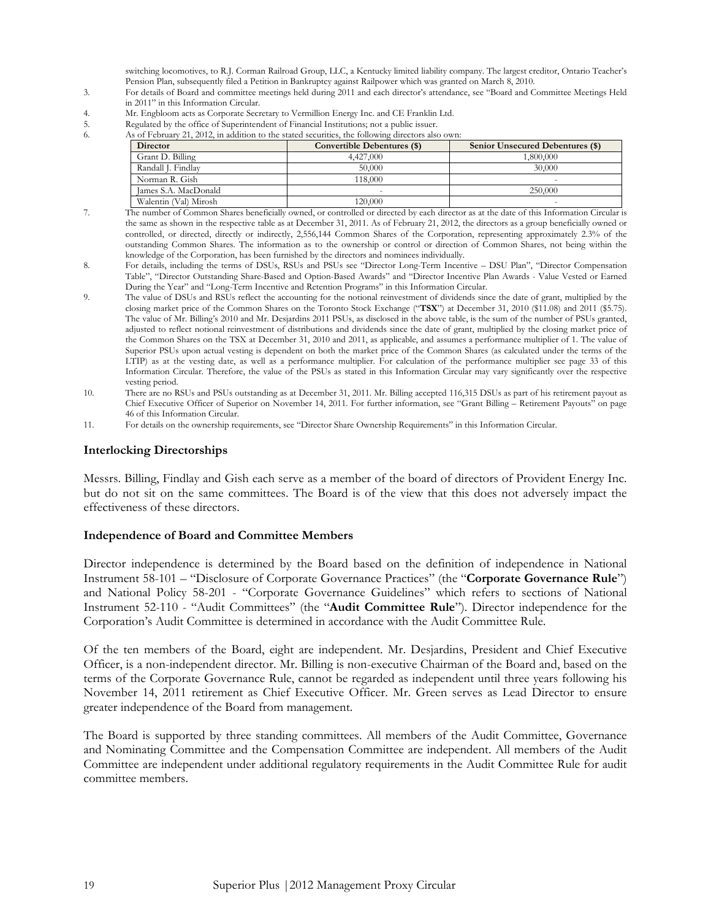switching locomotives, to R.J. Corman Railroad Group, LLC, a Kentucky limited liability company. The largest creditor, Ontario Teacher's Pension Plan, subsequently filed a Petition in Bankruptcy against Railpower which was granted on March 8, 2010.

3. For details of Board and committee meetings held during 2011 and each director's attendance, see "Board and Committee Meetings Held in 2011" in this Information Circular.
4. Mr. Engbloom acts as Corporate Secretary to Vermillion Energy Inc. and CE Franklin Ltd.
5. Regulated by the office of Superintendent of Financial Institutions; not a public issuer.
6. As of February 21, 2012, in addition to the stated securities, the following directors also own:

| Director | Convertible Debentures ($) | Senior Unsecured Debentures ($) |
|---|---|---|
| Grant D. Billing | 4,427,000 | 1,800,000 |
| Randall J. Findlay | 50,000 | 30,000 |
| Norman R. Gish | 118,000 | - |
| James S.A. MacDonald | - | 250,000 |
| Walentin (Val) Mirosh | 120,000 | - |

7. The number of Common Shares beneficially owned, or controlled or directed by each director as at the date of this Information Circular is the same as shown in the respective table as at December 31, 2011. As of February 21, 2012, the directors as a group beneficially owned or controlled, or directed, directly or indirectly, 2,556,144 Common Shares of the Corporation, representing approximately 2.3% of the outstanding Common Shares. The information as to the ownership or control or direction of Common Shares, not being within the knowledge of the Corporation, has been furnished by the directors and nominees individually.
8. For details, including the terms of DSUs, RSUs and PSUs see "Director Long-Term Incentive – DSU Plan", "Director Compensation Table", "Director Outstanding Share-Based and Option-Based Awards" and "Director Incentive Plan Awards - Value Vested or Earned During the Year" and "Long-Term Incentive and Retention Programs" in this Information Circular.
9. The value of DSUs and RSUs reflect the accounting for the notional reinvestment of dividends since the date of grant, multiplied by the closing market price of the Common Shares on the Toronto Stock Exchange ("**TSX**") at December 31, 2010 ($11.08) and 2011 ($5.75). The value of Mr. Billing's 2010 and Mr. Desjardins 2011 PSUs, as disclosed in the above table, is the sum of the number of PSUs granted, adjusted to reflect notional reinvestment of distributions and dividends since the date of grant, multiplied by the closing market price of the Common Shares on the TSX at December 31, 2010 and 2011, as applicable, and assumes a performance multiplier of 1. The value of Superior PSUs upon actual vesting is dependent on both the market price of the Common Shares (as calculated under the terms of the LTIP) as at the vesting date, as well as a performance multiplier. For calculation of the performance multiplier see page 33 of this Information Circular. Therefore, the value of the PSUs as stated in this Information Circular may vary significantly over the respective vesting period.
10. There are no RSUs and PSUs outstanding as at December 31, 2011. Mr. Billing accepted 116,315 DSUs as part of his retirement payout as Chief Executive Officer of Superior on November 14, 2011. For further information, see "Grant Billing – Retirement Payouts" on page 46 of this Information Circular.
11. For details on the ownership requirements, see "Director Share Ownership Requirements" in this Information Circular.

### Interlocking Directorships

Messrs. Billing, Findlay and Gish each serve as a member of the board of directors of Provident Energy Inc. but do not sit on the same committees. The Board is of the view that this does not adversely impact the effectiveness of these directors.

### Independence of Board and Committee Members

Director independence is determined by the Board based on the definition of independence in National Instrument 58-101 – "Disclosure of Corporate Governance Practices" (the "**Corporate Governance Rule**") and National Policy 58-201 - "Corporate Governance Guidelines" which refers to sections of National Instrument 52-110 - "Audit Committees" (the "**Audit Committee Rule**"). Director independence for the Corporation's Audit Committee is determined in accordance with the Audit Committee Rule.

Of the ten members of the Board, eight are independent. Mr. Desjardins, President and Chief Executive Officer, is a non-independent director. Mr. Billing is non-executive Chairman of the Board and, based on the terms of the Corporate Governance Rule, cannot be regarded as independent until three years following his November 14, 2011 retirement as Chief Executive Officer. Mr. Green serves as Lead Director to ensure greater independence of the Board from management.

The Board is supported by three standing committees. All members of the Audit Committee, Governance and Nominating Committee and the Compensation Committee are independent. All members of the Audit Committee are independent under additional regulatory requirements in the Audit Committee Rule for audit committee members.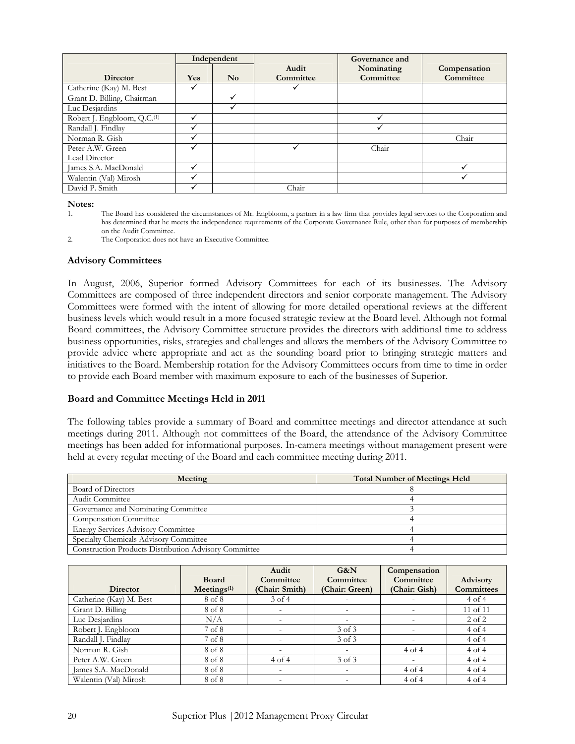| Director | Independent | | Audit Committee | Governance and Nominating Committee | Compensation Committee |
|---|---|---|---|---|---|
| | Yes | No | | | |
| Catherine (Kay) M. Best | ✓ | | ✓ | | |
| Grant D. Billing, Chairman | | ✓ | | | |
| Luc Desjardins | | ✓ | | | |
| Robert J. Engbloom, Q.C.[1] | ✓ | | | ✓ | |
| Randall J. Findlay | ✓ | | | ✓ | |
| Norman R. Gish | ✓ | | | | Chair |
| Peter A.W. Green Lead Director | ✓ | | ✓ | Chair | |
| James S.A. MacDonald | ✓ | | | | ✓ |
| Walentin (Val) Mirosh | ✓ | | | | ✓ |
| David P. Smith | ✓ | | Chair | | |

**Notes:**

1. The Board has considered the circumstances of Mr. Engbloom, a partner in a law firm that provides legal services to the Corporation and has determined that he meets the independence requirements of the Corporate Governance Rule, other than for purposes of membership on the Audit Committee.
2. The Corporation does not have an Executive Committee.

### Advisory Committees

In August, 2006, Superior formed Advisory Committees for each of its businesses. The Advisory Committees are composed of three independent directors and senior corporate management. The Advisory Committees were formed with the intent of allowing for more detailed operational reviews at the different business levels which would result in a more focused strategic review at the Board level. Although not formal Board committees, the Advisory Committee structure provides the directors with additional time to address business opportunities, risks, strategies and challenges and allows the members of the Advisory Committee to provide advice where appropriate and act as the sounding board prior to bringing strategic matters and initiatives to the Board. Membership rotation for the Advisory Committees occurs from time to time in order to provide each Board member with maximum exposure to each of the businesses of Superior.

### Board and Committee Meetings Held in 2011

The following tables provide a summary of Board and committee meetings and director attendance at such meetings during 2011. Although not committees of the Board, the attendance of the Advisory Committee meetings has been added for informational purposes. In-camera meetings without management present were held at every regular meeting of the Board and each committee meeting during 2011.

| Meeting | Total Number of Meetings Held |
|---|---|
| Board of Directors | 8 |
| Audit Committee | 4 |
| Governance and Nominating Committee | 3 |
| Compensation Committee | 4 |
| Energy Services Advisory Committee | 4 |
| Specialty Chemicals Advisory Committee | 4 |
| Construction Products Distribution Advisory Committee | 4 |

| Director | Board Meetings[1] | Audit Committee (Chair: Smith) | G&N Committee (Chair: Green) | Compensation Committee (Chair: Gish) | Advisory Committees |
|---|---|---|---|---|---|
| Catherine (Kay) M. Best | 8 of 8 | 3 of 4 | - | - | 4 of 4 |
| Grant D. Billing | 8 of 8 | - | - | - | 11 of 11 |
| Luc Desjardins | N/A | - | - | - | 2 of 2 |
| Robert J. Engbloom | 7 of 8 | - | 3 of 3 | - | 4 of 4 |
| Randall J. Findlay | 7 of 8 | - | 3 of 3 | - | 4 of 4 |
| Norman R. Gish | 8 of 8 | - | - | 4 of 4 | 4 of 4 |
| Peter A.W. Green | 8 of 8 | 4 of 4 | 3 of 3 | - | 4 of 4 |
| James S.A. MacDonald | 8 of 8 | - | - | 4 of 4 | 4 of 4 |
| Walentin (Val) Mirosh | 8 of 8 | - | - | 4 of 4 | 4 of 4 |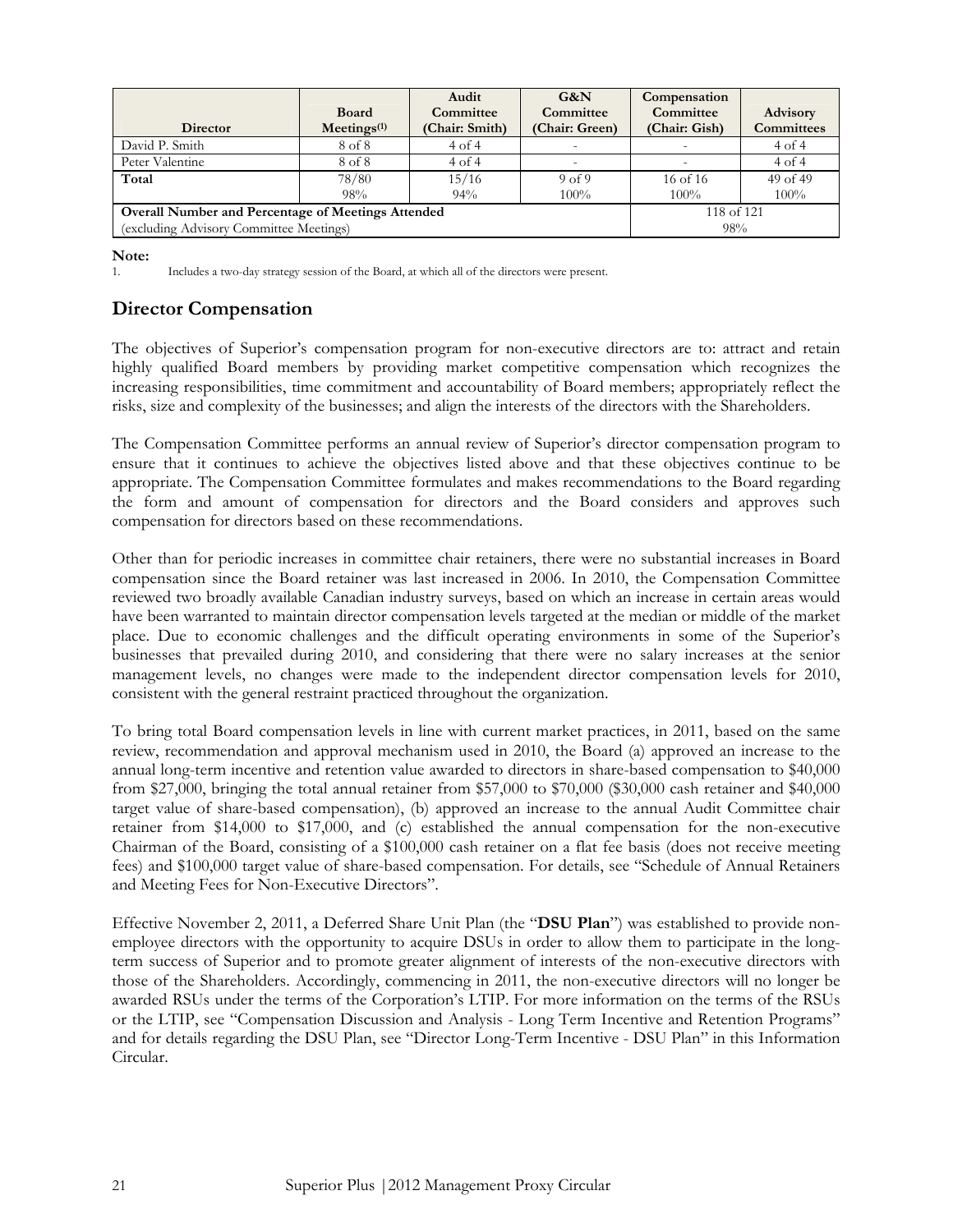| Director | Board Meetings[1] | Audit Committee (Chair: Smith) | G&N Committee (Chair: Green) | Compensation Committee (Chair: Gish) | Advisory Committees |
|---|---|---|---|---|---|
| David P. Smith | 8 of 8 | 4 of 4 | - | - | 4 of 4 |
| Peter Valentine | 8 of 8 | 4 of 4 | - | - | 4 of 4 |
| **Total** | 78/80<br>98% | 15/16<br>94% | 9 of 9<br>100% | 16 of 16<br>100% | 49 of 49<br>100% |
| **Overall Number and Percentage of Meetings Attended** (excluding Advisory Committee Meetings) | | | | 118 of 121<br>98% | |

**Note:**

1. Includes a two-day strategy session of the Board, at which all of the directors were present.

## Director Compensation

The objectives of Superior's compensation program for non-executive directors are to: attract and retain highly qualified Board members by providing market competitive compensation which recognizes the increasing responsibilities, time commitment and accountability of Board members; appropriately reflect the risks, size and complexity of the businesses; and align the interests of the directors with the Shareholders.

The Compensation Committee performs an annual review of Superior's director compensation program to ensure that it continues to achieve the objectives listed above and that these objectives continue to be appropriate. The Compensation Committee formulates and makes recommendations to the Board regarding the form and amount of compensation for directors and the Board considers and approves such compensation for directors based on these recommendations.

Other than for periodic increases in committee chair retainers, there were no substantial increases in Board compensation since the Board retainer was last increased in 2006. In 2010, the Compensation Committee reviewed two broadly available Canadian industry surveys, based on which an increase in certain areas would have been warranted to maintain director compensation levels targeted at the median or middle of the market place. Due to economic challenges and the difficult operating environments in some of the Superior's businesses that prevailed during 2010, and considering that there were no salary increases at the senior management levels, no changes were made to the independent director compensation levels for 2010, consistent with the general restraint practiced throughout the organization.

To bring total Board compensation levels in line with current market practices, in 2011, based on the same review, recommendation and approval mechanism used in 2010, the Board (a) approved an increase to the annual long-term incentive and retention value awarded to directors in share-based compensation to $40,000 from $27,000, bringing the total annual retainer from $57,000 to $70,000 ($30,000 cash retainer and $40,000 target value of share-based compensation), (b) approved an increase to the annual Audit Committee chair retainer from $14,000 to $17,000, and (c) established the annual compensation for the non-executive Chairman of the Board, consisting of a $100,000 cash retainer on a flat fee basis (does not receive meeting fees) and $100,000 target value of share-based compensation. For details, see "Schedule of Annual Retainers and Meeting Fees for Non-Executive Directors".

Effective November 2, 2011, a Deferred Share Unit Plan (the "**DSU Plan**") was established to provide non-employee directors with the opportunity to acquire DSUs in order to allow them to participate in the long-term success of Superior and to promote greater alignment of interests of the non-executive directors with those of the Shareholders. Accordingly, commencing in 2011, the non-executive directors will no longer be awarded RSUs under the terms of the Corporation's LTIP. For more information on the terms of the RSUs or the LTIP, see "Compensation Discussion and Analysis - Long Term Incentive and Retention Programs" and for details regarding the DSU Plan, see "Director Long-Term Incentive - DSU Plan" in this Information Circular.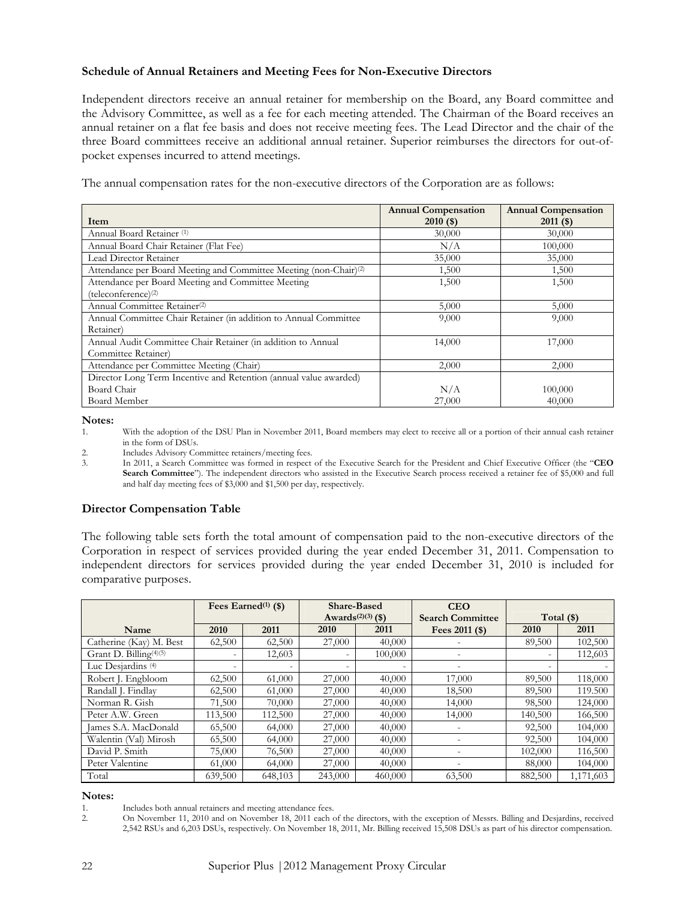### Schedule of Annual Retainers and Meeting Fees for Non-Executive Directors

Independent directors receive an annual retainer for membership on the Board, any Board committee and the Advisory Committee, as well as a fee for each meeting attended. The Chairman of the Board receives an annual retainer on a flat fee basis and does not receive meeting fees. The Lead Director and the chair of the three Board committees receive an additional annual retainer. Superior reimburses the directors for out-of-pocket expenses incurred to attend meetings.

The annual compensation rates for the non-executive directors of the Corporation are as follows:

| Item | Annual Compensation 2010 ($) | Annual Compensation 2011 ($) |
|---|---|---|
| Annual Board Retainer (1) | 30,000 | 30,000 |
| Annual Board Chair Retainer (Flat Fee) | N/A | 100,000 |
| Lead Director Retainer | 35,000 | 35,000 |
| Attendance per Board Meeting and Committee Meeting (non-Chair)(2) | 1,500 | 1,500 |
| Attendance per Board Meeting and Committee Meeting (teleconference)(2) | 1,500 | 1,500 |
| Annual Committee Retainer(2) | 5,000 | 5,000 |
| Annual Committee Chair Retainer (in addition to Annual Committee Retainer) | 9,000 | 9,000 |
| Annual Audit Committee Chair Retainer (in addition to Annual Committee Retainer) | 14,000 | 17,000 |
| Attendance per Committee Meeting (Chair) | 2,000 | 2,000 |
| Director Long Term Incentive and Retention (annual value awarded) | | |
| Board Chair | N/A | 100,000 |
| Board Member | 27,000 | 40,000 |

**Notes:**

1. With the adoption of the DSU Plan in November 2011, Board members may elect to receive all or a portion of their annual cash retainer in the form of DSUs.
2. Includes Advisory Committee retainers/meeting fees.
3. In 2011, a Search Committee was formed in respect of the Executive Search for the President and Chief Executive Officer (the "**CEO Search Committee**"). The independent directors who assisted in the Executive Search process received a retainer fee of $5,000 and full and half day meeting fees of $3,000 and $1,500 per day, respectively.

### Director Compensation Table

The following table sets forth the total amount of compensation paid to the non-executive directors of the Corporation in respect of services provided during the year ended December 31, 2011. Compensation to independent directors for services provided during the year ended December 31, 2010 is included for comparative purposes.

| | Fees Earned(1) ($) | | Share-Based Awards(2)(3) ($) | | CEO Search Committee | Total ($) | |
|---|---|---|---|---|---|---|---|
| Name | 2010 | 2011 | 2010 | 2011 | Fees 2011 ($) | 2010 | 2011 |
| Catherine (Kay) M. Best | 62,500 | 62,500 | 27,000 | 40,000 | - | 89,500 | 102,500 |
| Grant D. Billing(4)(5) | - | 12,603 | - | 100,000 | - | - | 112,603 |
| Luc Desjardins (4) | - | - | - | - | - | - | - |
| Robert J. Engbloom | 62,500 | 61,000 | 27,000 | 40,000 | 17,000 | 89,500 | 118,000 |
| Randall J. Findlay | 62,500 | 61,000 | 27,000 | 40,000 | 18,500 | 89,500 | 119.500 |
| Norman R. Gish | 71,500 | 70,000 | 27,000 | 40,000 | 14,000 | 98,500 | 124,000 |
| Peter A.W. Green | 113,500 | 112,500 | 27,000 | 40,000 | 14,000 | 140,500 | 166,500 |
| James S.A. MacDonald | 65,500 | 64,000 | 27,000 | 40,000 | - | 92,500 | 104,000 |
| Walentin (Val) Mirosh | 65,500 | 64,000 | 27,000 | 40,000 | - | 92,500 | 104,000 |
| David P. Smith | 75,000 | 76,500 | 27,000 | 40,000 | - | 102,000 | 116,500 |
| Peter Valentine | 61,000 | 64,000 | 27,000 | 40,000 | - | 88,000 | 104,000 |
| Total | 639,500 | 648,103 | 243,000 | 460,000 | 63,500 | 882,500 | 1,171,603 |

**Notes:**

1. Includes both annual retainers and meeting attendance fees.
2. On November 11, 2010 and on November 18, 2011 each of the directors, with the exception of Messrs. Billing and Desjardins, received 2,542 RSUs and 6,203 DSUs, respectively. On November 18, 2011, Mr. Billing received 15,508 DSUs as part of his director compensation.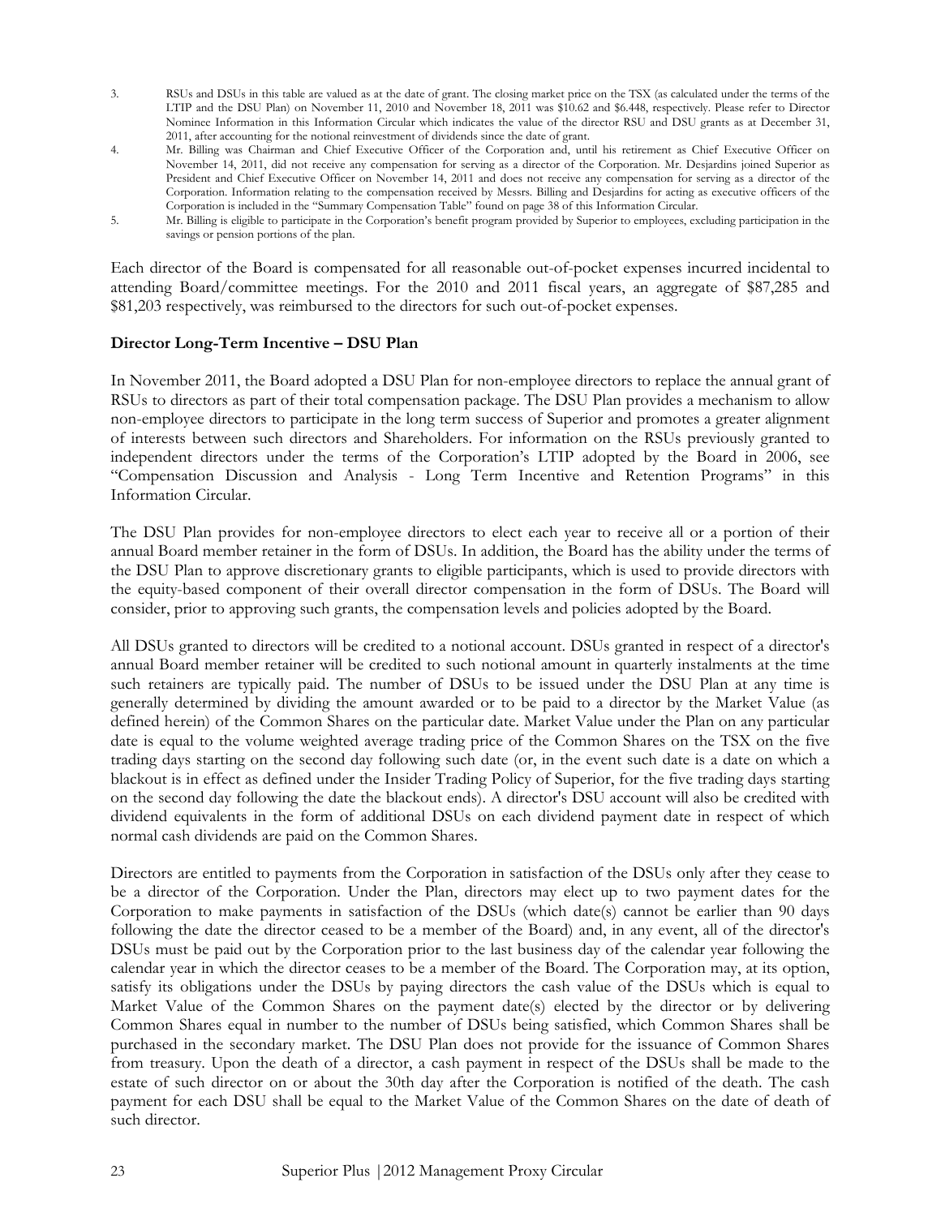3. RSUs and DSUs in this table are valued as at the date of grant. The closing market price on the TSX (as calculated under the terms of the LTIP and the DSU Plan) on November 11, 2010 and November 18, 2011 was $10.62 and $6.448, respectively. Please refer to Director Nominee Information in this Information Circular which indicates the value of the director RSU and DSU grants as at December 31, 2011, after accounting for the notional reinvestment of dividends since the date of grant.
4. Mr. Billing was Chairman and Chief Executive Officer of the Corporation and, until his retirement as Chief Executive Officer on November 14, 2011, did not receive any compensation for serving as a director of the Corporation. Mr. Desjardins joined Superior as President and Chief Executive Officer on November 14, 2011 and does not receive any compensation for serving as a director of the Corporation. Information relating to the compensation received by Messrs. Billing and Desjardins for acting as executive officers of the Corporation is included in the "Summary Compensation Table" found on page 38 of this Information Circular.
5. Mr. Billing is eligible to participate in the Corporation's benefit program provided by Superior to employees, excluding participation in the savings or pension portions of the plan.

Each director of the Board is compensated for all reasonable out-of-pocket expenses incurred incidental to attending Board/committee meetings. For the 2010 and 2011 fiscal years, an aggregate of $87,285 and $81,203 respectively, was reimbursed to the directors for such out-of-pocket expenses.

**Director Long-Term Incentive – DSU Plan**

In November 2011, the Board adopted a DSU Plan for non-employee directors to replace the annual grant of RSUs to directors as part of their total compensation package. The DSU Plan provides a mechanism to allow non-employee directors to participate in the long term success of Superior and promotes a greater alignment of interests between such directors and Shareholders. For information on the RSUs previously granted to independent directors under the terms of the Corporation's LTIP adopted by the Board in 2006, see "Compensation Discussion and Analysis - Long Term Incentive and Retention Programs" in this Information Circular.

The DSU Plan provides for non-employee directors to elect each year to receive all or a portion of their annual Board member retainer in the form of DSUs. In addition, the Board has the ability under the terms of the DSU Plan to approve discretionary grants to eligible participants, which is used to provide directors with the equity-based component of their overall director compensation in the form of DSUs. The Board will consider, prior to approving such grants, the compensation levels and policies adopted by the Board.

All DSUs granted to directors will be credited to a notional account. DSUs granted in respect of a director's annual Board member retainer will be credited to such notional amount in quarterly instalments at the time such retainers are typically paid. The number of DSUs to be issued under the DSU Plan at any time is generally determined by dividing the amount awarded or to be paid to a director by the Market Value (as defined herein) of the Common Shares on the particular date. Market Value under the Plan on any particular date is equal to the volume weighted average trading price of the Common Shares on the TSX on the five trading days starting on the second day following such date (or, in the event such date is a date on which a blackout is in effect as defined under the Insider Trading Policy of Superior, for the five trading days starting on the second day following the date the blackout ends). A director's DSU account will also be credited with dividend equivalents in the form of additional DSUs on each dividend payment date in respect of which normal cash dividends are paid on the Common Shares.

Directors are entitled to payments from the Corporation in satisfaction of the DSUs only after they cease to be a director of the Corporation. Under the Plan, directors may elect up to two payment dates for the Corporation to make payments in satisfaction of the DSUs (which date(s) cannot be earlier than 90 days following the date the director ceased to be a member of the Board) and, in any event, all of the director's DSUs must be paid out by the Corporation prior to the last business day of the calendar year following the calendar year in which the director ceases to be a member of the Board. The Corporation may, at its option, satisfy its obligations under the DSUs by paying directors the cash value of the DSUs which is equal to Market Value of the Common Shares on the payment date(s) elected by the director or by delivering Common Shares equal in number to the number of DSUs being satisfied, which Common Shares shall be purchased in the secondary market. The DSU Plan does not provide for the issuance of Common Shares from treasury. Upon the death of a director, a cash payment in respect of the DSUs shall be made to the estate of such director on or about the 30th day after the Corporation is notified of the death. The cash payment for each DSU shall be equal to the Market Value of the Common Shares on the date of death of such director.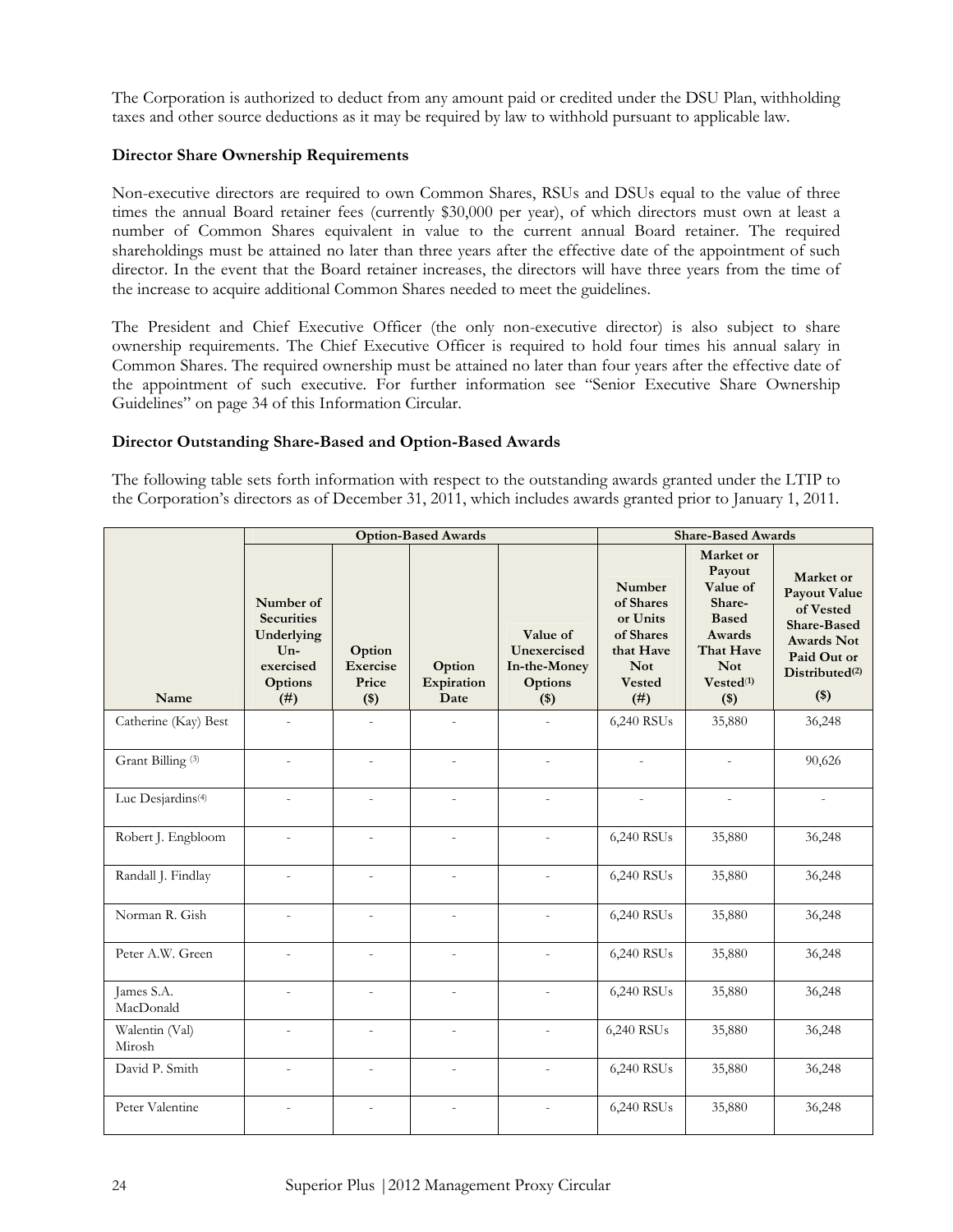The Corporation is authorized to deduct from any amount paid or credited under the DSU Plan, withholding taxes and other source deductions as it may be required by law to withhold pursuant to applicable law.

**Director Share Ownership Requirements**

Non-executive directors are required to own Common Shares, RSUs and DSUs equal to the value of three times the annual Board retainer fees (currently $30,000 per year), of which directors must own at least a number of Common Shares equivalent in value to the current annual Board retainer. The required shareholdings must be attained no later than three years after the effective date of the appointment of such director. In the event that the Board retainer increases, the directors will have three years from the time of the increase to acquire additional Common Shares needed to meet the guidelines.

The President and Chief Executive Officer (the only non-executive director) is also subject to share ownership requirements. The Chief Executive Officer is required to hold four times his annual salary in Common Shares. The required ownership must be attained no later than four years after the effective date of the appointment of such executive. For further information see "Senior Executive Share Ownership Guidelines" on page 34 of this Information Circular.

**Director Outstanding Share-Based and Option-Based Awards**

The following table sets forth information with respect to the outstanding awards granted under the LTIP to the Corporation's directors as of December 31, 2011, which includes awards granted prior to January 1, 2011.

| | Option-Based Awards | | | | Share-Based Awards | | |
|---|---|---|---|---|---|---|---|
| Name | Number of Securities Underlying Un-exercised Options (#) | Option Exercise Price ($) | Option Expiration Date | Value of Unexercised In-the-Money Options ($) | Number of Shares or Units of Shares that Have Not Vested (#) | Market or Payout Value of Share-Based Awards That Have Not Vested[(1)] ($) | Market or Payout Value of Vested Share-Based Awards Not Paid Out or Distributed[(2)] ($) |
| Catherine (Kay) Best | - | - | - | - | 6,240 RSUs | 35,880 | 36,248 |
| Grant Billing [(3)] | - | - | - | - | - | - | 90,626 |
| Luc Desjardins[(4)] | - | - | - | - | - | - | - |
| Robert J. Engbloom | - | - | - | - | 6,240 RSUs | 35,880 | 36,248 |
| Randall J. Findlay | - | - | - | - | 6,240 RSUs | 35,880 | 36,248 |
| Norman R. Gish | - | - | - | - | 6,240 RSUs | 35,880 | 36,248 |
| Peter A.W. Green | - | - | - | - | 6,240 RSUs | 35,880 | 36,248 |
| James S.A. MacDonald | - | - | - | - | 6,240 RSUs | 35,880 | 36,248 |
| Walentin (Val) Mirosh | - | - | - | - | 6,240 RSUs | 35,880 | 36,248 |
| David P. Smith | - | - | - | - | 6,240 RSUs | 35,880 | 36,248 |
| Peter Valentine | - | - | - | - | 6,240 RSUs | 35,880 | 36,248 |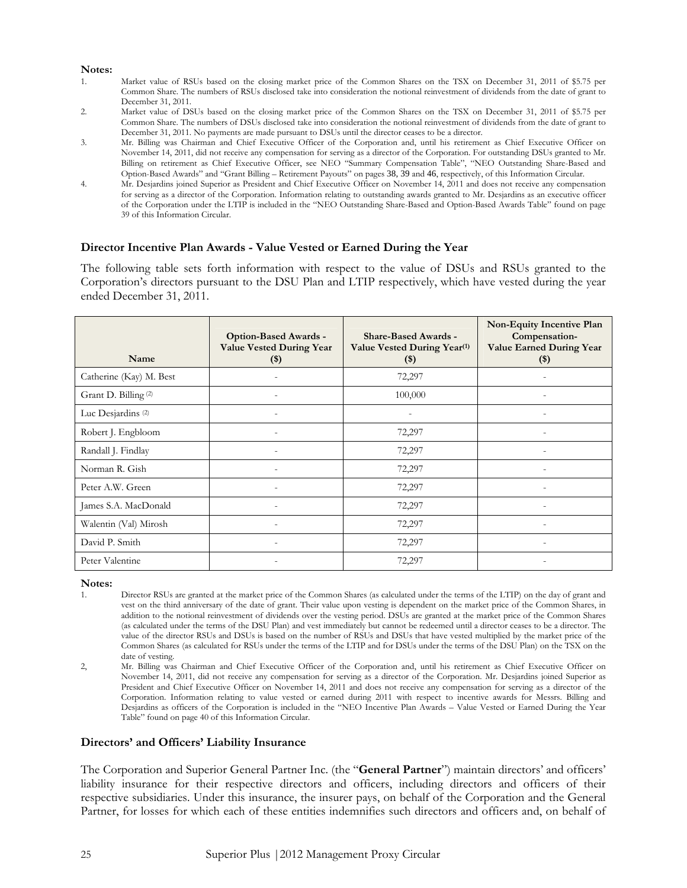**Notes:**

1. Market value of RSUs based on the closing market price of the Common Shares on the TSX on December 31, 2011 of $5.75 per Common Share. The numbers of RSUs disclosed take into consideration the notional reinvestment of dividends from the date of grant to December 31, 2011.
2. Market value of DSUs based on the closing market price of the Common Shares on the TSX on December 31, 2011 of $5.75 per Common Share. The numbers of DSUs disclosed take into consideration the notional reinvestment of dividends from the date of grant to December 31, 2011. No payments are made pursuant to DSUs until the director ceases to be a director.
3. Mr. Billing was Chairman and Chief Executive Officer of the Corporation and, until his retirement as Chief Executive Officer on November 14, 2011, did not receive any compensation for serving as a director of the Corporation. For outstanding DSUs granted to Mr. Billing on retirement as Chief Executive Officer, see NEO "Summary Compensation Table", "NEO Outstanding Share-Based and Option-Based Awards" and "Grant Billing – Retirement Payouts" on pages 38, 39 and 46, respectively, of this Information Circular.
4. Mr. Desjardins joined Superior as President and Chief Executive Officer on November 14, 2011 and does not receive any compensation for serving as a director of the Corporation. Information relating to outstanding awards granted to Mr. Desjardins as an executive officer of the Corporation under the LTIP is included in the "NEO Outstanding Share-Based and Option-Based Awards Table" found on page 39 of this Information Circular.

### Director Incentive Plan Awards - Value Vested or Earned During the Year

The following table sets forth information with respect to the value of DSUs and RSUs granted to the Corporation's directors pursuant to the DSU Plan and LTIP respectively, which have vested during the year ended December 31, 2011.

| Name | Option-Based Awards - Value Vested During Year ($) | Share-Based Awards - Value Vested During Year[(1)] ($) | Non-Equity Incentive Plan Compensation- Value Earned During Year ($) |
|---|---|---|---|
| Catherine (Kay) M. Best | - | 72,297 | - |
| Grant D. Billing [(2)] | - | 100,000 | - |
| Luc Desjardins [(2)] | - | - | - |
| Robert J. Engbloom | - | 72,297 | - |
| Randall J. Findlay | - | 72,297 | - |
| Norman R. Gish | - | 72,297 | - |
| Peter A.W. Green | - | 72,297 | - |
| James S.A. MacDonald | - | 72,297 | - |
| Walentin (Val) Mirosh | - | 72,297 | - |
| David P. Smith | - | 72,297 | - |
| Peter Valentine | - | 72,297 | - |

**Notes:**

1. Director RSUs are granted at the market price of the Common Shares (as calculated under the terms of the LTIP) on the day of grant and vest on the third anniversary of the date of grant. Their value upon vesting is dependent on the market price of the Common Shares, in addition to the notional reinvestment of dividends over the vesting period. DSUs are granted at the market price of the Common Shares (as calculated under the terms of the DSU Plan) and vest immediately but cannot be redeemed until a director ceases to be a director. The value of the director RSUs and DSUs is based on the number of RSUs and DSUs that have vested multiplied by the market price of the Common Shares (as calculated for RSUs under the terms of the LTIP and for DSUs under the terms of the DSU Plan) on the TSX on the date of vesting.
2. Mr. Billing was Chairman and Chief Executive Officer of the Corporation and, until his retirement as Chief Executive Officer on November 14, 2011, did not receive any compensation for serving as a director of the Corporation. Mr. Desjardins joined Superior as President and Chief Executive Officer on November 14, 2011 and does not receive any compensation for serving as a director of the Corporation. Information relating to value vested or earned during 2011 with respect to incentive awards for Messrs. Billing and Desjardins as officers of the Corporation is included in the "NEO Incentive Plan Awards – Value Vested or Earned During the Year Table" found on page 40 of this Information Circular.

### Directors' and Officers' Liability Insurance

The Corporation and Superior General Partner Inc. (the "**General Partner**") maintain directors' and officers' liability insurance for their respective directors and officers, including directors and officers of their respective subsidiaries. Under this insurance, the insurer pays, on behalf of the Corporation and the General Partner, for losses for which each of these entities indemnifies such directors and officers and, on behalf of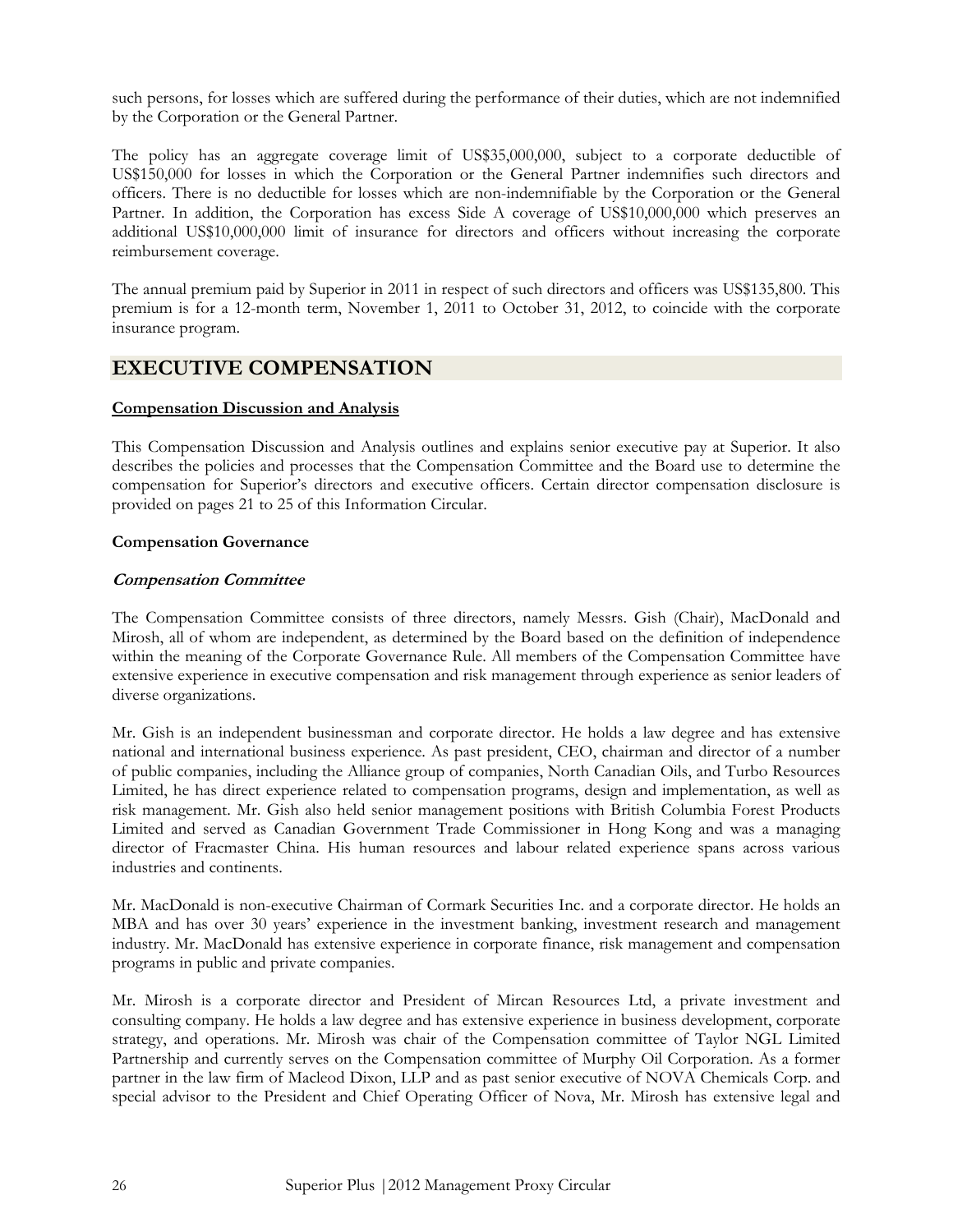such persons, for losses which are suffered during the performance of their duties, which are not indemnified by the Corporation or the General Partner.

The policy has an aggregate coverage limit of US$35,000,000, subject to a corporate deductible of US$150,000 for losses in which the Corporation or the General Partner indemnifies such directors and officers. There is no deductible for losses which are non-indemnifiable by the Corporation or the General Partner. In addition, the Corporation has excess Side A coverage of US$10,000,000 which preserves an additional US$10,000,000 limit of insurance for directors and officers without increasing the corporate reimbursement coverage.

The annual premium paid by Superior in 2011 in respect of such directors and officers was US$135,800. This premium is for a 12-month term, November 1, 2011 to October 31, 2012, to coincide with the corporate insurance program.

## EXECUTIVE COMPENSATION

**Compensation Discussion and Analysis**

This Compensation Discussion and Analysis outlines and explains senior executive pay at Superior. It also describes the policies and processes that the Compensation Committee and the Board use to determine the compensation for Superior's directors and executive officers. Certain director compensation disclosure is provided on pages 21 to 25 of this Information Circular.

**Compensation Governance**

***Compensation Committee***

The Compensation Committee consists of three directors, namely Messrs. Gish (Chair), MacDonald and Mirosh, all of whom are independent, as determined by the Board based on the definition of independence within the meaning of the Corporate Governance Rule. All members of the Compensation Committee have extensive experience in executive compensation and risk management through experience as senior leaders of diverse organizations.

Mr. Gish is an independent businessman and corporate director. He holds a law degree and has extensive national and international business experience. As past president, CEO, chairman and director of a number of public companies, including the Alliance group of companies, North Canadian Oils, and Turbo Resources Limited, he has direct experience related to compensation programs, design and implementation, as well as risk management. Mr. Gish also held senior management positions with British Columbia Forest Products Limited and served as Canadian Government Trade Commissioner in Hong Kong and was a managing director of Fracmaster China. His human resources and labour related experience spans across various industries and continents.

Mr. MacDonald is non-executive Chairman of Cormark Securities Inc. and a corporate director. He holds an MBA and has over 30 years' experience in the investment banking, investment research and management industry. Mr. MacDonald has extensive experience in corporate finance, risk management and compensation programs in public and private companies.

Mr. Mirosh is a corporate director and President of Mircan Resources Ltd, a private investment and consulting company. He holds a law degree and has extensive experience in business development, corporate strategy, and operations. Mr. Mirosh was chair of the Compensation committee of Taylor NGL Limited Partnership and currently serves on the Compensation committee of Murphy Oil Corporation. As a former partner in the law firm of Macleod Dixon, LLP and as past senior executive of NOVA Chemicals Corp. and special advisor to the President and Chief Operating Officer of Nova, Mr. Mirosh has extensive legal and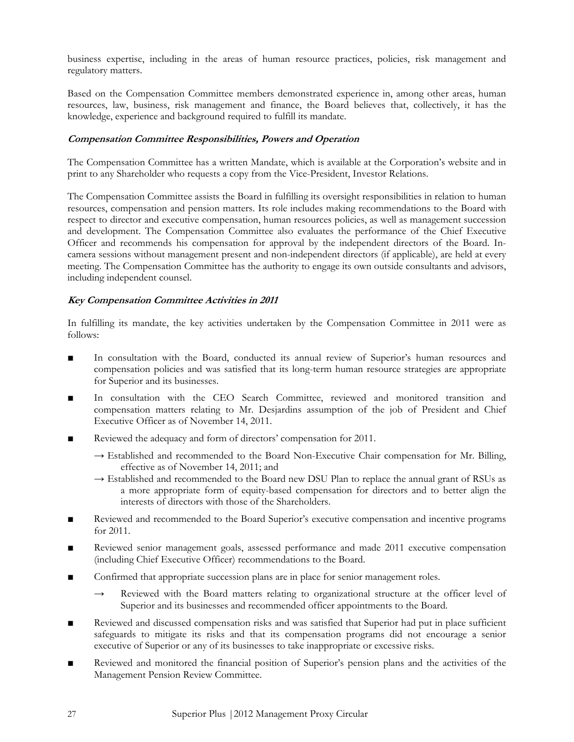business expertise, including in the areas of human resource practices, policies, risk management and regulatory matters.

Based on the Compensation Committee members demonstrated experience in, among other areas, human resources, law, business, risk management and finance, the Board believes that, collectively, it has the knowledge, experience and background required to fulfill its mandate.

***Compensation Committee Responsibilities, Powers and Operation***

The Compensation Committee has a written Mandate, which is available at the Corporation's website and in print to any Shareholder who requests a copy from the Vice-President, Investor Relations.

The Compensation Committee assists the Board in fulfilling its oversight responsibilities in relation to human resources, compensation and pension matters. Its role includes making recommendations to the Board with respect to director and executive compensation, human resources policies, as well as management succession and development. The Compensation Committee also evaluates the performance of the Chief Executive Officer and recommends his compensation for approval by the independent directors of the Board. In-camera sessions without management present and non-independent directors (if applicable), are held at every meeting. The Compensation Committee has the authority to engage its own outside consultants and advisors, including independent counsel.

***Key Compensation Committee Activities in 2011***

In fulfilling its mandate, the key activities undertaken by the Compensation Committee in 2011 were as follows:

- In consultation with the Board, conducted its annual review of Superior's human resources and compensation policies and was satisfied that its long-term human resource strategies are appropriate for Superior and its businesses.
- In consultation with the CEO Search Committee, reviewed and monitored transition and compensation matters relating to Mr. Desjardins assumption of the job of President and Chief Executive Officer as of November 14, 2011.
- Reviewed the adequacy and form of directors' compensation for 2011.
  - → Established and recommended to the Board Non-Executive Chair compensation for Mr. Billing, effective as of November 14, 2011; and
  - → Established and recommended to the Board new DSU Plan to replace the annual grant of RSUs as a more appropriate form of equity-based compensation for directors and to better align the interests of directors with those of the Shareholders.
- Reviewed and recommended to the Board Superior's executive compensation and incentive programs for 2011.
- Reviewed senior management goals, assessed performance and made 2011 executive compensation (including Chief Executive Officer) recommendations to the Board.
- Confirmed that appropriate succession plans are in place for senior management roles.
  - → Reviewed with the Board matters relating to organizational structure at the officer level of Superior and its businesses and recommended officer appointments to the Board.
- Reviewed and discussed compensation risks and was satisfied that Superior had put in place sufficient safeguards to mitigate its risks and that its compensation programs did not encourage a senior executive of Superior or any of its businesses to take inappropriate or excessive risks.
- Reviewed and monitored the financial position of Superior's pension plans and the activities of the Management Pension Review Committee.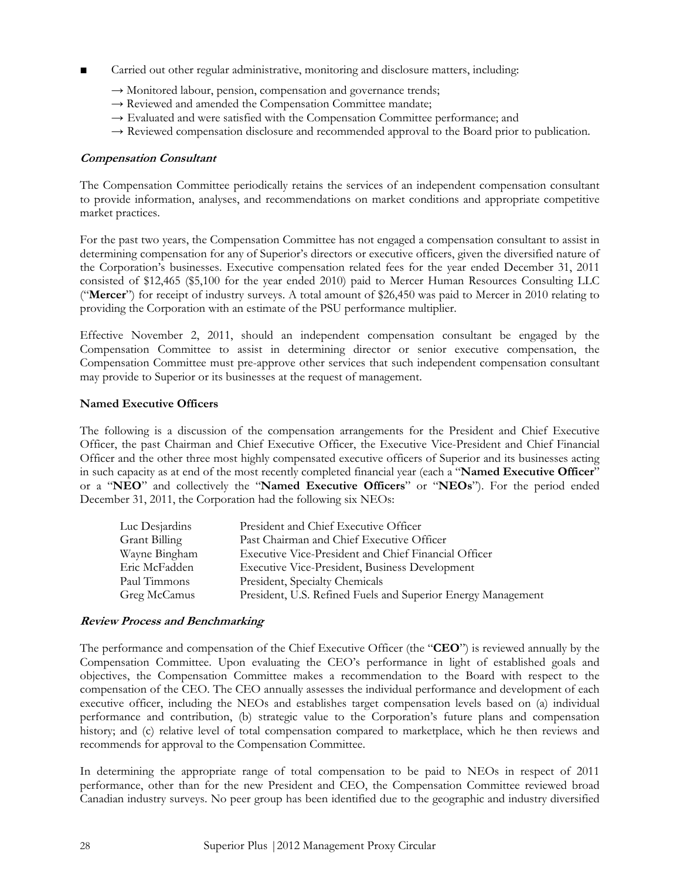- Carried out other regular administrative, monitoring and disclosure matters, including:
  - → Monitored labour, pension, compensation and governance trends;
  - → Reviewed and amended the Compensation Committee mandate;
  - → Evaluated and were satisfied with the Compensation Committee performance; and
  - → Reviewed compensation disclosure and recommended approval to the Board prior to publication.

***Compensation Consultant***

The Compensation Committee periodically retains the services of an independent compensation consultant to provide information, analyses, and recommendations on market conditions and appropriate competitive market practices.

For the past two years, the Compensation Committee has not engaged a compensation consultant to assist in determining compensation for any of Superior's directors or executive officers, given the diversified nature of the Corporation's businesses. Executive compensation related fees for the year ended December 31, 2011 consisted of $12,465 ($5,100 for the year ended 2010) paid to Mercer Human Resources Consulting LLC ("**Mercer**") for receipt of industry surveys. A total amount of $26,450 was paid to Mercer in 2010 relating to providing the Corporation with an estimate of the PSU performance multiplier.

Effective November 2, 2011, should an independent compensation consultant be engaged by the Compensation Committee to assist in determining director or senior executive compensation, the Compensation Committee must pre-approve other services that such independent compensation consultant may provide to Superior or its businesses at the request of management.

**Named Executive Officers**

The following is a discussion of the compensation arrangements for the President and Chief Executive Officer, the past Chairman and Chief Executive Officer, the Executive Vice-President and Chief Financial Officer and the other three most highly compensated executive officers of Superior and its businesses acting in such capacity as at end of the most recently completed financial year (each a "**Named Executive Officer**" or a "**NEO**" and collectively the "**Named Executive Officers**" or "**NEOs**"). For the period ended December 31, 2011, the Corporation had the following six NEOs:

| | |
|---|---|
| Luc Desjardins | President and Chief Executive Officer |
| Grant Billing | Past Chairman and Chief Executive Officer |
| Wayne Bingham | Executive Vice-President and Chief Financial Officer |
| Eric McFadden | Executive Vice-President, Business Development |
| Paul Timmons | President, Specialty Chemicals |
| Greg McCamus | President, U.S. Refined Fuels and Superior Energy Management |

***Review Process and Benchmarking***

The performance and compensation of the Chief Executive Officer (the "**CEO**") is reviewed annually by the Compensation Committee. Upon evaluating the CEO's performance in light of established goals and objectives, the Compensation Committee makes a recommendation to the Board with respect to the compensation of the CEO. The CEO annually assesses the individual performance and development of each executive officer, including the NEOs and establishes target compensation levels based on (a) individual performance and contribution, (b) strategic value to the Corporation's future plans and compensation history; and (c) relative level of total compensation compared to marketplace, which he then reviews and recommends for approval to the Compensation Committee.

In determining the appropriate range of total compensation to be paid to NEOs in respect of 2011 performance, other than for the new President and CEO, the Compensation Committee reviewed broad Canadian industry surveys. No peer group has been identified due to the geographic and industry diversified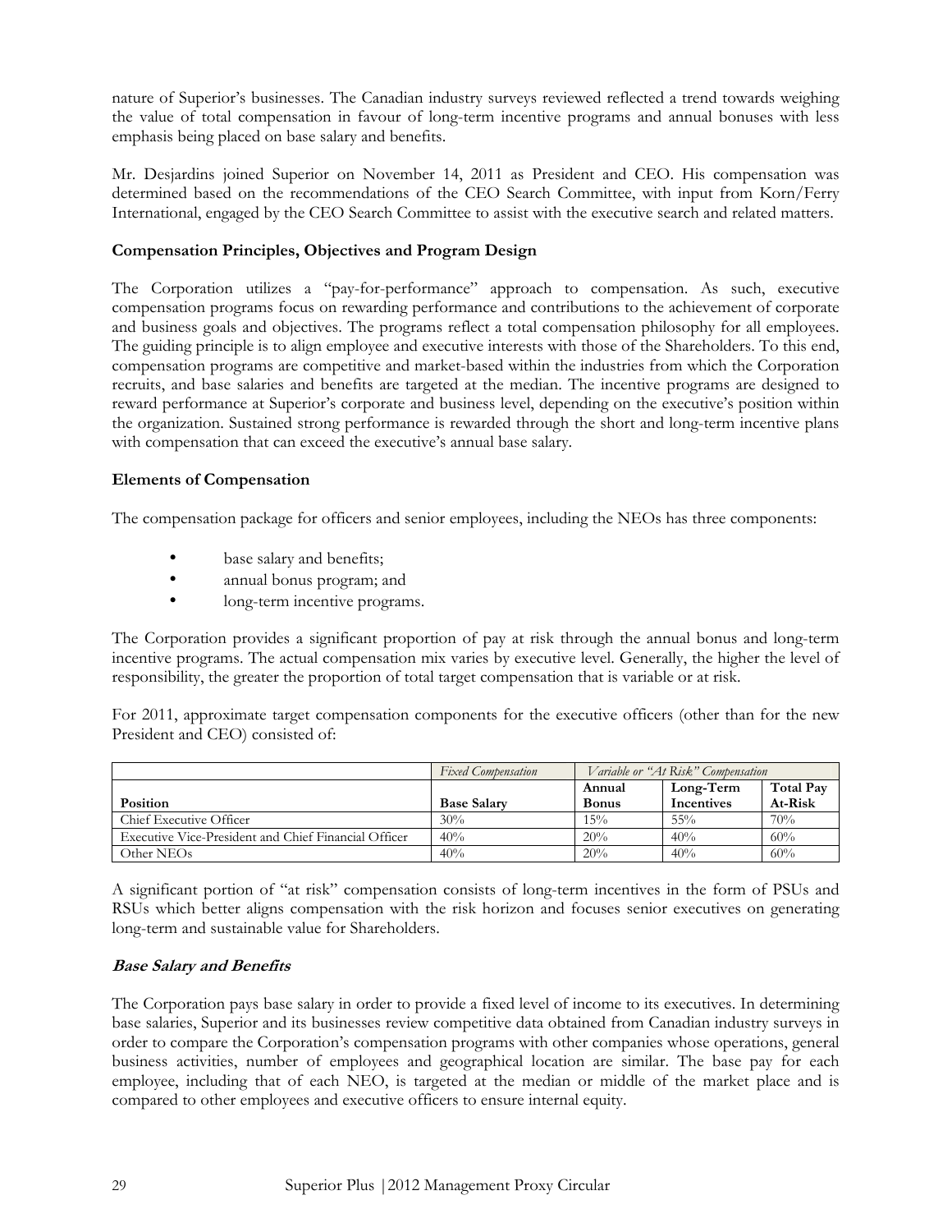nature of Superior's businesses. The Canadian industry surveys reviewed reflected a trend towards weighing the value of total compensation in favour of long-term incentive programs and annual bonuses with less emphasis being placed on base salary and benefits.

Mr. Desjardins joined Superior on November 14, 2011 as President and CEO. His compensation was determined based on the recommendations of the CEO Search Committee, with input from Korn/Ferry International, engaged by the CEO Search Committee to assist with the executive search and related matters.

**Compensation Principles, Objectives and Program Design**

The Corporation utilizes a "pay-for-performance" approach to compensation. As such, executive compensation programs focus on rewarding performance and contributions to the achievement of corporate and business goals and objectives. The programs reflect a total compensation philosophy for all employees. The guiding principle is to align employee and executive interests with those of the Shareholders. To this end, compensation programs are competitive and market-based within the industries from which the Corporation recruits, and base salaries and benefits are targeted at the median. The incentive programs are designed to reward performance at Superior's corporate and business level, depending on the executive's position within the organization. Sustained strong performance is rewarded through the short and long-term incentive plans with compensation that can exceed the executive's annual base salary.

**Elements of Compensation**

The compensation package for officers and senior employees, including the NEOs has three components:

- base salary and benefits;
- annual bonus program; and
- long-term incentive programs.

The Corporation provides a significant proportion of pay at risk through the annual bonus and long-term incentive programs. The actual compensation mix varies by executive level. Generally, the higher the level of responsibility, the greater the proportion of total target compensation that is variable or at risk.

For 2011, approximate target compensation components for the executive officers (other than for the new President and CEO) consisted of:

| | *Fixed Compensation* | *Variable or "At Risk" Compensation* | | |
|---|---|---|---|---|
| **Position** | **Base Salary** | **Annual Bonus** | **Long-Term Incentives** | **Total Pay At-Risk** |
| Chief Executive Officer | 30% | 15% | 55% | 70% |
| Executive Vice-President and Chief Financial Officer | 40% | 20% | 40% | 60% |
| Other NEOs | 40% | 20% | 40% | 60% |

A significant portion of "at risk" compensation consists of long-term incentives in the form of PSUs and RSUs which better aligns compensation with the risk horizon and focuses senior executives on generating long-term and sustainable value for Shareholders.

***Base Salary and Benefits***

The Corporation pays base salary in order to provide a fixed level of income to its executives. In determining base salaries, Superior and its businesses review competitive data obtained from Canadian industry surveys in order to compare the Corporation's compensation programs with other companies whose operations, general business activities, number of employees and geographical location are similar. The base pay for each employee, including that of each NEO, is targeted at the median or middle of the market place and is compared to other employees and executive officers to ensure internal equity.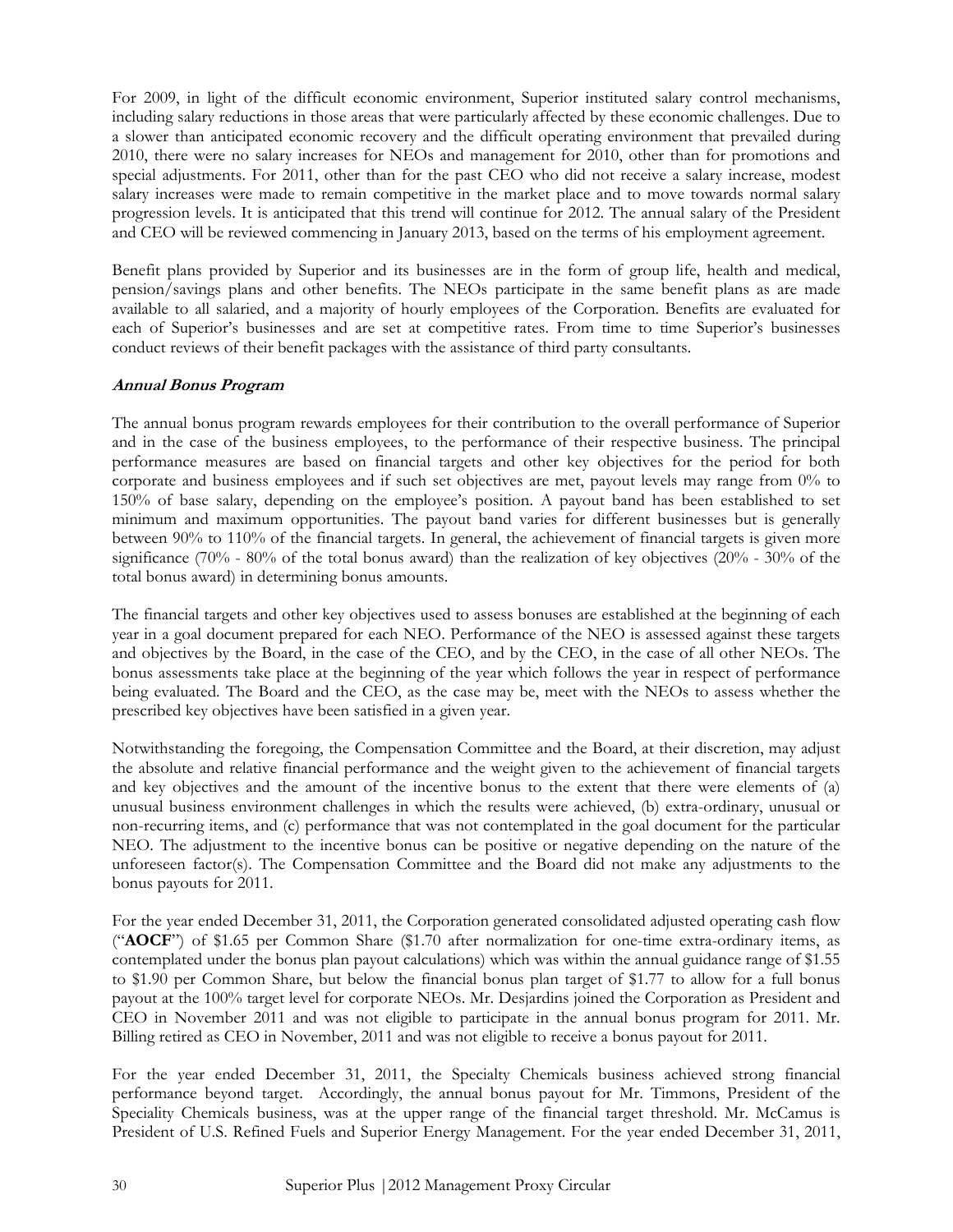For 2009, in light of the difficult economic environment, Superior instituted salary control mechanisms, including salary reductions in those areas that were particularly affected by these economic challenges. Due to a slower than anticipated economic recovery and the difficult operating environment that prevailed during 2010, there were no salary increases for NEOs and management for 2010, other than for promotions and special adjustments. For 2011, other than for the past CEO who did not receive a salary increase, modest salary increases were made to remain competitive in the market place and to move towards normal salary progression levels. It is anticipated that this trend will continue for 2012. The annual salary of the President and CEO will be reviewed commencing in January 2013, based on the terms of his employment agreement.

Benefit plans provided by Superior and its businesses are in the form of group life, health and medical, pension/savings plans and other benefits. The NEOs participate in the same benefit plans as are made available to all salaried, and a majority of hourly employees of the Corporation. Benefits are evaluated for each of Superior's businesses and are set at competitive rates. From time to time Superior's businesses conduct reviews of their benefit packages with the assistance of third party consultants.

***Annual Bonus Program***

The annual bonus program rewards employees for their contribution to the overall performance of Superior and in the case of the business employees, to the performance of their respective business. The principal performance measures are based on financial targets and other key objectives for the period for both corporate and business employees and if such set objectives are met, payout levels may range from 0% to 150% of base salary, depending on the employee's position. A payout band has been established to set minimum and maximum opportunities. The payout band varies for different businesses but is generally between 90% to 110% of the financial targets. In general, the achievement of financial targets is given more significance (70% - 80% of the total bonus award) than the realization of key objectives (20% - 30% of the total bonus award) in determining bonus amounts.

The financial targets and other key objectives used to assess bonuses are established at the beginning of each year in a goal document prepared for each NEO. Performance of the NEO is assessed against these targets and objectives by the Board, in the case of the CEO, and by the CEO, in the case of all other NEOs. The bonus assessments take place at the beginning of the year which follows the year in respect of performance being evaluated. The Board and the CEO, as the case may be, meet with the NEOs to assess whether the prescribed key objectives have been satisfied in a given year.

Notwithstanding the foregoing, the Compensation Committee and the Board, at their discretion, may adjust the absolute and relative financial performance and the weight given to the achievement of financial targets and key objectives and the amount of the incentive bonus to the extent that there were elements of (a) unusual business environment challenges in which the results were achieved, (b) extra-ordinary, unusual or non-recurring items, and (c) performance that was not contemplated in the goal document for the particular NEO. The adjustment to the incentive bonus can be positive or negative depending on the nature of the unforeseen factor(s). The Compensation Committee and the Board did not make any adjustments to the bonus payouts for 2011.

For the year ended December 31, 2011, the Corporation generated consolidated adjusted operating cash flow ("**AOCF**") of $1.65 per Common Share ($1.70 after normalization for one-time extra-ordinary items, as contemplated under the bonus plan payout calculations) which was within the annual guidance range of $1.55 to $1.90 per Common Share, but below the financial bonus plan target of $1.77 to allow for a full bonus payout at the 100% target level for corporate NEOs. Mr. Desjardins joined the Corporation as President and CEO in November 2011 and was not eligible to participate in the annual bonus program for 2011. Mr. Billing retired as CEO in November, 2011 and was not eligible to receive a bonus payout for 2011.

For the year ended December 31, 2011, the Specialty Chemicals business achieved strong financial performance beyond target. Accordingly, the annual bonus payout for Mr. Timmons, President of the Speciality Chemicals business, was at the upper range of the financial target threshold. Mr. McCamus is President of U.S. Refined Fuels and Superior Energy Management. For the year ended December 31, 2011,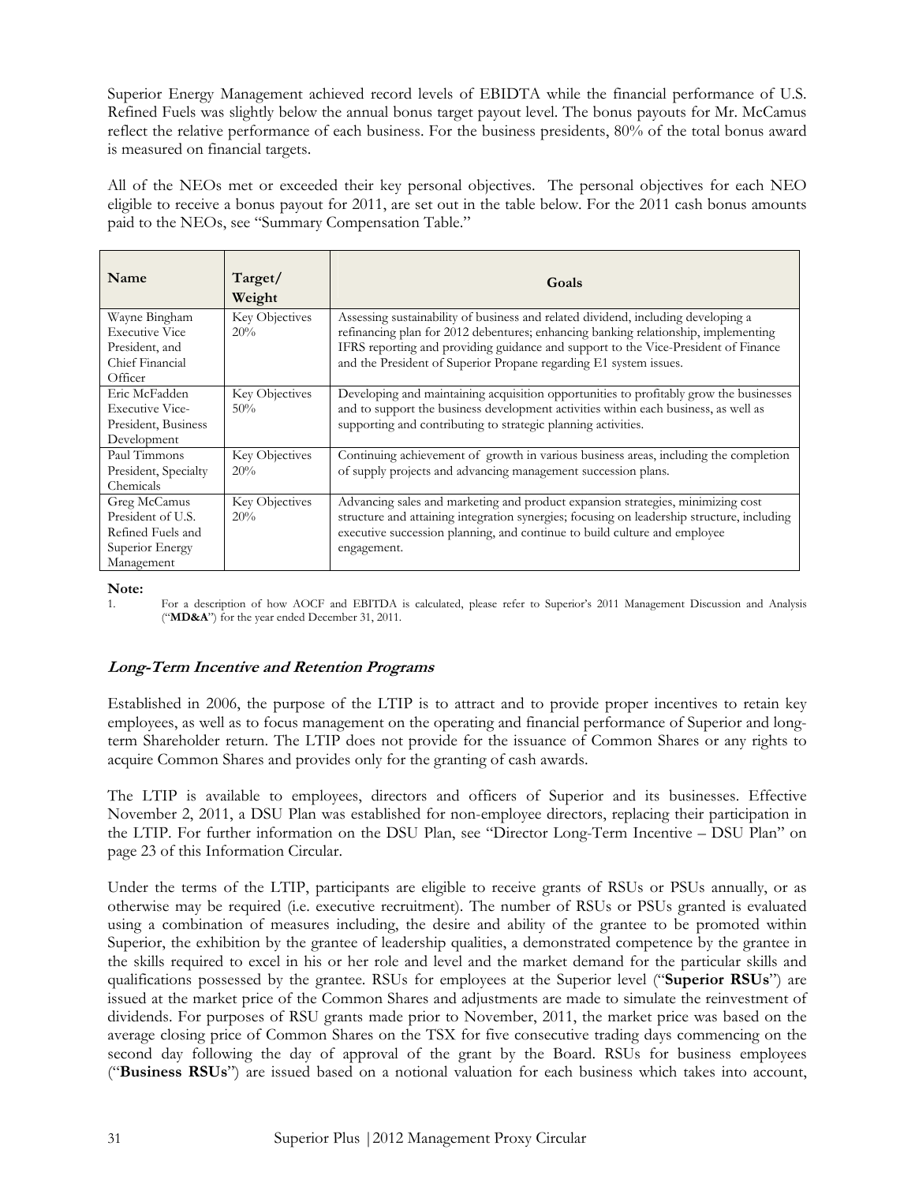Superior Energy Management achieved record levels of EBIDTA while the financial performance of U.S. Refined Fuels was slightly below the annual bonus target payout level. The bonus payouts for Mr. McCamus reflect the relative performance of each business. For the business presidents, 80% of the total bonus award is measured on financial targets.

All of the NEOs met or exceeded their key personal objectives. The personal objectives for each NEO eligible to receive a bonus payout for 2011, are set out in the table below. For the 2011 cash bonus amounts paid to the NEOs, see "Summary Compensation Table."

| Name | Target/ Weight | Goals |
|---|---|---|
| Wayne Bingham Executive Vice President, and Chief Financial Officer | Key Objectives 20% | Assessing sustainability of business and related dividend, including developing a refinancing plan for 2012 debentures; enhancing banking relationship, implementing IFRS reporting and providing guidance and support to the Vice-President of Finance and the President of Superior Propane regarding E1 system issues. |
| Eric McFadden Executive Vice-President, Business Development | Key Objectives 50% | Developing and maintaining acquisition opportunities to profitably grow the businesses and to support the business development activities within each business, as well as supporting and contributing to strategic planning activities. |
| Paul Timmons President, Specialty Chemicals | Key Objectives 20% | Continuing achievement of growth in various business areas, including the completion of supply projects and advancing management succession plans. |
| Greg McCamus President of U.S. Refined Fuels and Superior Energy Management | Key Objectives 20% | Advancing sales and marketing and product expansion strategies, minimizing cost structure and attaining integration synergies; focusing on leadership structure, including executive succession planning, and continue to build culture and employee engagement. |

**Note:**

1. For a description of how AOCF and EBITDA is calculated, please refer to Superior's 2011 Management Discussion and Analysis ("**MD&A**") for the year ended December 31, 2011.

### ***Long-Term Incentive and Retention Programs***

Established in 2006, the purpose of the LTIP is to attract and to provide proper incentives to retain key employees, as well as to focus management on the operating and financial performance of Superior and long-term Shareholder return. The LTIP does not provide for the issuance of Common Shares or any rights to acquire Common Shares and provides only for the granting of cash awards.

The LTIP is available to employees, directors and officers of Superior and its businesses. Effective November 2, 2011, a DSU Plan was established for non-employee directors, replacing their participation in the LTIP. For further information on the DSU Plan, see "Director Long-Term Incentive – DSU Plan" on page 23 of this Information Circular.

Under the terms of the LTIP, participants are eligible to receive grants of RSUs or PSUs annually, or as otherwise may be required (i.e. executive recruitment). The number of RSUs or PSUs granted is evaluated using a combination of measures including, the desire and ability of the grantee to be promoted within Superior, the exhibition by the grantee of leadership qualities, a demonstrated competence by the grantee in the skills required to excel in his or her role and level and the market demand for the particular skills and qualifications possessed by the grantee. RSUs for employees at the Superior level ("**Superior RSUs**") are issued at the market price of the Common Shares and adjustments are made to simulate the reinvestment of dividends. For purposes of RSU grants made prior to November, 2011, the market price was based on the average closing price of Common Shares on the TSX for five consecutive trading days commencing on the second day following the day of approval of the grant by the Board. RSUs for business employees ("**Business RSUs**") are issued based on a notional valuation for each business which takes into account,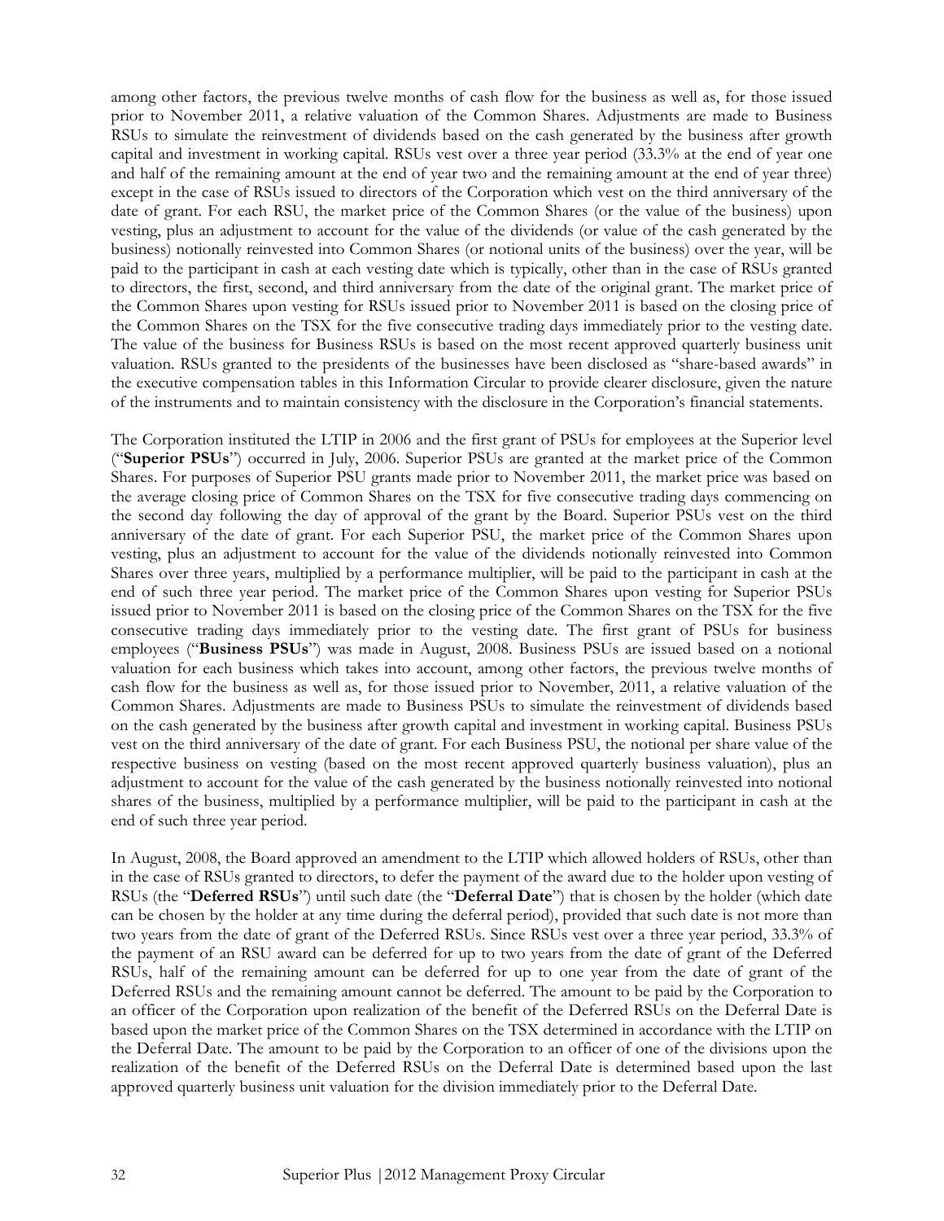among other factors, the previous twelve months of cash flow for the business as well as, for those issued prior to November 2011, a relative valuation of the Common Shares. Adjustments are made to Business RSUs to simulate the reinvestment of dividends based on the cash generated by the business after growth capital and investment in working capital. RSUs vest over a three year period (33.3% at the end of year one and half of the remaining amount at the end of year two and the remaining amount at the end of year three) except in the case of RSUs issued to directors of the Corporation which vest on the third anniversary of the date of grant. For each RSU, the market price of the Common Shares (or the value of the business) upon vesting, plus an adjustment to account for the value of the dividends (or value of the cash generated by the business) notionally reinvested into Common Shares (or notional units of the business) over the year, will be paid to the participant in cash at each vesting date which is typically, other than in the case of RSUs granted to directors, the first, second, and third anniversary from the date of the original grant. The market price of the Common Shares upon vesting for RSUs issued prior to November 2011 is based on the closing price of the Common Shares on the TSX for the five consecutive trading days immediately prior to the vesting date. The value of the business for Business RSUs is based on the most recent approved quarterly business unit valuation. RSUs granted to the presidents of the businesses have been disclosed as "share-based awards" in the executive compensation tables in this Information Circular to provide clearer disclosure, given the nature of the instruments and to maintain consistency with the disclosure in the Corporation's financial statements.

The Corporation instituted the LTIP in 2006 and the first grant of PSUs for employees at the Superior level ("**Superior PSUs**") occurred in July, 2006. Superior PSUs are granted at the market price of the Common Shares. For purposes of Superior PSU grants made prior to November 2011, the market price was based on the average closing price of Common Shares on the TSX for five consecutive trading days commencing on the second day following the day of approval of the grant by the Board. Superior PSUs vest on the third anniversary of the date of grant. For each Superior PSU, the market price of the Common Shares upon vesting, plus an adjustment to account for the value of the dividends notionally reinvested into Common Shares over three years, multiplied by a performance multiplier, will be paid to the participant in cash at the end of such three year period. The market price of the Common Shares upon vesting for Superior PSUs issued prior to November 2011 is based on the closing price of the Common Shares on the TSX for the five consecutive trading days immediately prior to the vesting date. The first grant of PSUs for business employees ("**Business PSUs**") was made in August, 2008. Business PSUs are issued based on a notional valuation for each business which takes into account, among other factors, the previous twelve months of cash flow for the business as well as, for those issued prior to November, 2011, a relative valuation of the Common Shares. Adjustments are made to Business PSUs to simulate the reinvestment of dividends based on the cash generated by the business after growth capital and investment in working capital. Business PSUs vest on the third anniversary of the date of grant. For each Business PSU, the notional per share value of the respective business on vesting (based on the most recent approved quarterly business valuation), plus an adjustment to account for the value of the cash generated by the business notionally reinvested into notional shares of the business, multiplied by a performance multiplier, will be paid to the participant in cash at the end of such three year period.

In August, 2008, the Board approved an amendment to the LTIP which allowed holders of RSUs, other than in the case of RSUs granted to directors, to defer the payment of the award due to the holder upon vesting of RSUs (the "**Deferred RSUs**") until such date (the "**Deferral Date**") that is chosen by the holder (which date can be chosen by the holder at any time during the deferral period), provided that such date is not more than two years from the date of grant of the Deferred RSUs. Since RSUs vest over a three year period, 33.3% of the payment of an RSU award can be deferred for up to two years from the date of grant of the Deferred RSUs, half of the remaining amount can be deferred for up to one year from the date of grant of the Deferred RSUs and the remaining amount cannot be deferred. The amount to be paid by the Corporation to an officer of the Corporation upon realization of the benefit of the Deferred RSUs on the Deferral Date is based upon the market price of the Common Shares on the TSX determined in accordance with the LTIP on the Deferral Date. The amount to be paid by the Corporation to an officer of one of the divisions upon the realization of the benefit of the Deferred RSUs on the Deferral Date is determined based upon the last approved quarterly business unit valuation for the division immediately prior to the Deferral Date.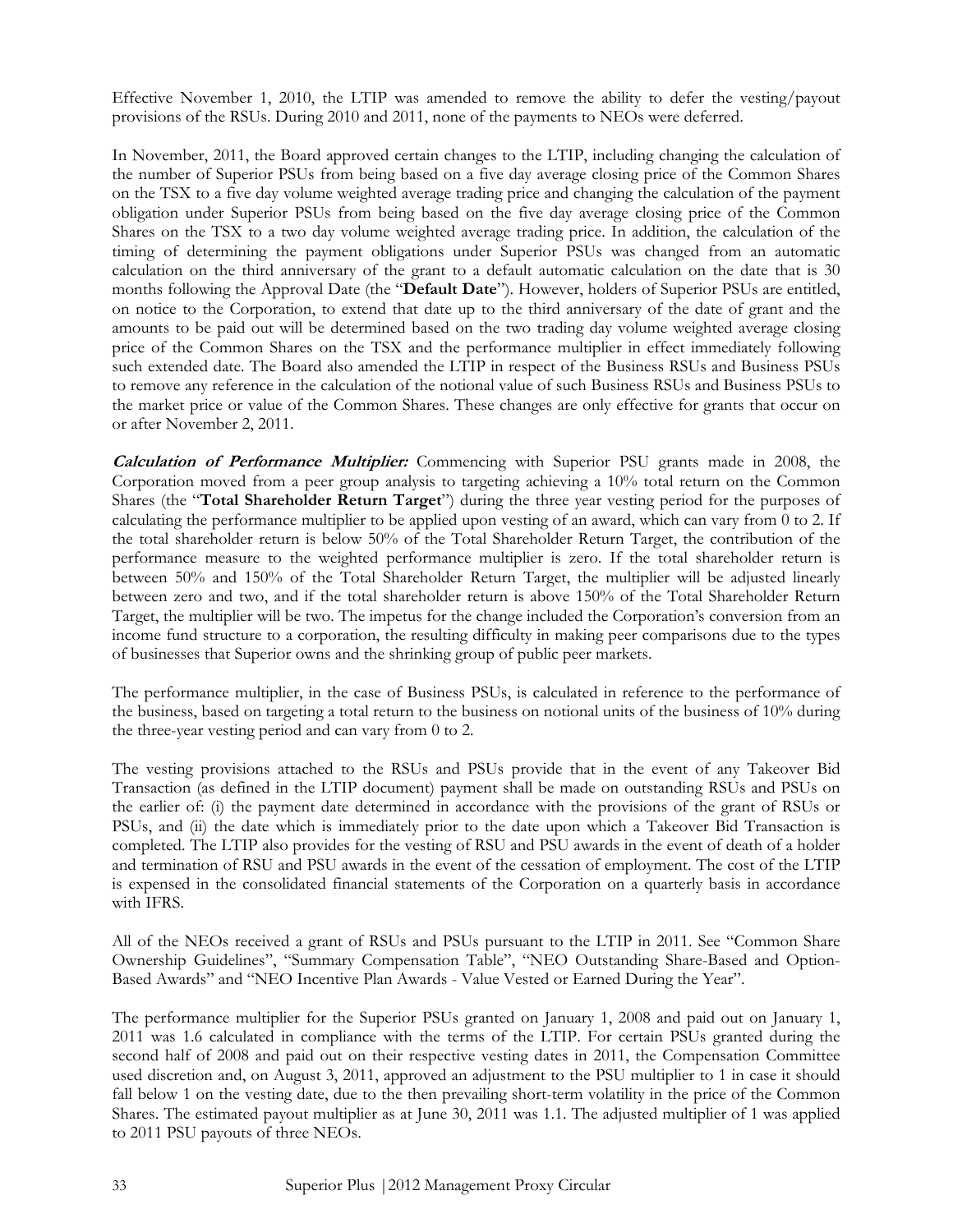Effective November 1, 2010, the LTIP was amended to remove the ability to defer the vesting/payout provisions of the RSUs. During 2010 and 2011, none of the payments to NEOs were deferred.

In November, 2011, the Board approved certain changes to the LTIP, including changing the calculation of the number of Superior PSUs from being based on a five day average closing price of the Common Shares on the TSX to a five day volume weighted average trading price and changing the calculation of the payment obligation under Superior PSUs from being based on the five day average closing price of the Common Shares on the TSX to a two day volume weighted average trading price. In addition, the calculation of the timing of determining the payment obligations under Superior PSUs was changed from an automatic calculation on the third anniversary of the grant to a default automatic calculation on the date that is 30 months following the Approval Date (the "**Default Date**"). However, holders of Superior PSUs are entitled, on notice to the Corporation, to extend that date up to the third anniversary of the date of grant and the amounts to be paid out will be determined based on the two trading day volume weighted average closing price of the Common Shares on the TSX and the performance multiplier in effect immediately following such extended date. The Board also amended the LTIP in respect of the Business RSUs and Business PSUs to remove any reference in the calculation of the notional value of such Business RSUs and Business PSUs to the market price or value of the Common Shares. These changes are only effective for grants that occur on or after November 2, 2011.

***Calculation of Performance Multiplier:*** Commencing with Superior PSU grants made in 2008, the Corporation moved from a peer group analysis to targeting achieving a 10% total return on the Common Shares (the "**Total Shareholder Return Target**") during the three year vesting period for the purposes of calculating the performance multiplier to be applied upon vesting of an award, which can vary from 0 to 2. If the total shareholder return is below 50% of the Total Shareholder Return Target, the contribution of the performance measure to the weighted performance multiplier is zero. If the total shareholder return is between 50% and 150% of the Total Shareholder Return Target, the multiplier will be adjusted linearly between zero and two, and if the total shareholder return is above 150% of the Total Shareholder Return Target, the multiplier will be two. The impetus for the change included the Corporation's conversion from an income fund structure to a corporation, the resulting difficulty in making peer comparisons due to the types of businesses that Superior owns and the shrinking group of public peer markets.

The performance multiplier, in the case of Business PSUs, is calculated in reference to the performance of the business, based on targeting a total return to the business on notional units of the business of 10% during the three-year vesting period and can vary from 0 to 2.

The vesting provisions attached to the RSUs and PSUs provide that in the event of any Takeover Bid Transaction (as defined in the LTIP document) payment shall be made on outstanding RSUs and PSUs on the earlier of: (i) the payment date determined in accordance with the provisions of the grant of RSUs or PSUs, and (ii) the date which is immediately prior to the date upon which a Takeover Bid Transaction is completed. The LTIP also provides for the vesting of RSU and PSU awards in the event of death of a holder and termination of RSU and PSU awards in the event of the cessation of employment. The cost of the LTIP is expensed in the consolidated financial statements of the Corporation on a quarterly basis in accordance with IFRS.

All of the NEOs received a grant of RSUs and PSUs pursuant to the LTIP in 2011. See "Common Share Ownership Guidelines", "Summary Compensation Table", "NEO Outstanding Share-Based and Option-Based Awards" and "NEO Incentive Plan Awards - Value Vested or Earned During the Year".

The performance multiplier for the Superior PSUs granted on January 1, 2008 and paid out on January 1, 2011 was 1.6 calculated in compliance with the terms of the LTIP. For certain PSUs granted during the second half of 2008 and paid out on their respective vesting dates in 2011, the Compensation Committee used discretion and, on August 3, 2011, approved an adjustment to the PSU multiplier to 1 in case it should fall below 1 on the vesting date, due to the then prevailing short-term volatility in the price of the Common Shares. The estimated payout multiplier as at June 30, 2011 was 1.1. The adjusted multiplier of 1 was applied to 2011 PSU payouts of three NEOs.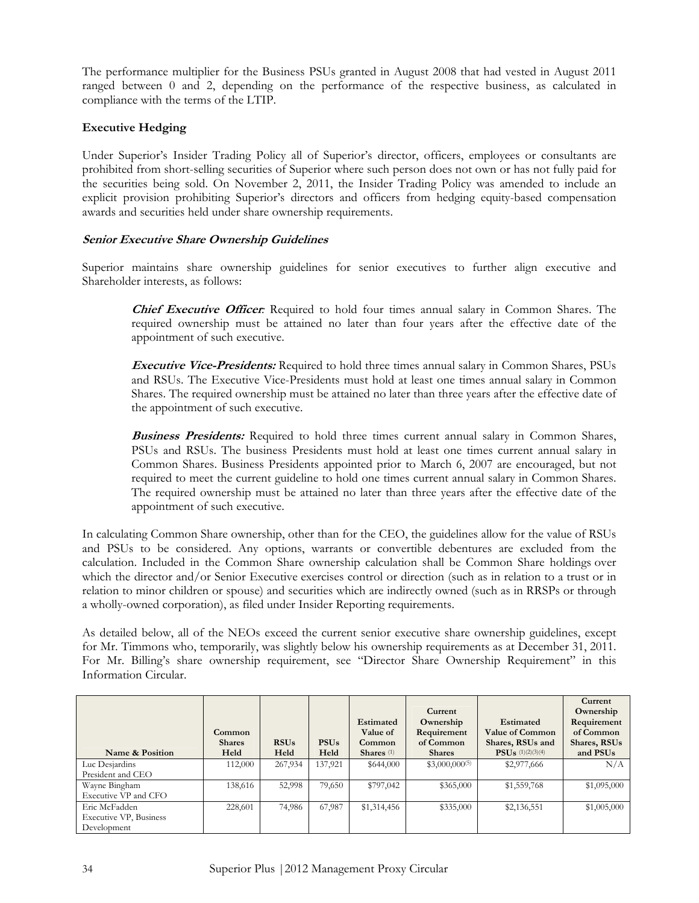The performance multiplier for the Business PSUs granted in August 2008 that had vested in August 2011 ranged between 0 and 2, depending on the performance of the respective business, as calculated in compliance with the terms of the LTIP.

**Executive Hedging**

Under Superior's Insider Trading Policy all of Superior's director, officers, employees or consultants are prohibited from short-selling securities of Superior where such person does not own or has not fully paid for the securities being sold. On November 2, 2011, the Insider Trading Policy was amended to include an explicit provision prohibiting Superior's directors and officers from hedging equity-based compensation awards and securities held under share ownership requirements.

***Senior Executive Share Ownership Guidelines***

Superior maintains share ownership guidelines for senior executives to further align executive and Shareholder interests, as follows:

> ***Chief Executive Officer***: Required to hold four times annual salary in Common Shares. The required ownership must be attained no later than four years after the effective date of the appointment of such executive.
>
> ***Executive Vice-Presidents:*** Required to hold three times annual salary in Common Shares, PSUs and RSUs. The Executive Vice-Presidents must hold at least one times annual salary in Common Shares. The required ownership must be attained no later than three years after the effective date of the appointment of such executive.
>
> ***Business Presidents:*** Required to hold three times current annual salary in Common Shares, PSUs and RSUs. The business Presidents must hold at least one times current annual salary in Common Shares. Business Presidents appointed prior to March 6, 2007 are encouraged, but not required to meet the current guideline to hold one times current annual salary in Common Shares. The required ownership must be attained no later than three years after the effective date of the appointment of such executive.

In calculating Common Share ownership, other than for the CEO, the guidelines allow for the value of RSUs and PSUs to be considered. Any options, warrants or convertible debentures are excluded from the calculation. Included in the Common Share ownership calculation shall be Common Share holdings over which the director and/or Senior Executive exercises control or direction (such as in relation to a trust or in relation to minor children or spouse) and securities which are indirectly owned (such as in RRSPs or through a wholly-owned corporation), as filed under Insider Reporting requirements.

As detailed below, all of the NEOs exceed the current senior executive share ownership guidelines, except for Mr. Timmons who, temporarily, was slightly below his ownership requirements as at December 31, 2011. For Mr. Billing's share ownership requirement, see "Director Share Ownership Requirement" in this Information Circular.

| Name & Position | Common Shares Held | RSUs Held | PSUs Held | Estimated Value of Common Shares (1) | Current Ownership Requirement of Common Shares | Estimated Value of Common Shares, RSUs and PSUs (1)(2)(3)(4) | Current Ownership Requirement of Common Shares, RSUs and PSUs |
|---|---|---|---|---|---|---|---|
| Luc Desjardins<br>President and CEO | 112,000 | 267,934 | 137,921 | $644,000 | $3,000,000(5) | $2,977,666 | N/A |
| Wayne Bingham<br>Executive VP and CFO | 138,616 | 52,998 | 79,650 | $797,042 | $365,000 | $1,559,768 | $1,095,000 |
| Eric McFadden<br>Executive VP, Business Development | 228,601 | 74,986 | 67,987 | $1,314,456 | $335,000 | $2,136,551 | $1,005,000 |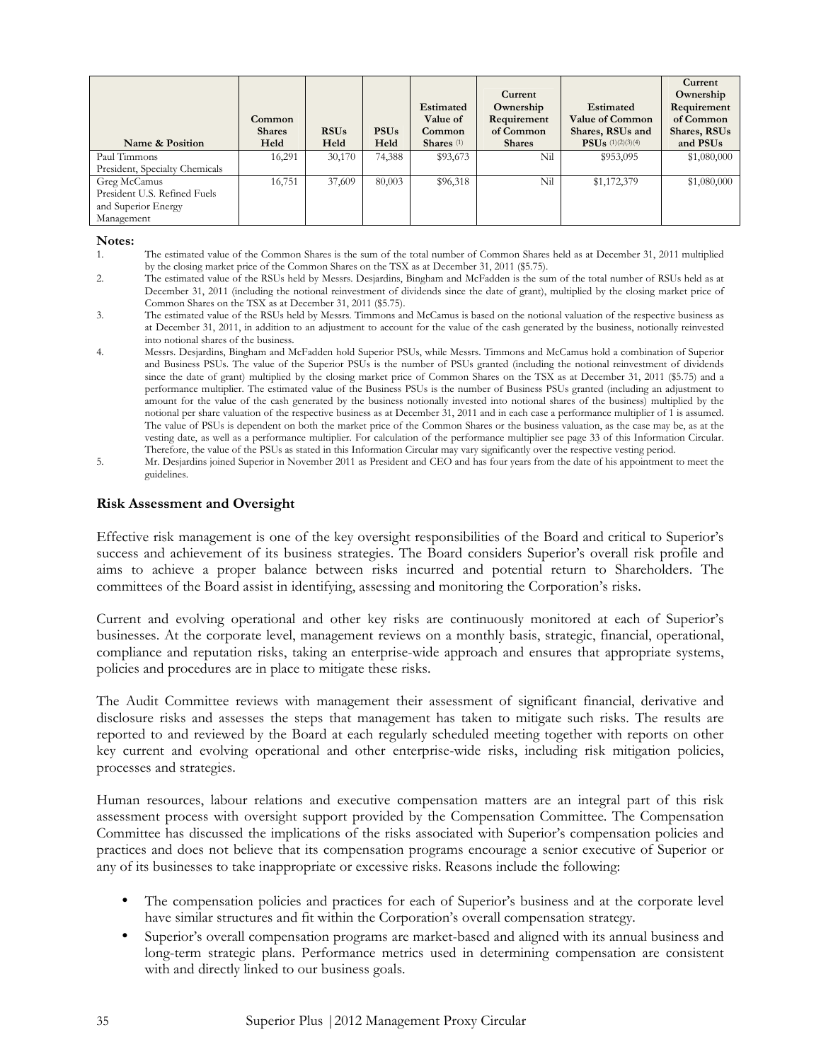| Name & Position | Common Shares Held | RSUs Held | PSUs Held | Estimated Value of Common Shares (1) | Current Ownership Requirement of Common Shares | Estimated Value of Common Shares, RSUs and PSUs (1)(2)(3)(4) | Current Ownership Requirement of Common Shares, RSUs and PSUs |
|---|---|---|---|---|---|---|---|
| Paul Timmons President, Specialty Chemicals | 16,291 | 30,170 | 74,388 | $93,673 | Nil | $953,095 | $1,080,000 |
| Greg McCamus President U.S. Refined Fuels and Superior Energy Management | 16,751 | 37,609 | 80,003 | $96,318 | Nil | $1,172,379 | $1,080,000 |

**Notes:**

1. The estimated value of the Common Shares is the sum of the total number of Common Shares held as at December 31, 2011 multiplied by the closing market price of the Common Shares on the TSX as at December 31, 2011 ($5.75).
2. The estimated value of the RSUs held by Messrs. Desjardins, Bingham and McFadden is the sum of the total number of RSUs held as at December 31, 2011 (including the notional reinvestment of dividends since the date of grant), multiplied by the closing market price of Common Shares on the TSX as at December 31, 2011 ($5.75).
3. The estimated value of the RSUs held by Messrs. Timmons and McCamus is based on the notional valuation of the respective business as at December 31, 2011, in addition to an adjustment to account for the value of the cash generated by the business, notionally reinvested into notional shares of the business.
4. Messrs. Desjardins, Bingham and McFadden hold Superior PSUs, while Messrs. Timmons and McCamus hold a combination of Superior and Business PSUs. The value of the Superior PSUs is the number of PSUs granted (including the notional reinvestment of dividends since the date of grant) multiplied by the closing market price of Common Shares on the TSX as at December 31, 2011 ($5.75) and a performance multiplier. The estimated value of the Business PSUs is the number of Business PSUs granted (including an adjustment to amount for the value of the cash generated by the business notionally invested into notional shares of the business) multiplied by the notional per share valuation of the respective business as at December 31, 2011 and in each case a performance multiplier of 1 is assumed. The value of PSUs is dependent on both the market price of the Common Shares or the business valuation, as the case may be, as at the vesting date, as well as a performance multiplier. For calculation of the performance multiplier see page 33 of this Information Circular. Therefore, the value of the PSUs as stated in this Information Circular may vary significantly over the respective vesting period.
5. Mr. Desjardins joined Superior in November 2011 as President and CEO and has four years from the date of his appointment to meet the guidelines.

### Risk Assessment and Oversight

Effective risk management is one of the key oversight responsibilities of the Board and critical to Superior's success and achievement of its business strategies. The Board considers Superior's overall risk profile and aims to achieve a proper balance between risks incurred and potential return to Shareholders. The committees of the Board assist in identifying, assessing and monitoring the Corporation's risks.

Current and evolving operational and other key risks are continuously monitored at each of Superior's businesses. At the corporate level, management reviews on a monthly basis, strategic, financial, operational, compliance and reputation risks, taking an enterprise-wide approach and ensures that appropriate systems, policies and procedures are in place to mitigate these risks.

The Audit Committee reviews with management their assessment of significant financial, derivative and disclosure risks and assesses the steps that management has taken to mitigate such risks. The results are reported to and reviewed by the Board at each regularly scheduled meeting together with reports on other key current and evolving operational and other enterprise-wide risks, including risk mitigation policies, processes and strategies.

Human resources, labour relations and executive compensation matters are an integral part of this risk assessment process with oversight support provided by the Compensation Committee. The Compensation Committee has discussed the implications of the risks associated with Superior's compensation policies and practices and does not believe that its compensation programs encourage a senior executive of Superior or any of its businesses to take inappropriate or excessive risks. Reasons include the following:

- The compensation policies and practices for each of Superior's business and at the corporate level have similar structures and fit within the Corporation's overall compensation strategy.
- Superior's overall compensation programs are market-based and aligned with its annual business and long-term strategic plans. Performance metrics used in determining compensation are consistent with and directly linked to our business goals.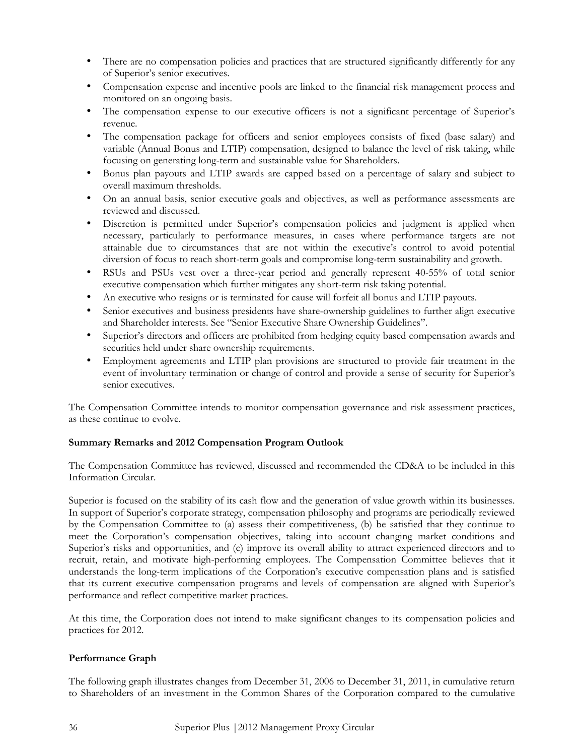- There are no compensation policies and practices that are structured significantly differently for any of Superior's senior executives.
- Compensation expense and incentive pools are linked to the financial risk management process and monitored on an ongoing basis.
- The compensation expense to our executive officers is not a significant percentage of Superior's revenue.
- The compensation package for officers and senior employees consists of fixed (base salary) and variable (Annual Bonus and LTIP) compensation, designed to balance the level of risk taking, while focusing on generating long-term and sustainable value for Shareholders.
- Bonus plan payouts and LTIP awards are capped based on a percentage of salary and subject to overall maximum thresholds.
- On an annual basis, senior executive goals and objectives, as well as performance assessments are reviewed and discussed.
- Discretion is permitted under Superior's compensation policies and judgment is applied when necessary, particularly to performance measures, in cases where performance targets are not attainable due to circumstances that are not within the executive's control to avoid potential diversion of focus to reach short-term goals and compromise long-term sustainability and growth.
- RSUs and PSUs vest over a three-year period and generally represent 40-55% of total senior executive compensation which further mitigates any short-term risk taking potential.
- An executive who resigns or is terminated for cause will forfeit all bonus and LTIP payouts.
- Senior executives and business presidents have share-ownership guidelines to further align executive and Shareholder interests. See "Senior Executive Share Ownership Guidelines".
- Superior's directors and officers are prohibited from hedging equity based compensation awards and securities held under share ownership requirements.
- Employment agreements and LTIP plan provisions are structured to provide fair treatment in the event of involuntary termination or change of control and provide a sense of security for Superior's senior executives.

The Compensation Committee intends to monitor compensation governance and risk assessment practices, as these continue to evolve.

**Summary Remarks and 2012 Compensation Program Outlook**

The Compensation Committee has reviewed, discussed and recommended the CD&A to be included in this Information Circular.

Superior is focused on the stability of its cash flow and the generation of value growth within its businesses. In support of Superior's corporate strategy, compensation philosophy and programs are periodically reviewed by the Compensation Committee to (a) assess their competitiveness, (b) be satisfied that they continue to meet the Corporation's compensation objectives, taking into account changing market conditions and Superior's risks and opportunities, and (c) improve its overall ability to attract experienced directors and to recruit, retain, and motivate high-performing employees. The Compensation Committee believes that it understands the long-term implications of the Corporation's executive compensation plans and is satisfied that its current executive compensation programs and levels of compensation are aligned with Superior's performance and reflect competitive market practices.

At this time, the Corporation does not intend to make significant changes to its compensation policies and practices for 2012.

**Performance Graph**

The following graph illustrates changes from December 31, 2006 to December 31, 2011, in cumulative return to Shareholders of an investment in the Common Shares of the Corporation compared to the cumulative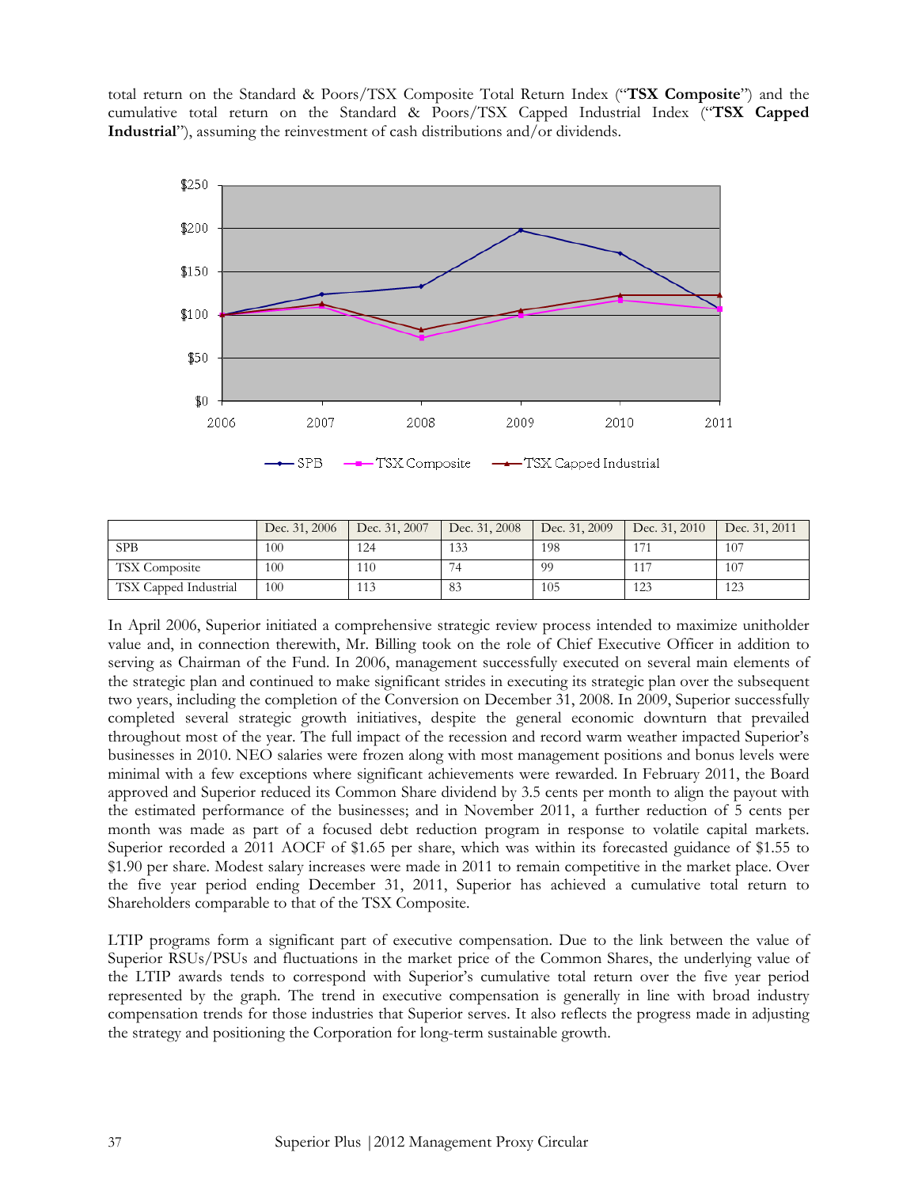total return on the Standard & Poors/TSX Composite Total Return Index ("**TSX Composite**") and the cumulative total return on the Standard & Poors/TSX Capped Industrial Index ("**TSX Capped Industrial**"), assuming the reinvestment of cash distributions and/or dividends.

| | Dec. 31, 2006 | Dec. 31, 2007 | Dec. 31, 2008 | Dec. 31, 2009 | Dec. 31, 2010 | Dec. 31, 2011 |
|---|---|---|---|---|---|---|
| SPB | 100 | 124 | 133 | 198 | 171 | 107 |
| TSX Composite | 100 | 110 | 74 | 99 | 117 | 107 |
| TSX Capped Industrial | 100 | 113 | 83 | 105 | 123 | 123 |

In April 2006, Superior initiated a comprehensive strategic review process intended to maximize unitholder value and, in connection therewith, Mr. Billing took on the role of Chief Executive Officer in addition to serving as Chairman of the Fund. In 2006, management successfully executed on several main elements of the strategic plan and continued to make significant strides in executing its strategic plan over the subsequent two years, including the completion of the Conversion on December 31, 2008. In 2009, Superior successfully completed several strategic growth initiatives, despite the general economic downturn that prevailed throughout most of the year. The full impact of the recession and record warm weather impacted Superior's businesses in 2010. NEO salaries were frozen along with most management positions and bonus levels were minimal with a few exceptions where significant achievements were rewarded. In February 2011, the Board approved and Superior reduced its Common Share dividend by 3.5 cents per month to align the payout with the estimated performance of the businesses; and in November 2011, a further reduction of 5 cents per month was made as part of a focused debt reduction program in response to volatile capital markets. Superior recorded a 2011 AOCF of $1.65 per share, which was within its forecasted guidance of $1.55 to $1.90 per share. Modest salary increases were made in 2011 to remain competitive in the market place. Over the five year period ending December 31, 2011, Superior has achieved a cumulative total return to Shareholders comparable to that of the TSX Composite.

LTIP programs form a significant part of executive compensation. Due to the link between the value of Superior RSUs/PSUs and fluctuations in the market price of the Common Shares, the underlying value of the LTIP awards tends to correspond with Superior's cumulative total return over the five year period represented by the graph. The trend in executive compensation is generally in line with broad industry compensation trends for those industries that Superior serves. It also reflects the progress made in adjusting the strategy and positioning the Corporation for long-term sustainable growth.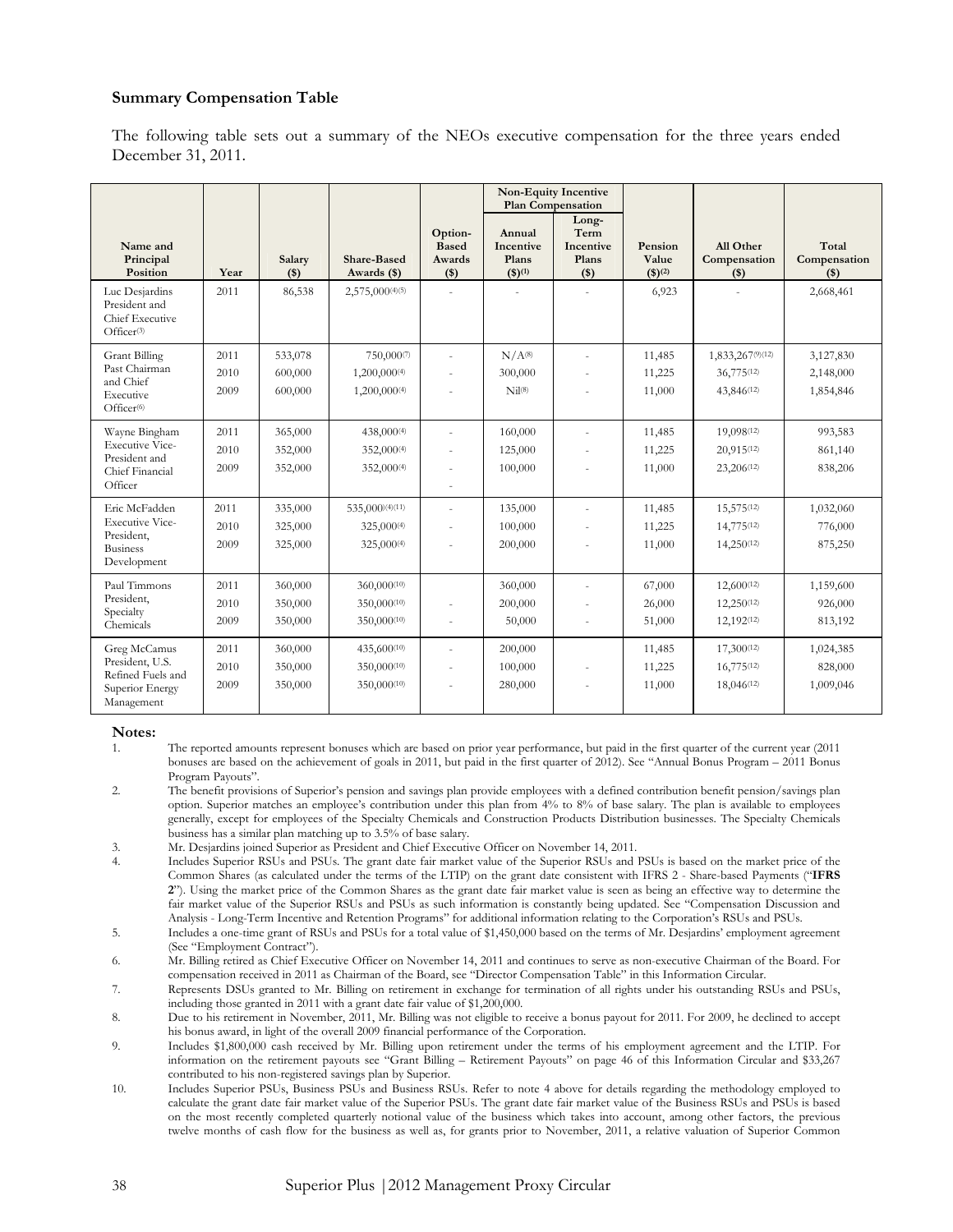### Summary Compensation Table

The following table sets out a summary of the NEOs executive compensation for the three years ended December 31, 2011.

| Name and Principal Position | Year | Salary ($) | Share-Based Awards ($) | Option-Based Awards ($) | Non-Equity Incentive Plan Compensation | | Pension Value ($)[(2)] | All Other Compensation ($) | Total Compensation ($) |
|---|---|---|---|---|---|---|---|---|---|
| | | | | | Annual Incentive Plans ($)[(1)] | Long-Term Incentive Plans ($) | | | |
| Luc Desjardins President and Chief Executive Officer[(3)] | 2011 | 86,538 | 2,575,000[(4)(5)] | - | - | - | 6,923 | - | 2,668,461 |
| Grant Billing Past Chairman and Chief Executive Officer[(6)] | 2011 | 533,078 | 750,000[(7)] | - | N/A[(8)] | - | 11,485 | 1,833,267[(9)(12)] | 3,127,830 |
| | 2010 | 600,000 | 1,200,000[(4)] | - | 300,000 | - | 11,225 | 36,775[(12)] | 2,148,000 |
| | 2009 | 600,000 | 1,200,000[(4)] | - | Nil[(8)] | - | 11,000 | 43,846[(12)] | 1,854,846 |
| Wayne Bingham Executive Vice-President and Chief Financial Officer | 2011 | 365,000 | 438,000[(4)] | - | 160,000 | - | 11,485 | 19,098[(12)] | 993,583 |
| | 2010 | 352,000 | 352,000[(4)] | - | 125,000 | - | 11,225 | 20,915[(12)] | 861,140 |
| | 2009 | 352,000 | 352,000[(4)] | - | 100,000 | - | 11,000 | 23,206[(12)] | 838,206 |
| Eric McFadden Executive Vice-President, Business Development | 2011 | 335,000 | 535,000[(4)(11)] | - | 135,000 | - | 11,485 | 15,575[(12)] | 1,032,060 |
| | 2010 | 325,000 | 325,000[(4)] | - | 100,000 | - | 11,225 | 14,775[(12)] | 776,000 |
| | 2009 | 325,000 | 325,000[(4)] | - | 200,000 | - | 11,000 | 14,250[(12)] | 875,250 |
| Paul Timmons President, Specialty Chemicals | 2011 | 360,000 | 360,000[(10)] | | 360,000 | - | 67,000 | 12,600[(12)] | 1,159,600 |
| | 2010 | 350,000 | 350,000[(10)] | - | 200,000 | - | 26,000 | 12,250[(12)] | 926,000 |
| | 2009 | 350,000 | 350,000[(10)] | - | 50,000 | - | 51,000 | 12,192[(12)] | 813,192 |
| Greg McCamus President, U.S. Refined Fuels and Superior Energy Management | 2011 | 360,000 | 435,600[(10)] | - | 200,000 | | 11,485 | 17,300[(12)] | 1,024,385 |
| | 2010 | 350,000 | 350,000[(10)] | - | 100,000 | - | 11,225 | 16,775[(12)] | 828,000 |
| | 2009 | 350,000 | 350,000[(10)] | - | 280,000 | - | 11,000 | 18,046[(12)] | 1,009,046 |

**Notes:**

1. The reported amounts represent bonuses which are based on prior year performance, but paid in the first quarter of the current year (2011 bonuses are based on the achievement of goals in 2011, but paid in the first quarter of 2012). See "Annual Bonus Program – 2011 Bonus Program Payouts".
2. The benefit provisions of Superior's pension and savings plan provide employees with a defined contribution benefit pension/savings plan option. Superior matches an employee's contribution under this plan from 4% to 8% of base salary. The plan is available to employees generally, except for employees of the Specialty Chemicals and Construction Products Distribution businesses. The Specialty Chemicals business has a similar plan matching up to 3.5% of base salary.
3. Mr. Desjardins joined Superior as President and Chief Executive Officer on November 14, 2011.
4. Includes Superior RSUs and PSUs. The grant date fair market value of the Superior RSUs and PSUs is based on the market price of the Common Shares (as calculated under the terms of the LTIP) on the grant date consistent with IFRS 2 - Share-based Payments ("**IFRS 2**"). Using the market price of the Common Shares as the grant date fair market value is seen as being an effective way to determine the fair market value of the Superior RSUs and PSUs as such information is constantly being updated. See "Compensation Discussion and Analysis - Long-Term Incentive and Retention Programs" for additional information relating to the Corporation's RSUs and PSUs.
5. Includes a one-time grant of RSUs and PSUs for a total value of $1,450,000 based on the terms of Mr. Desjardins' employment agreement (See "Employment Contract").
6. Mr. Billing retired as Chief Executive Officer on November 14, 2011 and continues to serve as non-executive Chairman of the Board. For compensation received in 2011 as Chairman of the Board, see "Director Compensation Table" in this Information Circular.
7. Represents DSUs granted to Mr. Billing on retirement in exchange for termination of all rights under his outstanding RSUs and PSUs, including those granted in 2011 with a grant date fair value of $1,200,000.
8. Due to his retirement in November, 2011, Mr. Billing was not eligible to receive a bonus payout for 2011. For 2009, he declined to accept his bonus award, in light of the overall 2009 financial performance of the Corporation.
9. Includes $1,800,000 cash received by Mr. Billing upon retirement under the terms of his employment agreement and the LTIP. For information on the retirement payouts see "Grant Billing – Retirement Payouts" on page 46 of this Information Circular and $33,267 contributed to his non-registered savings plan by Superior.
10. Includes Superior PSUs, Business PSUs and Business RSUs. Refer to note 4 above for details regarding the methodology employed to calculate the grant date fair market value of the Superior PSUs. The grant date fair market value of the Business RSUs and PSUs is based on the most recently completed quarterly notional value of the business which takes into account, among other factors, the previous twelve months of cash flow for the business as well as, for grants prior to November, 2011, a relative valuation of Superior Common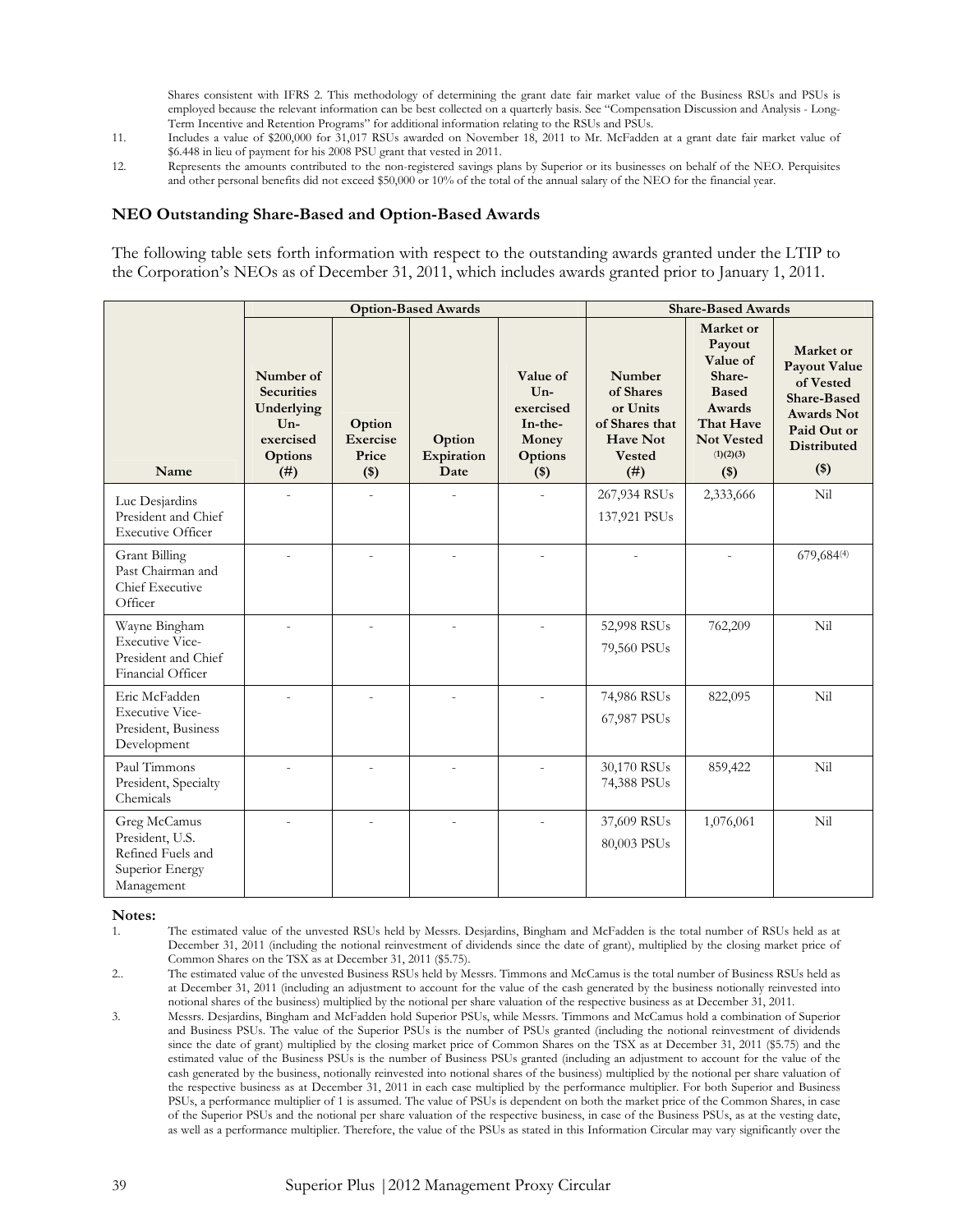Shares consistent with IFRS 2. This methodology of determining the grant date fair market value of the Business RSUs and PSUs is employed because the relevant information can be best collected on a quarterly basis. See "Compensation Discussion and Analysis - Long-Term Incentive and Retention Programs" for additional information relating to the RSUs and PSUs.

11. Includes a value of $200,000 for 31,017 RSUs awarded on November 18, 2011 to Mr. McFadden at a grant date fair market value of $6.448 in lieu of payment for his 2008 PSU grant that vested in 2011.
12. Represents the amounts contributed to the non-registered savings plans by Superior or its businesses on behalf of the NEO. Perquisites and other personal benefits did not exceed $50,000 or 10% of the total of the annual salary of the NEO for the financial year.

### NEO Outstanding Share-Based and Option-Based Awards

The following table sets forth information with respect to the outstanding awards granted under the LTIP to the Corporation's NEOs as of December 31, 2011, which includes awards granted prior to January 1, 2011.

| | Option-Based Awards | | | | Share-Based Awards | | |
|---|---|---|---|---|---|---|---|
| Name | Number of Securities Underlying Un-exercised Options (#) | Option Exercise Price ($) | Option Expiration Date | Value of Un-exercised In-the-Money Options ($) | Number of Shares or Units of Shares that Have Not Vested (#) | Market or Payout Value of Share-Based Awards That Have Not Vested (1)(2)(3) ($) | Market or Payout Value of Vested Share-Based Awards Not Paid Out or Distributed ($) |
| Luc Desjardins President and Chief Executive Officer | - | - | - | - | 267,934 RSUs 137,921 PSUs | 2,333,666 | Nil |
| Grant Billing Past Chairman and Chief Executive Officer | - | - | - | - | - | - | 679,684(4) |
| Wayne Bingham Executive Vice-President and Chief Financial Officer | - | - | - | - | 52,998 RSUs 79,560 PSUs | 762,209 | Nil |
| Eric McFadden Executive Vice-President, Business Development | - | - | - | - | 74,986 RSUs 67,987 PSUs | 822,095 | Nil |
| Paul Timmons President, Specialty Chemicals | - | - | - | - | 30,170 RSUs 74,388 PSUs | 859,422 | Nil |
| Greg McCamus President, U.S. Refined Fuels and Superior Energy Management | - | - | - | - | 37,609 RSUs 80,003 PSUs | 1,076,061 | Nil |

**Notes:**

1. The estimated value of the unvested RSUs held by Messrs. Desjardins, Bingham and McFadden is the total number of RSUs held as at December 31, 2011 (including the notional reinvestment of dividends since the date of grant), multiplied by the closing market price of Common Shares on the TSX as at December 31, 2011 ($5.75).
2. The estimated value of the unvested Business RSUs held by Messrs. Timmons and McCamus is the total number of Business RSUs held as at December 31, 2011 (including an adjustment to account for the value of the cash generated by the business notionally reinvested into notional shares of the business) multiplied by the notional per share valuation of the respective business as at December 31, 2011.
3. Messrs. Desjardins, Bingham and McFadden hold Superior PSUs, while Messrs. Timmons and McCamus hold a combination of Superior and Business PSUs. The value of the Superior PSUs is the number of PSUs granted (including the notional reinvestment of dividends since the date of grant) multiplied by the closing market price of Common Shares on the TSX as at December 31, 2011 ($5.75) and the estimated value of the Business PSUs is the number of Business PSUs granted (including an adjustment to account for the value of the cash generated by the business, notionally reinvested into notional shares of the business) multiplied by the notional per share valuation of the respective business as at December 31, 2011 in each case multiplied by the performance multiplier. For both Superior and Business PSUs, a performance multiplier of 1 is assumed. The value of PSUs is dependent on both the market price of the Common Shares, in case of the Superior PSUs and the notional per share valuation of the respective business, in case of the Business PSUs, as at the vesting date, as well as a performance multiplier. Therefore, the value of the PSUs as stated in this Information Circular may vary significantly over the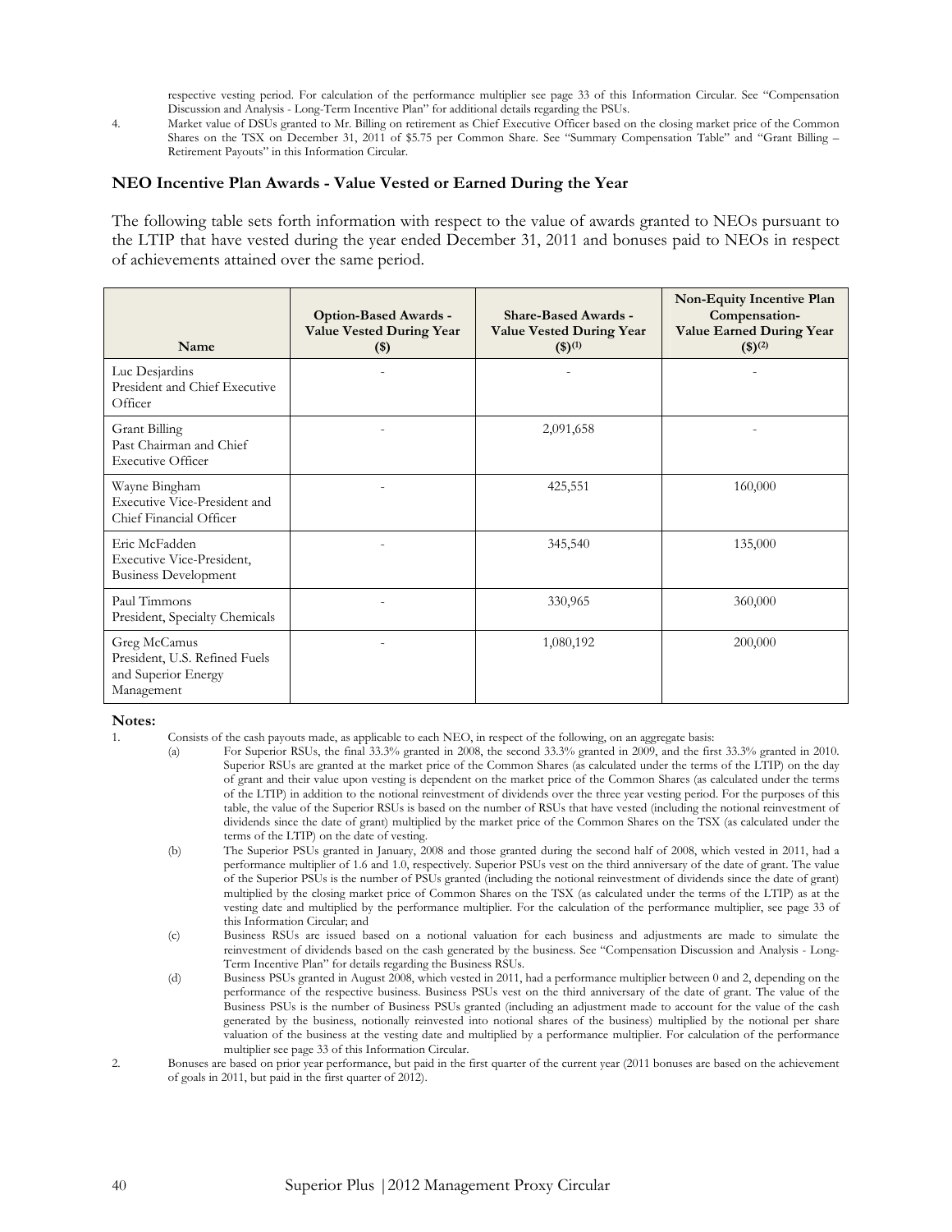respective vesting period. For calculation of the performance multiplier see page 33 of this Information Circular. See "Compensation Discussion and Analysis - Long-Term Incentive Plan" for additional details regarding the PSUs.

4. Market value of DSUs granted to Mr. Billing on retirement as Chief Executive Officer based on the closing market price of the Common Shares on the TSX on December 31, 2011 of $5.75 per Common Share. See "Summary Compensation Table" and "Grant Billing – Retirement Payouts" in this Information Circular.

### NEO Incentive Plan Awards - Value Vested or Earned During the Year

The following table sets forth information with respect to the value of awards granted to NEOs pursuant to the LTIP that have vested during the year ended December 31, 2011 and bonuses paid to NEOs in respect of achievements attained over the same period.

| Name | Option-Based Awards - Value Vested During Year ($) | Share-Based Awards - Value Vested During Year ($)(1) | Non-Equity Incentive Plan Compensation- Value Earned During Year ($)(2) |
|---|---|---|---|
| Luc Desjardins<br>President and Chief Executive Officer | - | - | - |
| Grant Billing<br>Past Chairman and Chief Executive Officer | - | 2,091,658 | - |
| Wayne Bingham<br>Executive Vice-President and Chief Financial Officer | - | 425,551 | 160,000 |
| Eric McFadden<br>Executive Vice-President, Business Development | - | 345,540 | 135,000 |
| Paul Timmons<br>President, Specialty Chemicals | - | 330,965 | 360,000 |
| Greg McCamus<br>President, U.S. Refined Fuels and Superior Energy Management | - | 1,080,192 | 200,000 |

**Notes:**

1. Consists of the cash payouts made, as applicable to each NEO, in respect of the following, on an aggregate basis:
   (a) For Superior RSUs, the final 33.3% granted in 2008, the second 33.3% granted in 2009, and the first 33.3% granted in 2010. Superior RSUs are granted at the market price of the Common Shares (as calculated under the terms of the LTIP) on the day of grant and their value upon vesting is dependent on the market price of the Common Shares (as calculated under the terms of the LTIP) in addition to the notional reinvestment of dividends over the three year vesting period. For the purposes of this table, the value of the Superior RSUs is based on the number of RSUs that have vested (including the notional reinvestment of dividends since the date of grant) multiplied by the market price of the Common Shares on the TSX (as calculated under the terms of the LTIP) on the date of vesting.
   (b) The Superior PSUs granted in January, 2008 and those granted during the second half of 2008, which vested in 2011, had a performance multiplier of 1.6 and 1.0, respectively. Superior PSUs vest on the third anniversary of the date of grant. The value of the Superior PSUs is the number of PSUs granted (including the notional reinvestment of dividends since the date of grant) multiplied by the closing market price of Common Shares on the TSX (as calculated under the terms of the LTIP) as at the vesting date and multiplied by the performance multiplier. For the calculation of the performance multiplier, see page 33 of this Information Circular; and
   (c) Business RSUs are issued based on a notional valuation for each business and adjustments are made to simulate the reinvestment of dividends based on the cash generated by the business. See "Compensation Discussion and Analysis - Long-Term Incentive Plan" for details regarding the Business RSUs.
   (d) Business PSUs granted in August 2008, which vested in 2011, had a performance multiplier between 0 and 2, depending on the performance of the respective business. Business PSUs vest on the third anniversary of the date of grant. The value of the Business PSUs is the number of Business PSUs granted (including an adjustment made to account for the value of the cash generated by the business, notionally reinvested into notional shares of the business) multiplied by the notional per share valuation of the business at the vesting date and multiplied by a performance multiplier. For calculation of the performance multiplier see page 33 of this Information Circular.
2. Bonuses are based on prior year performance, but paid in the first quarter of the current year (2011 bonuses are based on the achievement of goals in 2011, but paid in the first quarter of 2012).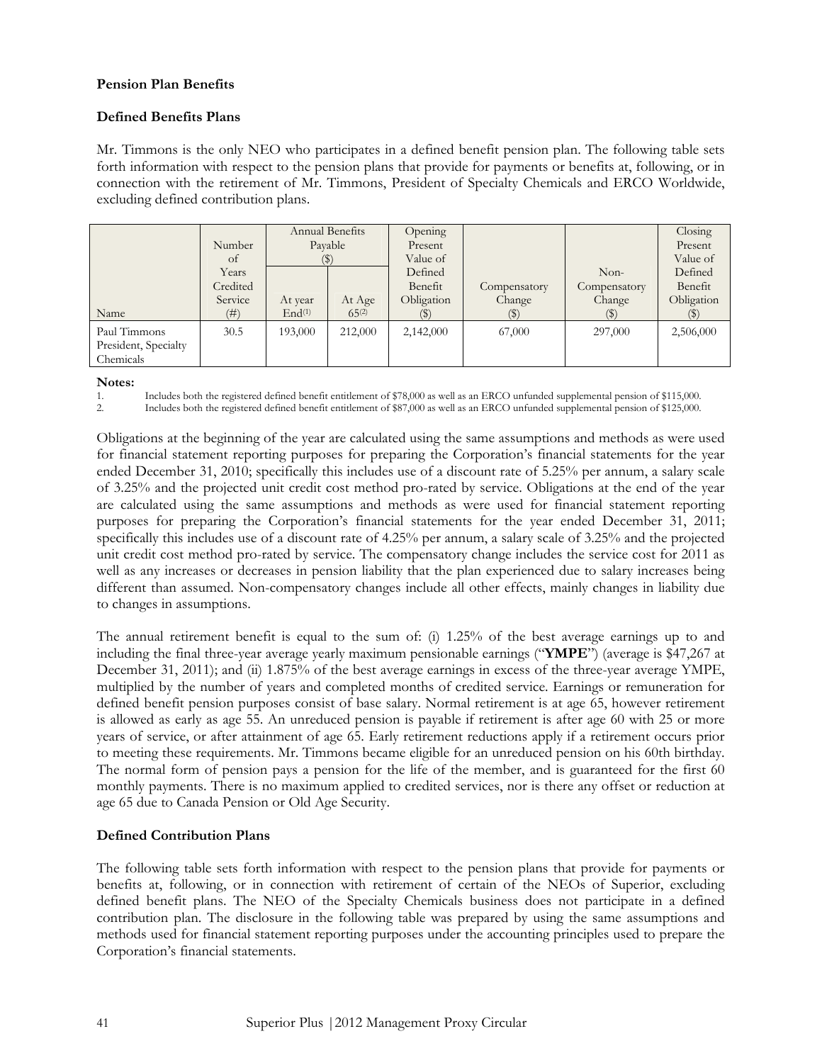**Pension Plan Benefits**

**Defined Benefits Plans**

Mr. Timmons is the only NEO who participates in a defined benefit pension plan. The following table sets forth information with respect to the pension plans that provide for payments or benefits at, following, or in connection with the retirement of Mr. Timmons, President of Specialty Chemicals and ERCO Worldwide, excluding defined contribution plans.

| Name | Number of Years Credited Service (#) | Annual Benefits Payable ($) | | Opening Present Value of Defined Benefit Obligation ($) | Compensatory Change ($) | Non-Compensatory Change ($) | Closing Present Value of Defined Benefit Obligation ($) |
|---|---|---|---|---|---|---|---|
| | | At year End[1] | At Age 65[2] | | | | |
| Paul Timmons President, Specialty Chemicals | 30.5 | 193,000 | 212,000 | 2,142,000 | 67,000 | 297,000 | 2,506,000 |

**Notes:**

1. Includes both the registered defined benefit entitlement of $78,000 as well as an ERCO unfunded supplemental pension of $115,000.
2. Includes both the registered defined benefit entitlement of $87,000 as well as an ERCO unfunded supplemental pension of $125,000.

Obligations at the beginning of the year are calculated using the same assumptions and methods as were used for financial statement reporting purposes for preparing the Corporation's financial statements for the year ended December 31, 2010; specifically this includes use of a discount rate of 5.25% per annum, a salary scale of 3.25% and the projected unit credit cost method pro-rated by service. Obligations at the end of the year are calculated using the same assumptions and methods as were used for financial statement reporting purposes for preparing the Corporation's financial statements for the year ended December 31, 2011; specifically this includes use of a discount rate of 4.25% per annum, a salary scale of 3.25% and the projected unit credit cost method pro-rated by service. The compensatory change includes the service cost for 2011 as well as any increases or decreases in pension liability that the plan experienced due to salary increases being different than assumed. Non-compensatory changes include all other effects, mainly changes in liability due to changes in assumptions.

The annual retirement benefit is equal to the sum of: (i) 1.25% of the best average earnings up to and including the final three-year average yearly maximum pensionable earnings ("**YMPE**") (average is $47,267 at December 31, 2011); and (ii) 1.875% of the best average earnings in excess of the three-year average YMPE, multiplied by the number of years and completed months of credited service. Earnings or remuneration for defined benefit pension purposes consist of base salary. Normal retirement is at age 65, however retirement is allowed as early as age 55. An unreduced pension is payable if retirement is after age 60 with 25 or more years of service, or after attainment of age 65. Early retirement reductions apply if a retirement occurs prior to meeting these requirements. Mr. Timmons became eligible for an unreduced pension on his 60th birthday. The normal form of pension pays a pension for the life of the member, and is guaranteed for the first 60 monthly payments. There is no maximum applied to credited services, nor is there any offset or reduction at age 65 due to Canada Pension or Old Age Security.

**Defined Contribution Plans**

The following table sets forth information with respect to the pension plans that provide for payments or benefits at, following, or in connection with retirement of certain of the NEOs of Superior, excluding defined benefit plans. The NEO of the Specialty Chemicals business does not participate in a defined contribution plan. The disclosure in the following table was prepared by using the same assumptions and methods used for financial statement reporting purposes under the accounting principles used to prepare the Corporation's financial statements.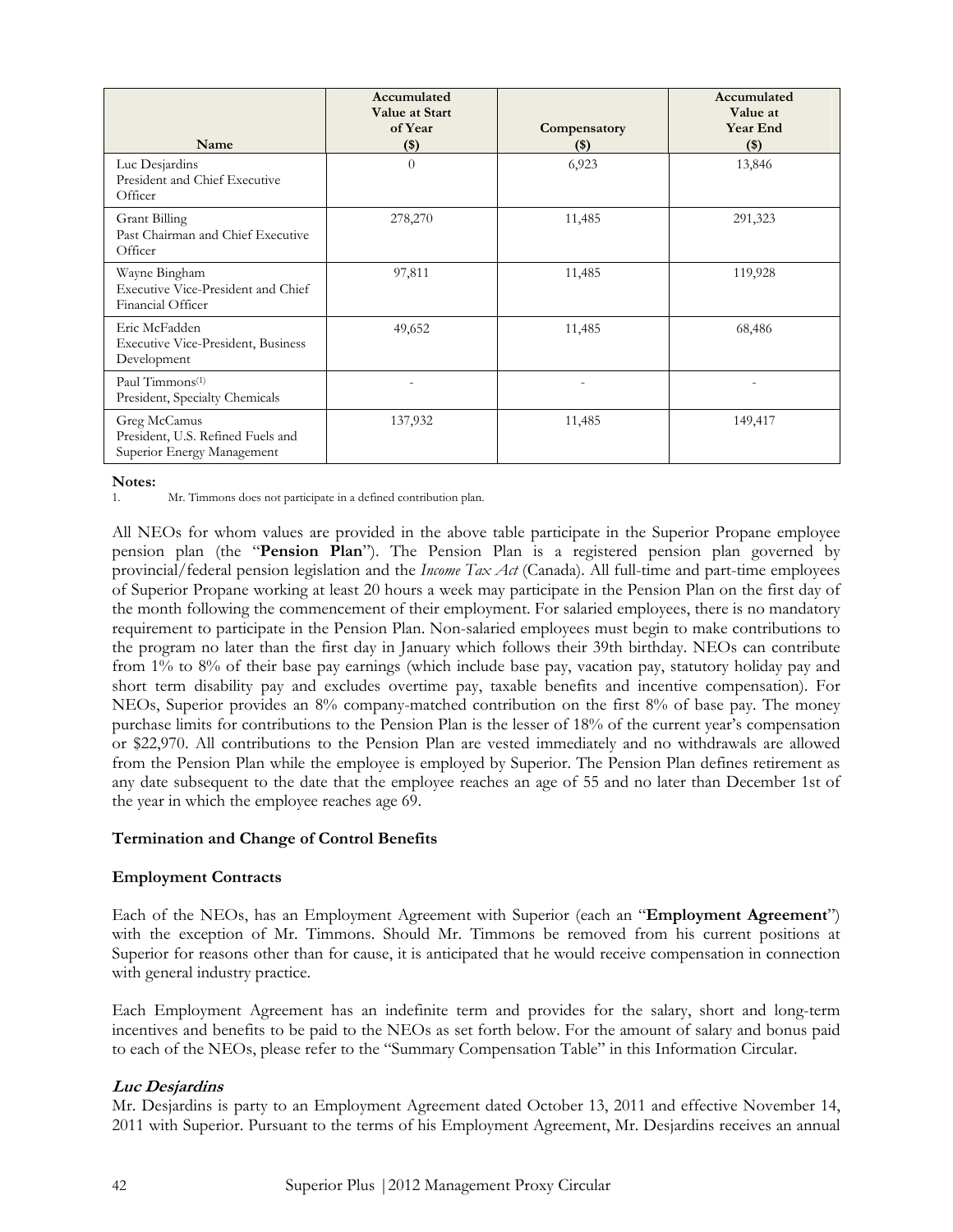| Name | Accumulated Value at Start of Year ($) | Compensatory ($) | Accumulated Value at Year End ($) |
|---|---|---|---|
| Luc Desjardins<br>President and Chief Executive Officer | 0 | 6,923 | 13,846 |
| Grant Billing<br>Past Chairman and Chief Executive Officer | 278,270 | 11,485 | 291,323 |
| Wayne Bingham<br>Executive Vice-President and Chief Financial Officer | 97,811 | 11,485 | 119,928 |
| Eric McFadden<br>Executive Vice-President, Business Development | 49,652 | 11,485 | 68,486 |
| Paul Timmons[(1)]<br>President, Specialty Chemicals | - | - | - |
| Greg McCamus<br>President, U.S. Refined Fuels and Superior Energy Management | 137,932 | 11,485 | 149,417 |

**Notes:**
1. Mr. Timmons does not participate in a defined contribution plan.

All NEOs for whom values are provided in the above table participate in the Superior Propane employee pension plan (the "**Pension Plan**"). The Pension Plan is a registered pension plan governed by provincial/federal pension legislation and the *Income Tax Act* (Canada). All full-time and part-time employees of Superior Propane working at least 20 hours a week may participate in the Pension Plan on the first day of the month following the commencement of their employment. For salaried employees, there is no mandatory requirement to participate in the Pension Plan. Non-salaried employees must begin to make contributions to the program no later than the first day in January which follows their 39th birthday. NEOs can contribute from 1% to 8% of their base pay earnings (which include base pay, vacation pay, statutory holiday pay and short term disability pay and excludes overtime pay, taxable benefits and incentive compensation). For NEOs, Superior provides an 8% company-matched contribution on the first 8% of base pay. The money purchase limits for contributions to the Pension Plan is the lesser of 18% of the current year's compensation or $22,970. All contributions to the Pension Plan are vested immediately and no withdrawals are allowed from the Pension Plan while the employee is employed by Superior. The Pension Plan defines retirement as any date subsequent to the date that the employee reaches an age of 55 and no later than December 1st of the year in which the employee reaches age 69.

### Termination and Change of Control Benefits

### Employment Contracts

Each of the NEOs, has an Employment Agreement with Superior (each an "**Employment Agreement**") with the exception of Mr. Timmons. Should Mr. Timmons be removed from his current positions at Superior for reasons other than for cause, it is anticipated that he would receive compensation in connection with general industry practice.

Each Employment Agreement has an indefinite term and provides for the salary, short and long-term incentives and benefits to be paid to the NEOs as set forth below. For the amount of salary and bonus paid to each of the NEOs, please refer to the "Summary Compensation Table" in this Information Circular.

#### ***Luc Desjardins***

Mr. Desjardins is party to an Employment Agreement dated October 13, 2011 and effective November 14, 2011 with Superior. Pursuant to the terms of his Employment Agreement, Mr. Desjardins receives an annual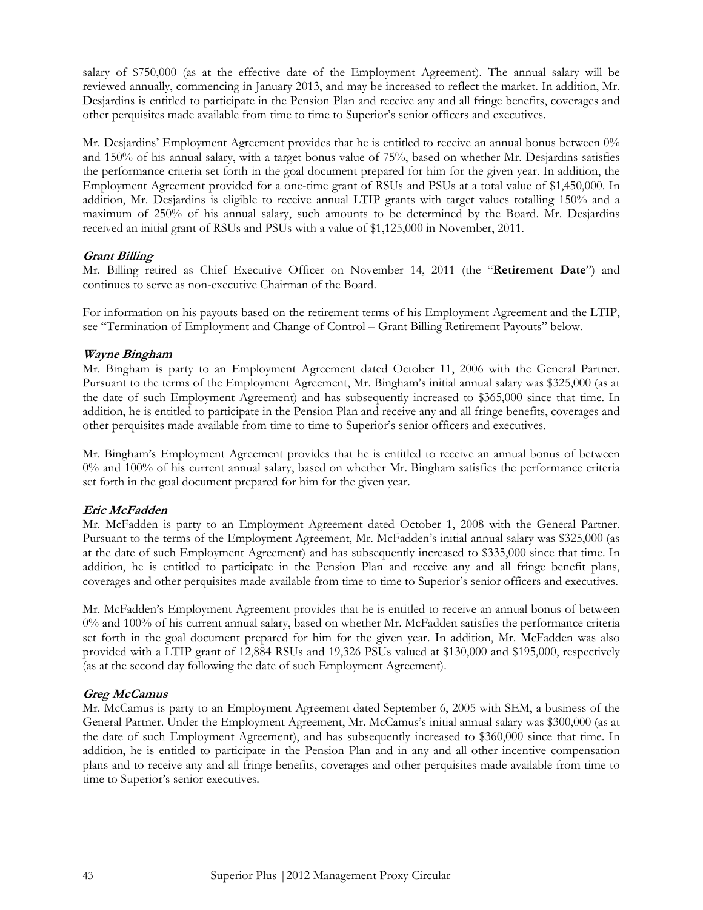salary of $750,000 (as at the effective date of the Employment Agreement). The annual salary will be reviewed annually, commencing in January 2013, and may be increased to reflect the market. In addition, Mr. Desjardins is entitled to participate in the Pension Plan and receive any and all fringe benefits, coverages and other perquisites made available from time to time to Superior's senior officers and executives.

Mr. Desjardins' Employment Agreement provides that he is entitled to receive an annual bonus between 0% and 150% of his annual salary, with a target bonus value of 75%, based on whether Mr. Desjardins satisfies the performance criteria set forth in the goal document prepared for him for the given year. In addition, the Employment Agreement provided for a one-time grant of RSUs and PSUs at a total value of $1,450,000. In addition, Mr. Desjardins is eligible to receive annual LTIP grants with target values totalling 150% and a maximum of 250% of his annual salary, such amounts to be determined by the Board. Mr. Desjardins received an initial grant of RSUs and PSUs with a value of $1,125,000 in November, 2011.

***Grant Billing***

Mr. Billing retired as Chief Executive Officer on November 14, 2011 (the "**Retirement Date**") and continues to serve as non-executive Chairman of the Board.

For information on his payouts based on the retirement terms of his Employment Agreement and the LTIP, see "Termination of Employment and Change of Control – Grant Billing Retirement Payouts" below.

***Wayne Bingham***

Mr. Bingham is party to an Employment Agreement dated October 11, 2006 with the General Partner. Pursuant to the terms of the Employment Agreement, Mr. Bingham's initial annual salary was $325,000 (as at the date of such Employment Agreement) and has subsequently increased to $365,000 since that time. In addition, he is entitled to participate in the Pension Plan and receive any and all fringe benefits, coverages and other perquisites made available from time to time to Superior's senior officers and executives.

Mr. Bingham's Employment Agreement provides that he is entitled to receive an annual bonus of between 0% and 100% of his current annual salary, based on whether Mr. Bingham satisfies the performance criteria set forth in the goal document prepared for him for the given year.

***Eric McFadden***

Mr. McFadden is party to an Employment Agreement dated October 1, 2008 with the General Partner. Pursuant to the terms of the Employment Agreement, Mr. McFadden's initial annual salary was $325,000 (as at the date of such Employment Agreement) and has subsequently increased to $335,000 since that time. In addition, he is entitled to participate in the Pension Plan and receive any and all fringe benefit plans, coverages and other perquisites made available from time to time to Superior's senior officers and executives.

Mr. McFadden's Employment Agreement provides that he is entitled to receive an annual bonus of between 0% and 100% of his current annual salary, based on whether Mr. McFadden satisfies the performance criteria set forth in the goal document prepared for him for the given year. In addition, Mr. McFadden was also provided with a LTIP grant of 12,884 RSUs and 19,326 PSUs valued at $130,000 and $195,000, respectively (as at the second day following the date of such Employment Agreement).

***Greg McCamus***

Mr. McCamus is party to an Employment Agreement dated September 6, 2005 with SEM, a business of the General Partner. Under the Employment Agreement, Mr. McCamus's initial annual salary was $300,000 (as at the date of such Employment Agreement), and has subsequently increased to $360,000 since that time. In addition, he is entitled to participate in the Pension Plan and in any and all other incentive compensation plans and to receive any and all fringe benefits, coverages and other perquisites made available from time to time to Superior's senior executives.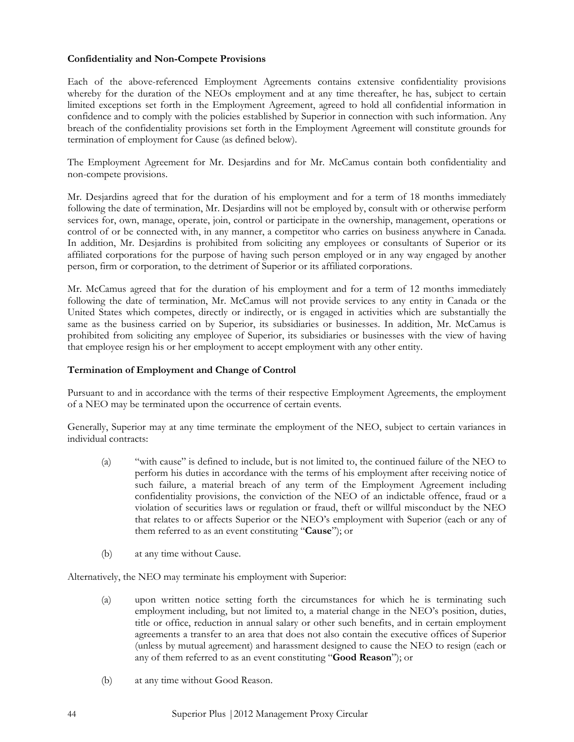**Confidentiality and Non-Compete Provisions**

Each of the above-referenced Employment Agreements contains extensive confidentiality provisions whereby for the duration of the NEOs employment and at any time thereafter, he has, subject to certain limited exceptions set forth in the Employment Agreement, agreed to hold all confidential information in confidence and to comply with the policies established by Superior in connection with such information. Any breach of the confidentiality provisions set forth in the Employment Agreement will constitute grounds for termination of employment for Cause (as defined below).

The Employment Agreement for Mr. Desjardins and for Mr. McCamus contain both confidentiality and non-compete provisions.

Mr. Desjardins agreed that for the duration of his employment and for a term of 18 months immediately following the date of termination, Mr. Desjardins will not be employed by, consult with or otherwise perform services for, own, manage, operate, join, control or participate in the ownership, management, operations or control of or be connected with, in any manner, a competitor who carries on business anywhere in Canada. In addition, Mr. Desjardins is prohibited from soliciting any employees or consultants of Superior or its affiliated corporations for the purpose of having such person employed or in any way engaged by another person, firm or corporation, to the detriment of Superior or its affiliated corporations.

Mr. McCamus agreed that for the duration of his employment and for a term of 12 months immediately following the date of termination, Mr. McCamus will not provide services to any entity in Canada or the United States which competes, directly or indirectly, or is engaged in activities which are substantially the same as the business carried on by Superior, its subsidiaries or businesses. In addition, Mr. McCamus is prohibited from soliciting any employee of Superior, its subsidiaries or businesses with the view of having that employee resign his or her employment to accept employment with any other entity.

**Termination of Employment and Change of Control**

Pursuant to and in accordance with the terms of their respective Employment Agreements, the employment of a NEO may be terminated upon the occurrence of certain events.

Generally, Superior may at any time terminate the employment of the NEO, subject to certain variances in individual contracts:

(a) "with cause" is defined to include, but is not limited to, the continued failure of the NEO to perform his duties in accordance with the terms of his employment after receiving notice of such failure, a material breach of any term of the Employment Agreement including confidentiality provisions, the conviction of the NEO of an indictable offence, fraud or a violation of securities laws or regulation or fraud, theft or willful misconduct by the NEO that relates to or affects Superior or the NEO's employment with Superior (each or any of them referred to as an event constituting "**Cause**"); or

(b) at any time without Cause.

Alternatively, the NEO may terminate his employment with Superior:

(a) upon written notice setting forth the circumstances for which he is terminating such employment including, but not limited to, a material change in the NEO's position, duties, title or office, reduction in annual salary or other such benefits, and in certain employment agreements a transfer to an area that does not also contain the executive offices of Superior (unless by mutual agreement) and harassment designed to cause the NEO to resign (each or any of them referred to as an event constituting "**Good Reason**"); or

(b) at any time without Good Reason.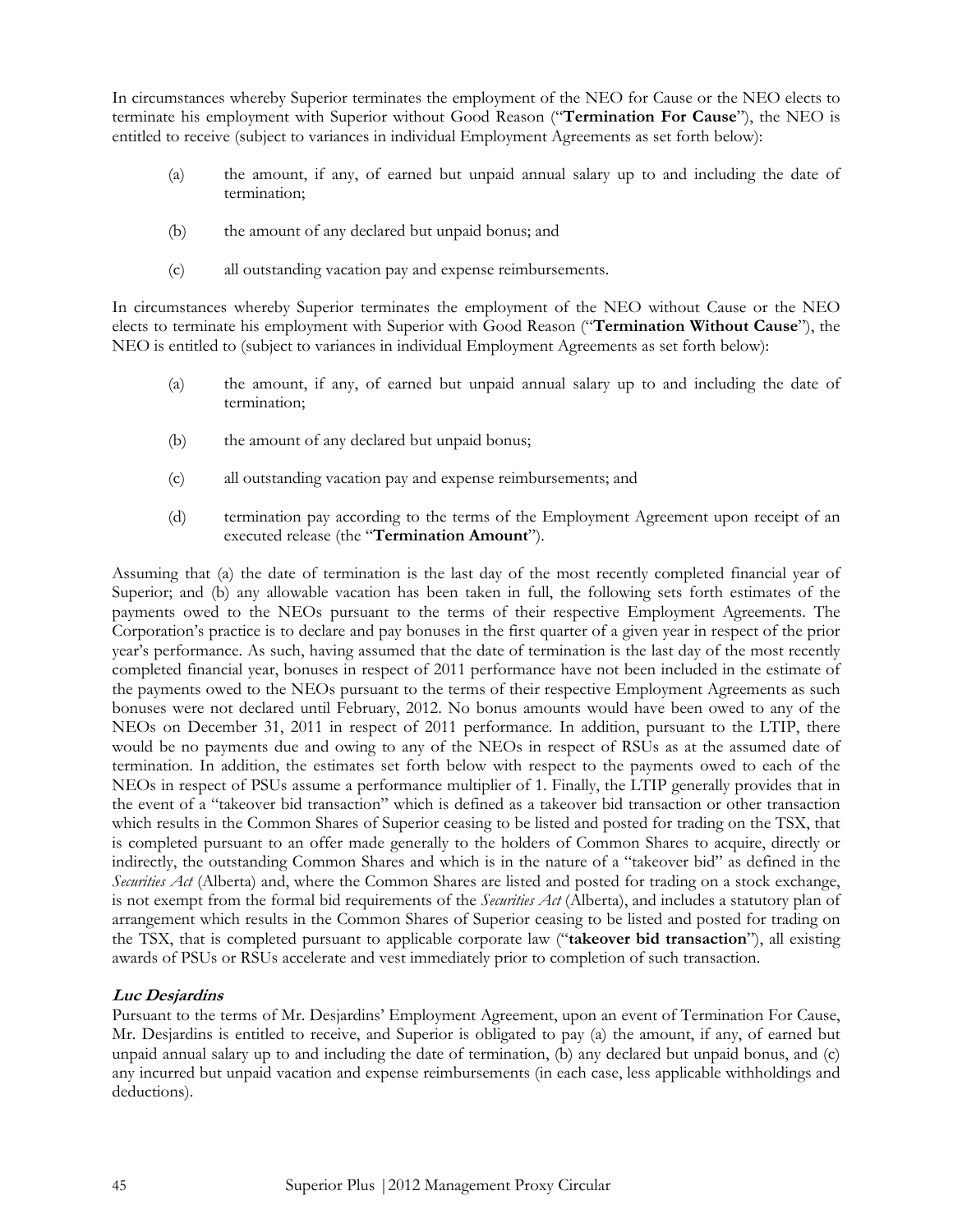In circumstances whereby Superior terminates the employment of the NEO for Cause or the NEO elects to terminate his employment with Superior without Good Reason ("**Termination For Cause**"), the NEO is entitled to receive (subject to variances in individual Employment Agreements as set forth below):

(a) the amount, if any, of earned but unpaid annual salary up to and including the date of termination;

(b) the amount of any declared but unpaid bonus; and

(c) all outstanding vacation pay and expense reimbursements.

In circumstances whereby Superior terminates the employment of the NEO without Cause or the NEO elects to terminate his employment with Superior with Good Reason ("**Termination Without Cause**"), the NEO is entitled to (subject to variances in individual Employment Agreements as set forth below):

(a) the amount, if any, of earned but unpaid annual salary up to and including the date of termination;

(b) the amount of any declared but unpaid bonus;

(c) all outstanding vacation pay and expense reimbursements; and

(d) termination pay according to the terms of the Employment Agreement upon receipt of an executed release (the "**Termination Amount**").

Assuming that (a) the date of termination is the last day of the most recently completed financial year of Superior; and (b) any allowable vacation has been taken in full, the following sets forth estimates of the payments owed to the NEOs pursuant to the terms of their respective Employment Agreements. The Corporation's practice is to declare and pay bonuses in the first quarter of a given year in respect of the prior year's performance. As such, having assumed that the date of termination is the last day of the most recently completed financial year, bonuses in respect of 2011 performance have not been included in the estimate of the payments owed to the NEOs pursuant to the terms of their respective Employment Agreements as such bonuses were not declared until February, 2012. No bonus amounts would have been owed to any of the NEOs on December 31, 2011 in respect of 2011 performance. In addition, pursuant to the LTIP, there would be no payments due and owing to any of the NEOs in respect of RSUs as at the assumed date of termination. In addition, the estimates set forth below with respect to the payments owed to each of the NEOs in respect of PSUs assume a performance multiplier of 1. Finally, the LTIP generally provides that in the event of a "takeover bid transaction" which is defined as a takeover bid transaction or other transaction which results in the Common Shares of Superior ceasing to be listed and posted for trading on the TSX, that is completed pursuant to an offer made generally to the holders of Common Shares to acquire, directly or indirectly, the outstanding Common Shares and which is in the nature of a "takeover bid" as defined in the *Securities Act* (Alberta) and, where the Common Shares are listed and posted for trading on a stock exchange, is not exempt from the formal bid requirements of the *Securities Act* (Alberta), and includes a statutory plan of arrangement which results in the Common Shares of Superior ceasing to be listed and posted for trading on the TSX, that is completed pursuant to applicable corporate law ("**takeover bid transaction**"), all existing awards of PSUs or RSUs accelerate and vest immediately prior to completion of such transaction.

### *Luc Desjardins*

Pursuant to the terms of Mr. Desjardins' Employment Agreement, upon an event of Termination For Cause, Mr. Desjardins is entitled to receive, and Superior is obligated to pay (a) the amount, if any, of earned but unpaid annual salary up to and including the date of termination, (b) any declared but unpaid bonus, and (c) any incurred but unpaid vacation and expense reimbursements (in each case, less applicable withholdings and deductions).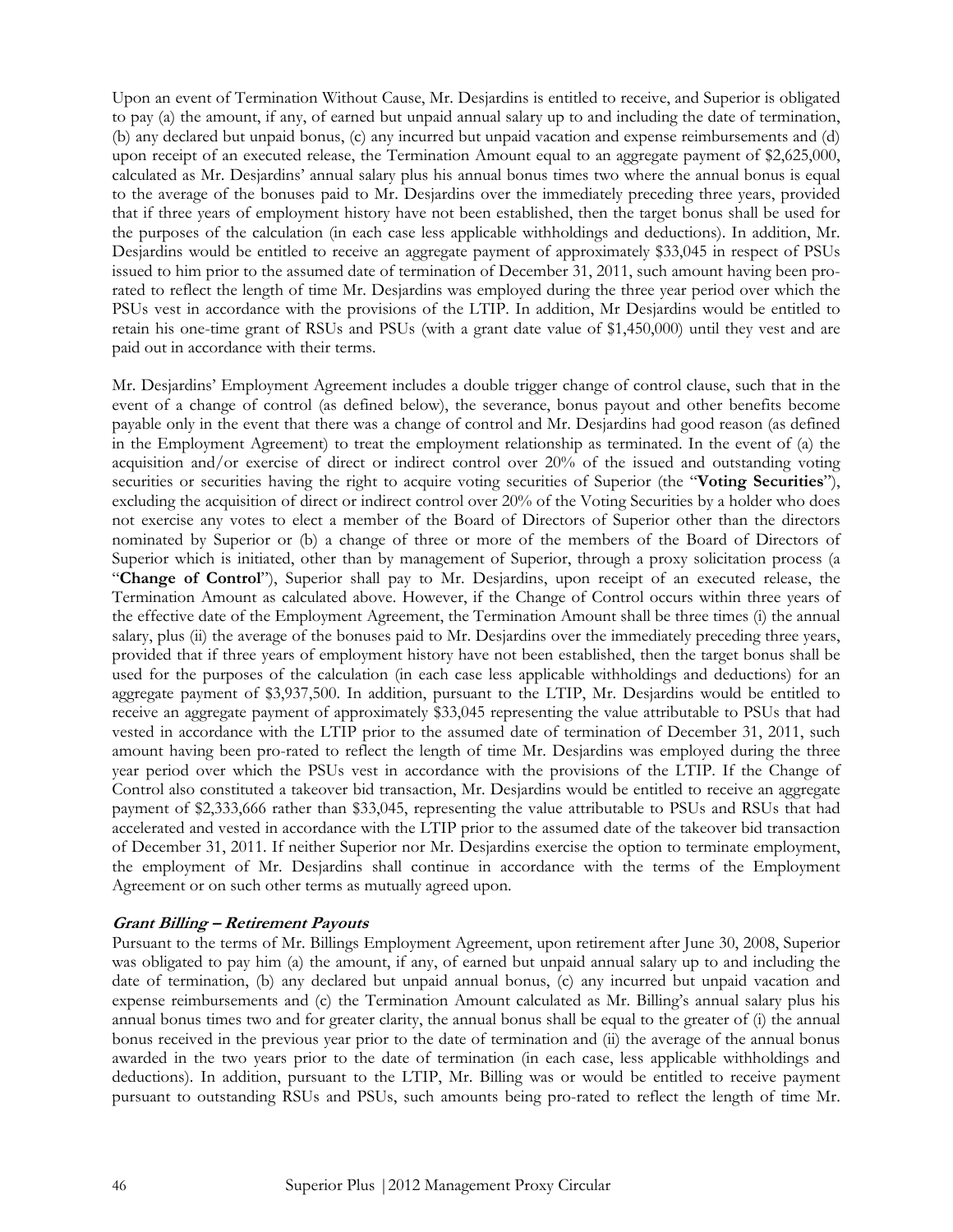Upon an event of Termination Without Cause, Mr. Desjardins is entitled to receive, and Superior is obligated to pay (a) the amount, if any, of earned but unpaid annual salary up to and including the date of termination, (b) any declared but unpaid bonus, (c) any incurred but unpaid vacation and expense reimbursements and (d) upon receipt of an executed release, the Termination Amount equal to an aggregate payment of $2,625,000, calculated as Mr. Desjardins' annual salary plus his annual bonus times two where the annual bonus is equal to the average of the bonuses paid to Mr. Desjardins over the immediately preceding three years, provided that if three years of employment history have not been established, then the target bonus shall be used for the purposes of the calculation (in each case less applicable withholdings and deductions). In addition, Mr. Desjardins would be entitled to receive an aggregate payment of approximately $33,045 in respect of PSUs issued to him prior to the assumed date of termination of December 31, 2011, such amount having been pro-rated to reflect the length of time Mr. Desjardins was employed during the three year period over which the PSUs vest in accordance with the provisions of the LTIP. In addition, Mr Desjardins would be entitled to retain his one-time grant of RSUs and PSUs (with a grant date value of $1,450,000) until they vest and are paid out in accordance with their terms.

Mr. Desjardins' Employment Agreement includes a double trigger change of control clause, such that in the event of a change of control (as defined below), the severance, bonus payout and other benefits become payable only in the event that there was a change of control and Mr. Desjardins had good reason (as defined in the Employment Agreement) to treat the employment relationship as terminated. In the event of (a) the acquisition and/or exercise of direct or indirect control over 20% of the issued and outstanding voting securities or securities having the right to acquire voting securities of Superior (the "**Voting Securities**"), excluding the acquisition of direct or indirect control over 20% of the Voting Securities by a holder who does not exercise any votes to elect a member of the Board of Directors of Superior other than the directors nominated by Superior or (b) a change of three or more of the members of the Board of Directors of Superior which is initiated, other than by management of Superior, through a proxy solicitation process (a "**Change of Control**"), Superior shall pay to Mr. Desjardins, upon receipt of an executed release, the Termination Amount as calculated above. However, if the Change of Control occurs within three years of the effective date of the Employment Agreement, the Termination Amount shall be three times (i) the annual salary, plus (ii) the average of the bonuses paid to Mr. Desjardins over the immediately preceding three years, provided that if three years of employment history have not been established, then the target bonus shall be used for the purposes of the calculation (in each case less applicable withholdings and deductions) for an aggregate payment of $3,937,500. In addition, pursuant to the LTIP, Mr. Desjardins would be entitled to receive an aggregate payment of approximately $33,045 representing the value attributable to PSUs that had vested in accordance with the LTIP prior to the assumed date of termination of December 31, 2011, such amount having been pro-rated to reflect the length of time Mr. Desjardins was employed during the three year period over which the PSUs vest in accordance with the provisions of the LTIP. If the Change of Control also constituted a takeover bid transaction, Mr. Desjardins would be entitled to receive an aggregate payment of $2,333,666 rather than $33,045, representing the value attributable to PSUs and RSUs that had accelerated and vested in accordance with the LTIP prior to the assumed date of the takeover bid transaction of December 31, 2011. If neither Superior nor Mr. Desjardins exercise the option to terminate employment, the employment of Mr. Desjardins shall continue in accordance with the terms of the Employment Agreement or on such other terms as mutually agreed upon.

***Grant Billing – Retirement Payouts***

Pursuant to the terms of Mr. Billings Employment Agreement, upon retirement after June 30, 2008, Superior was obligated to pay him (a) the amount, if any, of earned but unpaid annual salary up to and including the date of termination, (b) any declared but unpaid annual bonus, (c) any incurred but unpaid vacation and expense reimbursements and (c) the Termination Amount calculated as Mr. Billing's annual salary plus his annual bonus times two and for greater clarity, the annual bonus shall be equal to the greater of (i) the annual bonus received in the previous year prior to the date of termination and (ii) the average of the annual bonus awarded in the two years prior to the date of termination (in each case, less applicable withholdings and deductions). In addition, pursuant to the LTIP, Mr. Billing was or would be entitled to receive payment pursuant to outstanding RSUs and PSUs, such amounts being pro-rated to reflect the length of time Mr.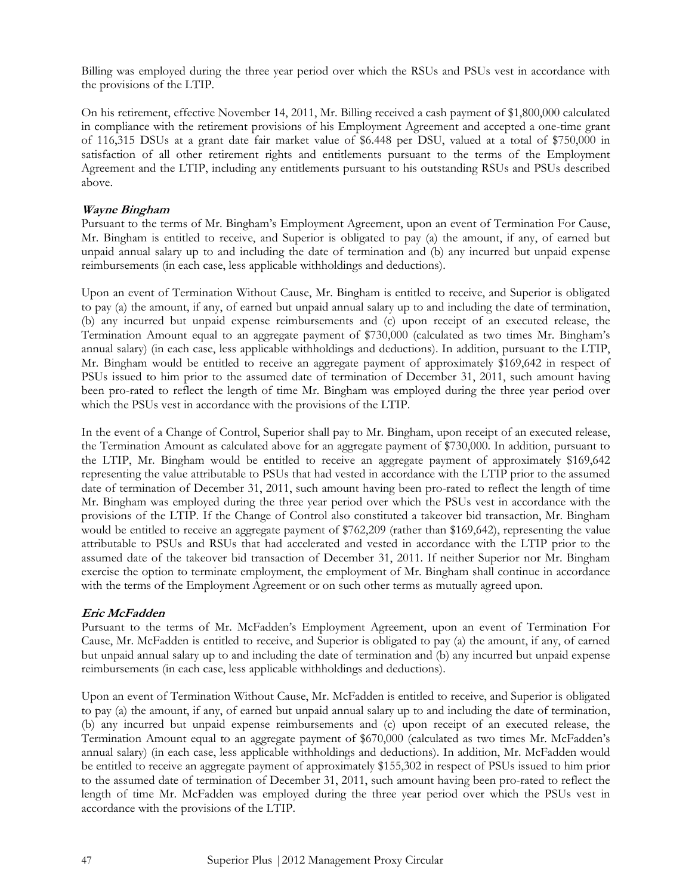Billing was employed during the three year period over which the RSUs and PSUs vest in accordance with the provisions of the LTIP.

On his retirement, effective November 14, 2011, Mr. Billing received a cash payment of $1,800,000 calculated in compliance with the retirement provisions of his Employment Agreement and accepted a one-time grant of 116,315 DSUs at a grant date fair market value of $6.448 per DSU, valued at a total of $750,000 in satisfaction of all other retirement rights and entitlements pursuant to the terms of the Employment Agreement and the LTIP, including any entitlements pursuant to his outstanding RSUs and PSUs described above.

***Wayne Bingham***

Pursuant to the terms of Mr. Bingham's Employment Agreement, upon an event of Termination For Cause, Mr. Bingham is entitled to receive, and Superior is obligated to pay (a) the amount, if any, of earned but unpaid annual salary up to and including the date of termination and (b) any incurred but unpaid expense reimbursements (in each case, less applicable withholdings and deductions).

Upon an event of Termination Without Cause, Mr. Bingham is entitled to receive, and Superior is obligated to pay (a) the amount, if any, of earned but unpaid annual salary up to and including the date of termination, (b) any incurred but unpaid expense reimbursements and (c) upon receipt of an executed release, the Termination Amount equal to an aggregate payment of $730,000 (calculated as two times Mr. Bingham's annual salary) (in each case, less applicable withholdings and deductions). In addition, pursuant to the LTIP, Mr. Bingham would be entitled to receive an aggregate payment of approximately $169,642 in respect of PSUs issued to him prior to the assumed date of termination of December 31, 2011, such amount having been pro-rated to reflect the length of time Mr. Bingham was employed during the three year period over which the PSUs vest in accordance with the provisions of the LTIP.

In the event of a Change of Control, Superior shall pay to Mr. Bingham, upon receipt of an executed release, the Termination Amount as calculated above for an aggregate payment of $730,000. In addition, pursuant to the LTIP, Mr. Bingham would be entitled to receive an aggregate payment of approximately $169,642 representing the value attributable to PSUs that had vested in accordance with the LTIP prior to the assumed date of termination of December 31, 2011, such amount having been pro-rated to reflect the length of time Mr. Bingham was employed during the three year period over which the PSUs vest in accordance with the provisions of the LTIP. If the Change of Control also constituted a takeover bid transaction, Mr. Bingham would be entitled to receive an aggregate payment of $762,209 (rather than $169,642), representing the value attributable to PSUs and RSUs that had accelerated and vested in accordance with the LTIP prior to the assumed date of the takeover bid transaction of December 31, 2011. If neither Superior nor Mr. Bingham exercise the option to terminate employment, the employment of Mr. Bingham shall continue in accordance with the terms of the Employment Agreement or on such other terms as mutually agreed upon.

***Eric McFadden***

Pursuant to the terms of Mr. McFadden's Employment Agreement, upon an event of Termination For Cause, Mr. McFadden is entitled to receive, and Superior is obligated to pay (a) the amount, if any, of earned but unpaid annual salary up to and including the date of termination and (b) any incurred but unpaid expense reimbursements (in each case, less applicable withholdings and deductions).

Upon an event of Termination Without Cause, Mr. McFadden is entitled to receive, and Superior is obligated to pay (a) the amount, if any, of earned but unpaid annual salary up to and including the date of termination, (b) any incurred but unpaid expense reimbursements and (c) upon receipt of an executed release, the Termination Amount equal to an aggregate payment of $670,000 (calculated as two times Mr. McFadden's annual salary) (in each case, less applicable withholdings and deductions). In addition, Mr. McFadden would be entitled to receive an aggregate payment of approximately $155,302 in respect of PSUs issued to him prior to the assumed date of termination of December 31, 2011, such amount having been pro-rated to reflect the length of time Mr. McFadden was employed during the three year period over which the PSUs vest in accordance with the provisions of the LTIP.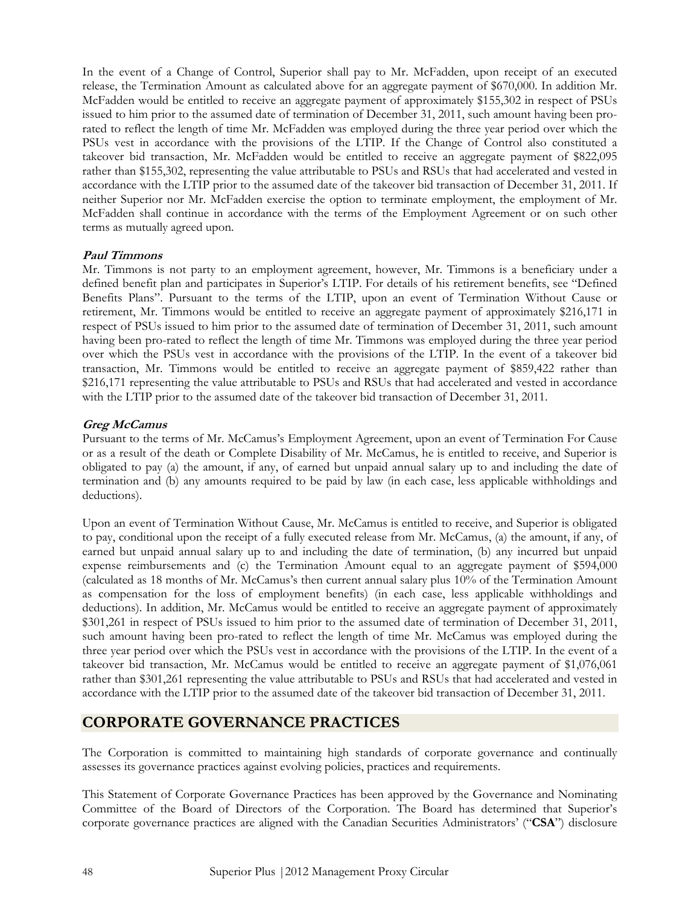In the event of a Change of Control, Superior shall pay to Mr. McFadden, upon receipt of an executed release, the Termination Amount as calculated above for an aggregate payment of $670,000. In addition Mr. McFadden would be entitled to receive an aggregate payment of approximately $155,302 in respect of PSUs issued to him prior to the assumed date of termination of December 31, 2011, such amount having been pro-rated to reflect the length of time Mr. McFadden was employed during the three year period over which the PSUs vest in accordance with the provisions of the LTIP. If the Change of Control also constituted a takeover bid transaction, Mr. McFadden would be entitled to receive an aggregate payment of $822,095 rather than $155,302, representing the value attributable to PSUs and RSUs that had accelerated and vested in accordance with the LTIP prior to the assumed date of the takeover bid transaction of December 31, 2011. If neither Superior nor Mr. McFadden exercise the option to terminate employment, the employment of Mr. McFadden shall continue in accordance with the terms of the Employment Agreement or on such other terms as mutually agreed upon.

***Paul Timmons***

Mr. Timmons is not party to an employment agreement, however, Mr. Timmons is a beneficiary under a defined benefit plan and participates in Superior's LTIP. For details of his retirement benefits, see "Defined Benefits Plans". Pursuant to the terms of the LTIP, upon an event of Termination Without Cause or retirement, Mr. Timmons would be entitled to receive an aggregate payment of approximately $216,171 in respect of PSUs issued to him prior to the assumed date of termination of December 31, 2011, such amount having been pro-rated to reflect the length of time Mr. Timmons was employed during the three year period over which the PSUs vest in accordance with the provisions of the LTIP. In the event of a takeover bid transaction, Mr. Timmons would be entitled to receive an aggregate payment of $859,422 rather than $216,171 representing the value attributable to PSUs and RSUs that had accelerated and vested in accordance with the LTIP prior to the assumed date of the takeover bid transaction of December 31, 2011.

***Greg McCamus***

Pursuant to the terms of Mr. McCamus's Employment Agreement, upon an event of Termination For Cause or as a result of the death or Complete Disability of Mr. McCamus, he is entitled to receive, and Superior is obligated to pay (a) the amount, if any, of earned but unpaid annual salary up to and including the date of termination and (b) any amounts required to be paid by law (in each case, less applicable withholdings and deductions).

Upon an event of Termination Without Cause, Mr. McCamus is entitled to receive, and Superior is obligated to pay, conditional upon the receipt of a fully executed release from Mr. McCamus, (a) the amount, if any, of earned but unpaid annual salary up to and including the date of termination, (b) any incurred but unpaid expense reimbursements and (c) the Termination Amount equal to an aggregate payment of $594,000 (calculated as 18 months of Mr. McCamus's then current annual salary plus 10% of the Termination Amount as compensation for the loss of employment benefits) (in each case, less applicable withholdings and deductions). In addition, Mr. McCamus would be entitled to receive an aggregate payment of approximately $301,261 in respect of PSUs issued to him prior to the assumed date of termination of December 31, 2011, such amount having been pro-rated to reflect the length of time Mr. McCamus was employed during the three year period over which the PSUs vest in accordance with the provisions of the LTIP. In the event of a takeover bid transaction, Mr. McCamus would be entitled to receive an aggregate payment of $1,076,061 rather than $301,261 representing the value attributable to PSUs and RSUs that had accelerated and vested in accordance with the LTIP prior to the assumed date of the takeover bid transaction of December 31, 2011.

## CORPORATE GOVERNANCE PRACTICES

The Corporation is committed to maintaining high standards of corporate governance and continually assesses its governance practices against evolving policies, practices and requirements.

This Statement of Corporate Governance Practices has been approved by the Governance and Nominating Committee of the Board of Directors of the Corporation. The Board has determined that Superior's corporate governance practices are aligned with the Canadian Securities Administrators' ("**CSA**") disclosure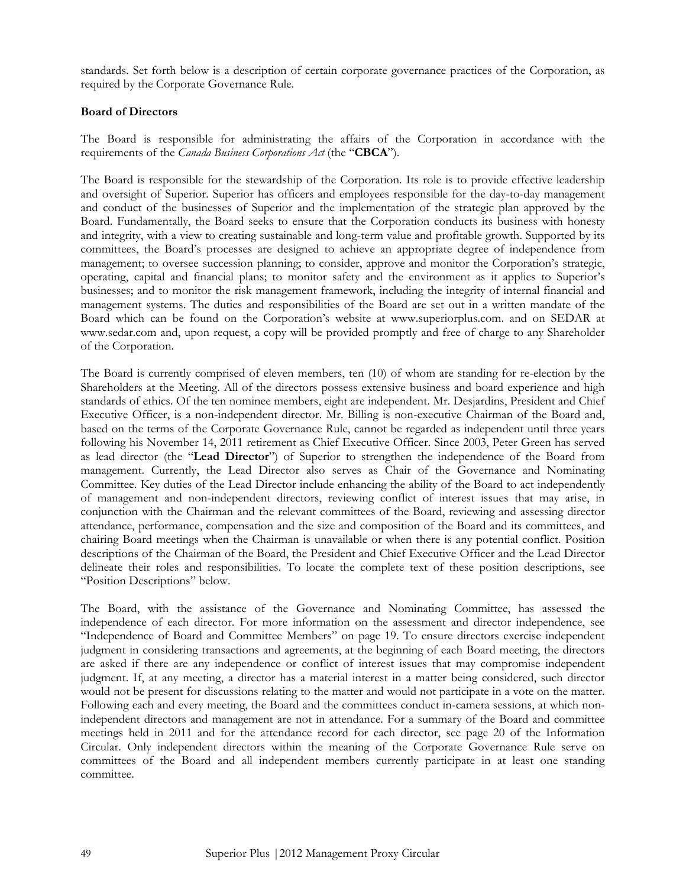standards. Set forth below is a description of certain corporate governance practices of the Corporation, as required by the Corporate Governance Rule.

**Board of Directors**

The Board is responsible for administrating the affairs of the Corporation in accordance with the requirements of the *Canada Business Corporations Act* (the "**CBCA**").

The Board is responsible for the stewardship of the Corporation. Its role is to provide effective leadership and oversight of Superior. Superior has officers and employees responsible for the day-to-day management and conduct of the businesses of Superior and the implementation of the strategic plan approved by the Board. Fundamentally, the Board seeks to ensure that the Corporation conducts its business with honesty and integrity, with a view to creating sustainable and long-term value and profitable growth. Supported by its committees, the Board's processes are designed to achieve an appropriate degree of independence from management; to oversee succession planning; to consider, approve and monitor the Corporation's strategic, operating, capital and financial plans; to monitor safety and the environment as it applies to Superior's businesses; and to monitor the risk management framework, including the integrity of internal financial and management systems. The duties and responsibilities of the Board are set out in a written mandate of the Board which can be found on the Corporation's website at www.superiorplus.com. and on SEDAR at www.sedar.com and, upon request, a copy will be provided promptly and free of charge to any Shareholder of the Corporation.

The Board is currently comprised of eleven members, ten (10) of whom are standing for re-election by the Shareholders at the Meeting. All of the directors possess extensive business and board experience and high standards of ethics. Of the ten nominee members, eight are independent. Mr. Desjardins, President and Chief Executive Officer, is a non-independent director. Mr. Billing is non-executive Chairman of the Board and, based on the terms of the Corporate Governance Rule, cannot be regarded as independent until three years following his November 14, 2011 retirement as Chief Executive Officer. Since 2003, Peter Green has served as lead director (the "**Lead Director**") of Superior to strengthen the independence of the Board from management. Currently, the Lead Director also serves as Chair of the Governance and Nominating Committee. Key duties of the Lead Director include enhancing the ability of the Board to act independently of management and non-independent directors, reviewing conflict of interest issues that may arise, in conjunction with the Chairman and the relevant committees of the Board, reviewing and assessing director attendance, performance, compensation and the size and composition of the Board and its committees, and chairing Board meetings when the Chairman is unavailable or when there is any potential conflict. Position descriptions of the Chairman of the Board, the President and Chief Executive Officer and the Lead Director delineate their roles and responsibilities. To locate the complete text of these position descriptions, see "Position Descriptions" below.

The Board, with the assistance of the Governance and Nominating Committee, has assessed the independence of each director. For more information on the assessment and director independence, see "Independence of Board and Committee Members" on page 19. To ensure directors exercise independent judgment in considering transactions and agreements, at the beginning of each Board meeting, the directors are asked if there are any independence or conflict of interest issues that may compromise independent judgment. If, at any meeting, a director has a material interest in a matter being considered, such director would not be present for discussions relating to the matter and would not participate in a vote on the matter. Following each and every meeting, the Board and the committees conduct in-camera sessions, at which non-independent directors and management are not in attendance. For a summary of the Board and committee meetings held in 2011 and for the attendance record for each director, see page 20 of the Information Circular. Only independent directors within the meaning of the Corporate Governance Rule serve on committees of the Board and all independent members currently participate in at least one standing committee.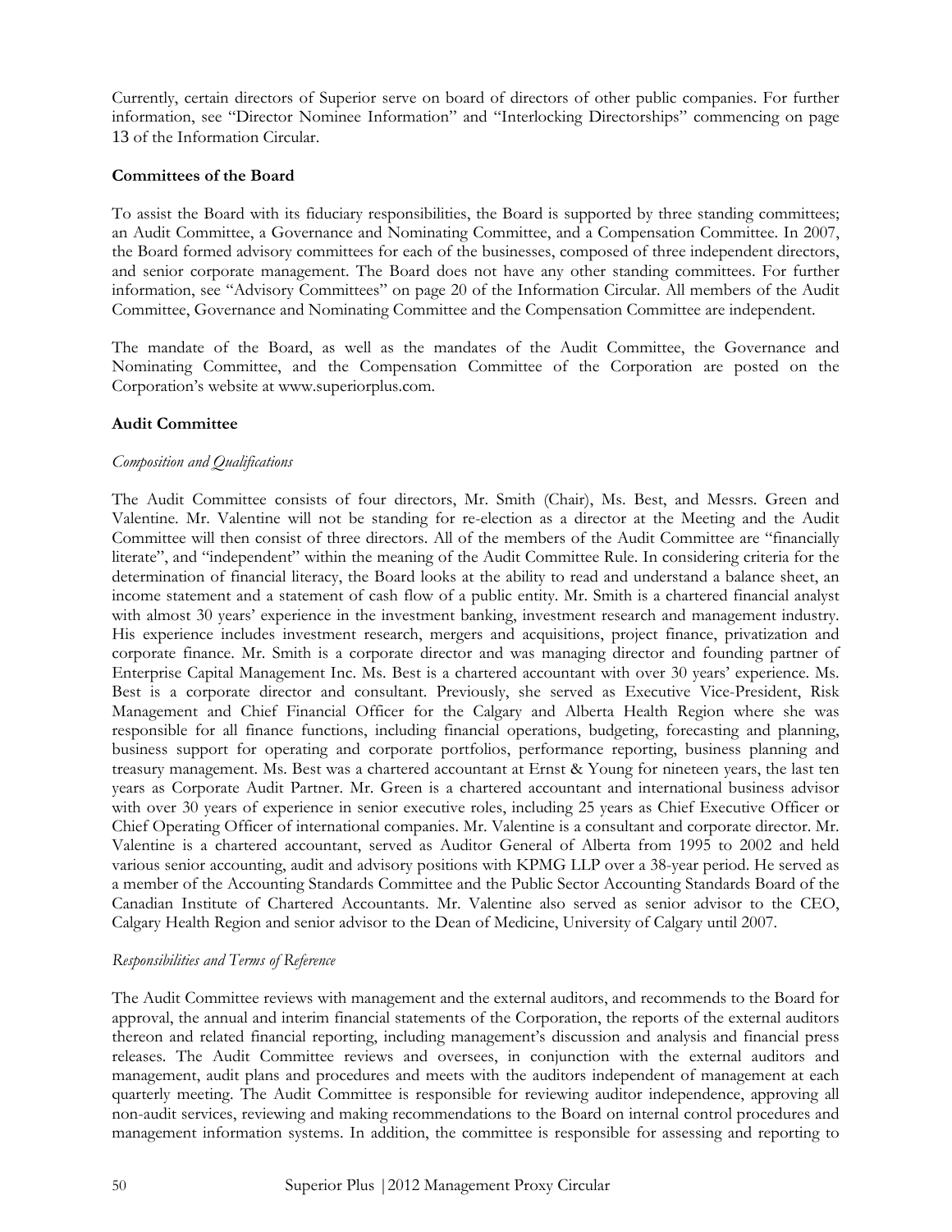Currently, certain directors of Superior serve on board of directors of other public companies. For further information, see "Director Nominee Information" and "Interlocking Directorships" commencing on page 13 of the Information Circular.

**Committees of the Board**

To assist the Board with its fiduciary responsibilities, the Board is supported by three standing committees; an Audit Committee, a Governance and Nominating Committee, and a Compensation Committee. In 2007, the Board formed advisory committees for each of the businesses, composed of three independent directors, and senior corporate management. The Board does not have any other standing committees. For further information, see "Advisory Committees" on page 20 of the Information Circular. All members of the Audit Committee, Governance and Nominating Committee and the Compensation Committee are independent.

The mandate of the Board, as well as the mandates of the Audit Committee, the Governance and Nominating Committee, and the Compensation Committee of the Corporation are posted on the Corporation's website at www.superiorplus.com.

**Audit Committee**

*Composition and Qualifications*

The Audit Committee consists of four directors, Mr. Smith (Chair), Ms. Best, and Messrs. Green and Valentine. Mr. Valentine will not be standing for re-election as a director at the Meeting and the Audit Committee will then consist of three directors. All of the members of the Audit Committee are "financially literate", and "independent" within the meaning of the Audit Committee Rule. In considering criteria for the determination of financial literacy, the Board looks at the ability to read and understand a balance sheet, an income statement and a statement of cash flow of a public entity. Mr. Smith is a chartered financial analyst with almost 30 years' experience in the investment banking, investment research and management industry. His experience includes investment research, mergers and acquisitions, project finance, privatization and corporate finance. Mr. Smith is a corporate director and was managing director and founding partner of Enterprise Capital Management Inc. Ms. Best is a chartered accountant with over 30 years' experience. Ms. Best is a corporate director and consultant. Previously, she served as Executive Vice-President, Risk Management and Chief Financial Officer for the Calgary and Alberta Health Region where she was responsible for all finance functions, including financial operations, budgeting, forecasting and planning, business support for operating and corporate portfolios, performance reporting, business planning and treasury management. Ms. Best was a chartered accountant at Ernst & Young for nineteen years, the last ten years as Corporate Audit Partner. Mr. Green is a chartered accountant and international business advisor with over 30 years of experience in senior executive roles, including 25 years as Chief Executive Officer or Chief Operating Officer of international companies. Mr. Valentine is a consultant and corporate director. Mr. Valentine is a chartered accountant, served as Auditor General of Alberta from 1995 to 2002 and held various senior accounting, audit and advisory positions with KPMG LLP over a 38-year period. He served as a member of the Accounting Standards Committee and the Public Sector Accounting Standards Board of the Canadian Institute of Chartered Accountants. Mr. Valentine also served as senior advisor to the CEO, Calgary Health Region and senior advisor to the Dean of Medicine, University of Calgary until 2007.

*Responsibilities and Terms of Reference*

The Audit Committee reviews with management and the external auditors, and recommends to the Board for approval, the annual and interim financial statements of the Corporation, the reports of the external auditors thereon and related financial reporting, including management's discussion and analysis and financial press releases. The Audit Committee reviews and oversees, in conjunction with the external auditors and management, audit plans and procedures and meets with the auditors independent of management at each quarterly meeting. The Audit Committee is responsible for reviewing auditor independence, approving all non-audit services, reviewing and making recommendations to the Board on internal control procedures and management information systems. In addition, the committee is responsible for assessing and reporting to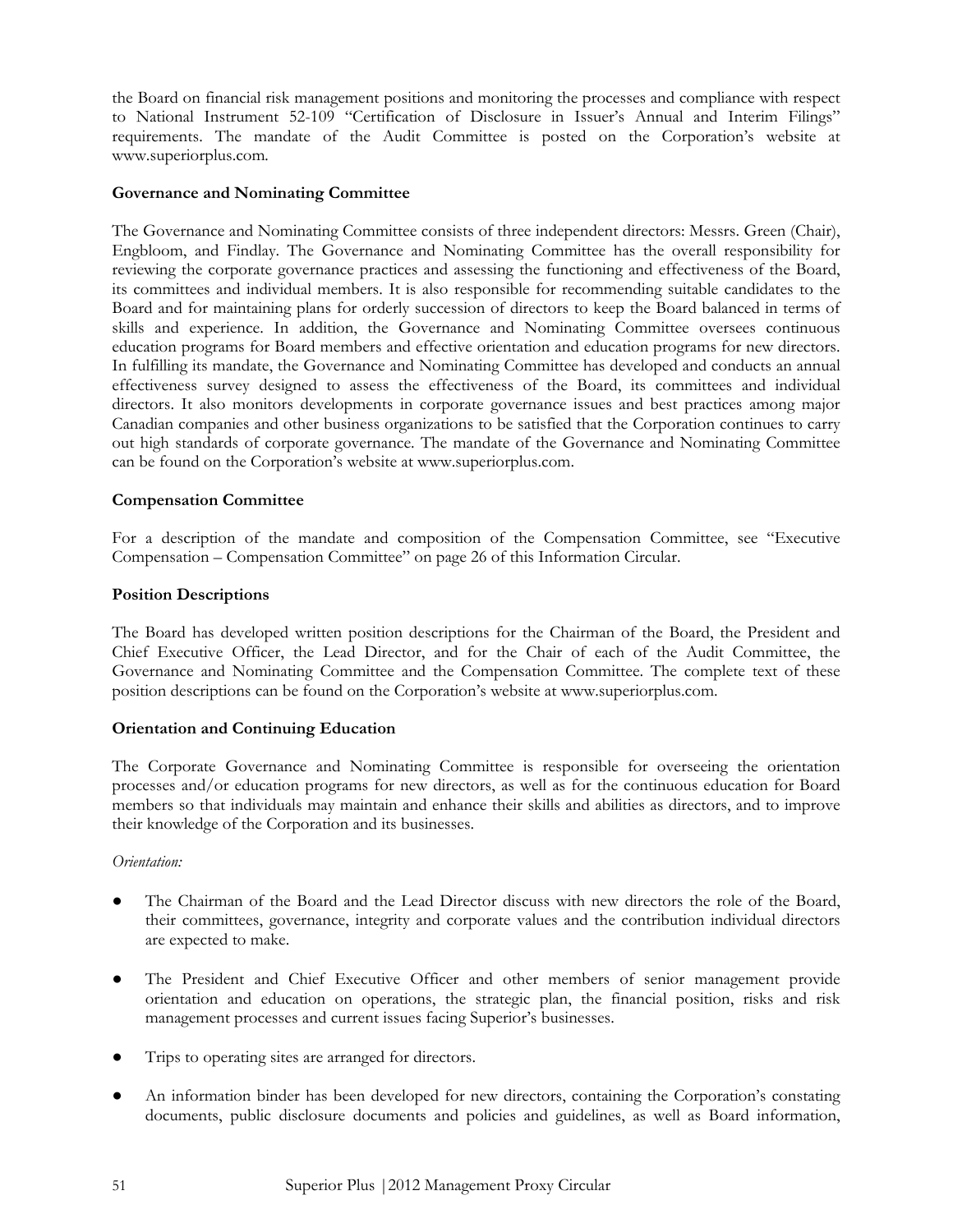the Board on financial risk management positions and monitoring the processes and compliance with respect to National Instrument 52-109 "Certification of Disclosure in Issuer's Annual and Interim Filings" requirements. The mandate of the Audit Committee is posted on the Corporation's website at www.superiorplus.com.

**Governance and Nominating Committee**

The Governance and Nominating Committee consists of three independent directors: Messrs. Green (Chair), Engbloom, and Findlay. The Governance and Nominating Committee has the overall responsibility for reviewing the corporate governance practices and assessing the functioning and effectiveness of the Board, its committees and individual members. It is also responsible for recommending suitable candidates to the Board and for maintaining plans for orderly succession of directors to keep the Board balanced in terms of skills and experience. In addition, the Governance and Nominating Committee oversees continuous education programs for Board members and effective orientation and education programs for new directors. In fulfilling its mandate, the Governance and Nominating Committee has developed and conducts an annual effectiveness survey designed to assess the effectiveness of the Board, its committees and individual directors. It also monitors developments in corporate governance issues and best practices among major Canadian companies and other business organizations to be satisfied that the Corporation continues to carry out high standards of corporate governance. The mandate of the Governance and Nominating Committee can be found on the Corporation's website at www.superiorplus.com.

**Compensation Committee**

For a description of the mandate and composition of the Compensation Committee, see "Executive Compensation – Compensation Committee" on page 26 of this Information Circular.

**Position Descriptions**

The Board has developed written position descriptions for the Chairman of the Board, the President and Chief Executive Officer, the Lead Director, and for the Chair of each of the Audit Committee, the Governance and Nominating Committee and the Compensation Committee. The complete text of these position descriptions can be found on the Corporation's website at www.superiorplus.com.

**Orientation and Continuing Education**

The Corporate Governance and Nominating Committee is responsible for overseeing the orientation processes and/or education programs for new directors, as well as for the continuous education for Board members so that individuals may maintain and enhance their skills and abilities as directors, and to improve their knowledge of the Corporation and its businesses.

*Orientation:*

- The Chairman of the Board and the Lead Director discuss with new directors the role of the Board, their committees, governance, integrity and corporate values and the contribution individual directors are expected to make.
- The President and Chief Executive Officer and other members of senior management provide orientation and education on operations, the strategic plan, the financial position, risks and risk management processes and current issues facing Superior's businesses.
- Trips to operating sites are arranged for directors.
- An information binder has been developed for new directors, containing the Corporation's constating documents, public disclosure documents and policies and guidelines, as well as Board information,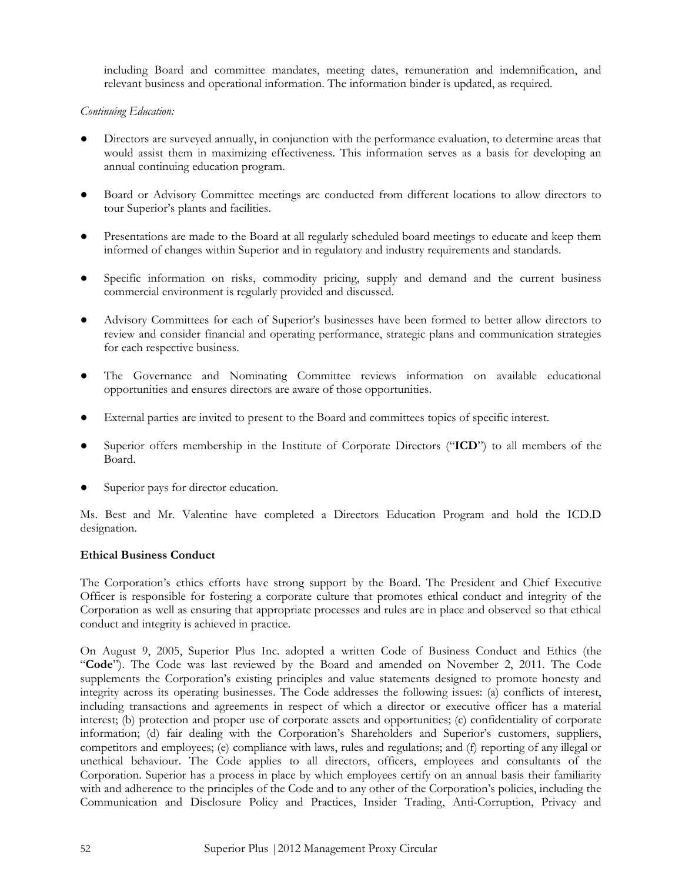including Board and committee mandates, meeting dates, remuneration and indemnification, and relevant business and operational information. The information binder is updated, as required.

*Continuing Education:*

- Directors are surveyed annually, in conjunction with the performance evaluation, to determine areas that would assist them in maximizing effectiveness. This information serves as a basis for developing an annual continuing education program.
- Board or Advisory Committee meetings are conducted from different locations to allow directors to tour Superior's plants and facilities.
- Presentations are made to the Board at all regularly scheduled board meetings to educate and keep them informed of changes within Superior and in regulatory and industry requirements and standards.
- Specific information on risks, commodity pricing, supply and demand and the current business commercial environment is regularly provided and discussed.
- Advisory Committees for each of Superior's businesses have been formed to better allow directors to review and consider financial and operating performance, strategic plans and communication strategies for each respective business.
- The Governance and Nominating Committee reviews information on available educational opportunities and ensures directors are aware of those opportunities.
- External parties are invited to present to the Board and committees topics of specific interest.
- Superior offers membership in the Institute of Corporate Directors ("**ICD**") to all members of the Board.
- Superior pays for director education.

Ms. Best and Mr. Valentine have completed a Directors Education Program and hold the ICD.D designation.

**Ethical Business Conduct**

The Corporation's ethics efforts have strong support by the Board. The President and Chief Executive Officer is responsible for fostering a corporate culture that promotes ethical conduct and integrity of the Corporation as well as ensuring that appropriate processes and rules are in place and observed so that ethical conduct and integrity is achieved in practice.

On August 9, 2005, Superior Plus Inc. adopted a written Code of Business Conduct and Ethics (the "**Code**"). The Code was last reviewed by the Board and amended on November 2, 2011. The Code supplements the Corporation's existing principles and value statements designed to promote honesty and integrity across its operating businesses. The Code addresses the following issues: (a) conflicts of interest, including transactions and agreements in respect of which a director or executive officer has a material interest; (b) protection and proper use of corporate assets and opportunities; (c) confidentiality of corporate information; (d) fair dealing with the Corporation's Shareholders and Superior's customers, suppliers, competitors and employees; (e) compliance with laws, rules and regulations; and (f) reporting of any illegal or unethical behaviour. The Code applies to all directors, officers, employees and consultants of the Corporation. Superior has a process in place by which employees certify on an annual basis their familiarity with and adherence to the principles of the Code and to any other of the Corporation's policies, including the Communication and Disclosure Policy and Practices, Insider Trading, Anti-Corruption, Privacy and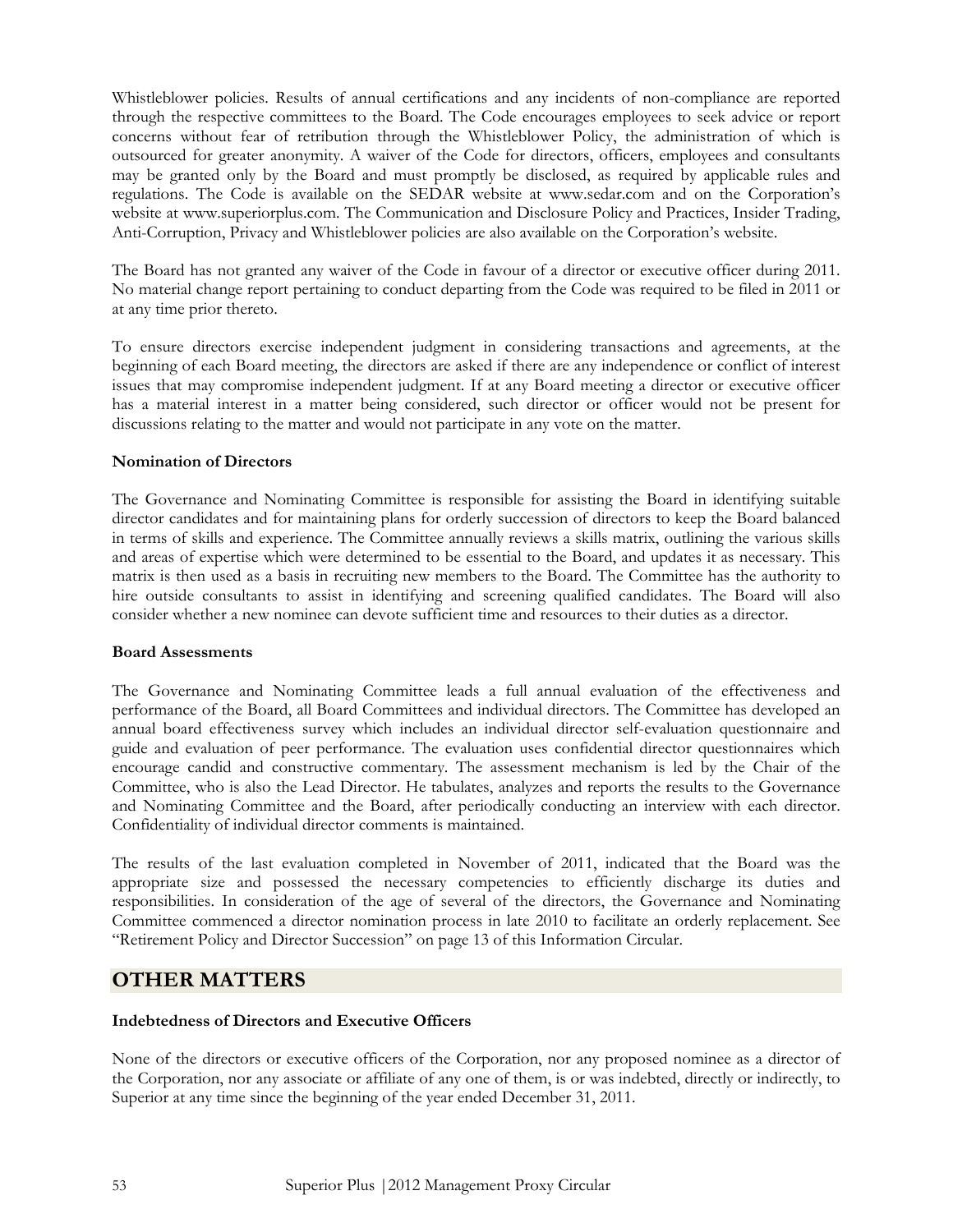Whistleblower policies. Results of annual certifications and any incidents of non-compliance are reported through the respective committees to the Board. The Code encourages employees to seek advice or report concerns without fear of retribution through the Whistleblower Policy, the administration of which is outsourced for greater anonymity. A waiver of the Code for directors, officers, employees and consultants may be granted only by the Board and must promptly be disclosed, as required by applicable rules and regulations. The Code is available on the SEDAR website at www.sedar.com and on the Corporation's website at www.superiorplus.com. The Communication and Disclosure Policy and Practices, Insider Trading, Anti-Corruption, Privacy and Whistleblower policies are also available on the Corporation's website.

The Board has not granted any waiver of the Code in favour of a director or executive officer during 2011. No material change report pertaining to conduct departing from the Code was required to be filed in 2011 or at any time prior thereto.

To ensure directors exercise independent judgment in considering transactions and agreements, at the beginning of each Board meeting, the directors are asked if there are any independence or conflict of interest issues that may compromise independent judgment. If at any Board meeting a director or executive officer has a material interest in a matter being considered, such director or officer would not be present for discussions relating to the matter and would not participate in any vote on the matter.

**Nomination of Directors**

The Governance and Nominating Committee is responsible for assisting the Board in identifying suitable director candidates and for maintaining plans for orderly succession of directors to keep the Board balanced in terms of skills and experience. The Committee annually reviews a skills matrix, outlining the various skills and areas of expertise which were determined to be essential to the Board, and updates it as necessary. This matrix is then used as a basis in recruiting new members to the Board. The Committee has the authority to hire outside consultants to assist in identifying and screening qualified candidates. The Board will also consider whether a new nominee can devote sufficient time and resources to their duties as a director.

**Board Assessments**

The Governance and Nominating Committee leads a full annual evaluation of the effectiveness and performance of the Board, all Board Committees and individual directors. The Committee has developed an annual board effectiveness survey which includes an individual director self-evaluation questionnaire and guide and evaluation of peer performance. The evaluation uses confidential director questionnaires which encourage candid and constructive commentary. The assessment mechanism is led by the Chair of the Committee, who is also the Lead Director. He tabulates, analyzes and reports the results to the Governance and Nominating Committee and the Board, after periodically conducting an interview with each director. Confidentiality of individual director comments is maintained.

The results of the last evaluation completed in November of 2011, indicated that the Board was the appropriate size and possessed the necessary competencies to efficiently discharge its duties and responsibilities. In consideration of the age of several of the directors, the Governance and Nominating Committee commenced a director nomination process in late 2010 to facilitate an orderly replacement. See "Retirement Policy and Director Succession" on page 13 of this Information Circular.

## OTHER MATTERS

**Indebtedness of Directors and Executive Officers**

None of the directors or executive officers of the Corporation, nor any proposed nominee as a director of the Corporation, nor any associate or affiliate of any one of them, is or was indebted, directly or indirectly, to Superior at any time since the beginning of the year ended December 31, 2011.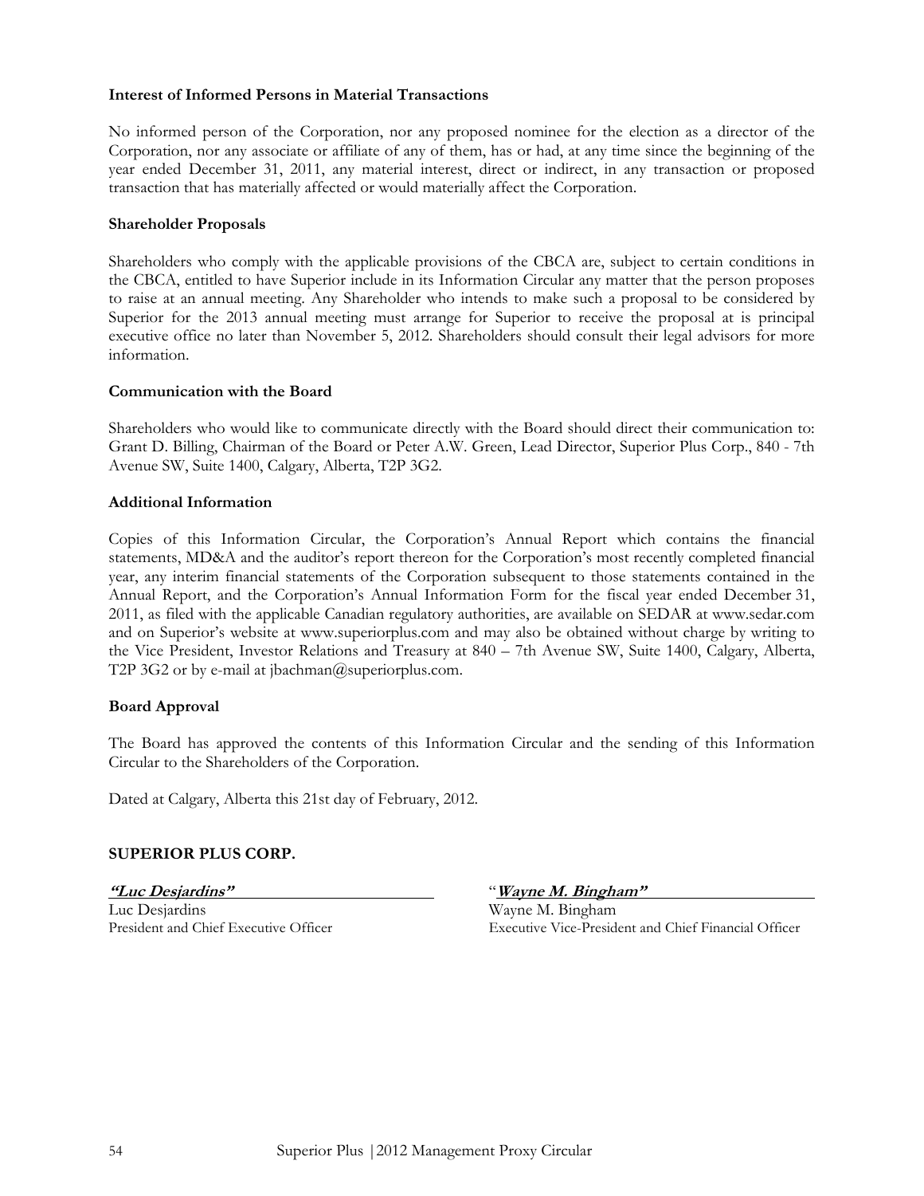### Interest of Informed Persons in Material Transactions

No informed person of the Corporation, nor any proposed nominee for the election as a director of the Corporation, nor any associate or affiliate of any of them, has or had, at any time since the beginning of the year ended December 31, 2011, any material interest, direct or indirect, in any transaction or proposed transaction that has materially affected or would materially affect the Corporation.

### Shareholder Proposals

Shareholders who comply with the applicable provisions of the CBCA are, subject to certain conditions in the CBCA, entitled to have Superior include in its Information Circular any matter that the person proposes to raise at an annual meeting. Any Shareholder who intends to make such a proposal to be considered by Superior for the 2013 annual meeting must arrange for Superior to receive the proposal at is principal executive office no later than November 5, 2012. Shareholders should consult their legal advisors for more information.

### Communication with the Board

Shareholders who would like to communicate directly with the Board should direct their communication to: Grant D. Billing, Chairman of the Board or Peter A.W. Green, Lead Director, Superior Plus Corp., 840 - 7th Avenue SW, Suite 1400, Calgary, Alberta, T2P 3G2.

### Additional Information

Copies of this Information Circular, the Corporation's Annual Report which contains the financial statements, MD&A and the auditor's report thereon for the Corporation's most recently completed financial year, any interim financial statements of the Corporation subsequent to those statements contained in the Annual Report, and the Corporation's Annual Information Form for the fiscal year ended December 31, 2011, as filed with the applicable Canadian regulatory authorities, are available on SEDAR at www.sedar.com and on Superior's website at www.superiorplus.com and may also be obtained without charge by writing to the Vice President, Investor Relations and Treasury at 840 – 7th Avenue SW, Suite 1400, Calgary, Alberta, T2P 3G2 or by e-mail at jbachman@superiorplus.com.

### Board Approval

The Board has approved the contents of this Information Circular and the sending of this Information Circular to the Shareholders of the Corporation.

Dated at Calgary, Alberta this 21st day of February, 2012.

**SUPERIOR PLUS CORP.**

***"Luc Desjardins"***
Luc Desjardins
President and Chief Executive Officer

"***Wayne M. Bingham"***
Wayne M. Bingham
Executive Vice-President and Chief Financial Officer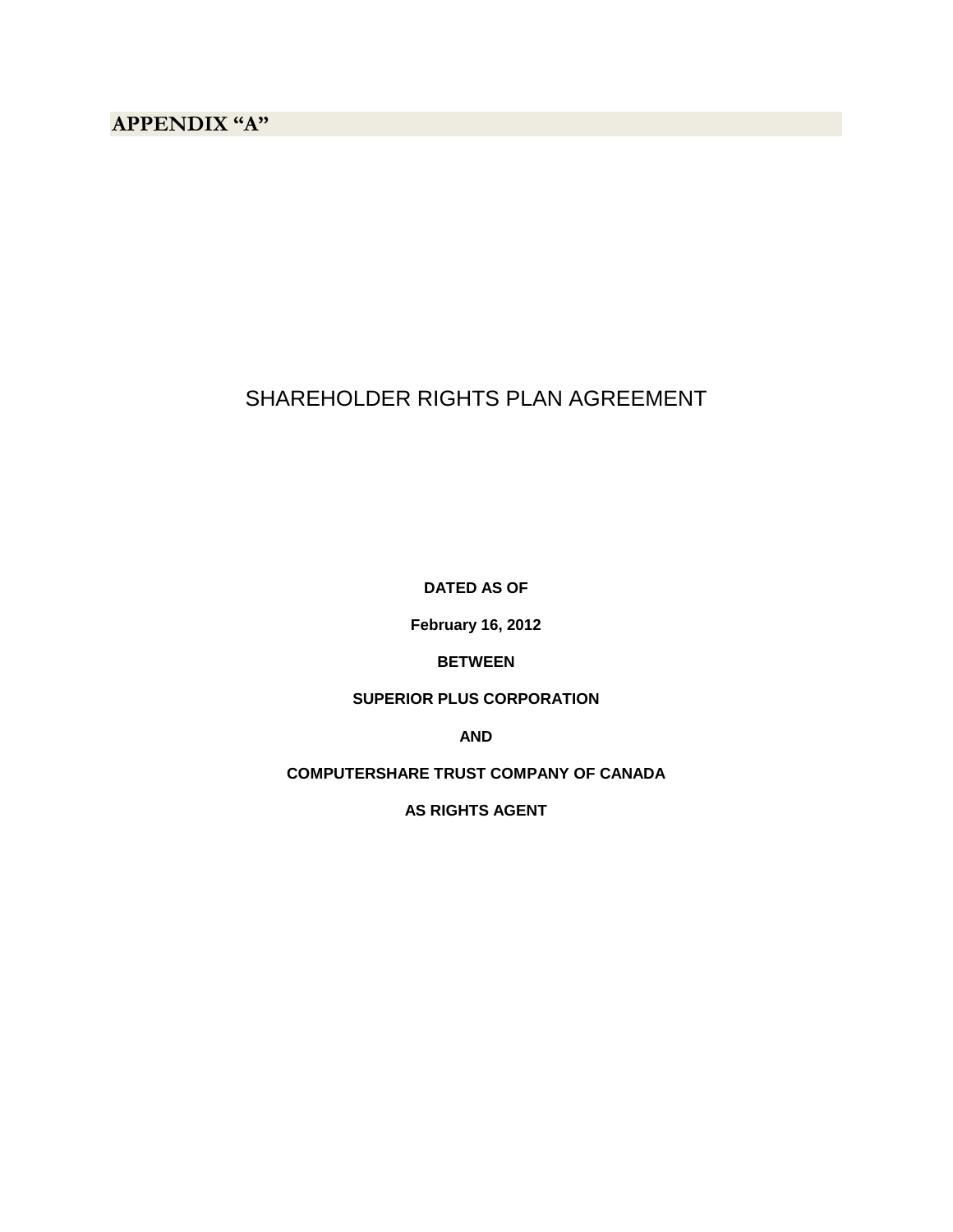# APPENDIX "A"

# SHAREHOLDER RIGHTS PLAN AGREEMENT

**DATED AS OF**

**February 16, 2012**

**BETWEEN**

**SUPERIOR PLUS CORPORATION**

**AND**

**COMPUTERSHARE TRUST COMPANY OF CANADA**

**AS RIGHTS AGENT**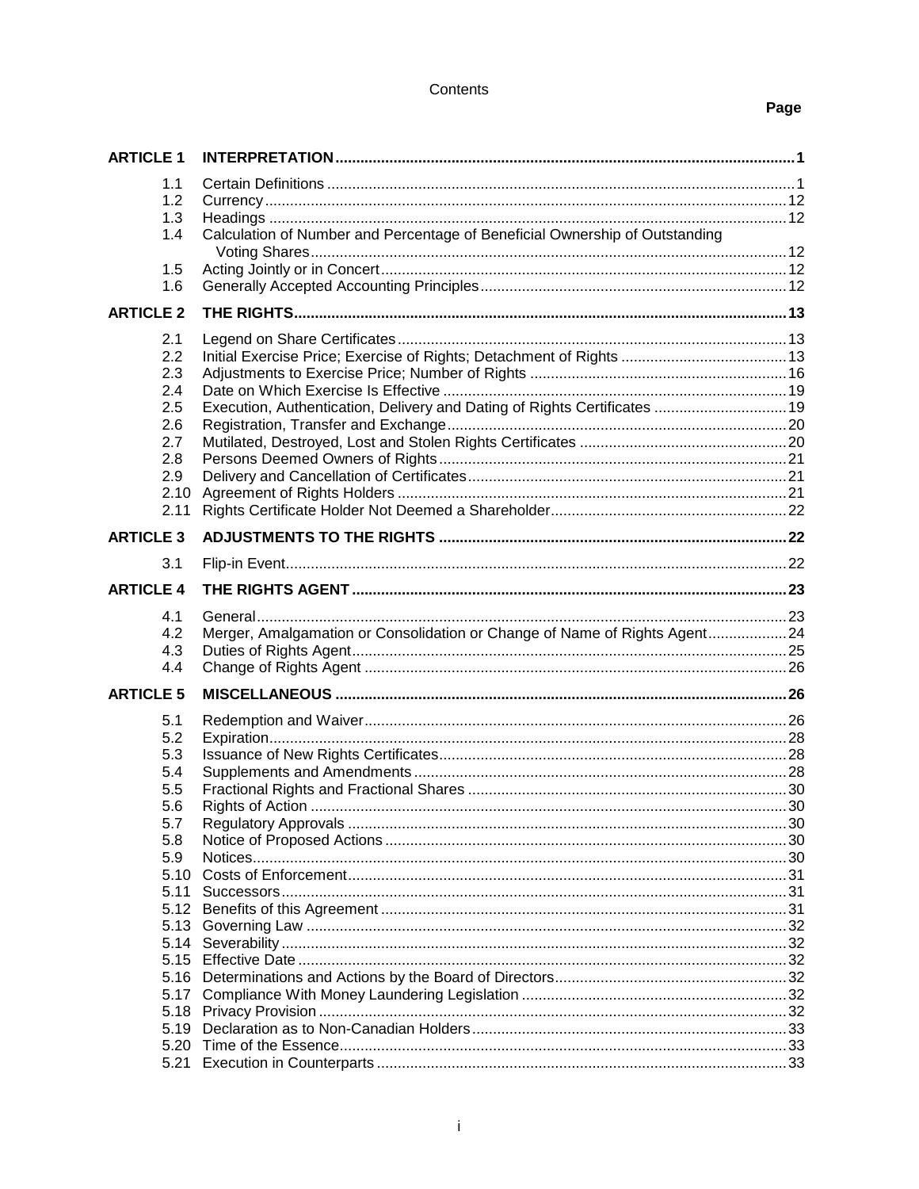# Contents

| | | Page |
|---|---|---|
| **ARTICLE 1** | **INTERPRETATION** | **1** |
| 1.1 | Certain Definitions | 1 |
| 1.2 | Currency | 12 |
| 1.3 | Headings | 12 |
| 1.4 | Calculation of Number and Percentage of Beneficial Ownership of Outstanding Voting Shares | 12 |
| 1.5 | Acting Jointly or in Concert | 12 |
| 1.6 | Generally Accepted Accounting Principles | 12 |
| **ARTICLE 2** | **THE RIGHTS** | **13** |
| 2.1 | Legend on Share Certificates | 13 |
| 2.2 | Initial Exercise Price; Exercise of Rights; Detachment of Rights | 13 |
| 2.3 | Adjustments to Exercise Price; Number of Rights | 16 |
| 2.4 | Date on Which Exercise Is Effective | 19 |
| 2.5 | Execution, Authentication, Delivery and Dating of Rights Certificates | 19 |
| 2.6 | Registration, Transfer and Exchange | 20 |
| 2.7 | Mutilated, Destroyed, Lost and Stolen Rights Certificates | 20 |
| 2.8 | Persons Deemed Owners of Rights | 21 |
| 2.9 | Delivery and Cancellation of Certificates | 21 |
| 2.10 | Agreement of Rights Holders | 21 |
| 2.11 | Rights Certificate Holder Not Deemed a Shareholder | 22 |
| **ARTICLE 3** | **ADJUSTMENTS TO THE RIGHTS** | **22** |
| 3.1 | Flip-in Event | 22 |
| **ARTICLE 4** | **THE RIGHTS AGENT** | **23** |
| 4.1 | General | 23 |
| 4.2 | Merger, Amalgamation or Consolidation or Change of Name of Rights Agent | 24 |
| 4.3 | Duties of Rights Agent | 25 |
| 4.4 | Change of Rights Agent | 26 |
| **ARTICLE 5** | **MISCELLANEOUS** | **26** |
| 5.1 | Redemption and Waiver | 26 |
| 5.2 | Expiration | 28 |
| 5.3 | Issuance of New Rights Certificates | 28 |
| 5.4 | Supplements and Amendments | 28 |
| 5.5 | Fractional Rights and Fractional Shares | 30 |
| 5.6 | Rights of Action | 30 |
| 5.7 | Regulatory Approvals | 30 |
| 5.8 | Notice of Proposed Actions | 30 |
| 5.9 | Notices | 30 |
| 5.10 | Costs of Enforcement | 31 |
| 5.11 | Successors | 31 |
| 5.12 | Benefits of this Agreement | 31 |
| 5.13 | Governing Law | 32 |
| 5.14 | Severability | 32 |
| 5.15 | Effective Date | 32 |
| 5.16 | Determinations and Actions by the Board of Directors | 32 |
| 5.17 | Compliance With Money Laundering Legislation | 32 |
| 5.18 | Privacy Provision | 32 |
| 5.19 | Declaration as to Non-Canadian Holders | 33 |
| 5.20 | Time of the Essence | 33 |
| 5.21 | Execution in Counterparts | 33 |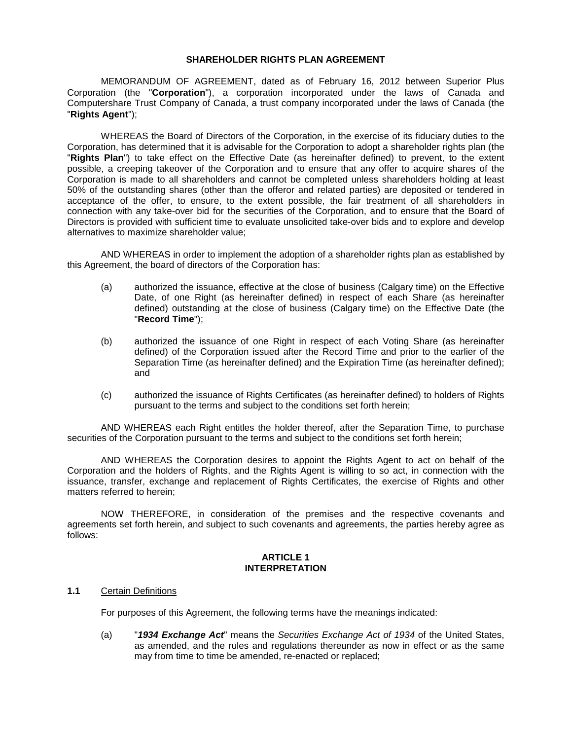**SHAREHOLDER RIGHTS PLAN AGREEMENT**

MEMORANDUM OF AGREEMENT, dated as of February 16, 2012 between Superior Plus Corporation (the "**Corporation**"), a corporation incorporated under the laws of Canada and Computershare Trust Company of Canada, a trust company incorporated under the laws of Canada (the "**Rights Agent**");

WHEREAS the Board of Directors of the Corporation, in the exercise of its fiduciary duties to the Corporation, has determined that it is advisable for the Corporation to adopt a shareholder rights plan (the "**Rights Plan**") to take effect on the Effective Date (as hereinafter defined) to prevent, to the extent possible, a creeping takeover of the Corporation and to ensure that any offer to acquire shares of the Corporation is made to all shareholders and cannot be completed unless shareholders holding at least 50% of the outstanding shares (other than the offeror and related parties) are deposited or tendered in acceptance of the offer, to ensure, to the extent possible, the fair treatment of all shareholders in connection with any take-over bid for the securities of the Corporation, and to ensure that the Board of Directors is provided with sufficient time to evaluate unsolicited take-over bids and to explore and develop alternatives to maximize shareholder value;

AND WHEREAS in order to implement the adoption of a shareholder rights plan as established by this Agreement, the board of directors of the Corporation has:

(a) authorized the issuance, effective at the close of business (Calgary time) on the Effective Date, of one Right (as hereinafter defined) in respect of each Share (as hereinafter defined) outstanding at the close of business (Calgary time) on the Effective Date (the "**Record Time**");

(b) authorized the issuance of one Right in respect of each Voting Share (as hereinafter defined) of the Corporation issued after the Record Time and prior to the earlier of the Separation Time (as hereinafter defined) and the Expiration Time (as hereinafter defined); and

(c) authorized the issuance of Rights Certificates (as hereinafter defined) to holders of Rights pursuant to the terms and subject to the conditions set forth herein;

AND WHEREAS each Right entitles the holder thereof, after the Separation Time, to purchase securities of the Corporation pursuant to the terms and subject to the conditions set forth herein;

AND WHEREAS the Corporation desires to appoint the Rights Agent to act on behalf of the Corporation and the holders of Rights, and the Rights Agent is willing to so act, in connection with the issuance, transfer, exchange and replacement of Rights Certificates, the exercise of Rights and other matters referred to herein;

NOW THEREFORE, in consideration of the premises and the respective covenants and agreements set forth herein, and subject to such covenants and agreements, the parties hereby agree as follows:

## ARTICLE 1
## INTERPRETATION

**1.1** Certain Definitions

For purposes of this Agreement, the following terms have the meanings indicated:

(a) "***1934 Exchange Act***" means the *Securities Exchange Act of 1934* of the United States, as amended, and the rules and regulations thereunder as now in effect or as the same may from time to time be amended, re-enacted or replaced;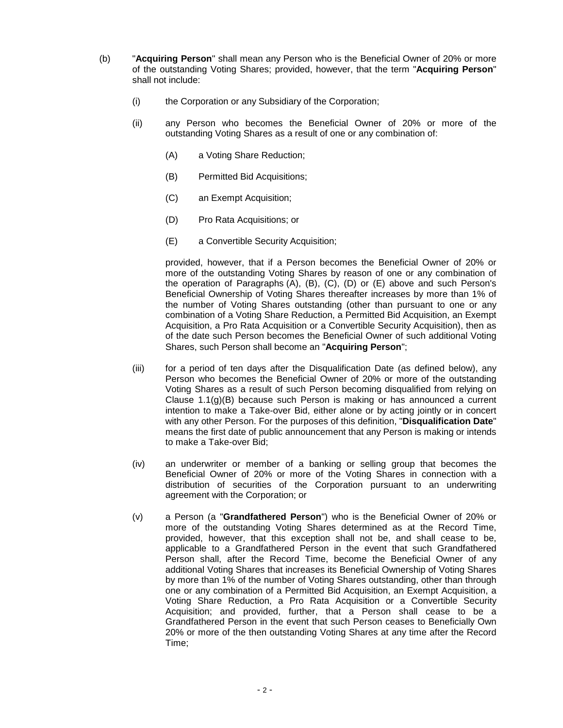(b) "**Acquiring Person**" shall mean any Person who is the Beneficial Owner of 20% or more of the outstanding Voting Shares; provided, however, that the term "**Acquiring Person**" shall not include:

   (i) the Corporation or any Subsidiary of the Corporation;

   (ii) any Person who becomes the Beneficial Owner of 20% or more of the outstanding Voting Shares as a result of one or any combination of:

      (A) a Voting Share Reduction;

      (B) Permitted Bid Acquisitions;

      (C) an Exempt Acquisition;

      (D) Pro Rata Acquisitions; or

      (E) a Convertible Security Acquisition;

   provided, however, that if a Person becomes the Beneficial Owner of 20% or more of the outstanding Voting Shares by reason of one or any combination of the operation of Paragraphs (A), (B), (C), (D) or (E) above and such Person's Beneficial Ownership of Voting Shares thereafter increases by more than 1% of the number of Voting Shares outstanding (other than pursuant to one or any combination of a Voting Share Reduction, a Permitted Bid Acquisition, an Exempt Acquisition, a Pro Rata Acquisition or a Convertible Security Acquisition), then as of the date such Person becomes the Beneficial Owner of such additional Voting Shares, such Person shall become an "**Acquiring Person**";

   (iii) for a period of ten days after the Disqualification Date (as defined below), any Person who becomes the Beneficial Owner of 20% or more of the outstanding Voting Shares as a result of such Person becoming disqualified from relying on Clause 1.1(g)(B) because such Person is making or has announced a current intention to make a Take-over Bid, either alone or by acting jointly or in concert with any other Person. For the purposes of this definition, "**Disqualification Date**" means the first date of public announcement that any Person is making or intends to make a Take-over Bid;

   (iv) an underwriter or member of a banking or selling group that becomes the Beneficial Owner of 20% or more of the Voting Shares in connection with a distribution of securities of the Corporation pursuant to an underwriting agreement with the Corporation; or

   (v) a Person (a "**Grandfathered Person**") who is the Beneficial Owner of 20% or more of the outstanding Voting Shares determined as at the Record Time, provided, however, that this exception shall not be, and shall cease to be, applicable to a Grandfathered Person in the event that such Grandfathered Person shall, after the Record Time, become the Beneficial Owner of any additional Voting Shares that increases its Beneficial Ownership of Voting Shares by more than 1% of the number of Voting Shares outstanding, other than through one or any combination of a Permitted Bid Acquisition, an Exempt Acquisition, a Voting Share Reduction, a Pro Rata Acquisition or a Convertible Security Acquisition; and provided, further, that a Person shall cease to be a Grandfathered Person in the event that such Person ceases to Beneficially Own 20% or more of the then outstanding Voting Shares at any time after the Record Time;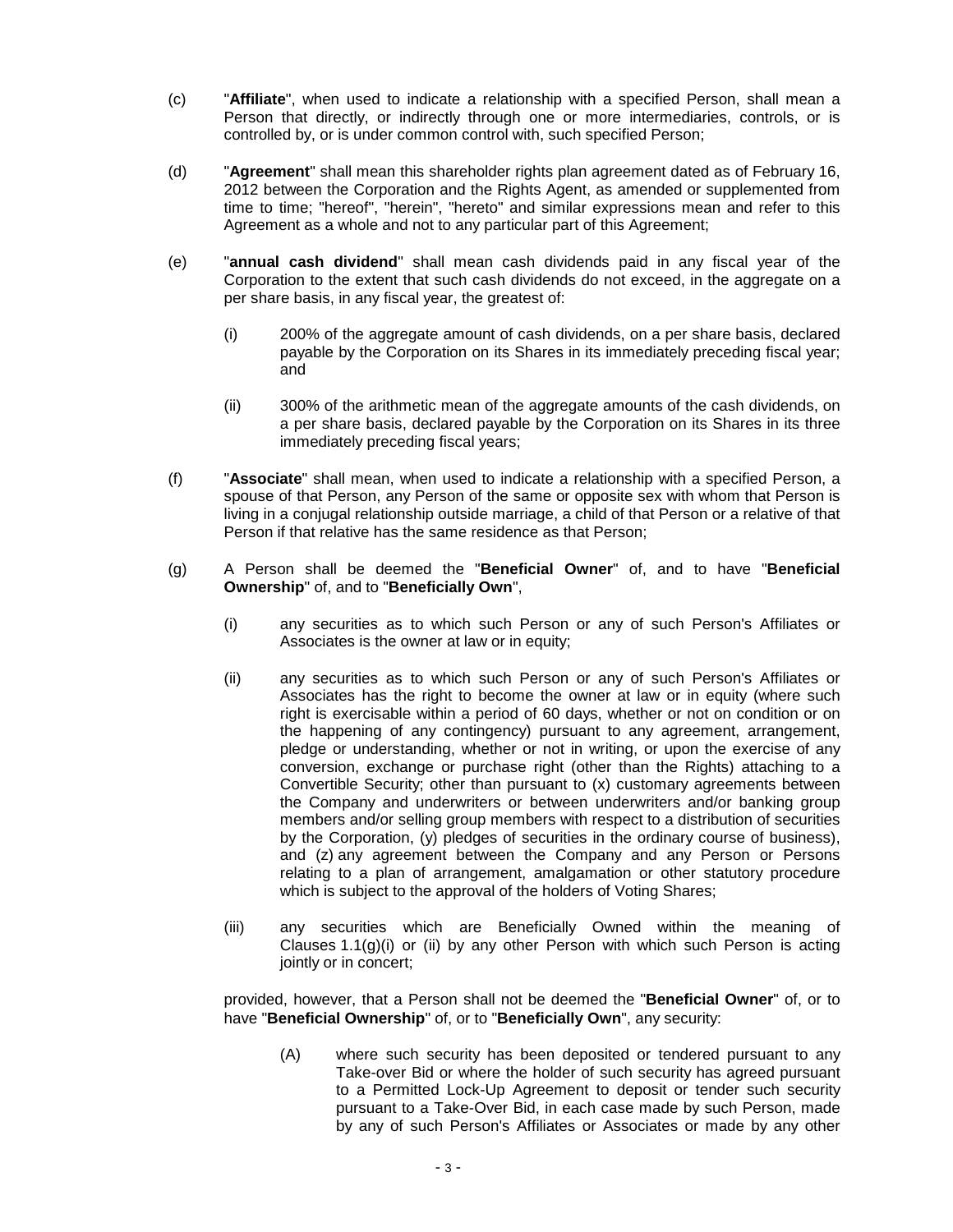(c) "**Affiliate**", when used to indicate a relationship with a specified Person, shall mean a Person that directly, or indirectly through one or more intermediaries, controls, or is controlled by, or is under common control with, such specified Person;

(d) "**Agreement**" shall mean this shareholder rights plan agreement dated as of February 16, 2012 between the Corporation and the Rights Agent, as amended or supplemented from time to time; "hereof", "herein", "hereto" and similar expressions mean and refer to this Agreement as a whole and not to any particular part of this Agreement;

(e) "**annual cash dividend**" shall mean cash dividends paid in any fiscal year of the Corporation to the extent that such cash dividends do not exceed, in the aggregate on a per share basis, in any fiscal year, the greatest of:

  (i) 200% of the aggregate amount of cash dividends, on a per share basis, declared payable by the Corporation on its Shares in its immediately preceding fiscal year; and

  (ii) 300% of the arithmetic mean of the aggregate amounts of the cash dividends, on a per share basis, declared payable by the Corporation on its Shares in its three immediately preceding fiscal years;

(f) "**Associate**" shall mean, when used to indicate a relationship with a specified Person, a spouse of that Person, any Person of the same or opposite sex with whom that Person is living in a conjugal relationship outside marriage, a child of that Person or a relative of that Person if that relative has the same residence as that Person;

(g) A Person shall be deemed the "**Beneficial Owner**" of, and to have "**Beneficial Ownership**" of, and to "**Beneficially Own**",

  (i) any securities as to which such Person or any of such Person's Affiliates or Associates is the owner at law or in equity;

  (ii) any securities as to which such Person or any of such Person's Affiliates or Associates has the right to become the owner at law or in equity (where such right is exercisable within a period of 60 days, whether or not on condition or on the happening of any contingency) pursuant to any agreement, arrangement, pledge or understanding, whether or not in writing, or upon the exercise of any conversion, exchange or purchase right (other than the Rights) attaching to a Convertible Security; other than pursuant to (x) customary agreements between the Company and underwriters or between underwriters and/or banking group members and/or selling group members with respect to a distribution of securities by the Corporation, (y) pledges of securities in the ordinary course of business), and (z) any agreement between the Company and any Person or Persons relating to a plan of arrangement, amalgamation or other statutory procedure which is subject to the approval of the holders of Voting Shares;

  (iii) any securities which are Beneficially Owned within the meaning of Clauses 1.1(g)(i) or (ii) by any other Person with which such Person is acting jointly or in concert;

provided, however, that a Person shall not be deemed the "**Beneficial Owner**" of, or to have "**Beneficial Ownership**" of, or to "**Beneficially Own**", any security:

    (A) where such security has been deposited or tendered pursuant to any Take-over Bid or where the holder of such security has agreed pursuant to a Permitted Lock-Up Agreement to deposit or tender such security pursuant to a Take-Over Bid, in each case made by such Person, made by any of such Person's Affiliates or Associates or made by any other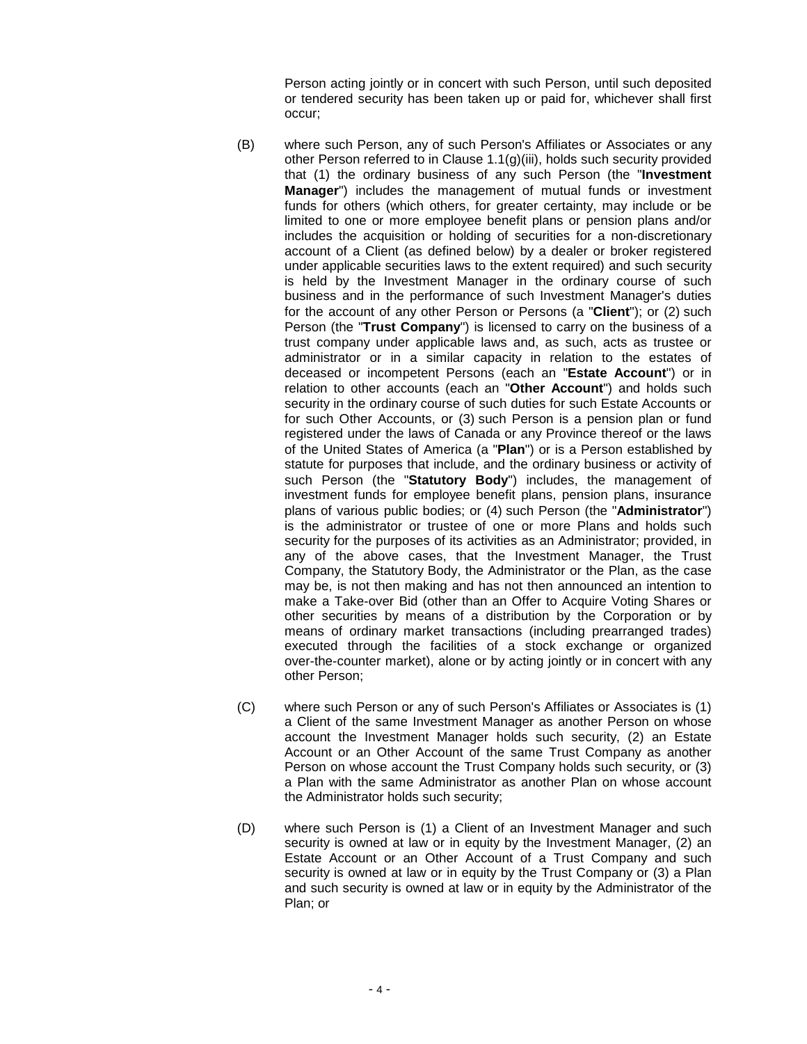Person acting jointly or in concert with such Person, until such deposited or tendered security has been taken up or paid for, whichever shall first occur;

(B) where such Person, any of such Person's Affiliates or Associates or any other Person referred to in Clause 1.1(g)(iii), holds such security provided that (1) the ordinary business of any such Person (the "**Investment Manager**") includes the management of mutual funds or investment funds for others (which others, for greater certainty, may include or be limited to one or more employee benefit plans or pension plans and/or includes the acquisition or holding of securities for a non-discretionary account of a Client (as defined below) by a dealer or broker registered under applicable securities laws to the extent required) and such security is held by the Investment Manager in the ordinary course of such business and in the performance of such Investment Manager's duties for the account of any other Person or Persons (a "**Client**"); or (2) such Person (the "**Trust Company**") is licensed to carry on the business of a trust company under applicable laws and, as such, acts as trustee or administrator or in a similar capacity in relation to the estates of deceased or incompetent Persons (each an "**Estate Account**") or in relation to other accounts (each an "**Other Account**") and holds such security in the ordinary course of such duties for such Estate Accounts or for such Other Accounts, or (3) such Person is a pension plan or fund registered under the laws of Canada or any Province thereof or the laws of the United States of America (a "**Plan**") or is a Person established by statute for purposes that include, and the ordinary business or activity of such Person (the "**Statutory Body**") includes, the management of investment funds for employee benefit plans, pension plans, insurance plans of various public bodies; or (4) such Person (the "**Administrator**") is the administrator or trustee of one or more Plans and holds such security for the purposes of its activities as an Administrator; provided, in any of the above cases, that the Investment Manager, the Trust Company, the Statutory Body, the Administrator or the Plan, as the case may be, is not then making and has not then announced an intention to make a Take-over Bid (other than an Offer to Acquire Voting Shares or other securities by means of a distribution by the Corporation or by means of ordinary market transactions (including prearranged trades) executed through the facilities of a stock exchange or organized over-the-counter market), alone or by acting jointly or in concert with any other Person;

(C) where such Person or any of such Person's Affiliates or Associates is (1) a Client of the same Investment Manager as another Person on whose account the Investment Manager holds such security, (2) an Estate Account or an Other Account of the same Trust Company as another Person on whose account the Trust Company holds such security, or (3) a Plan with the same Administrator as another Plan on whose account the Administrator holds such security;

(D) where such Person is (1) a Client of an Investment Manager and such security is owned at law or in equity by the Investment Manager, (2) an Estate Account or an Other Account of a Trust Company and such security is owned at law or in equity by the Trust Company or (3) a Plan and such security is owned at law or in equity by the Administrator of the Plan; or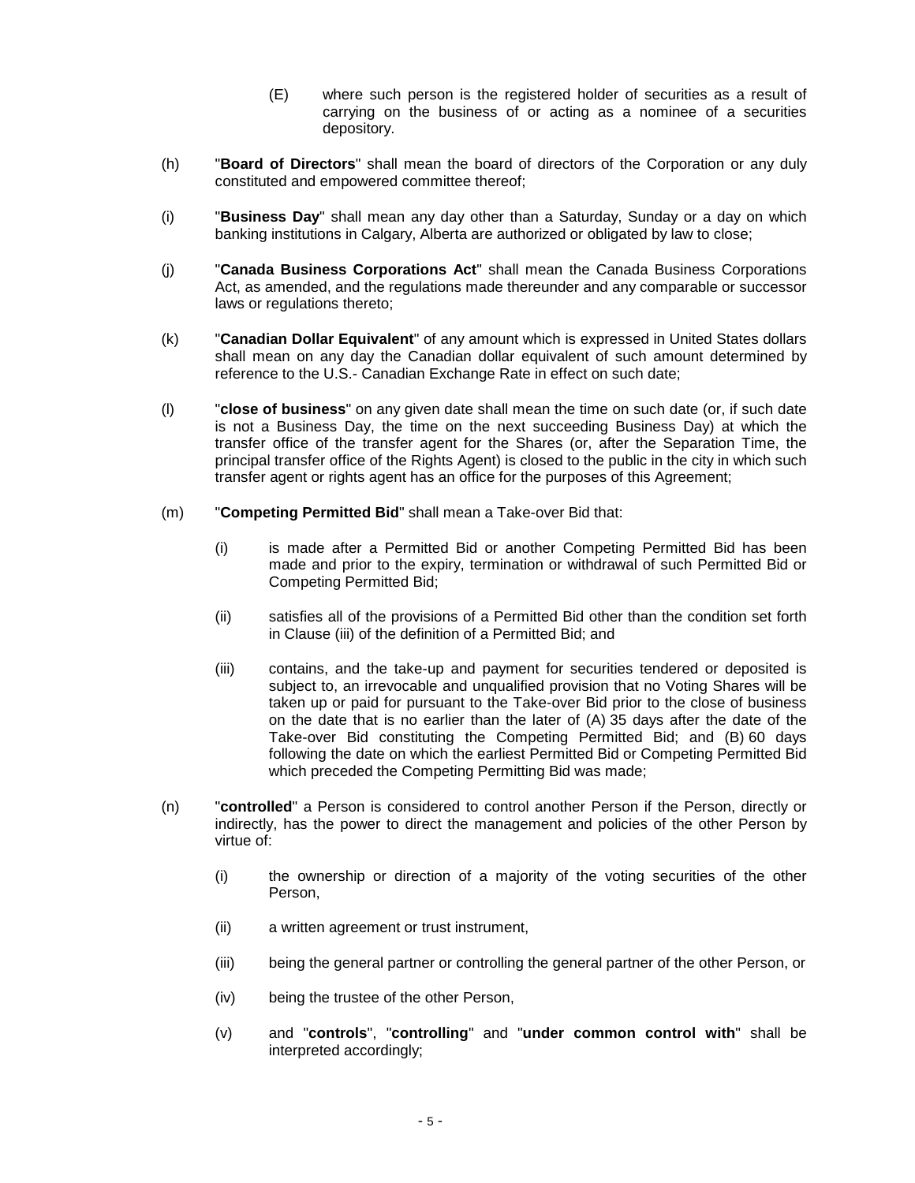(E) where such person is the registered holder of securities as a result of carrying on the business of or acting as a nominee of a securities depository.

(h) "**Board of Directors**" shall mean the board of directors of the Corporation or any duly constituted and empowered committee thereof;

(i) "**Business Day**" shall mean any day other than a Saturday, Sunday or a day on which banking institutions in Calgary, Alberta are authorized or obligated by law to close;

(j) "**Canada Business Corporations Act**" shall mean the Canada Business Corporations Act, as amended, and the regulations made thereunder and any comparable or successor laws or regulations thereto;

(k) "**Canadian Dollar Equivalent**" of any amount which is expressed in United States dollars shall mean on any day the Canadian dollar equivalent of such amount determined by reference to the U.S.- Canadian Exchange Rate in effect on such date;

(l) "**close of business**" on any given date shall mean the time on such date (or, if such date is not a Business Day, the time on the next succeeding Business Day) at which the transfer office of the transfer agent for the Shares (or, after the Separation Time, the principal transfer office of the Rights Agent) is closed to the public in the city in which such transfer agent or rights agent has an office for the purposes of this Agreement;

(m) "**Competing Permitted Bid**" shall mean a Take-over Bid that:

(i) is made after a Permitted Bid or another Competing Permitted Bid has been made and prior to the expiry, termination or withdrawal of such Permitted Bid or Competing Permitted Bid;

(ii) satisfies all of the provisions of a Permitted Bid other than the condition set forth in Clause (iii) of the definition of a Permitted Bid; and

(iii) contains, and the take-up and payment for securities tendered or deposited is subject to, an irrevocable and unqualified provision that no Voting Shares will be taken up or paid for pursuant to the Take-over Bid prior to the close of business on the date that is no earlier than the later of (A) 35 days after the date of the Take-over Bid constituting the Competing Permitted Bid; and (B) 60 days following the date on which the earliest Permitted Bid or Competing Permitted Bid which preceded the Competing Permitting Bid was made;

(n) "**controlled**" a Person is considered to control another Person if the Person, directly or indirectly, has the power to direct the management and policies of the other Person by virtue of:

(i) the ownership or direction of a majority of the voting securities of the other Person,

(ii) a written agreement or trust instrument,

(iii) being the general partner or controlling the general partner of the other Person, or

(iv) being the trustee of the other Person,

(v) and "**controls**", "**controlling**" and "**under common control with**" shall be interpreted accordingly;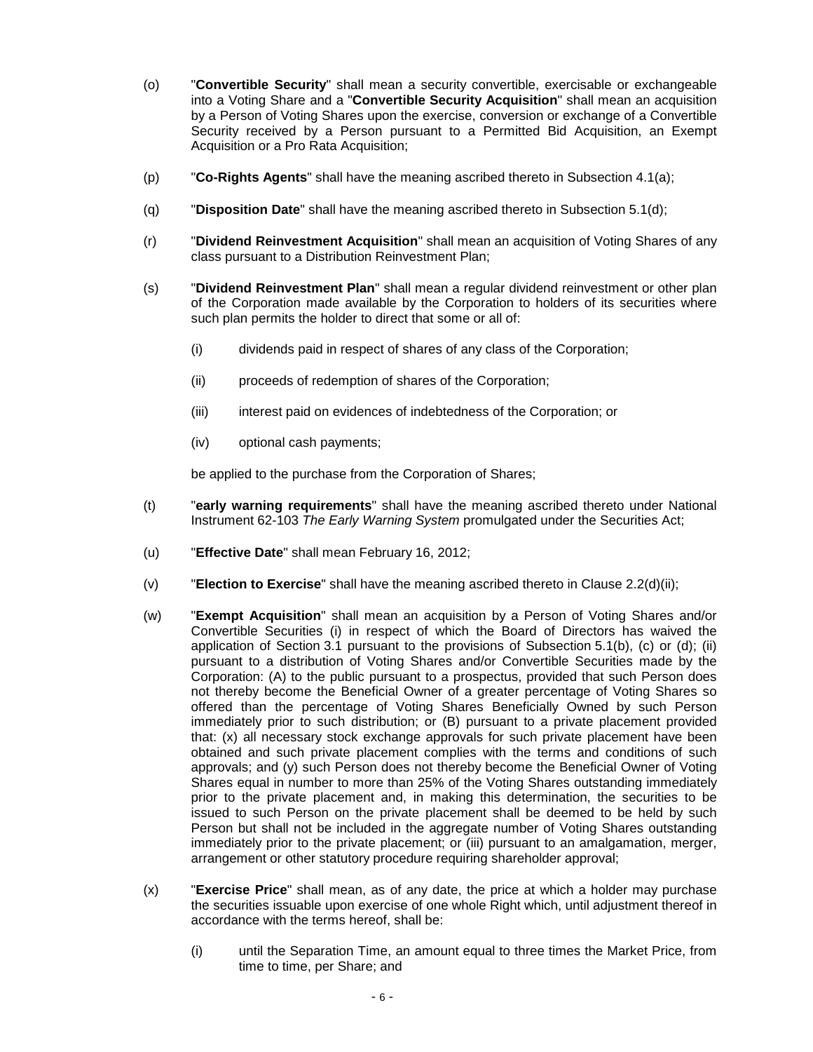(o) "**Convertible Security**" shall mean a security convertible, exercisable or exchangeable into a Voting Share and a "**Convertible Security Acquisition**" shall mean an acquisition by a Person of Voting Shares upon the exercise, conversion or exchange of a Convertible Security received by a Person pursuant to a Permitted Bid Acquisition, an Exempt Acquisition or a Pro Rata Acquisition;

(p) "**Co-Rights Agents**" shall have the meaning ascribed thereto in Subsection 4.1(a);

(q) "**Disposition Date**" shall have the meaning ascribed thereto in Subsection 5.1(d);

(r) "**Dividend Reinvestment Acquisition**" shall mean an acquisition of Voting Shares of any class pursuant to a Distribution Reinvestment Plan;

(s) "**Dividend Reinvestment Plan**" shall mean a regular dividend reinvestment or other plan of the Corporation made available by the Corporation to holders of its securities where such plan permits the holder to direct that some or all of:

   (i) dividends paid in respect of shares of any class of the Corporation;

   (ii) proceeds of redemption of shares of the Corporation;

   (iii) interest paid on evidences of indebtedness of the Corporation; or

   (iv) optional cash payments;

   be applied to the purchase from the Corporation of Shares;

(t) "**early warning requirements**" shall have the meaning ascribed thereto under National Instrument 62-103 *The Early Warning System* promulgated under the Securities Act;

(u) "**Effective Date**" shall mean February 16, 2012;

(v) "**Election to Exercise**" shall have the meaning ascribed thereto in Clause 2.2(d)(ii);

(w) "**Exempt Acquisition**" shall mean an acquisition by a Person of Voting Shares and/or Convertible Securities (i) in respect of which the Board of Directors has waived the application of Section 3.1 pursuant to the provisions of Subsection 5.1(b), (c) or (d); (ii) pursuant to a distribution of Voting Shares and/or Convertible Securities made by the Corporation: (A) to the public pursuant to a prospectus, provided that such Person does not thereby become the Beneficial Owner of a greater percentage of Voting Shares so offered than the percentage of Voting Shares Beneficially Owned by such Person immediately prior to such distribution; or (B) pursuant to a private placement provided that: (x) all necessary stock exchange approvals for such private placement have been obtained and such private placement complies with the terms and conditions of such approvals; and (y) such Person does not thereby become the Beneficial Owner of Voting Shares equal in number to more than 25% of the Voting Shares outstanding immediately prior to the private placement and, in making this determination, the securities to be issued to such Person on the private placement shall be deemed to be held by such Person but shall not be included in the aggregate number of Voting Shares outstanding immediately prior to the private placement; or (iii) pursuant to an amalgamation, merger, arrangement or other statutory procedure requiring shareholder approval;

(x) "**Exercise Price**" shall mean, as of any date, the price at which a holder may purchase the securities issuable upon exercise of one whole Right which, until adjustment thereof in accordance with the terms hereof, shall be:

   (i) until the Separation Time, an amount equal to three times the Market Price, from time to time, per Share; and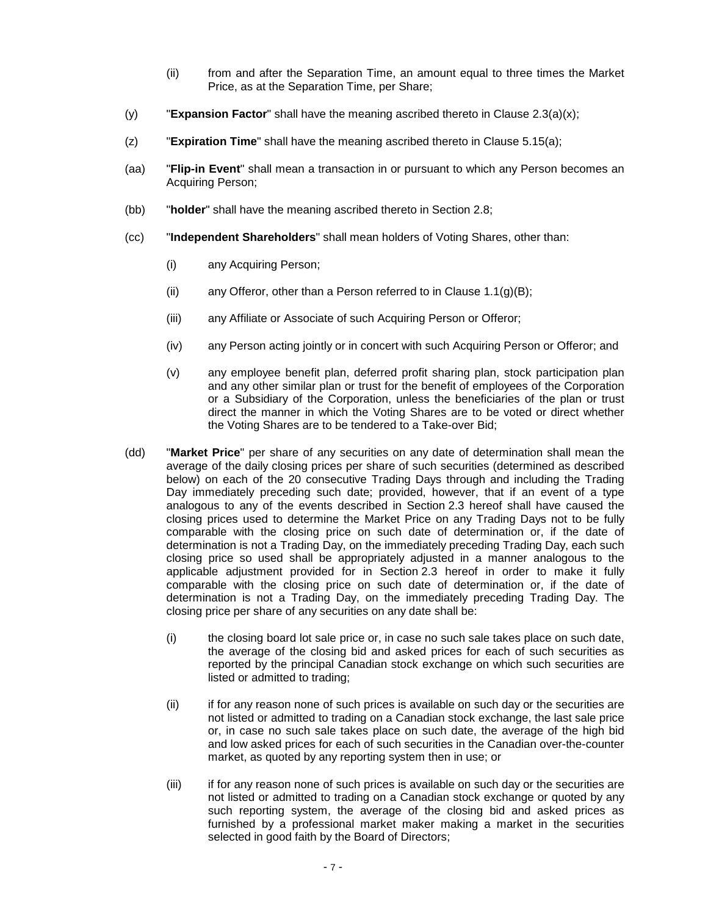(ii) from and after the Separation Time, an amount equal to three times the Market Price, as at the Separation Time, per Share;

(y) "**Expansion Factor**" shall have the meaning ascribed thereto in Clause 2.3(a)(x);

(z) "**Expiration Time**" shall have the meaning ascribed thereto in Clause 5.15(a);

(aa) "**Flip-in Event**" shall mean a transaction in or pursuant to which any Person becomes an Acquiring Person;

(bb) "**holder**" shall have the meaning ascribed thereto in Section 2.8;

(cc) "**Independent Shareholders**" shall mean holders of Voting Shares, other than:

(i) any Acquiring Person;

(ii) any Offeror, other than a Person referred to in Clause 1.1(g)(B);

(iii) any Affiliate or Associate of such Acquiring Person or Offeror;

(iv) any Person acting jointly or in concert with such Acquiring Person or Offeror; and

(v) any employee benefit plan, deferred profit sharing plan, stock participation plan and any other similar plan or trust for the benefit of employees of the Corporation or a Subsidiary of the Corporation, unless the beneficiaries of the plan or trust direct the manner in which the Voting Shares are to be voted or direct whether the Voting Shares are to be tendered to a Take-over Bid;

(dd) "**Market Price**" per share of any securities on any date of determination shall mean the average of the daily closing prices per share of such securities (determined as described below) on each of the 20 consecutive Trading Days through and including the Trading Day immediately preceding such date; provided, however, that if an event of a type analogous to any of the events described in Section 2.3 hereof shall have caused the closing prices used to determine the Market Price on any Trading Days not to be fully comparable with the closing price on such date of determination or, if the date of determination is not a Trading Day, on the immediately preceding Trading Day, each such closing price so used shall be appropriately adjusted in a manner analogous to the applicable adjustment provided for in Section 2.3 hereof in order to make it fully comparable with the closing price on such date of determination or, if the date of determination is not a Trading Day, on the immediately preceding Trading Day. The closing price per share of any securities on any date shall be:

(i) the closing board lot sale price or, in case no such sale takes place on such date, the average of the closing bid and asked prices for each of such securities as reported by the principal Canadian stock exchange on which such securities are listed or admitted to trading;

(ii) if for any reason none of such prices is available on such day or the securities are not listed or admitted to trading on a Canadian stock exchange, the last sale price or, in case no such sale takes place on such date, the average of the high bid and low asked prices for each of such securities in the Canadian over-the-counter market, as quoted by any reporting system then in use; or

(iii) if for any reason none of such prices is available on such day or the securities are not listed or admitted to trading on a Canadian stock exchange or quoted by any such reporting system, the average of the closing bid and asked prices as furnished by a professional market maker making a market in the securities selected in good faith by the Board of Directors;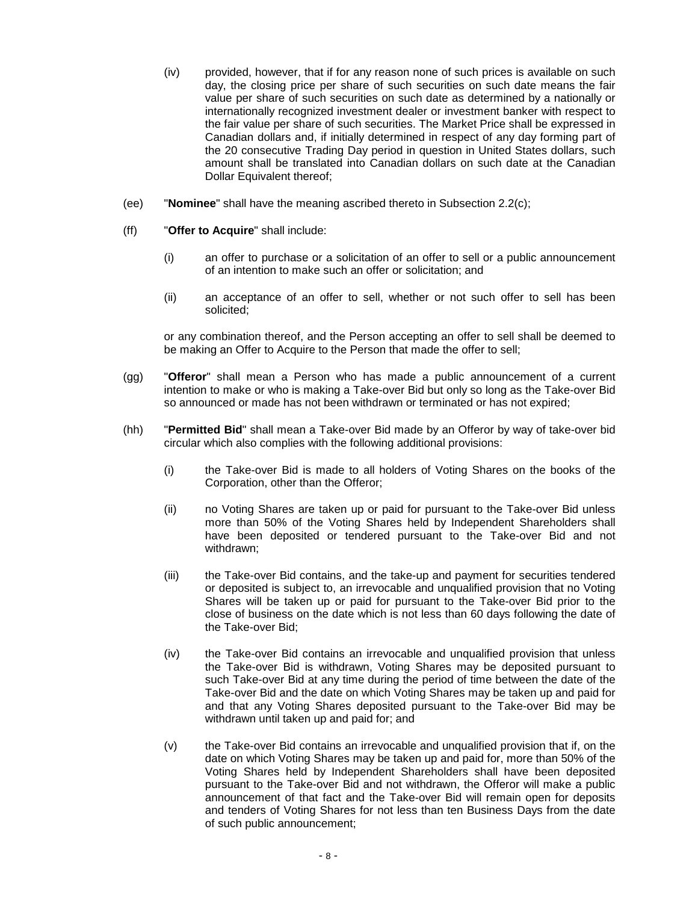(iv) provided, however, that if for any reason none of such prices is available on such day, the closing price per share of such securities on such date means the fair value per share of such securities on such date as determined by a nationally or internationally recognized investment dealer or investment banker with respect to the fair value per share of such securities. The Market Price shall be expressed in Canadian dollars and, if initially determined in respect of any day forming part of the 20 consecutive Trading Day period in question in United States dollars, such amount shall be translated into Canadian dollars on such date at the Canadian Dollar Equivalent thereof;

(ee) "**Nominee**" shall have the meaning ascribed thereto in Subsection 2.2(c);

(ff) "**Offer to Acquire**" shall include:

(i) an offer to purchase or a solicitation of an offer to sell or a public announcement of an intention to make such an offer or solicitation; and

(ii) an acceptance of an offer to sell, whether or not such offer to sell has been solicited;

or any combination thereof, and the Person accepting an offer to sell shall be deemed to be making an Offer to Acquire to the Person that made the offer to sell;

(gg) "**Offeror**" shall mean a Person who has made a public announcement of a current intention to make or who is making a Take-over Bid but only so long as the Take-over Bid so announced or made has not been withdrawn or terminated or has not expired;

(hh) "**Permitted Bid**" shall mean a Take-over Bid made by an Offeror by way of take-over bid circular which also complies with the following additional provisions:

(i) the Take-over Bid is made to all holders of Voting Shares on the books of the Corporation, other than the Offeror;

(ii) no Voting Shares are taken up or paid for pursuant to the Take-over Bid unless more than 50% of the Voting Shares held by Independent Shareholders shall have been deposited or tendered pursuant to the Take-over Bid and not withdrawn;

(iii) the Take-over Bid contains, and the take-up and payment for securities tendered or deposited is subject to, an irrevocable and unqualified provision that no Voting Shares will be taken up or paid for pursuant to the Take-over Bid prior to the close of business on the date which is not less than 60 days following the date of the Take-over Bid;

(iv) the Take-over Bid contains an irrevocable and unqualified provision that unless the Take-over Bid is withdrawn, Voting Shares may be deposited pursuant to such Take-over Bid at any time during the period of time between the date of the Take-over Bid and the date on which Voting Shares may be taken up and paid for and that any Voting Shares deposited pursuant to the Take-over Bid may be withdrawn until taken up and paid for; and

(v) the Take-over Bid contains an irrevocable and unqualified provision that if, on the date on which Voting Shares may be taken up and paid for, more than 50% of the Voting Shares held by Independent Shareholders shall have been deposited pursuant to the Take-over Bid and not withdrawn, the Offeror will make a public announcement of that fact and the Take-over Bid will remain open for deposits and tenders of Voting Shares for not less than ten Business Days from the date of such public announcement;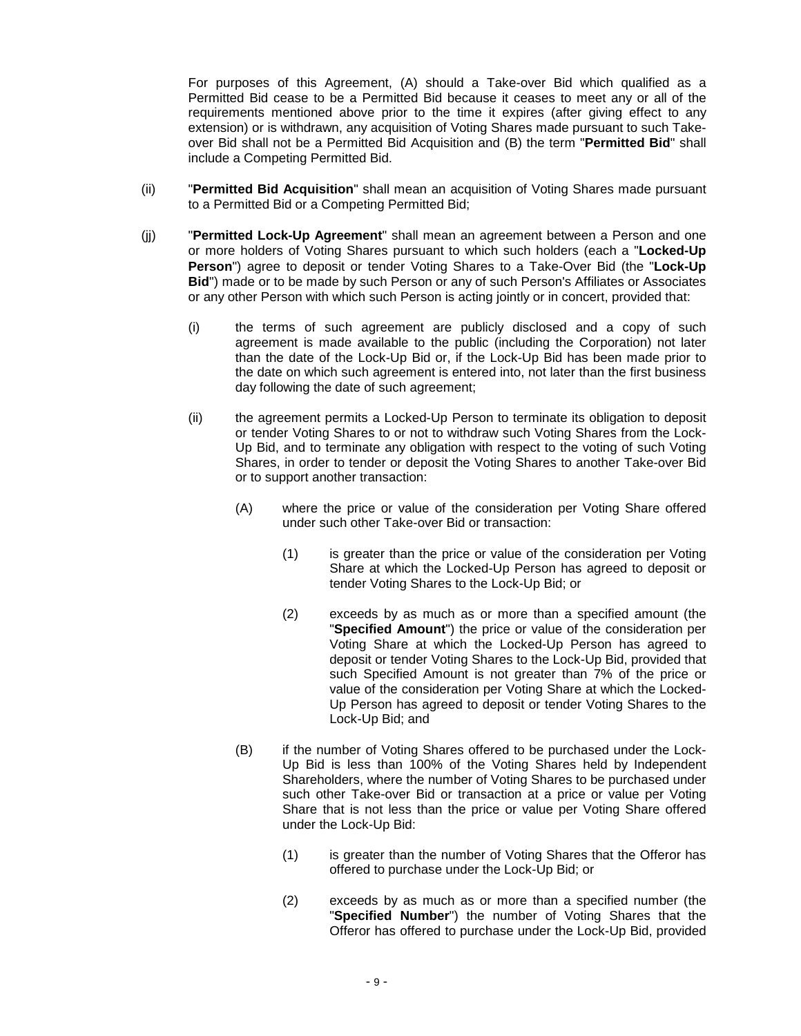For purposes of this Agreement, (A) should a Take-over Bid which qualified as a Permitted Bid cease to be a Permitted Bid because it ceases to meet any or all of the requirements mentioned above prior to the time it expires (after giving effect to any extension) or is withdrawn, any acquisition of Voting Shares made pursuant to such Take-over Bid shall not be a Permitted Bid Acquisition and (B) the term "**Permitted Bid**" shall include a Competing Permitted Bid.

(ii) "**Permitted Bid Acquisition**" shall mean an acquisition of Voting Shares made pursuant to a Permitted Bid or a Competing Permitted Bid;

(jj) "**Permitted Lock-Up Agreement**" shall mean an agreement between a Person and one or more holders of Voting Shares pursuant to which such holders (each a "**Locked-Up Person**") agree to deposit or tender Voting Shares to a Take-Over Bid (the "**Lock-Up Bid**") made or to be made by such Person or any of such Person's Affiliates or Associates or any other Person with which such Person is acting jointly or in concert, provided that:

(i) the terms of such agreement are publicly disclosed and a copy of such agreement is made available to the public (including the Corporation) not later than the date of the Lock-Up Bid or, if the Lock-Up Bid has been made prior to the date on which such agreement is entered into, not later than the first business day following the date of such agreement;

(ii) the agreement permits a Locked-Up Person to terminate its obligation to deposit or tender Voting Shares to or not to withdraw such Voting Shares from the Lock-Up Bid, and to terminate any obligation with respect to the voting of such Voting Shares, in order to tender or deposit the Voting Shares to another Take-over Bid or to support another transaction:

(A) where the price or value of the consideration per Voting Share offered under such other Take-over Bid or transaction:

(1) is greater than the price or value of the consideration per Voting Share at which the Locked-Up Person has agreed to deposit or tender Voting Shares to the Lock-Up Bid; or

(2) exceeds by as much as or more than a specified amount (the "**Specified Amount**") the price or value of the consideration per Voting Share at which the Locked-Up Person has agreed to deposit or tender Voting Shares to the Lock-Up Bid, provided that such Specified Amount is not greater than 7% of the price or value of the consideration per Voting Share at which the Locked-Up Person has agreed to deposit or tender Voting Shares to the Lock-Up Bid; and

(B) if the number of Voting Shares offered to be purchased under the Lock-Up Bid is less than 100% of the Voting Shares held by Independent Shareholders, where the number of Voting Shares to be purchased under such other Take-over Bid or transaction at a price or value per Voting Share that is not less than the price or value per Voting Share offered under the Lock-Up Bid:

(1) is greater than the number of Voting Shares that the Offeror has offered to purchase under the Lock-Up Bid; or

(2) exceeds by as much as or more than a specified number (the "**Specified Number**") the number of Voting Shares that the Offeror has offered to purchase under the Lock-Up Bid, provided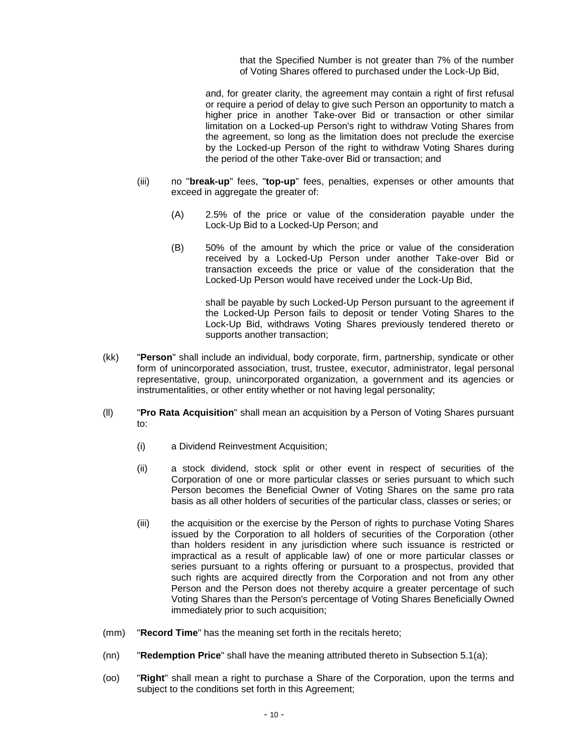that the Specified Number is not greater than 7% of the number of Voting Shares offered to purchased under the Lock-Up Bid,

and, for greater clarity, the agreement may contain a right of first refusal or require a period of delay to give such Person an opportunity to match a higher price in another Take-over Bid or transaction or other similar limitation on a Locked-up Person's right to withdraw Voting Shares from the agreement, so long as the limitation does not preclude the exercise by the Locked-up Person of the right to withdraw Voting Shares during the period of the other Take-over Bid or transaction; and

(iii) no "**break-up**" fees, "**top-up**" fees, penalties, expenses or other amounts that exceed in aggregate the greater of:

(A) 2.5% of the price or value of the consideration payable under the Lock-Up Bid to a Locked-Up Person; and

(B) 50% of the amount by which the price or value of the consideration received by a Locked-Up Person under another Take-over Bid or transaction exceeds the price or value of the consideration that the Locked-Up Person would have received under the Lock-Up Bid,

shall be payable by such Locked-Up Person pursuant to the agreement if the Locked-Up Person fails to deposit or tender Voting Shares to the Lock-Up Bid, withdraws Voting Shares previously tendered thereto or supports another transaction;

(kk) "**Person**" shall include an individual, body corporate, firm, partnership, syndicate or other form of unincorporated association, trust, trustee, executor, administrator, legal personal representative, group, unincorporated organization, a government and its agencies or instrumentalities, or other entity whether or not having legal personality;

(ll) "**Pro Rata Acquisition**" shall mean an acquisition by a Person of Voting Shares pursuant to:

(i) a Dividend Reinvestment Acquisition;

(ii) a stock dividend, stock split or other event in respect of securities of the Corporation of one or more particular classes or series pursuant to which such Person becomes the Beneficial Owner of Voting Shares on the same pro rata basis as all other holders of securities of the particular class, classes or series; or

(iii) the acquisition or the exercise by the Person of rights to purchase Voting Shares issued by the Corporation to all holders of securities of the Corporation (other than holders resident in any jurisdiction where such issuance is restricted or impractical as a result of applicable law) of one or more particular classes or series pursuant to a rights offering or pursuant to a prospectus, provided that such rights are acquired directly from the Corporation and not from any other Person and the Person does not thereby acquire a greater percentage of such Voting Shares than the Person's percentage of Voting Shares Beneficially Owned immediately prior to such acquisition;

(mm) "**Record Time**" has the meaning set forth in the recitals hereto;

(nn) "**Redemption Price**" shall have the meaning attributed thereto in Subsection 5.1(a);

(oo) "**Right**" shall mean a right to purchase a Share of the Corporation, upon the terms and subject to the conditions set forth in this Agreement;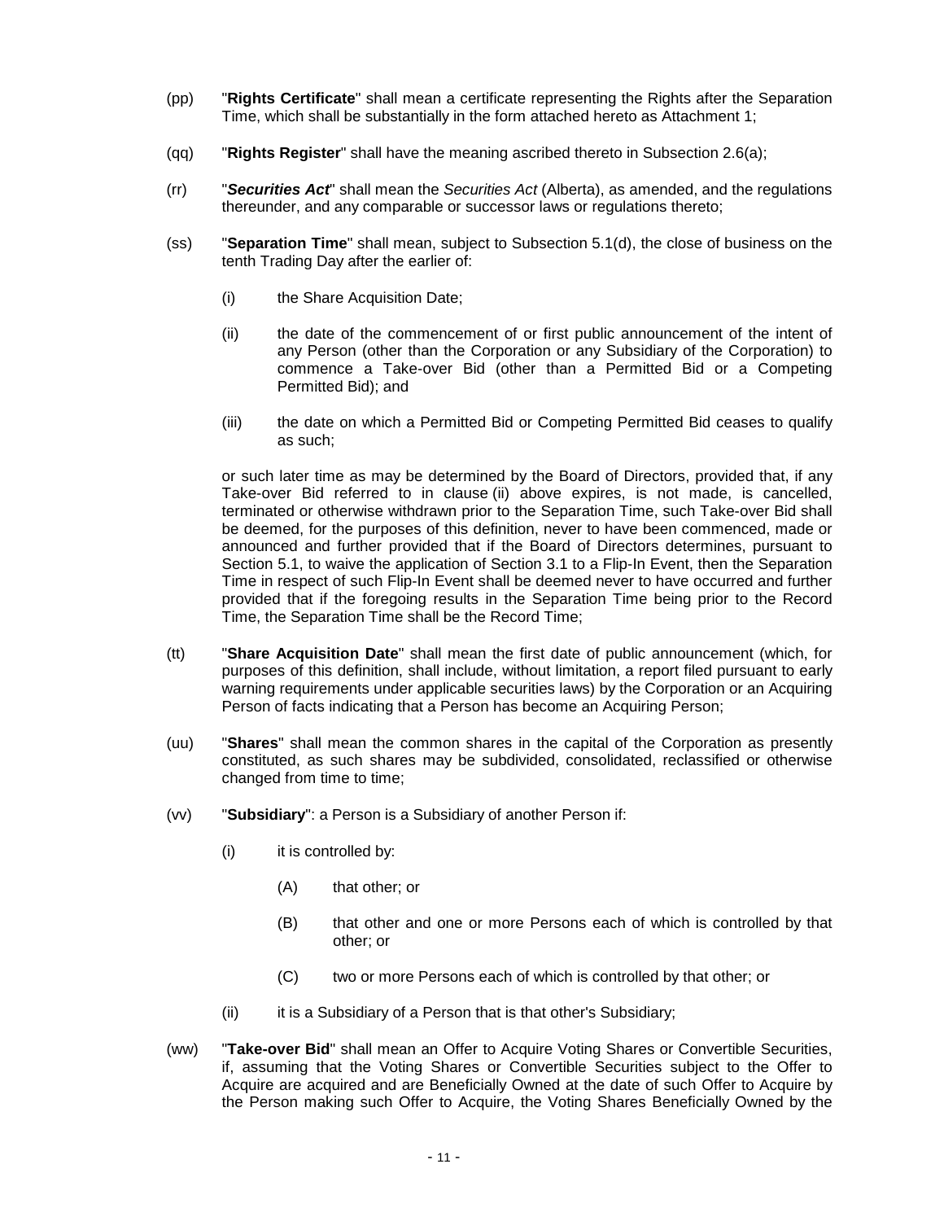(pp) "**Rights Certificate**" shall mean a certificate representing the Rights after the Separation Time, which shall be substantially in the form attached hereto as Attachment 1;

(qq) "**Rights Register**" shall have the meaning ascribed thereto in Subsection 2.6(a);

(rr) "***Securities Act***" shall mean the *Securities Act* (Alberta), as amended, and the regulations thereunder, and any comparable or successor laws or regulations thereto;

(ss) "**Separation Time**" shall mean, subject to Subsection 5.1(d), the close of business on the tenth Trading Day after the earlier of:

(i) the Share Acquisition Date;

(ii) the date of the commencement of or first public announcement of the intent of any Person (other than the Corporation or any Subsidiary of the Corporation) to commence a Take-over Bid (other than a Permitted Bid or a Competing Permitted Bid); and

(iii) the date on which a Permitted Bid or Competing Permitted Bid ceases to qualify as such;

or such later time as may be determined by the Board of Directors, provided that, if any Take-over Bid referred to in clause (ii) above expires, is not made, is cancelled, terminated or otherwise withdrawn prior to the Separation Time, such Take-over Bid shall be deemed, for the purposes of this definition, never to have been commenced, made or announced and further provided that if the Board of Directors determines, pursuant to Section 5.1, to waive the application of Section 3.1 to a Flip-In Event, then the Separation Time in respect of such Flip-In Event shall be deemed never to have occurred and further provided that if the foregoing results in the Separation Time being prior to the Record Time, the Separation Time shall be the Record Time;

(tt) "**Share Acquisition Date**" shall mean the first date of public announcement (which, for purposes of this definition, shall include, without limitation, a report filed pursuant to early warning requirements under applicable securities laws) by the Corporation or an Acquiring Person of facts indicating that a Person has become an Acquiring Person;

(uu) "**Shares**" shall mean the common shares in the capital of the Corporation as presently constituted, as such shares may be subdivided, consolidated, reclassified or otherwise changed from time to time;

(vv) "**Subsidiary**": a Person is a Subsidiary of another Person if:

(i) it is controlled by:

(A) that other; or

(B) that other and one or more Persons each of which is controlled by that other; or

(C) two or more Persons each of which is controlled by that other; or

(ii) it is a Subsidiary of a Person that is that other's Subsidiary;

(ww) "**Take-over Bid**" shall mean an Offer to Acquire Voting Shares or Convertible Securities, if, assuming that the Voting Shares or Convertible Securities subject to the Offer to Acquire are acquired and are Beneficially Owned at the date of such Offer to Acquire by the Person making such Offer to Acquire, the Voting Shares Beneficially Owned by the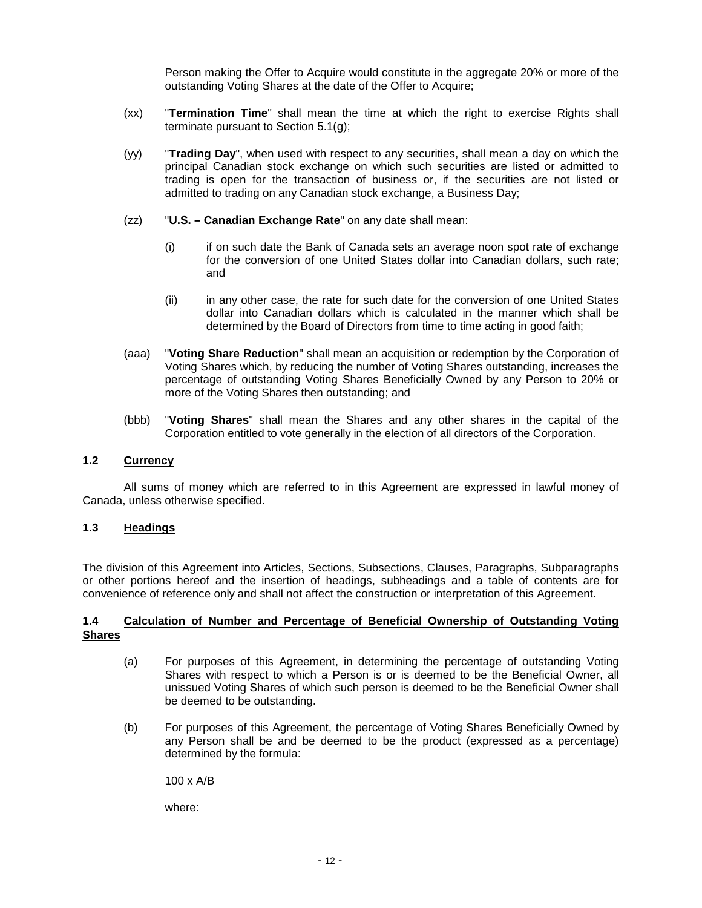Person making the Offer to Acquire would constitute in the aggregate 20% or more of the outstanding Voting Shares at the date of the Offer to Acquire;

(xx) "**Termination Time**" shall mean the time at which the right to exercise Rights shall terminate pursuant to Section 5.1(g);

(yy) "**Trading Day**", when used with respect to any securities, shall mean a day on which the principal Canadian stock exchange on which such securities are listed or admitted to trading is open for the transaction of business or, if the securities are not listed or admitted to trading on any Canadian stock exchange, a Business Day;

(zz) "**U.S. – Canadian Exchange Rate**" on any date shall mean:

(i) if on such date the Bank of Canada sets an average noon spot rate of exchange for the conversion of one United States dollar into Canadian dollars, such rate; and

(ii) in any other case, the rate for such date for the conversion of one United States dollar into Canadian dollars which is calculated in the manner which shall be determined by the Board of Directors from time to time acting in good faith;

(aaa) "**Voting Share Reduction**" shall mean an acquisition or redemption by the Corporation of Voting Shares which, by reducing the number of Voting Shares outstanding, increases the percentage of outstanding Voting Shares Beneficially Owned by any Person to 20% or more of the Voting Shares then outstanding; and

(bbb) "**Voting Shares**" shall mean the Shares and any other shares in the capital of the Corporation entitled to vote generally in the election of all directors of the Corporation.

### 1.2 Currency

All sums of money which are referred to in this Agreement are expressed in lawful money of Canada, unless otherwise specified.

### 1.3 Headings

The division of this Agreement into Articles, Sections, Subsections, Clauses, Paragraphs, Subparagraphs or other portions hereof and the insertion of headings, subheadings and a table of contents are for convenience of reference only and shall not affect the construction or interpretation of this Agreement.

### 1.4 Calculation of Number and Percentage of Beneficial Ownership of Outstanding Voting Shares

(a) For purposes of this Agreement, in determining the percentage of outstanding Voting Shares with respect to which a Person is or is deemed to be the Beneficial Owner, all unissued Voting Shares of which such person is deemed to be the Beneficial Owner shall be deemed to be outstanding.

(b) For purposes of this Agreement, the percentage of Voting Shares Beneficially Owned by any Person shall be and be deemed to be the product (expressed as a percentage) determined by the formula:

$$100 \times A/B$$

where: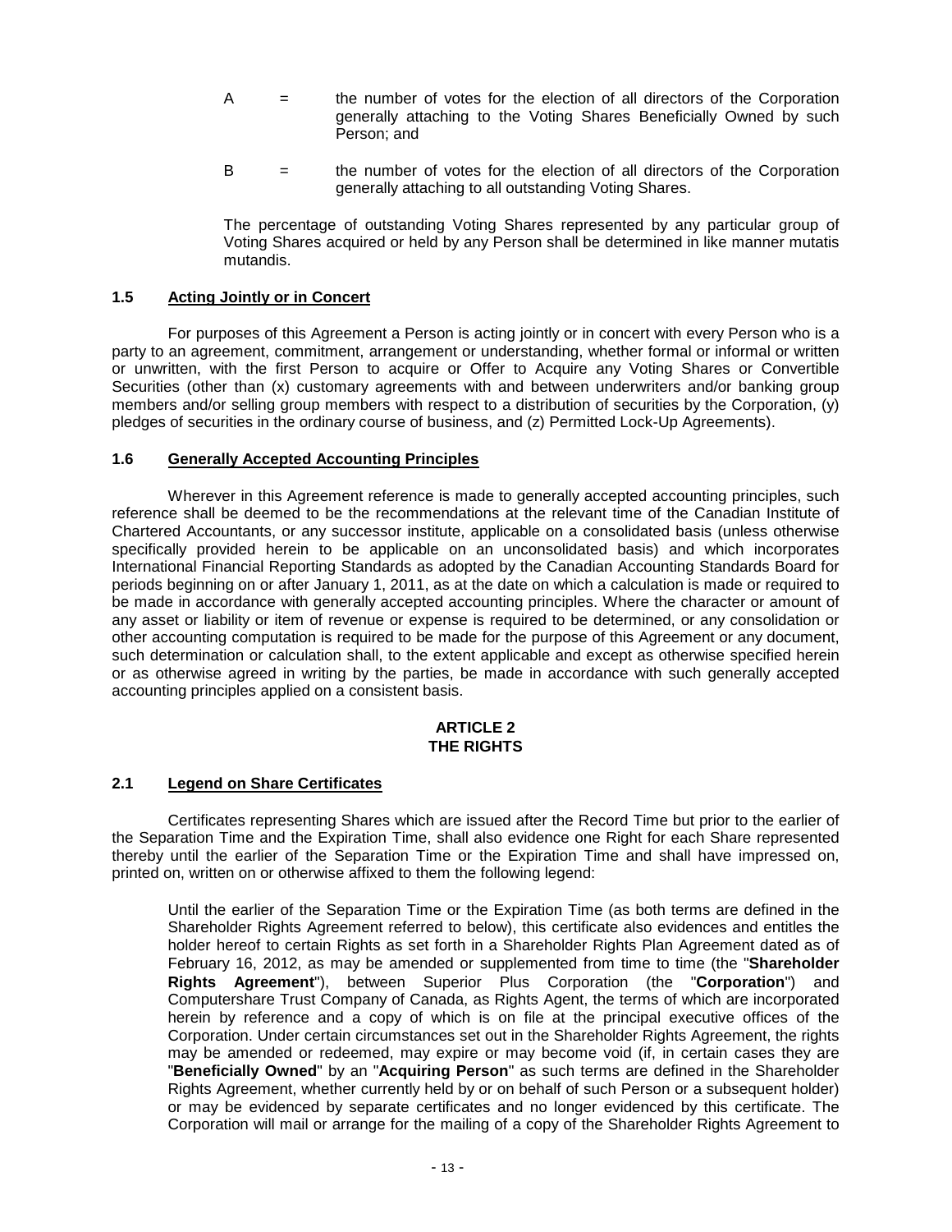A = the number of votes for the election of all directors of the Corporation generally attaching to the Voting Shares Beneficially Owned by such Person; and

B = the number of votes for the election of all directors of the Corporation generally attaching to all outstanding Voting Shares.

The percentage of outstanding Voting Shares represented by any particular group of Voting Shares acquired or held by any Person shall be determined in like manner mutatis mutandis.

### 1.5 Acting Jointly or in Concert

For purposes of this Agreement a Person is acting jointly or in concert with every Person who is a party to an agreement, commitment, arrangement or understanding, whether formal or informal or written or unwritten, with the first Person to acquire or Offer to Acquire any Voting Shares or Convertible Securities (other than (x) customary agreements with and between underwriters and/or banking group members and/or selling group members with respect to a distribution of securities by the Corporation, (y) pledges of securities in the ordinary course of business, and (z) Permitted Lock-Up Agreements).

### 1.6 Generally Accepted Accounting Principles

Wherever in this Agreement reference is made to generally accepted accounting principles, such reference shall be deemed to be the recommendations at the relevant time of the Canadian Institute of Chartered Accountants, or any successor institute, applicable on a consolidated basis (unless otherwise specifically provided herein to be applicable on an unconsolidated basis) and which incorporates International Financial Reporting Standards as adopted by the Canadian Accounting Standards Board for periods beginning on or after January 1, 2011, as at the date on which a calculation is made or required to be made in accordance with generally accepted accounting principles. Where the character or amount of any asset or liability or item of revenue or expense is required to be determined, or any consolidation or other accounting computation is required to be made for the purpose of this Agreement or any document, such determination or calculation shall, to the extent applicable and except as otherwise specified herein or as otherwise agreed in writing by the parties, be made in accordance with such generally accepted accounting principles applied on a consistent basis.

## ARTICLE 2
## THE RIGHTS

### 2.1 Legend on Share Certificates

Certificates representing Shares which are issued after the Record Time but prior to the earlier of the Separation Time and the Expiration Time, shall also evidence one Right for each Share represented thereby until the earlier of the Separation Time or the Expiration Time and shall have impressed on, printed on, written on or otherwise affixed to them the following legend:

> Until the earlier of the Separation Time or the Expiration Time (as both terms are defined in the Shareholder Rights Agreement referred to below), this certificate also evidences and entitles the holder hereof to certain Rights as set forth in a Shareholder Rights Plan Agreement dated as of February 16, 2012, as may be amended or supplemented from time to time (the "**Shareholder Rights Agreement**"), between Superior Plus Corporation (the "**Corporation**") and Computershare Trust Company of Canada, as Rights Agent, the terms of which are incorporated herein by reference and a copy of which is on file at the principal executive offices of the Corporation. Under certain circumstances set out in the Shareholder Rights Agreement, the rights may be amended or redeemed, may expire or may become void (if, in certain cases they are "**Beneficially Owned**" by an "**Acquiring Person**" as such terms are defined in the Shareholder Rights Agreement, whether currently held by or on behalf of such Person or a subsequent holder) or may be evidenced by separate certificates and no longer evidenced by this certificate. The Corporation will mail or arrange for the mailing of a copy of the Shareholder Rights Agreement to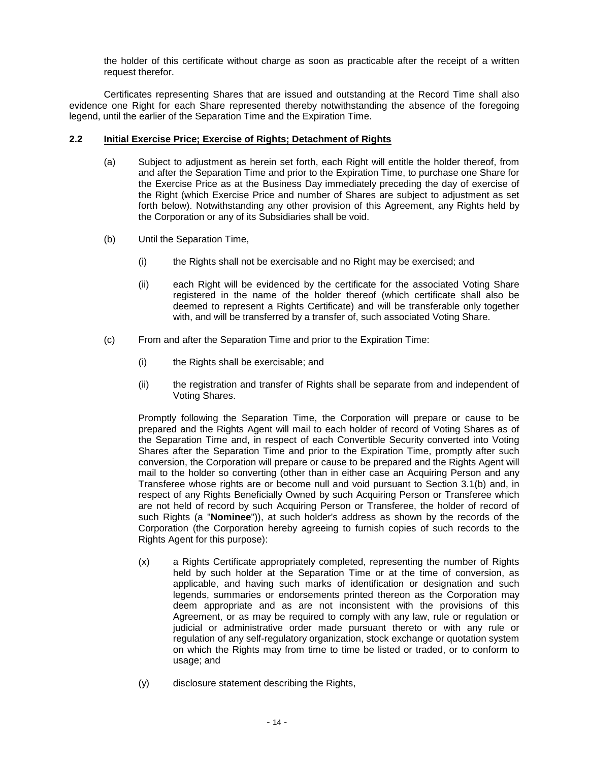the holder of this certificate without charge as soon as practicable after the receipt of a written request therefor.

Certificates representing Shares that are issued and outstanding at the Record Time shall also evidence one Right for each Share represented thereby notwithstanding the absence of the foregoing legend, until the earlier of the Separation Time and the Expiration Time.

### 2.2 Initial Exercise Price; Exercise of Rights; Detachment of Rights

(a) Subject to adjustment as herein set forth, each Right will entitle the holder thereof, from and after the Separation Time and prior to the Expiration Time, to purchase one Share for the Exercise Price as at the Business Day immediately preceding the day of exercise of the Right (which Exercise Price and number of Shares are subject to adjustment as set forth below). Notwithstanding any other provision of this Agreement, any Rights held by the Corporation or any of its Subsidiaries shall be void.

(b) Until the Separation Time,

(i) the Rights shall not be exercisable and no Right may be exercised; and

(ii) each Right will be evidenced by the certificate for the associated Voting Share registered in the name of the holder thereof (which certificate shall also be deemed to represent a Rights Certificate) and will be transferable only together with, and will be transferred by a transfer of, such associated Voting Share.

(c) From and after the Separation Time and prior to the Expiration Time:

(i) the Rights shall be exercisable; and

(ii) the registration and transfer of Rights shall be separate from and independent of Voting Shares.

Promptly following the Separation Time, the Corporation will prepare or cause to be prepared and the Rights Agent will mail to each holder of record of Voting Shares as of the Separation Time and, in respect of each Convertible Security converted into Voting Shares after the Separation Time and prior to the Expiration Time, promptly after such conversion, the Corporation will prepare or cause to be prepared and the Rights Agent will mail to the holder so converting (other than in either case an Acquiring Person and any Transferee whose rights are or become null and void pursuant to Section 3.1(b) and, in respect of any Rights Beneficially Owned by such Acquiring Person or Transferee which are not held of record by such Acquiring Person or Transferee, the holder of record of such Rights (a "**Nominee**")), at such holder's address as shown by the records of the Corporation (the Corporation hereby agreeing to furnish copies of such records to the Rights Agent for this purpose):

(x) a Rights Certificate appropriately completed, representing the number of Rights held by such holder at the Separation Time or at the time of conversion, as applicable, and having such marks of identification or designation and such legends, summaries or endorsements printed thereon as the Corporation may deem appropriate and as are not inconsistent with the provisions of this Agreement, or as may be required to comply with any law, rule or regulation or judicial or administrative order made pursuant thereto or with any rule or regulation of any self-regulatory organization, stock exchange or quotation system on which the Rights may from time to time be listed or traded, or to conform to usage; and

(y) disclosure statement describing the Rights,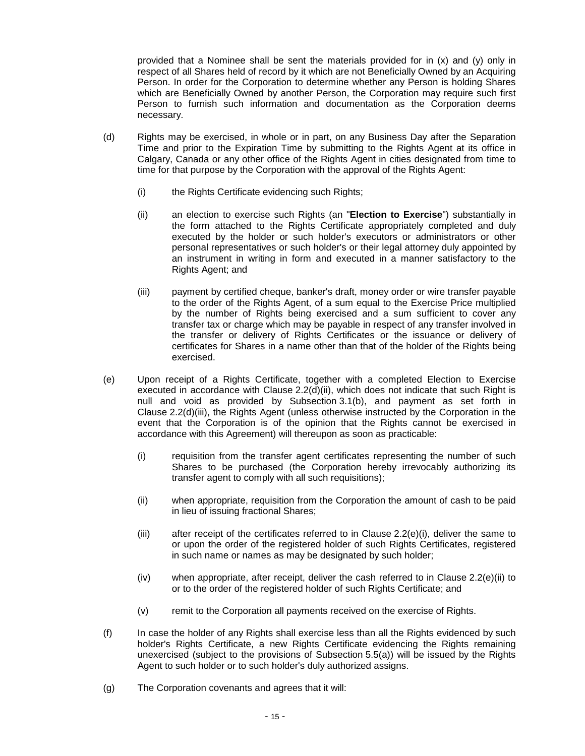provided that a Nominee shall be sent the materials provided for in (x) and (y) only in respect of all Shares held of record by it which are not Beneficially Owned by an Acquiring Person. In order for the Corporation to determine whether any Person is holding Shares which are Beneficially Owned by another Person, the Corporation may require such first Person to furnish such information and documentation as the Corporation deems necessary.

(d) Rights may be exercised, in whole or in part, on any Business Day after the Separation Time and prior to the Expiration Time by submitting to the Rights Agent at its office in Calgary, Canada or any other office of the Rights Agent in cities designated from time to time for that purpose by the Corporation with the approval of the Rights Agent:

(i) the Rights Certificate evidencing such Rights;

(ii) an election to exercise such Rights (an "**Election to Exercise**") substantially in the form attached to the Rights Certificate appropriately completed and duly executed by the holder or such holder's executors or administrators or other personal representatives or such holder's or their legal attorney duly appointed by an instrument in writing in form and executed in a manner satisfactory to the Rights Agent; and

(iii) payment by certified cheque, banker's draft, money order or wire transfer payable to the order of the Rights Agent, of a sum equal to the Exercise Price multiplied by the number of Rights being exercised and a sum sufficient to cover any transfer tax or charge which may be payable in respect of any transfer involved in the transfer or delivery of Rights Certificates or the issuance or delivery of certificates for Shares in a name other than that of the holder of the Rights being exercised.

(e) Upon receipt of a Rights Certificate, together with a completed Election to Exercise executed in accordance with Clause 2.2(d)(ii), which does not indicate that such Right is null and void as provided by Subsection 3.1(b), and payment as set forth in Clause 2.2(d)(iii), the Rights Agent (unless otherwise instructed by the Corporation in the event that the Corporation is of the opinion that the Rights cannot be exercised in accordance with this Agreement) will thereupon as soon as practicable:

(i) requisition from the transfer agent certificates representing the number of such Shares to be purchased (the Corporation hereby irrevocably authorizing its transfer agent to comply with all such requisitions);

(ii) when appropriate, requisition from the Corporation the amount of cash to be paid in lieu of issuing fractional Shares;

(iii) after receipt of the certificates referred to in Clause 2.2(e)(i), deliver the same to or upon the order of the registered holder of such Rights Certificates, registered in such name or names as may be designated by such holder;

(iv) when appropriate, after receipt, deliver the cash referred to in Clause 2.2(e)(ii) to or to the order of the registered holder of such Rights Certificate; and

(v) remit to the Corporation all payments received on the exercise of Rights.

(f) In case the holder of any Rights shall exercise less than all the Rights evidenced by such holder's Rights Certificate, a new Rights Certificate evidencing the Rights remaining unexercised (subject to the provisions of Subsection 5.5(a)) will be issued by the Rights Agent to such holder or to such holder's duly authorized assigns.

(g) The Corporation covenants and agrees that it will: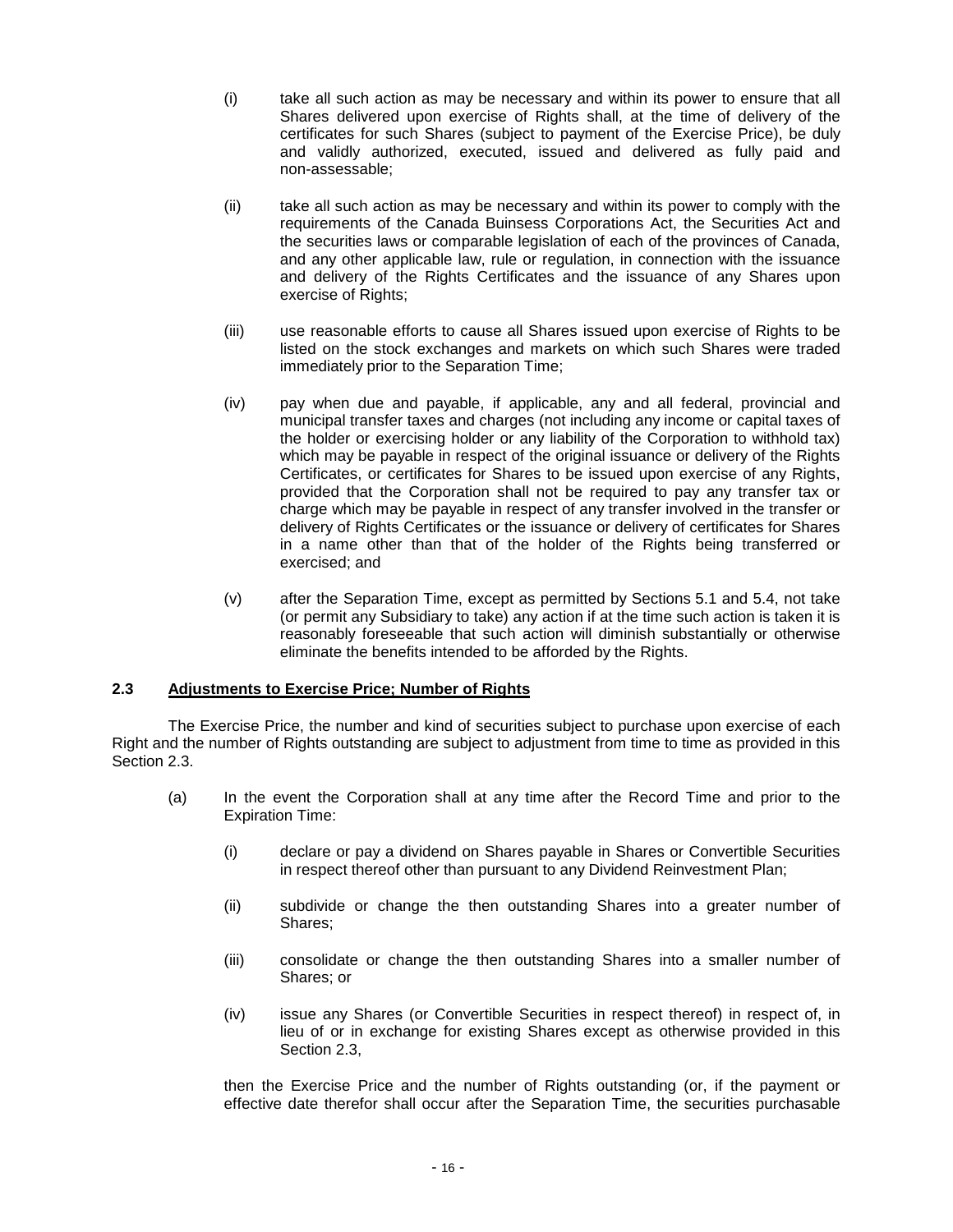(i) take all such action as may be necessary and within its power to ensure that all Shares delivered upon exercise of Rights shall, at the time of delivery of the certificates for such Shares (subject to payment of the Exercise Price), be duly and validly authorized, executed, issued and delivered as fully paid and non-assessable;

(ii) take all such action as may be necessary and within its power to comply with the requirements of the Canada Buinsess Corporations Act, the Securities Act and the securities laws or comparable legislation of each of the provinces of Canada, and any other applicable law, rule or regulation, in connection with the issuance and delivery of the Rights Certificates and the issuance of any Shares upon exercise of Rights;

(iii) use reasonable efforts to cause all Shares issued upon exercise of Rights to be listed on the stock exchanges and markets on which such Shares were traded immediately prior to the Separation Time;

(iv) pay when due and payable, if applicable, any and all federal, provincial and municipal transfer taxes and charges (not including any income or capital taxes of the holder or exercising holder or any liability of the Corporation to withhold tax) which may be payable in respect of the original issuance or delivery of the Rights Certificates, or certificates for Shares to be issued upon exercise of any Rights, provided that the Corporation shall not be required to pay any transfer tax or charge which may be payable in respect of any transfer involved in the transfer or delivery of Rights Certificates or the issuance or delivery of certificates for Shares in a name other than that of the holder of the Rights being transferred or exercised; and

(v) after the Separation Time, except as permitted by Sections 5.1 and 5.4, not take (or permit any Subsidiary to take) any action if at the time such action is taken it is reasonably foreseeable that such action will diminish substantially or otherwise eliminate the benefits intended to be afforded by the Rights.

### 2.3 Adjustments to Exercise Price; Number of Rights

The Exercise Price, the number and kind of securities subject to purchase upon exercise of each Right and the number of Rights outstanding are subject to adjustment from time to time as provided in this Section 2.3.

(a) In the event the Corporation shall at any time after the Record Time and prior to the Expiration Time:

(i) declare or pay a dividend on Shares payable in Shares or Convertible Securities in respect thereof other than pursuant to any Dividend Reinvestment Plan;

(ii) subdivide or change the then outstanding Shares into a greater number of Shares;

(iii) consolidate or change the then outstanding Shares into a smaller number of Shares; or

(iv) issue any Shares (or Convertible Securities in respect thereof) in respect of, in lieu of or in exchange for existing Shares except as otherwise provided in this Section 2.3,

then the Exercise Price and the number of Rights outstanding (or, if the payment or effective date therefor shall occur after the Separation Time, the securities purchasable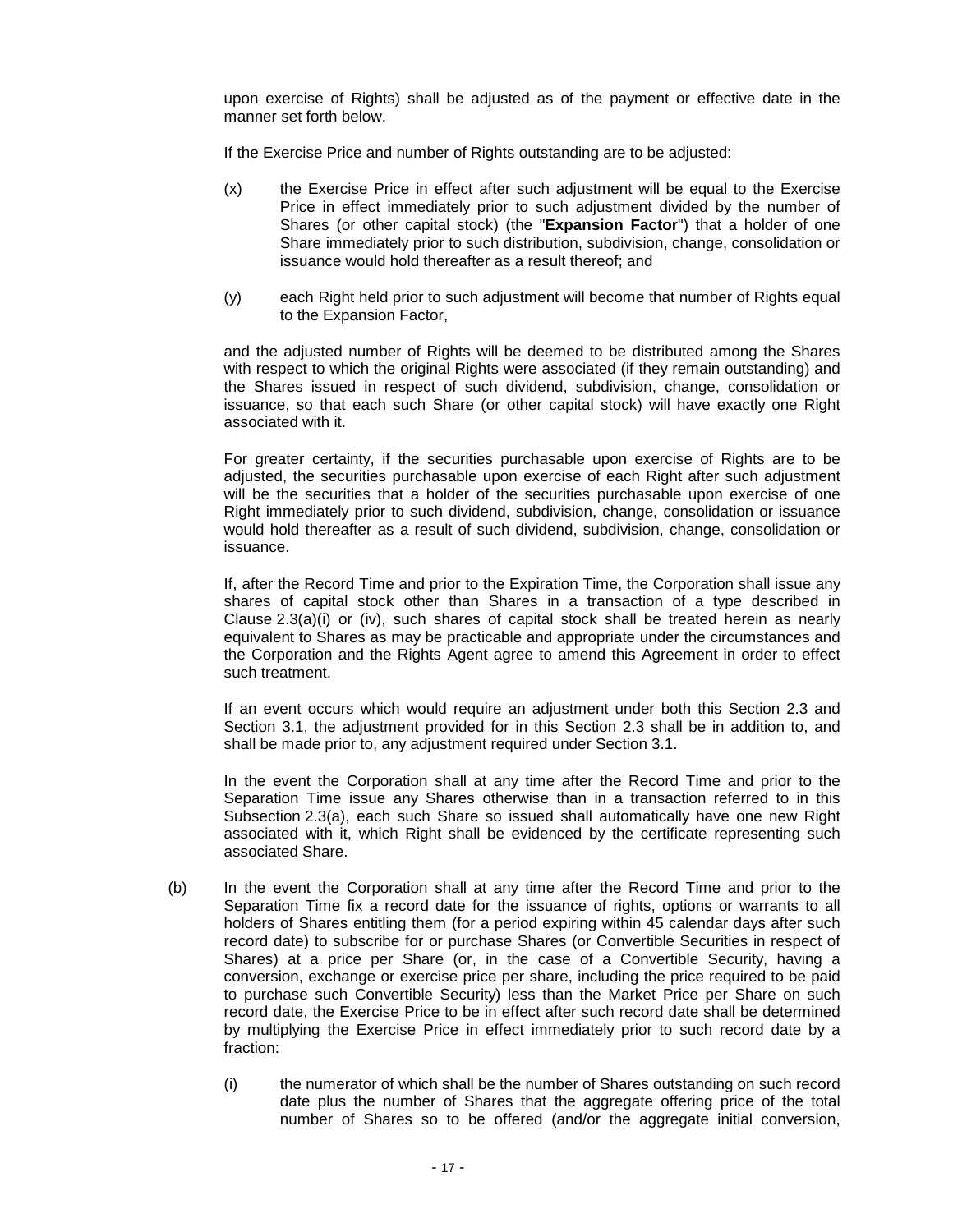upon exercise of Rights) shall be adjusted as of the payment or effective date in the manner set forth below.

If the Exercise Price and number of Rights outstanding are to be adjusted:

(x) the Exercise Price in effect after such adjustment will be equal to the Exercise Price in effect immediately prior to such adjustment divided by the number of Shares (or other capital stock) (the "**Expansion Factor**") that a holder of one Share immediately prior to such distribution, subdivision, change, consolidation or issuance would hold thereafter as a result thereof; and

(y) each Right held prior to such adjustment will become that number of Rights equal to the Expansion Factor,

and the adjusted number of Rights will be deemed to be distributed among the Shares with respect to which the original Rights were associated (if they remain outstanding) and the Shares issued in respect of such dividend, subdivision, change, consolidation or issuance, so that each such Share (or other capital stock) will have exactly one Right associated with it.

For greater certainty, if the securities purchasable upon exercise of Rights are to be adjusted, the securities purchasable upon exercise of each Right after such adjustment will be the securities that a holder of the securities purchasable upon exercise of one Right immediately prior to such dividend, subdivision, change, consolidation or issuance would hold thereafter as a result of such dividend, subdivision, change, consolidation or issuance.

If, after the Record Time and prior to the Expiration Time, the Corporation shall issue any shares of capital stock other than Shares in a transaction of a type described in Clause 2.3(a)(i) or (iv), such shares of capital stock shall be treated herein as nearly equivalent to Shares as may be practicable and appropriate under the circumstances and the Corporation and the Rights Agent agree to amend this Agreement in order to effect such treatment.

If an event occurs which would require an adjustment under both this Section 2.3 and Section 3.1, the adjustment provided for in this Section 2.3 shall be in addition to, and shall be made prior to, any adjustment required under Section 3.1.

In the event the Corporation shall at any time after the Record Time and prior to the Separation Time issue any Shares otherwise than in a transaction referred to in this Subsection 2.3(a), each such Share so issued shall automatically have one new Right associated with it, which Right shall be evidenced by the certificate representing such associated Share.

(b) In the event the Corporation shall at any time after the Record Time and prior to the Separation Time fix a record date for the issuance of rights, options or warrants to all holders of Shares entitling them (for a period expiring within 45 calendar days after such record date) to subscribe for or purchase Shares (or Convertible Securities in respect of Shares) at a price per Share (or, in the case of a Convertible Security, having a conversion, exchange or exercise price per share, including the price required to be paid to purchase such Convertible Security) less than the Market Price per Share on such record date, the Exercise Price to be in effect after such record date shall be determined by multiplying the Exercise Price in effect immediately prior to such record date by a fraction:

(i) the numerator of which shall be the number of Shares outstanding on such record date plus the number of Shares that the aggregate offering price of the total number of Shares so to be offered (and/or the aggregate initial conversion,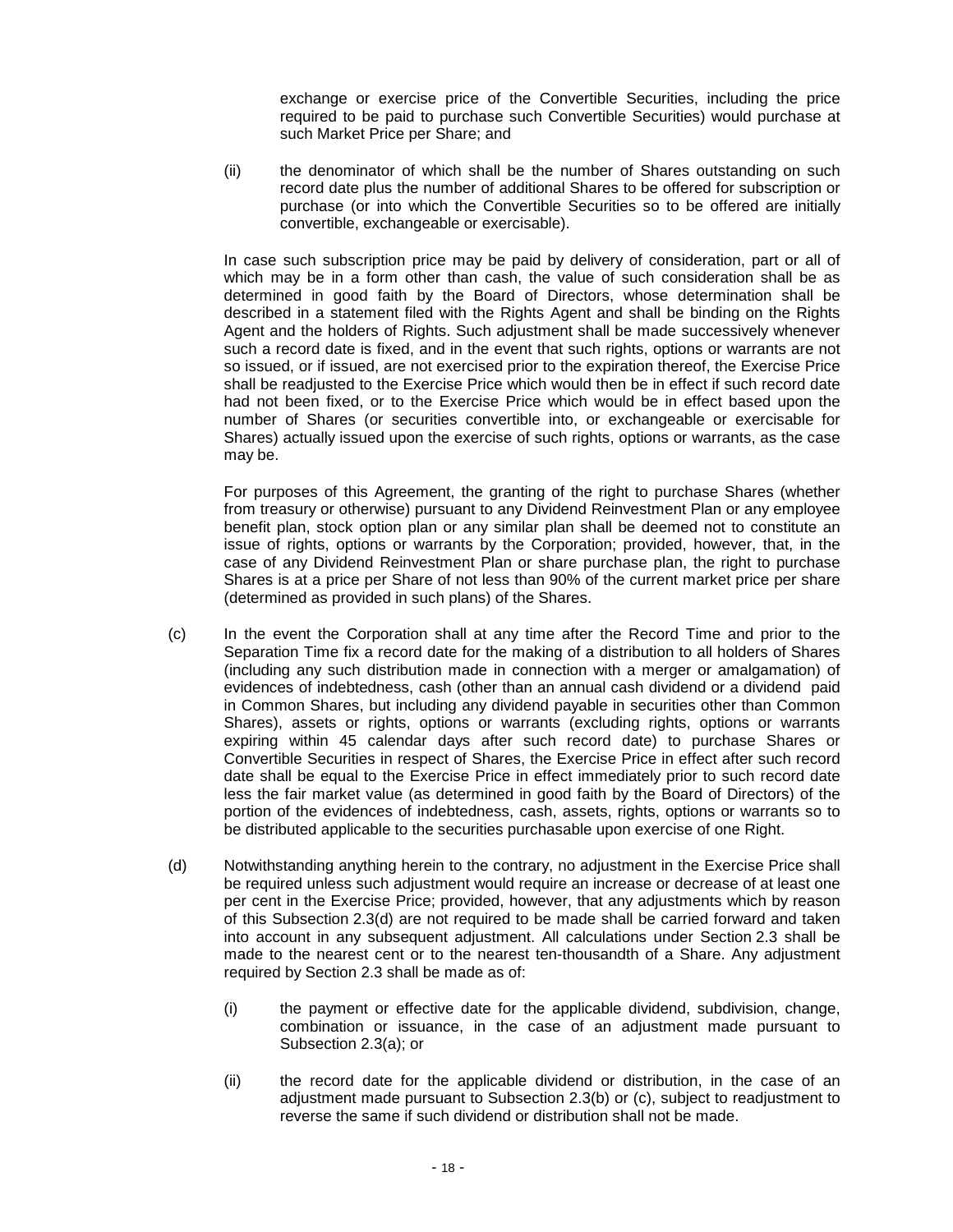exchange or exercise price of the Convertible Securities, including the price required to be paid to purchase such Convertible Securities) would purchase at such Market Price per Share; and

(ii) the denominator of which shall be the number of Shares outstanding on such record date plus the number of additional Shares to be offered for subscription or purchase (or into which the Convertible Securities so to be offered are initially convertible, exchangeable or exercisable).

In case such subscription price may be paid by delivery of consideration, part or all of which may be in a form other than cash, the value of such consideration shall be as determined in good faith by the Board of Directors, whose determination shall be described in a statement filed with the Rights Agent and shall be binding on the Rights Agent and the holders of Rights. Such adjustment shall be made successively whenever such a record date is fixed, and in the event that such rights, options or warrants are not so issued, or if issued, are not exercised prior to the expiration thereof, the Exercise Price shall be readjusted to the Exercise Price which would then be in effect if such record date had not been fixed, or to the Exercise Price which would be in effect based upon the number of Shares (or securities convertible into, or exchangeable or exercisable for Shares) actually issued upon the exercise of such rights, options or warrants, as the case may be.

For purposes of this Agreement, the granting of the right to purchase Shares (whether from treasury or otherwise) pursuant to any Dividend Reinvestment Plan or any employee benefit plan, stock option plan or any similar plan shall be deemed not to constitute an issue of rights, options or warrants by the Corporation; provided, however, that, in the case of any Dividend Reinvestment Plan or share purchase plan, the right to purchase Shares is at a price per Share of not less than 90% of the current market price per share (determined as provided in such plans) of the Shares.

(c) In the event the Corporation shall at any time after the Record Time and prior to the Separation Time fix a record date for the making of a distribution to all holders of Shares (including any such distribution made in connection with a merger or amalgamation) of evidences of indebtedness, cash (other than an annual cash dividend or a dividend paid in Common Shares, but including any dividend payable in securities other than Common Shares), assets or rights, options or warrants (excluding rights, options or warrants expiring within 45 calendar days after such record date) to purchase Shares or Convertible Securities in respect of Shares, the Exercise Price in effect after such record date shall be equal to the Exercise Price in effect immediately prior to such record date less the fair market value (as determined in good faith by the Board of Directors) of the portion of the evidences of indebtedness, cash, assets, rights, options or warrants so to be distributed applicable to the securities purchasable upon exercise of one Right.

(d) Notwithstanding anything herein to the contrary, no adjustment in the Exercise Price shall be required unless such adjustment would require an increase or decrease of at least one per cent in the Exercise Price; provided, however, that any adjustments which by reason of this Subsection 2.3(d) are not required to be made shall be carried forward and taken into account in any subsequent adjustment. All calculations under Section 2.3 shall be made to the nearest cent or to the nearest ten-thousandth of a Share. Any adjustment required by Section 2.3 shall be made as of:

(i) the payment or effective date for the applicable dividend, subdivision, change, combination or issuance, in the case of an adjustment made pursuant to Subsection 2.3(a); or

(ii) the record date for the applicable dividend or distribution, in the case of an adjustment made pursuant to Subsection 2.3(b) or (c), subject to readjustment to reverse the same if such dividend or distribution shall not be made.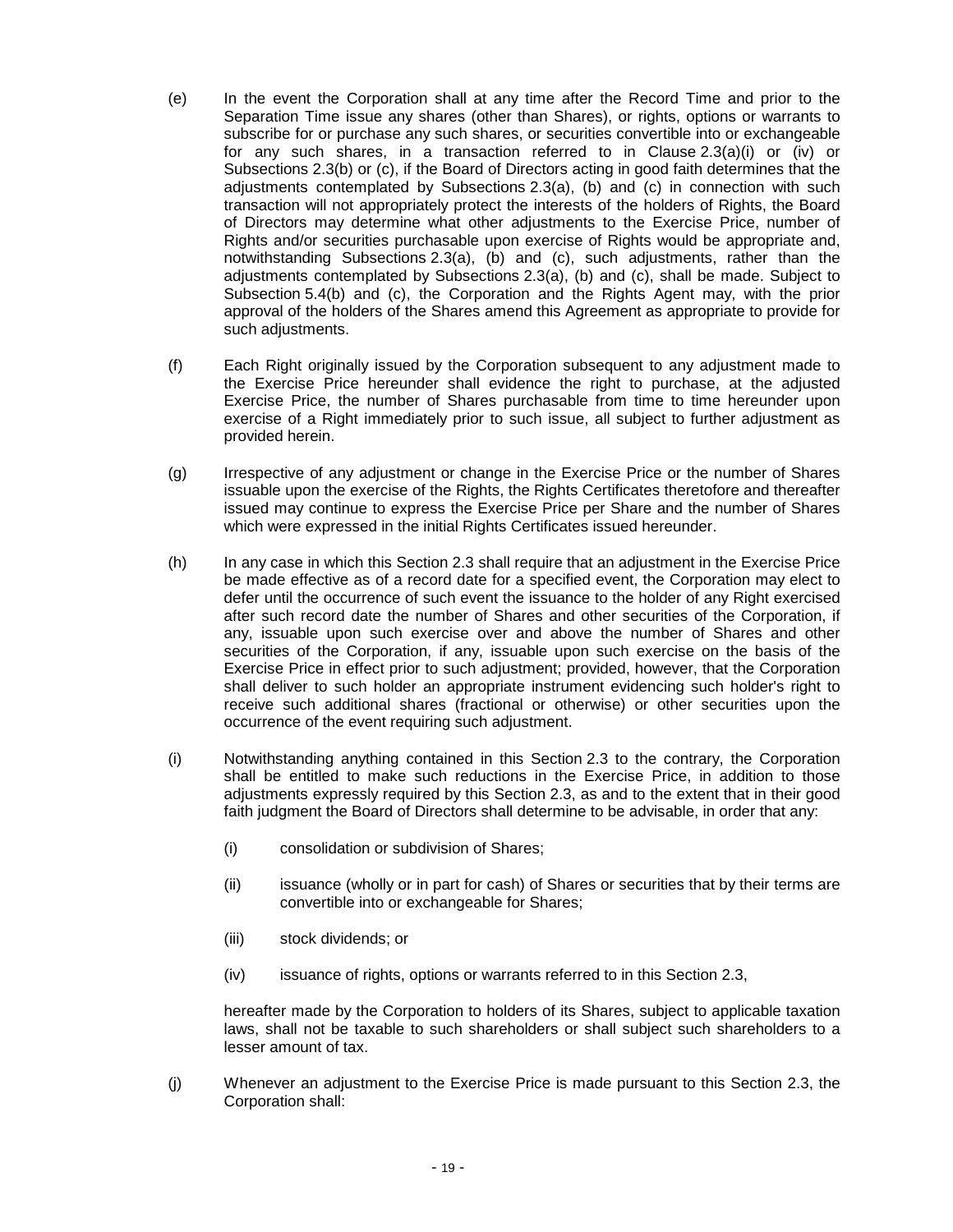(e) In the event the Corporation shall at any time after the Record Time and prior to the Separation Time issue any shares (other than Shares), or rights, options or warrants to subscribe for or purchase any such shares, or securities convertible into or exchangeable for any such shares, in a transaction referred to in Clause 2.3(a)(i) or (iv) or Subsections 2.3(b) or (c), if the Board of Directors acting in good faith determines that the adjustments contemplated by Subsections 2.3(a), (b) and (c) in connection with such transaction will not appropriately protect the interests of the holders of Rights, the Board of Directors may determine what other adjustments to the Exercise Price, number of Rights and/or securities purchasable upon exercise of Rights would be appropriate and, notwithstanding Subsections 2.3(a), (b) and (c), such adjustments, rather than the adjustments contemplated by Subsections 2.3(a), (b) and (c), shall be made. Subject to Subsection 5.4(b) and (c), the Corporation and the Rights Agent may, with the prior approval of the holders of the Shares amend this Agreement as appropriate to provide for such adjustments.

(f) Each Right originally issued by the Corporation subsequent to any adjustment made to the Exercise Price hereunder shall evidence the right to purchase, at the adjusted Exercise Price, the number of Shares purchasable from time to time hereunder upon exercise of a Right immediately prior to such issue, all subject to further adjustment as provided herein.

(g) Irrespective of any adjustment or change in the Exercise Price or the number of Shares issuable upon the exercise of the Rights, the Rights Certificates theretofore and thereafter issued may continue to express the Exercise Price per Share and the number of Shares which were expressed in the initial Rights Certificates issued hereunder.

(h) In any case in which this Section 2.3 shall require that an adjustment in the Exercise Price be made effective as of a record date for a specified event, the Corporation may elect to defer until the occurrence of such event the issuance to the holder of any Right exercised after such record date the number of Shares and other securities of the Corporation, if any, issuable upon such exercise over and above the number of Shares and other securities of the Corporation, if any, issuable upon such exercise on the basis of the Exercise Price in effect prior to such adjustment; provided, however, that the Corporation shall deliver to such holder an appropriate instrument evidencing such holder's right to receive such additional shares (fractional or otherwise) or other securities upon the occurrence of the event requiring such adjustment.

(i) Notwithstanding anything contained in this Section 2.3 to the contrary, the Corporation shall be entitled to make such reductions in the Exercise Price, in addition to those adjustments expressly required by this Section 2.3, as and to the extent that in their good faith judgment the Board of Directors shall determine to be advisable, in order that any:

  (i) consolidation or subdivision of Shares;

  (ii) issuance (wholly or in part for cash) of Shares or securities that by their terms are convertible into or exchangeable for Shares;

  (iii) stock dividends; or

  (iv) issuance of rights, options or warrants referred to in this Section 2.3,

hereafter made by the Corporation to holders of its Shares, subject to applicable taxation laws, shall not be taxable to such shareholders or shall subject such shareholders to a lesser amount of tax.

(j) Whenever an adjustment to the Exercise Price is made pursuant to this Section 2.3, the Corporation shall: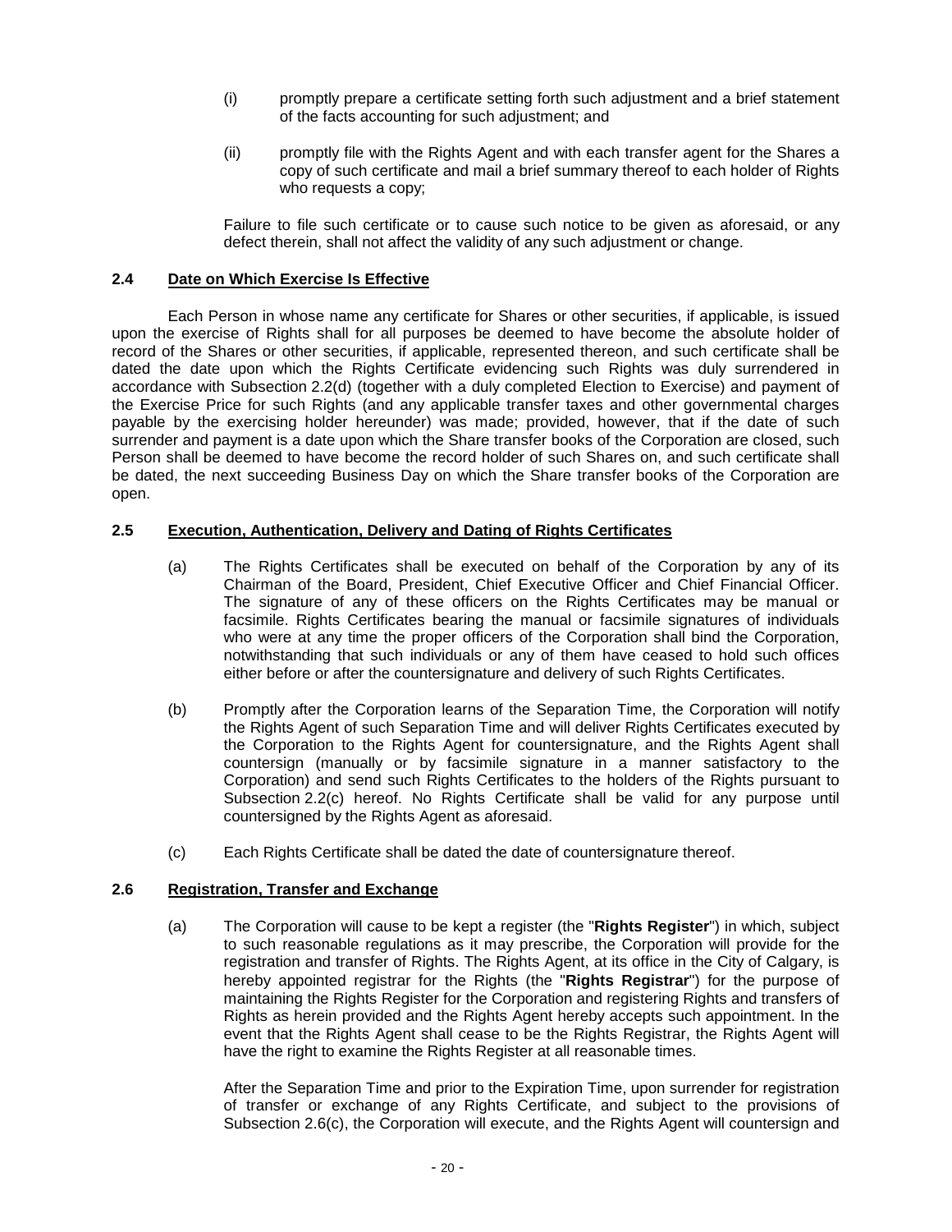(i) promptly prepare a certificate setting forth such adjustment and a brief statement of the facts accounting for such adjustment; and

(ii) promptly file with the Rights Agent and with each transfer agent for the Shares a copy of such certificate and mail a brief summary thereof to each holder of Rights who requests a copy;

Failure to file such certificate or to cause such notice to be given as aforesaid, or any defect therein, shall not affect the validity of any such adjustment or change.

### 2.4 Date on Which Exercise Is Effective

Each Person in whose name any certificate for Shares or other securities, if applicable, is issued upon the exercise of Rights shall for all purposes be deemed to have become the absolute holder of record of the Shares or other securities, if applicable, represented thereon, and such certificate shall be dated the date upon which the Rights Certificate evidencing such Rights was duly surrendered in accordance with Subsection 2.2(d) (together with a duly completed Election to Exercise) and payment of the Exercise Price for such Rights (and any applicable transfer taxes and other governmental charges payable by the exercising holder hereunder) was made; provided, however, that if the date of such surrender and payment is a date upon which the Share transfer books of the Corporation are closed, such Person shall be deemed to have become the record holder of such Shares on, and such certificate shall be dated, the next succeeding Business Day on which the Share transfer books of the Corporation are open.

### 2.5 Execution, Authentication, Delivery and Dating of Rights Certificates

(a) The Rights Certificates shall be executed on behalf of the Corporation by any of its Chairman of the Board, President, Chief Executive Officer and Chief Financial Officer. The signature of any of these officers on the Rights Certificates may be manual or facsimile. Rights Certificates bearing the manual or facsimile signatures of individuals who were at any time the proper officers of the Corporation shall bind the Corporation, notwithstanding that such individuals or any of them have ceased to hold such offices either before or after the countersignature and delivery of such Rights Certificates.

(b) Promptly after the Corporation learns of the Separation Time, the Corporation will notify the Rights Agent of such Separation Time and will deliver Rights Certificates executed by the Corporation to the Rights Agent for countersignature, and the Rights Agent shall countersign (manually or by facsimile signature in a manner satisfactory to the Corporation) and send such Rights Certificates to the holders of the Rights pursuant to Subsection 2.2(c) hereof. No Rights Certificate shall be valid for any purpose until countersigned by the Rights Agent as aforesaid.

(c) Each Rights Certificate shall be dated the date of countersignature thereof.

### 2.6 Registration, Transfer and Exchange

(a) The Corporation will cause to be kept a register (the "**Rights Register**") in which, subject to such reasonable regulations as it may prescribe, the Corporation will provide for the registration and transfer of Rights. The Rights Agent, at its office in the City of Calgary, is hereby appointed registrar for the Rights (the "**Rights Registrar**") for the purpose of maintaining the Rights Register for the Corporation and registering Rights and transfers of Rights as herein provided and the Rights Agent hereby accepts such appointment. In the event that the Rights Agent shall cease to be the Rights Registrar, the Rights Agent will have the right to examine the Rights Register at all reasonable times.

After the Separation Time and prior to the Expiration Time, upon surrender for registration of transfer or exchange of any Rights Certificate, and subject to the provisions of Subsection 2.6(c), the Corporation will execute, and the Rights Agent will countersign and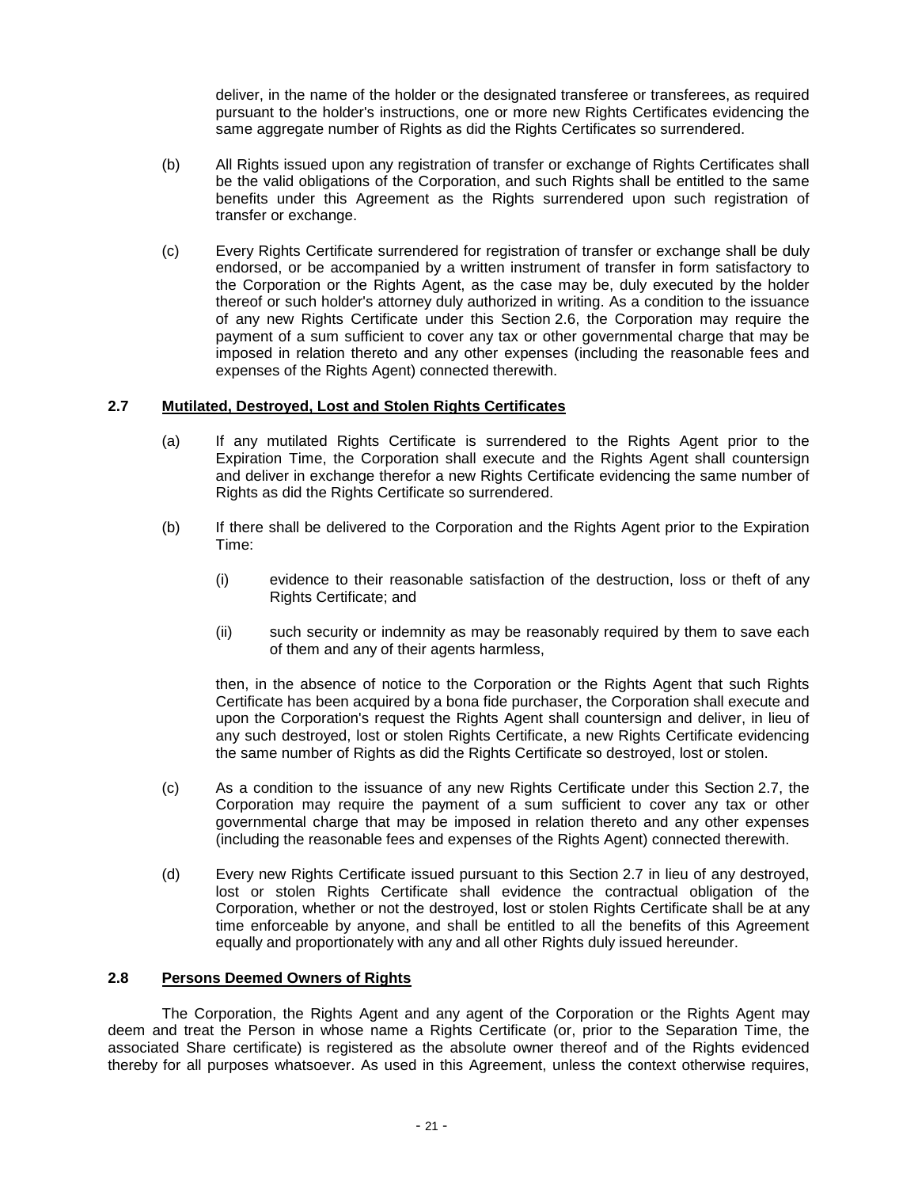deliver, in the name of the holder or the designated transferee or transferees, as required pursuant to the holder's instructions, one or more new Rights Certificates evidencing the same aggregate number of Rights as did the Rights Certificates so surrendered.

(b) All Rights issued upon any registration of transfer or exchange of Rights Certificates shall be the valid obligations of the Corporation, and such Rights shall be entitled to the same benefits under this Agreement as the Rights surrendered upon such registration of transfer or exchange.

(c) Every Rights Certificate surrendered for registration of transfer or exchange shall be duly endorsed, or be accompanied by a written instrument of transfer in form satisfactory to the Corporation or the Rights Agent, as the case may be, duly executed by the holder thereof or such holder's attorney duly authorized in writing. As a condition to the issuance of any new Rights Certificate under this Section 2.6, the Corporation may require the payment of a sum sufficient to cover any tax or other governmental charge that may be imposed in relation thereto and any other expenses (including the reasonable fees and expenses of the Rights Agent) connected therewith.

### 2.7 Mutilated, Destroyed, Lost and Stolen Rights Certificates

(a) If any mutilated Rights Certificate is surrendered to the Rights Agent prior to the Expiration Time, the Corporation shall execute and the Rights Agent shall countersign and deliver in exchange therefor a new Rights Certificate evidencing the same number of Rights as did the Rights Certificate so surrendered.

(b) If there shall be delivered to the Corporation and the Rights Agent prior to the Expiration Time:

(i) evidence to their reasonable satisfaction of the destruction, loss or theft of any Rights Certificate; and

(ii) such security or indemnity as may be reasonably required by them to save each of them and any of their agents harmless,

then, in the absence of notice to the Corporation or the Rights Agent that such Rights Certificate has been acquired by a bona fide purchaser, the Corporation shall execute and upon the Corporation's request the Rights Agent shall countersign and deliver, in lieu of any such destroyed, lost or stolen Rights Certificate, a new Rights Certificate evidencing the same number of Rights as did the Rights Certificate so destroyed, lost or stolen.

(c) As a condition to the issuance of any new Rights Certificate under this Section 2.7, the Corporation may require the payment of a sum sufficient to cover any tax or other governmental charge that may be imposed in relation thereto and any other expenses (including the reasonable fees and expenses of the Rights Agent) connected therewith.

(d) Every new Rights Certificate issued pursuant to this Section 2.7 in lieu of any destroyed, lost or stolen Rights Certificate shall evidence the contractual obligation of the Corporation, whether or not the destroyed, lost or stolen Rights Certificate shall be at any time enforceable by anyone, and shall be entitled to all the benefits of this Agreement equally and proportionately with any and all other Rights duly issued hereunder.

### 2.8 Persons Deemed Owners of Rights

The Corporation, the Rights Agent and any agent of the Corporation or the Rights Agent may deem and treat the Person in whose name a Rights Certificate (or, prior to the Separation Time, the associated Share certificate) is registered as the absolute owner thereof and of the Rights evidenced thereby for all purposes whatsoever. As used in this Agreement, unless the context otherwise requires,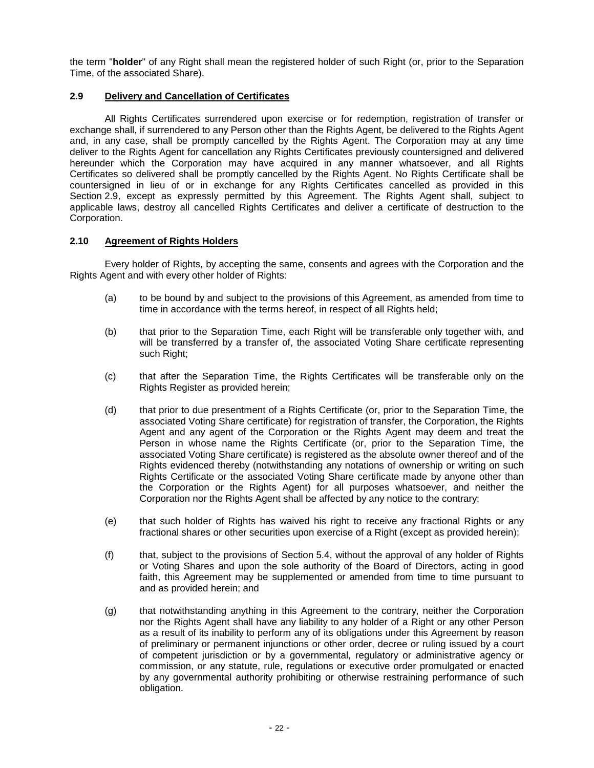the term "**holder**" of any Right shall mean the registered holder of such Right (or, prior to the Separation Time, of the associated Share).

### 2.9 Delivery and Cancellation of Certificates

All Rights Certificates surrendered upon exercise or for redemption, registration of transfer or exchange shall, if surrendered to any Person other than the Rights Agent, be delivered to the Rights Agent and, in any case, shall be promptly cancelled by the Rights Agent. The Corporation may at any time deliver to the Rights Agent for cancellation any Rights Certificates previously countersigned and delivered hereunder which the Corporation may have acquired in any manner whatsoever, and all Rights Certificates so delivered shall be promptly cancelled by the Rights Agent. No Rights Certificate shall be countersigned in lieu of or in exchange for any Rights Certificates cancelled as provided in this Section 2.9, except as expressly permitted by this Agreement. The Rights Agent shall, subject to applicable laws, destroy all cancelled Rights Certificates and deliver a certificate of destruction to the Corporation.

### 2.10 Agreement of Rights Holders

Every holder of Rights, by accepting the same, consents and agrees with the Corporation and the Rights Agent and with every other holder of Rights:

(a) to be bound by and subject to the provisions of this Agreement, as amended from time to time in accordance with the terms hereof, in respect of all Rights held;

(b) that prior to the Separation Time, each Right will be transferable only together with, and will be transferred by a transfer of, the associated Voting Share certificate representing such Right;

(c) that after the Separation Time, the Rights Certificates will be transferable only on the Rights Register as provided herein;

(d) that prior to due presentment of a Rights Certificate (or, prior to the Separation Time, the associated Voting Share certificate) for registration of transfer, the Corporation, the Rights Agent and any agent of the Corporation or the Rights Agent may deem and treat the Person in whose name the Rights Certificate (or, prior to the Separation Time, the associated Voting Share certificate) is registered as the absolute owner thereof and of the Rights evidenced thereby (notwithstanding any notations of ownership or writing on such Rights Certificate or the associated Voting Share certificate made by anyone other than the Corporation or the Rights Agent) for all purposes whatsoever, and neither the Corporation nor the Rights Agent shall be affected by any notice to the contrary;

(e) that such holder of Rights has waived his right to receive any fractional Rights or any fractional shares or other securities upon exercise of a Right (except as provided herein);

(f) that, subject to the provisions of Section 5.4, without the approval of any holder of Rights or Voting Shares and upon the sole authority of the Board of Directors, acting in good faith, this Agreement may be supplemented or amended from time to time pursuant to and as provided herein; and

(g) that notwithstanding anything in this Agreement to the contrary, neither the Corporation nor the Rights Agent shall have any liability to any holder of a Right or any other Person as a result of its inability to perform any of its obligations under this Agreement by reason of preliminary or permanent injunctions or other order, decree or ruling issued by a court of competent jurisdiction or by a governmental, regulatory or administrative agency or commission, or any statute, rule, regulations or executive order promulgated or enacted by any governmental authority prohibiting or otherwise restraining performance of such obligation.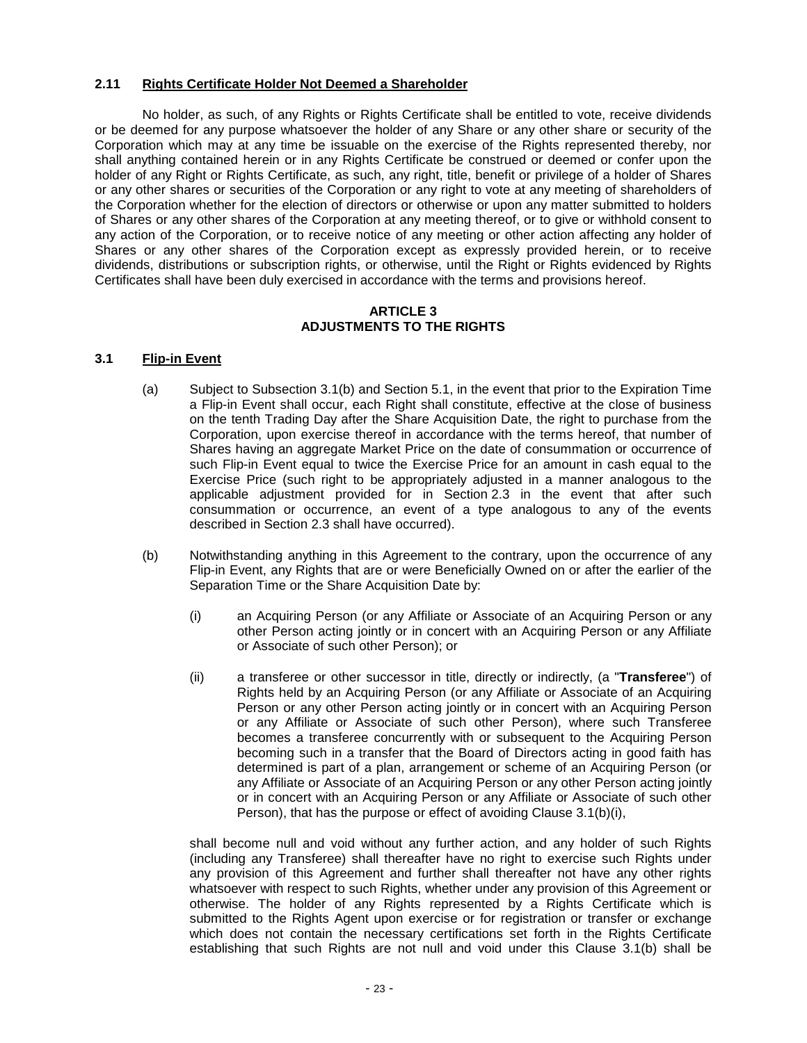### 2.11 Rights Certificate Holder Not Deemed a Shareholder

No holder, as such, of any Rights or Rights Certificate shall be entitled to vote, receive dividends or be deemed for any purpose whatsoever the holder of any Share or any other share or security of the Corporation which may at any time be issuable on the exercise of the Rights represented thereby, nor shall anything contained herein or in any Rights Certificate be construed or deemed or confer upon the holder of any Right or Rights Certificate, as such, any right, title, benefit or privilege of a holder of Shares or any other shares or securities of the Corporation or any right to vote at any meeting of shareholders of the Corporation whether for the election of directors or otherwise or upon any matter submitted to holders of Shares or any other shares of the Corporation at any meeting thereof, or to give or withhold consent to any action of the Corporation, or to receive notice of any meeting or other action affecting any holder of Shares or any other shares of the Corporation except as expressly provided herein, or to receive dividends, distributions or subscription rights, or otherwise, until the Right or Rights evidenced by Rights Certificates shall have been duly exercised in accordance with the terms and provisions hereof.

## ARTICLE 3
## ADJUSTMENTS TO THE RIGHTS

### 3.1 Flip-in Event

(a) Subject to Subsection 3.1(b) and Section 5.1, in the event that prior to the Expiration Time a Flip-in Event shall occur, each Right shall constitute, effective at the close of business on the tenth Trading Day after the Share Acquisition Date, the right to purchase from the Corporation, upon exercise thereof in accordance with the terms hereof, that number of Shares having an aggregate Market Price on the date of consummation or occurrence of such Flip-in Event equal to twice the Exercise Price for an amount in cash equal to the Exercise Price (such right to be appropriately adjusted in a manner analogous to the applicable adjustment provided for in Section 2.3 in the event that after such consummation or occurrence, an event of a type analogous to any of the events described in Section 2.3 shall have occurred).

(b) Notwithstanding anything in this Agreement to the contrary, upon the occurrence of any Flip-in Event, any Rights that are or were Beneficially Owned on or after the earlier of the Separation Time or the Share Acquisition Date by:

(i) an Acquiring Person (or any Affiliate or Associate of an Acquiring Person or any other Person acting jointly or in concert with an Acquiring Person or any Affiliate or Associate of such other Person); or

(ii) a transferee or other successor in title, directly or indirectly, (a "**Transferee**") of Rights held by an Acquiring Person (or any Affiliate or Associate of an Acquiring Person or any other Person acting jointly or in concert with an Acquiring Person or any Affiliate or Associate of such other Person), where such Transferee becomes a transferee concurrently with or subsequent to the Acquiring Person becoming such in a transfer that the Board of Directors acting in good faith has determined is part of a plan, arrangement or scheme of an Acquiring Person (or any Affiliate or Associate of an Acquiring Person or any other Person acting jointly or in concert with an Acquiring Person or any Affiliate or Associate of such other Person), that has the purpose or effect of avoiding Clause 3.1(b)(i),

shall become null and void without any further action, and any holder of such Rights (including any Transferee) shall thereafter have no right to exercise such Rights under any provision of this Agreement and further shall thereafter not have any other rights whatsoever with respect to such Rights, whether under any provision of this Agreement or otherwise. The holder of any Rights represented by a Rights Certificate which is submitted to the Rights Agent upon exercise or for registration or transfer or exchange which does not contain the necessary certifications set forth in the Rights Certificate establishing that such Rights are not null and void under this Clause 3.1(b) shall be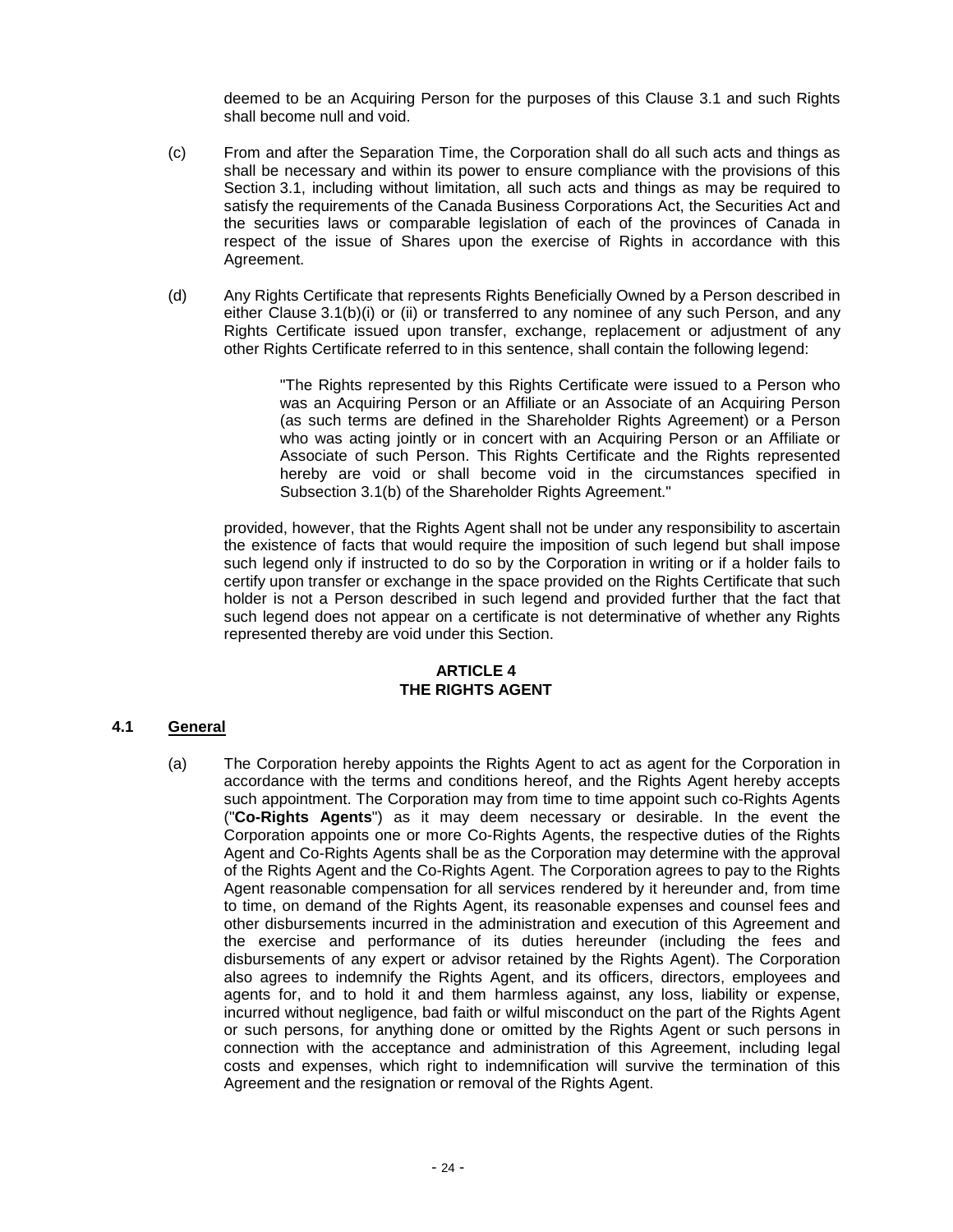deemed to be an Acquiring Person for the purposes of this Clause 3.1 and such Rights shall become null and void.

(c) From and after the Separation Time, the Corporation shall do all such acts and things as shall be necessary and within its power to ensure compliance with the provisions of this Section 3.1, including without limitation, all such acts and things as may be required to satisfy the requirements of the Canada Business Corporations Act, the Securities Act and the securities laws or comparable legislation of each of the provinces of Canada in respect of the issue of Shares upon the exercise of Rights in accordance with this Agreement.

(d) Any Rights Certificate that represents Rights Beneficially Owned by a Person described in either Clause 3.1(b)(i) or (ii) or transferred to any nominee of any such Person, and any Rights Certificate issued upon transfer, exchange, replacement or adjustment of any other Rights Certificate referred to in this sentence, shall contain the following legend:

> "The Rights represented by this Rights Certificate were issued to a Person who was an Acquiring Person or an Affiliate or an Associate of an Acquiring Person (as such terms are defined in the Shareholder Rights Agreement) or a Person who was acting jointly or in concert with an Acquiring Person or an Affiliate or Associate of such Person. This Rights Certificate and the Rights represented hereby are void or shall become void in the circumstances specified in Subsection 3.1(b) of the Shareholder Rights Agreement."

provided, however, that the Rights Agent shall not be under any responsibility to ascertain the existence of facts that would require the imposition of such legend but shall impose such legend only if instructed to do so by the Corporation in writing or if a holder fails to certify upon transfer or exchange in the space provided on the Rights Certificate that such holder is not a Person described in such legend and provided further that the fact that such legend does not appear on a certificate is not determinative of whether any Rights represented thereby are void under this Section.

## ARTICLE 4
## THE RIGHTS AGENT

### 4.1 General

(a) The Corporation hereby appoints the Rights Agent to act as agent for the Corporation in accordance with the terms and conditions hereof, and the Rights Agent hereby accepts such appointment. The Corporation may from time to time appoint such co-Rights Agents ("**Co-Rights Agents**") as it may deem necessary or desirable. In the event the Corporation appoints one or more Co-Rights Agents, the respective duties of the Rights Agent and Co-Rights Agents shall be as the Corporation may determine with the approval of the Rights Agent and the Co-Rights Agent. The Corporation agrees to pay to the Rights Agent reasonable compensation for all services rendered by it hereunder and, from time to time, on demand of the Rights Agent, its reasonable expenses and counsel fees and other disbursements incurred in the administration and execution of this Agreement and the exercise and performance of its duties hereunder (including the fees and disbursements of any expert or advisor retained by the Rights Agent). The Corporation also agrees to indemnify the Rights Agent, and its officers, directors, employees and agents for, and to hold it and them harmless against, any loss, liability or expense, incurred without negligence, bad faith or wilful misconduct on the part of the Rights Agent or such persons, for anything done or omitted by the Rights Agent or such persons in connection with the acceptance and administration of this Agreement, including legal costs and expenses, which right to indemnification will survive the termination of this Agreement and the resignation or removal of the Rights Agent.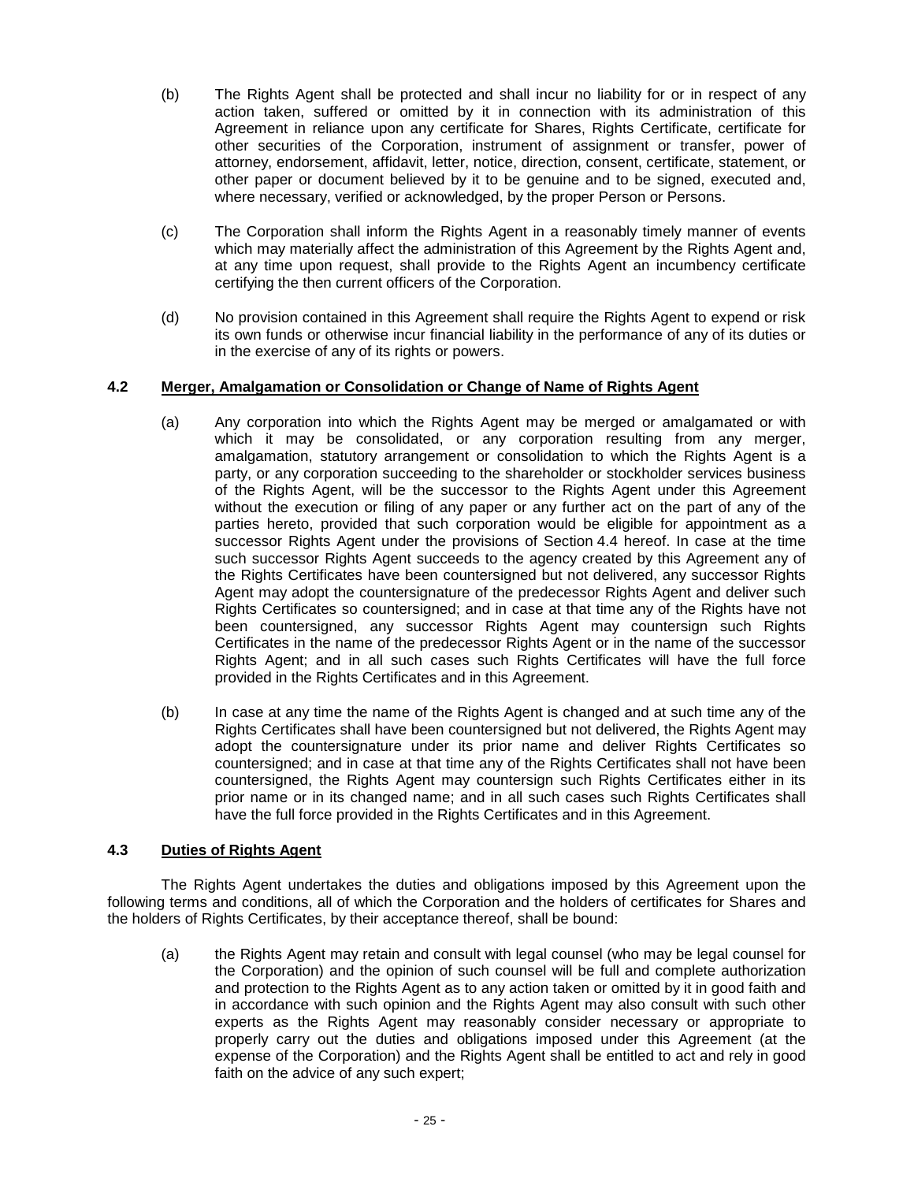(b) The Rights Agent shall be protected and shall incur no liability for or in respect of any action taken, suffered or omitted by it in connection with its administration of this Agreement in reliance upon any certificate for Shares, Rights Certificate, certificate for other securities of the Corporation, instrument of assignment or transfer, power of attorney, endorsement, affidavit, letter, notice, direction, consent, certificate, statement, or other paper or document believed by it to be genuine and to be signed, executed and, where necessary, verified or acknowledged, by the proper Person or Persons.

(c) The Corporation shall inform the Rights Agent in a reasonably timely manner of events which may materially affect the administration of this Agreement by the Rights Agent and, at any time upon request, shall provide to the Rights Agent an incumbency certificate certifying the then current officers of the Corporation.

(d) No provision contained in this Agreement shall require the Rights Agent to expend or risk its own funds or otherwise incur financial liability in the performance of any of its duties or in the exercise of any of its rights or powers.

### 4.2 Merger, Amalgamation or Consolidation or Change of Name of Rights Agent

(a) Any corporation into which the Rights Agent may be merged or amalgamated or with which it may be consolidated, or any corporation resulting from any merger, amalgamation, statutory arrangement or consolidation to which the Rights Agent is a party, or any corporation succeeding to the shareholder or stockholder services business of the Rights Agent, will be the successor to the Rights Agent under this Agreement without the execution or filing of any paper or any further act on the part of any of the parties hereto, provided that such corporation would be eligible for appointment as a successor Rights Agent under the provisions of Section 4.4 hereof. In case at the time such successor Rights Agent succeeds to the agency created by this Agreement any of the Rights Certificates have been countersigned but not delivered, any successor Rights Agent may adopt the countersignature of the predecessor Rights Agent and deliver such Rights Certificates so countersigned; and in case at that time any of the Rights have not been countersigned, any successor Rights Agent may countersign such Rights Certificates in the name of the predecessor Rights Agent or in the name of the successor Rights Agent; and in all such cases such Rights Certificates will have the full force provided in the Rights Certificates and in this Agreement.

(b) In case at any time the name of the Rights Agent is changed and at such time any of the Rights Certificates shall have been countersigned but not delivered, the Rights Agent may adopt the countersignature under its prior name and deliver Rights Certificates so countersigned; and in case at that time any of the Rights Certificates shall not have been countersigned, the Rights Agent may countersign such Rights Certificates either in its prior name or in its changed name; and in all such cases such Rights Certificates shall have the full force provided in the Rights Certificates and in this Agreement.

### 4.3 Duties of Rights Agent

The Rights Agent undertakes the duties and obligations imposed by this Agreement upon the following terms and conditions, all of which the Corporation and the holders of certificates for Shares and the holders of Rights Certificates, by their acceptance thereof, shall be bound:

(a) the Rights Agent may retain and consult with legal counsel (who may be legal counsel for the Corporation) and the opinion of such counsel will be full and complete authorization and protection to the Rights Agent as to any action taken or omitted by it in good faith and in accordance with such opinion and the Rights Agent may also consult with such other experts as the Rights Agent may reasonably consider necessary or appropriate to properly carry out the duties and obligations imposed under this Agreement (at the expense of the Corporation) and the Rights Agent shall be entitled to act and rely in good faith on the advice of any such expert;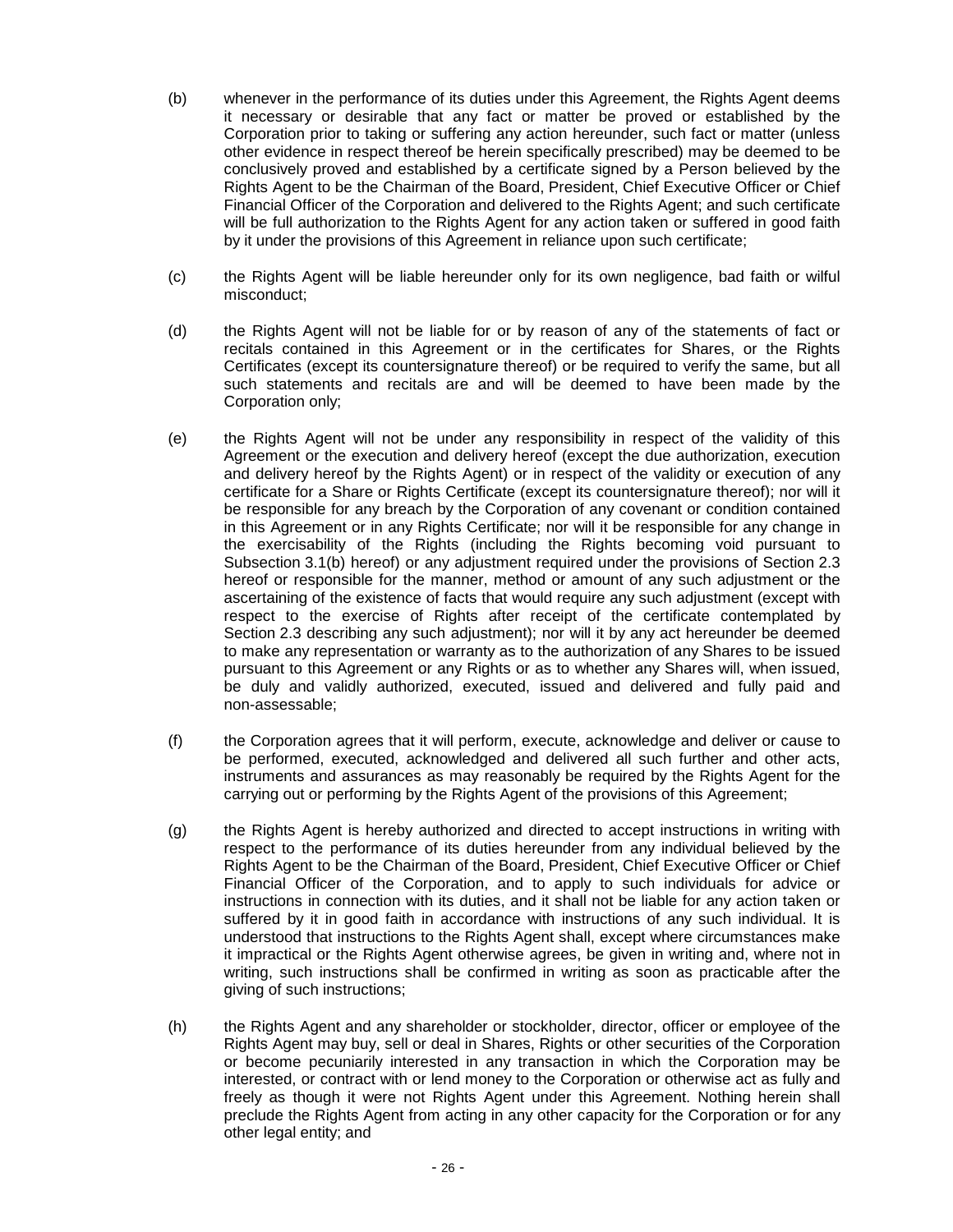(b) whenever in the performance of its duties under this Agreement, the Rights Agent deems it necessary or desirable that any fact or matter be proved or established by the Corporation prior to taking or suffering any action hereunder, such fact or matter (unless other evidence in respect thereof be herein specifically prescribed) may be deemed to be conclusively proved and established by a certificate signed by a Person believed by the Rights Agent to be the Chairman of the Board, President, Chief Executive Officer or Chief Financial Officer of the Corporation and delivered to the Rights Agent; and such certificate will be full authorization to the Rights Agent for any action taken or suffered in good faith by it under the provisions of this Agreement in reliance upon such certificate;

(c) the Rights Agent will be liable hereunder only for its own negligence, bad faith or wilful misconduct;

(d) the Rights Agent will not be liable for or by reason of any of the statements of fact or recitals contained in this Agreement or in the certificates for Shares, or the Rights Certificates (except its countersignature thereof) or be required to verify the same, but all such statements and recitals are and will be deemed to have been made by the Corporation only;

(e) the Rights Agent will not be under any responsibility in respect of the validity of this Agreement or the execution and delivery hereof (except the due authorization, execution and delivery hereof by the Rights Agent) or in respect of the validity or execution of any certificate for a Share or Rights Certificate (except its countersignature thereof); nor will it be responsible for any breach by the Corporation of any covenant or condition contained in this Agreement or in any Rights Certificate; nor will it be responsible for any change in the exercisability of the Rights (including the Rights becoming void pursuant to Subsection 3.1(b) hereof) or any adjustment required under the provisions of Section 2.3 hereof or responsible for the manner, method or amount of any such adjustment or the ascertaining of the existence of facts that would require any such adjustment (except with respect to the exercise of Rights after receipt of the certificate contemplated by Section 2.3 describing any such adjustment); nor will it by any act hereunder be deemed to make any representation or warranty as to the authorization of any Shares to be issued pursuant to this Agreement or any Rights or as to whether any Shares will, when issued, be duly and validly authorized, executed, issued and delivered and fully paid and non-assessable;

(f) the Corporation agrees that it will perform, execute, acknowledge and deliver or cause to be performed, executed, acknowledged and delivered all such further and other acts, instruments and assurances as may reasonably be required by the Rights Agent for the carrying out or performing by the Rights Agent of the provisions of this Agreement;

(g) the Rights Agent is hereby authorized and directed to accept instructions in writing with respect to the performance of its duties hereunder from any individual believed by the Rights Agent to be the Chairman of the Board, President, Chief Executive Officer or Chief Financial Officer of the Corporation, and to apply to such individuals for advice or instructions in connection with its duties, and it shall not be liable for any action taken or suffered by it in good faith in accordance with instructions of any such individual. It is understood that instructions to the Rights Agent shall, except where circumstances make it impractical or the Rights Agent otherwise agrees, be given in writing and, where not in writing, such instructions shall be confirmed in writing as soon as practicable after the giving of such instructions;

(h) the Rights Agent and any shareholder or stockholder, director, officer or employee of the Rights Agent may buy, sell or deal in Shares, Rights or other securities of the Corporation or become pecuniarily interested in any transaction in which the Corporation may be interested, or contract with or lend money to the Corporation or otherwise act as fully and freely as though it were not Rights Agent under this Agreement. Nothing herein shall preclude the Rights Agent from acting in any other capacity for the Corporation or for any other legal entity; and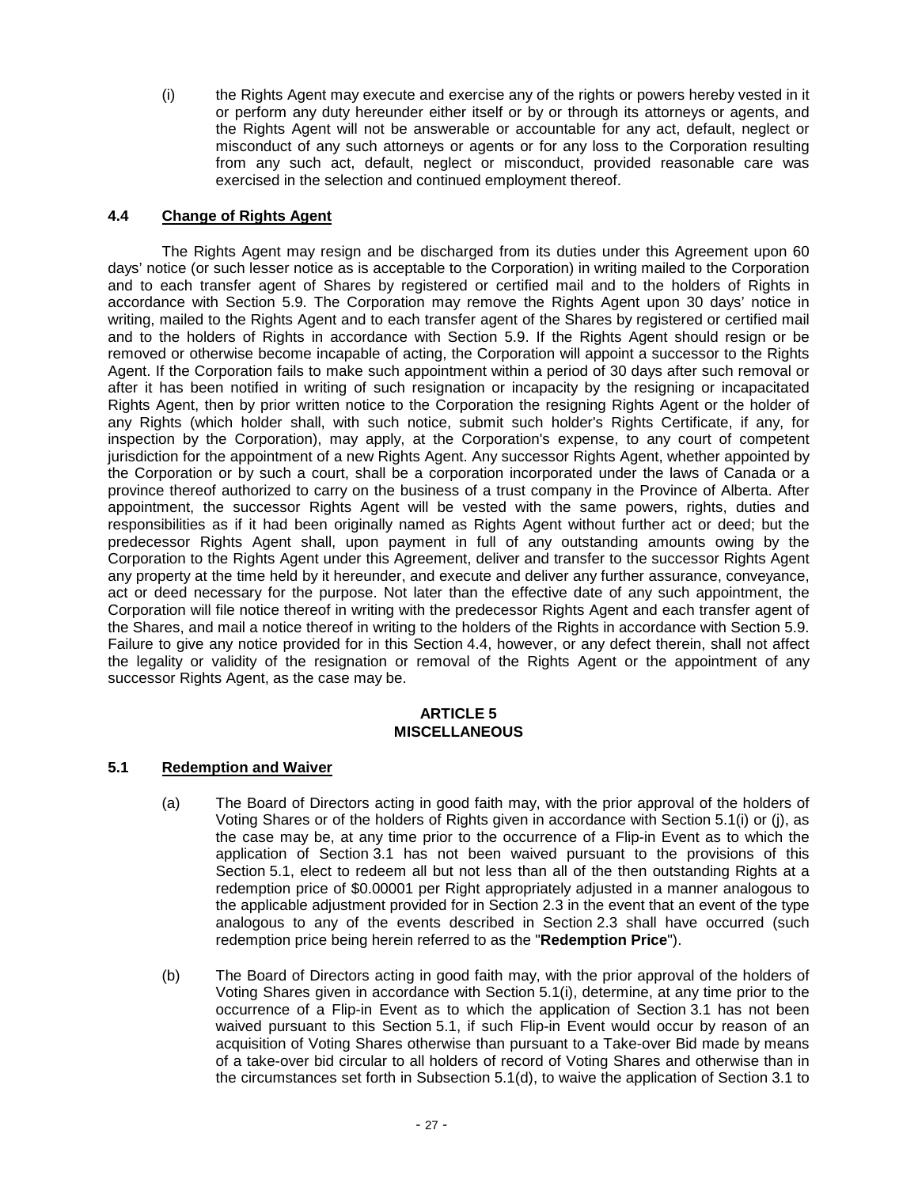(i) the Rights Agent may execute and exercise any of the rights or powers hereby vested in it or perform any duty hereunder either itself or by or through its attorneys or agents, and the Rights Agent will not be answerable or accountable for any act, default, neglect or misconduct of any such attorneys or agents or for any loss to the Corporation resulting from any such act, default, neglect or misconduct, provided reasonable care was exercised in the selection and continued employment thereof.

### 4.4 Change of Rights Agent

The Rights Agent may resign and be discharged from its duties under this Agreement upon 60 days' notice (or such lesser notice as is acceptable to the Corporation) in writing mailed to the Corporation and to each transfer agent of Shares by registered or certified mail and to the holders of Rights in accordance with Section 5.9. The Corporation may remove the Rights Agent upon 30 days' notice in writing, mailed to the Rights Agent and to each transfer agent of the Shares by registered or certified mail and to the holders of Rights in accordance with Section 5.9. If the Rights Agent should resign or be removed or otherwise become incapable of acting, the Corporation will appoint a successor to the Rights Agent. If the Corporation fails to make such appointment within a period of 30 days after such removal or after it has been notified in writing of such resignation or incapacity by the resigning or incapacitated Rights Agent, then by prior written notice to the Corporation the resigning Rights Agent or the holder of any Rights (which holder shall, with such notice, submit such holder's Rights Certificate, if any, for inspection by the Corporation), may apply, at the Corporation's expense, to any court of competent jurisdiction for the appointment of a new Rights Agent. Any successor Rights Agent, whether appointed by the Corporation or by such a court, shall be a corporation incorporated under the laws of Canada or a province thereof authorized to carry on the business of a trust company in the Province of Alberta. After appointment, the successor Rights Agent will be vested with the same powers, rights, duties and responsibilities as if it had been originally named as Rights Agent without further act or deed; but the predecessor Rights Agent shall, upon payment in full of any outstanding amounts owing by the Corporation to the Rights Agent under this Agreement, deliver and transfer to the successor Rights Agent any property at the time held by it hereunder, and execute and deliver any further assurance, conveyance, act or deed necessary for the purpose. Not later than the effective date of any such appointment, the Corporation will file notice thereof in writing with the predecessor Rights Agent and each transfer agent of the Shares, and mail a notice thereof in writing to the holders of the Rights in accordance with Section 5.9. Failure to give any notice provided for in this Section 4.4, however, or any defect therein, shall not affect the legality or validity of the resignation or removal of the Rights Agent or the appointment of any successor Rights Agent, as the case may be.

## ARTICLE 5
## MISCELLANEOUS

### 5.1 Redemption and Waiver

(a) The Board of Directors acting in good faith may, with the prior approval of the holders of Voting Shares or of the holders of Rights given in accordance with Section 5.1(i) or (j), as the case may be, at any time prior to the occurrence of a Flip-in Event as to which the application of Section 3.1 has not been waived pursuant to the provisions of this Section 5.1, elect to redeem all but not less than all of the then outstanding Rights at a redemption price of $0.00001 per Right appropriately adjusted in a manner analogous to the applicable adjustment provided for in Section 2.3 in the event that an event of the type analogous to any of the events described in Section 2.3 shall have occurred (such redemption price being herein referred to as the "**Redemption Price**").

(b) The Board of Directors acting in good faith may, with the prior approval of the holders of Voting Shares given in accordance with Section 5.1(i), determine, at any time prior to the occurrence of a Flip-in Event as to which the application of Section 3.1 has not been waived pursuant to this Section 5.1, if such Flip-in Event would occur by reason of an acquisition of Voting Shares otherwise than pursuant to a Take-over Bid made by means of a take-over bid circular to all holders of record of Voting Shares and otherwise than in the circumstances set forth in Subsection 5.1(d), to waive the application of Section 3.1 to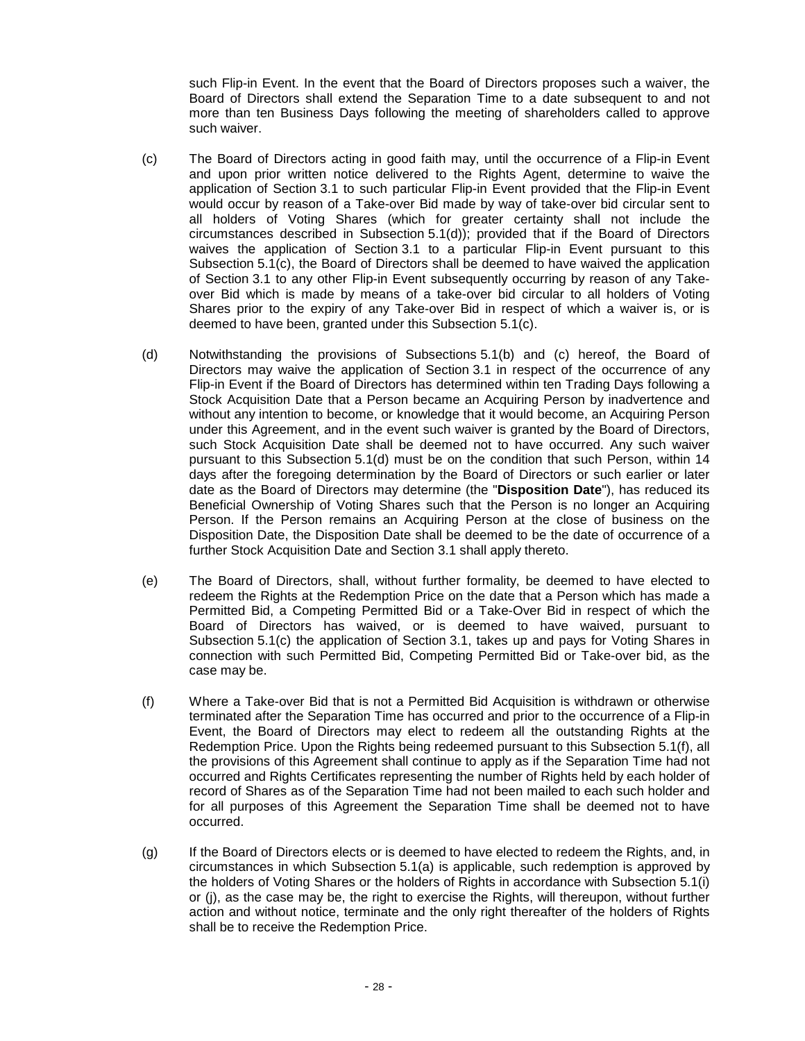such Flip-in Event. In the event that the Board of Directors proposes such a waiver, the Board of Directors shall extend the Separation Time to a date subsequent to and not more than ten Business Days following the meeting of shareholders called to approve such waiver.

(c) The Board of Directors acting in good faith may, until the occurrence of a Flip-in Event and upon prior written notice delivered to the Rights Agent, determine to waive the application of Section 3.1 to such particular Flip-in Event provided that the Flip-in Event would occur by reason of a Take-over Bid made by way of take-over bid circular sent to all holders of Voting Shares (which for greater certainty shall not include the circumstances described in Subsection 5.1(d)); provided that if the Board of Directors waives the application of Section 3.1 to a particular Flip-in Event pursuant to this Subsection 5.1(c), the Board of Directors shall be deemed to have waived the application of Section 3.1 to any other Flip-in Event subsequently occurring by reason of any Take-over Bid which is made by means of a take-over bid circular to all holders of Voting Shares prior to the expiry of any Take-over Bid in respect of which a waiver is, or is deemed to have been, granted under this Subsection 5.1(c).

(d) Notwithstanding the provisions of Subsections 5.1(b) and (c) hereof, the Board of Directors may waive the application of Section 3.1 in respect of the occurrence of any Flip-in Event if the Board of Directors has determined within ten Trading Days following a Stock Acquisition Date that a Person became an Acquiring Person by inadvertence and without any intention to become, or knowledge that it would become, an Acquiring Person under this Agreement, and in the event such waiver is granted by the Board of Directors, such Stock Acquisition Date shall be deemed not to have occurred. Any such waiver pursuant to this Subsection 5.1(d) must be on the condition that such Person, within 14 days after the foregoing determination by the Board of Directors or such earlier or later date as the Board of Directors may determine (the "**Disposition Date**"), has reduced its Beneficial Ownership of Voting Shares such that the Person is no longer an Acquiring Person. If the Person remains an Acquiring Person at the close of business on the Disposition Date, the Disposition Date shall be deemed to be the date of occurrence of a further Stock Acquisition Date and Section 3.1 shall apply thereto.

(e) The Board of Directors, shall, without further formality, be deemed to have elected to redeem the Rights at the Redemption Price on the date that a Person which has made a Permitted Bid, a Competing Permitted Bid or a Take-Over Bid in respect of which the Board of Directors has waived, or is deemed to have waived, pursuant to Subsection 5.1(c) the application of Section 3.1, takes up and pays for Voting Shares in connection with such Permitted Bid, Competing Permitted Bid or Take-over bid, as the case may be.

(f) Where a Take-over Bid that is not a Permitted Bid Acquisition is withdrawn or otherwise terminated after the Separation Time has occurred and prior to the occurrence of a Flip-in Event, the Board of Directors may elect to redeem all the outstanding Rights at the Redemption Price. Upon the Rights being redeemed pursuant to this Subsection 5.1(f), all the provisions of this Agreement shall continue to apply as if the Separation Time had not occurred and Rights Certificates representing the number of Rights held by each holder of record of Shares as of the Separation Time had not been mailed to each such holder and for all purposes of this Agreement the Separation Time shall be deemed not to have occurred.

(g) If the Board of Directors elects or is deemed to have elected to redeem the Rights, and, in circumstances in which Subsection 5.1(a) is applicable, such redemption is approved by the holders of Voting Shares or the holders of Rights in accordance with Subsection 5.1(i) or (j), as the case may be, the right to exercise the Rights, will thereupon, without further action and without notice, terminate and the only right thereafter of the holders of Rights shall be to receive the Redemption Price.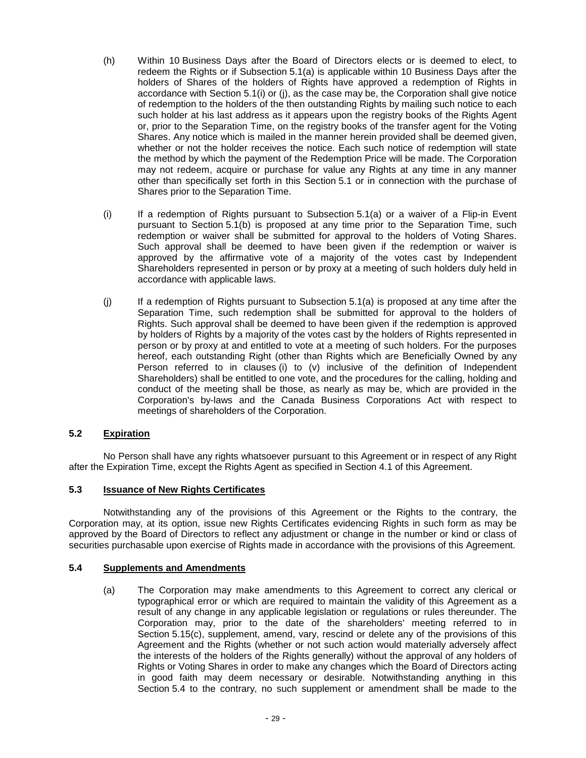(h) Within 10 Business Days after the Board of Directors elects or is deemed to elect, to redeem the Rights or if Subsection 5.1(a) is applicable within 10 Business Days after the holders of Shares of the holders of Rights have approved a redemption of Rights in accordance with Section 5.1(i) or (j), as the case may be, the Corporation shall give notice of redemption to the holders of the then outstanding Rights by mailing such notice to each such holder at his last address as it appears upon the registry books of the Rights Agent or, prior to the Separation Time, on the registry books of the transfer agent for the Voting Shares. Any notice which is mailed in the manner herein provided shall be deemed given, whether or not the holder receives the notice. Each such notice of redemption will state the method by which the payment of the Redemption Price will be made. The Corporation may not redeem, acquire or purchase for value any Rights at any time in any manner other than specifically set forth in this Section 5.1 or in connection with the purchase of Shares prior to the Separation Time.

(i) If a redemption of Rights pursuant to Subsection 5.1(a) or a waiver of a Flip-in Event pursuant to Section 5.1(b) is proposed at any time prior to the Separation Time, such redemption or waiver shall be submitted for approval to the holders of Voting Shares. Such approval shall be deemed to have been given if the redemption or waiver is approved by the affirmative vote of a majority of the votes cast by Independent Shareholders represented in person or by proxy at a meeting of such holders duly held in accordance with applicable laws.

(j) If a redemption of Rights pursuant to Subsection 5.1(a) is proposed at any time after the Separation Time, such redemption shall be submitted for approval to the holders of Rights. Such approval shall be deemed to have been given if the redemption is approved by holders of Rights by a majority of the votes cast by the holders of Rights represented in person or by proxy at and entitled to vote at a meeting of such holders. For the purposes hereof, each outstanding Right (other than Rights which are Beneficially Owned by any Person referred to in clauses (i) to (v) inclusive of the definition of Independent Shareholders) shall be entitled to one vote, and the procedures for the calling, holding and conduct of the meeting shall be those, as nearly as may be, which are provided in the Corporation's by-laws and the Canada Business Corporations Act with respect to meetings of shareholders of the Corporation.

### 5.2 Expiration

No Person shall have any rights whatsoever pursuant to this Agreement or in respect of any Right after the Expiration Time, except the Rights Agent as specified in Section 4.1 of this Agreement.

### 5.3 Issuance of New Rights Certificates

Notwithstanding any of the provisions of this Agreement or the Rights to the contrary, the Corporation may, at its option, issue new Rights Certificates evidencing Rights in such form as may be approved by the Board of Directors to reflect any adjustment or change in the number or kind or class of securities purchasable upon exercise of Rights made in accordance with the provisions of this Agreement.

### 5.4 Supplements and Amendments

(a) The Corporation may make amendments to this Agreement to correct any clerical or typographical error or which are required to maintain the validity of this Agreement as a result of any change in any applicable legislation or regulations or rules thereunder. The Corporation may, prior to the date of the shareholders' meeting referred to in Section 5.15(c), supplement, amend, vary, rescind or delete any of the provisions of this Agreement and the Rights (whether or not such action would materially adversely affect the interests of the holders of the Rights generally) without the approval of any holders of Rights or Voting Shares in order to make any changes which the Board of Directors acting in good faith may deem necessary or desirable. Notwithstanding anything in this Section 5.4 to the contrary, no such supplement or amendment shall be made to the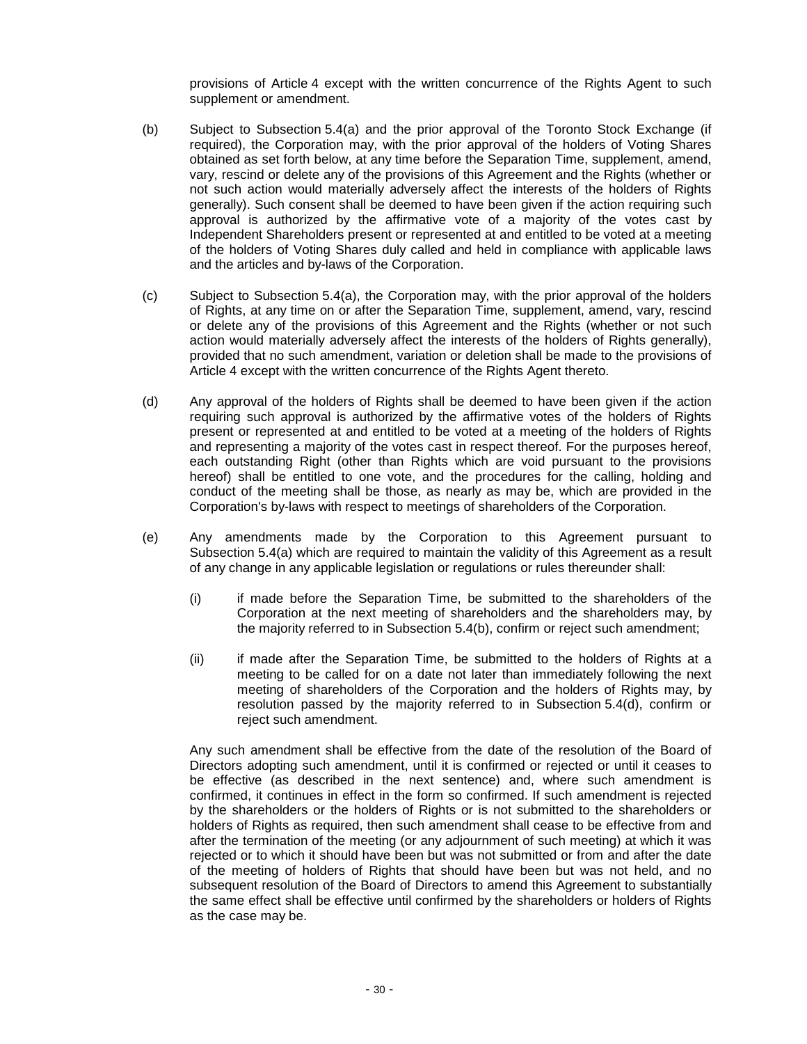provisions of Article 4 except with the written concurrence of the Rights Agent to such supplement or amendment.

(b) Subject to Subsection 5.4(a) and the prior approval of the Toronto Stock Exchange (if required), the Corporation may, with the prior approval of the holders of Voting Shares obtained as set forth below, at any time before the Separation Time, supplement, amend, vary, rescind or delete any of the provisions of this Agreement and the Rights (whether or not such action would materially adversely affect the interests of the holders of Rights generally). Such consent shall be deemed to have been given if the action requiring such approval is authorized by the affirmative vote of a majority of the votes cast by Independent Shareholders present or represented at and entitled to be voted at a meeting of the holders of Voting Shares duly called and held in compliance with applicable laws and the articles and by-laws of the Corporation.

(c) Subject to Subsection 5.4(a), the Corporation may, with the prior approval of the holders of Rights, at any time on or after the Separation Time, supplement, amend, vary, rescind or delete any of the provisions of this Agreement and the Rights (whether or not such action would materially adversely affect the interests of the holders of Rights generally), provided that no such amendment, variation or deletion shall be made to the provisions of Article 4 except with the written concurrence of the Rights Agent thereto.

(d) Any approval of the holders of Rights shall be deemed to have been given if the action requiring such approval is authorized by the affirmative votes of the holders of Rights present or represented at and entitled to be voted at a meeting of the holders of Rights and representing a majority of the votes cast in respect thereof. For the purposes hereof, each outstanding Right (other than Rights which are void pursuant to the provisions hereof) shall be entitled to one vote, and the procedures for the calling, holding and conduct of the meeting shall be those, as nearly as may be, which are provided in the Corporation's by-laws with respect to meetings of shareholders of the Corporation.

(e) Any amendments made by the Corporation to this Agreement pursuant to Subsection 5.4(a) which are required to maintain the validity of this Agreement as a result of any change in any applicable legislation or regulations or rules thereunder shall:

  (i) if made before the Separation Time, be submitted to the shareholders of the Corporation at the next meeting of shareholders and the shareholders may, by the majority referred to in Subsection 5.4(b), confirm or reject such amendment;

  (ii) if made after the Separation Time, be submitted to the holders of Rights at a meeting to be called for on a date not later than immediately following the next meeting of shareholders of the Corporation and the holders of Rights may, by resolution passed by the majority referred to in Subsection 5.4(d), confirm or reject such amendment.

Any such amendment shall be effective from the date of the resolution of the Board of Directors adopting such amendment, until it is confirmed or rejected or until it ceases to be effective (as described in the next sentence) and, where such amendment is confirmed, it continues in effect in the form so confirmed. If such amendment is rejected by the shareholders or the holders of Rights or is not submitted to the shareholders or holders of Rights as required, then such amendment shall cease to be effective from and after the termination of the meeting (or any adjournment of such meeting) at which it was rejected or to which it should have been but was not submitted or from and after the date of the meeting of holders of Rights that should have been but was not held, and no subsequent resolution of the Board of Directors to amend this Agreement to substantially the same effect shall be effective until confirmed by the shareholders or holders of Rights as the case may be.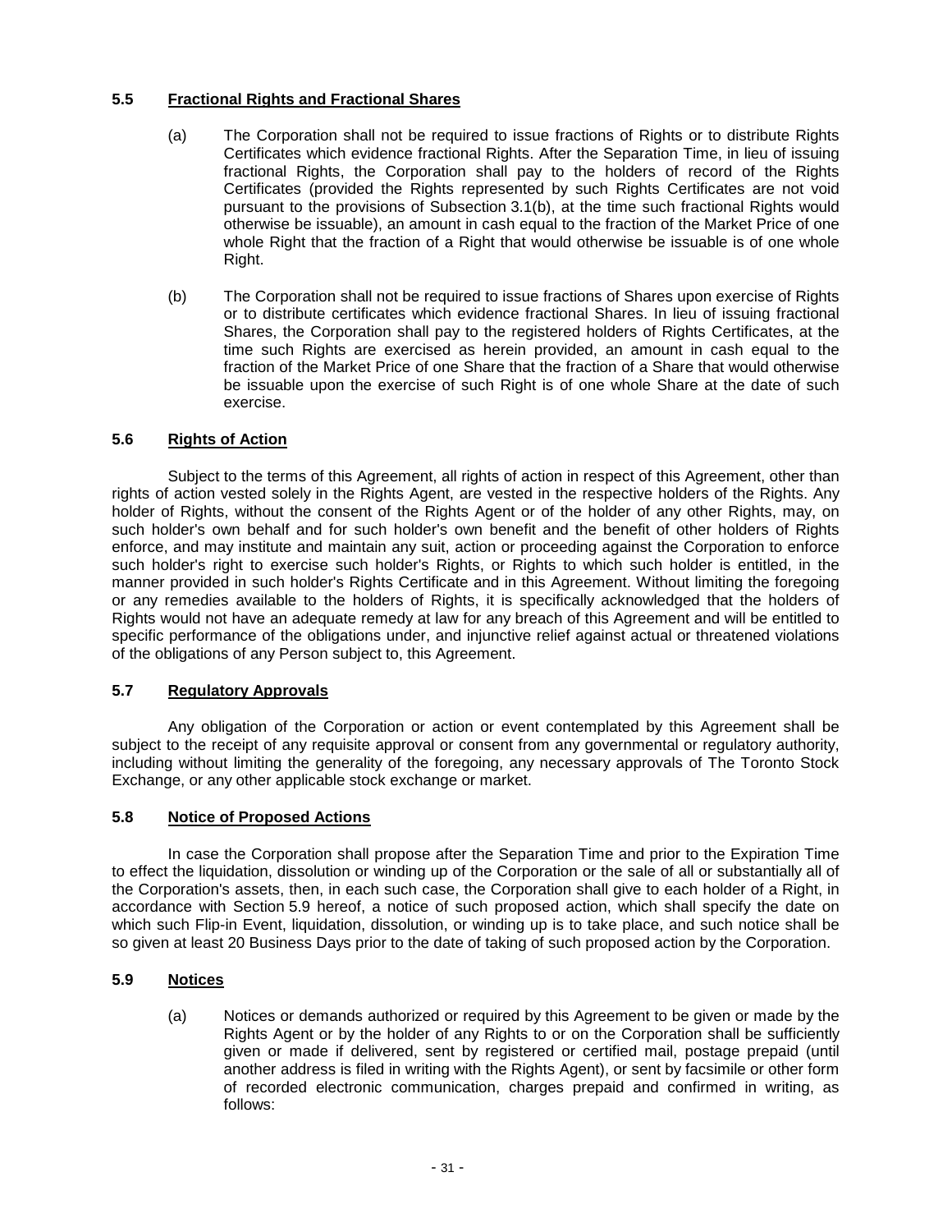### 5.5 Fractional Rights and Fractional Shares

(a) The Corporation shall not be required to issue fractions of Rights or to distribute Rights Certificates which evidence fractional Rights. After the Separation Time, in lieu of issuing fractional Rights, the Corporation shall pay to the holders of record of the Rights Certificates (provided the Rights represented by such Rights Certificates are not void pursuant to the provisions of Subsection 3.1(b), at the time such fractional Rights would otherwise be issuable), an amount in cash equal to the fraction of the Market Price of one whole Right that the fraction of a Right that would otherwise be issuable is of one whole Right.

(b) The Corporation shall not be required to issue fractions of Shares upon exercise of Rights or to distribute certificates which evidence fractional Shares. In lieu of issuing fractional Shares, the Corporation shall pay to the registered holders of Rights Certificates, at the time such Rights are exercised as herein provided, an amount in cash equal to the fraction of the Market Price of one Share that the fraction of a Share that would otherwise be issuable upon the exercise of such Right is of one whole Share at the date of such exercise.

### 5.6 Rights of Action

Subject to the terms of this Agreement, all rights of action in respect of this Agreement, other than rights of action vested solely in the Rights Agent, are vested in the respective holders of the Rights. Any holder of Rights, without the consent of the Rights Agent or of the holder of any other Rights, may, on such holder's own behalf and for such holder's own benefit and the benefit of other holders of Rights enforce, and may institute and maintain any suit, action or proceeding against the Corporation to enforce such holder's right to exercise such holder's Rights, or Rights to which such holder is entitled, in the manner provided in such holder's Rights Certificate and in this Agreement. Without limiting the foregoing or any remedies available to the holders of Rights, it is specifically acknowledged that the holders of Rights would not have an adequate remedy at law for any breach of this Agreement and will be entitled to specific performance of the obligations under, and injunctive relief against actual or threatened violations of the obligations of any Person subject to, this Agreement.

### 5.7 Regulatory Approvals

Any obligation of the Corporation or action or event contemplated by this Agreement shall be subject to the receipt of any requisite approval or consent from any governmental or regulatory authority, including without limiting the generality of the foregoing, any necessary approvals of The Toronto Stock Exchange, or any other applicable stock exchange or market.

### 5.8 Notice of Proposed Actions

In case the Corporation shall propose after the Separation Time and prior to the Expiration Time to effect the liquidation, dissolution or winding up of the Corporation or the sale of all or substantially all of the Corporation's assets, then, in each such case, the Corporation shall give to each holder of a Right, in accordance with Section 5.9 hereof, a notice of such proposed action, which shall specify the date on which such Flip-in Event, liquidation, dissolution, or winding up is to take place, and such notice shall be so given at least 20 Business Days prior to the date of taking of such proposed action by the Corporation.

### 5.9 Notices

(a) Notices or demands authorized or required by this Agreement to be given or made by the Rights Agent or by the holder of any Rights to or on the Corporation shall be sufficiently given or made if delivered, sent by registered or certified mail, postage prepaid (until another address is filed in writing with the Rights Agent), or sent by facsimile or other form of recorded electronic communication, charges prepaid and confirmed in writing, as follows: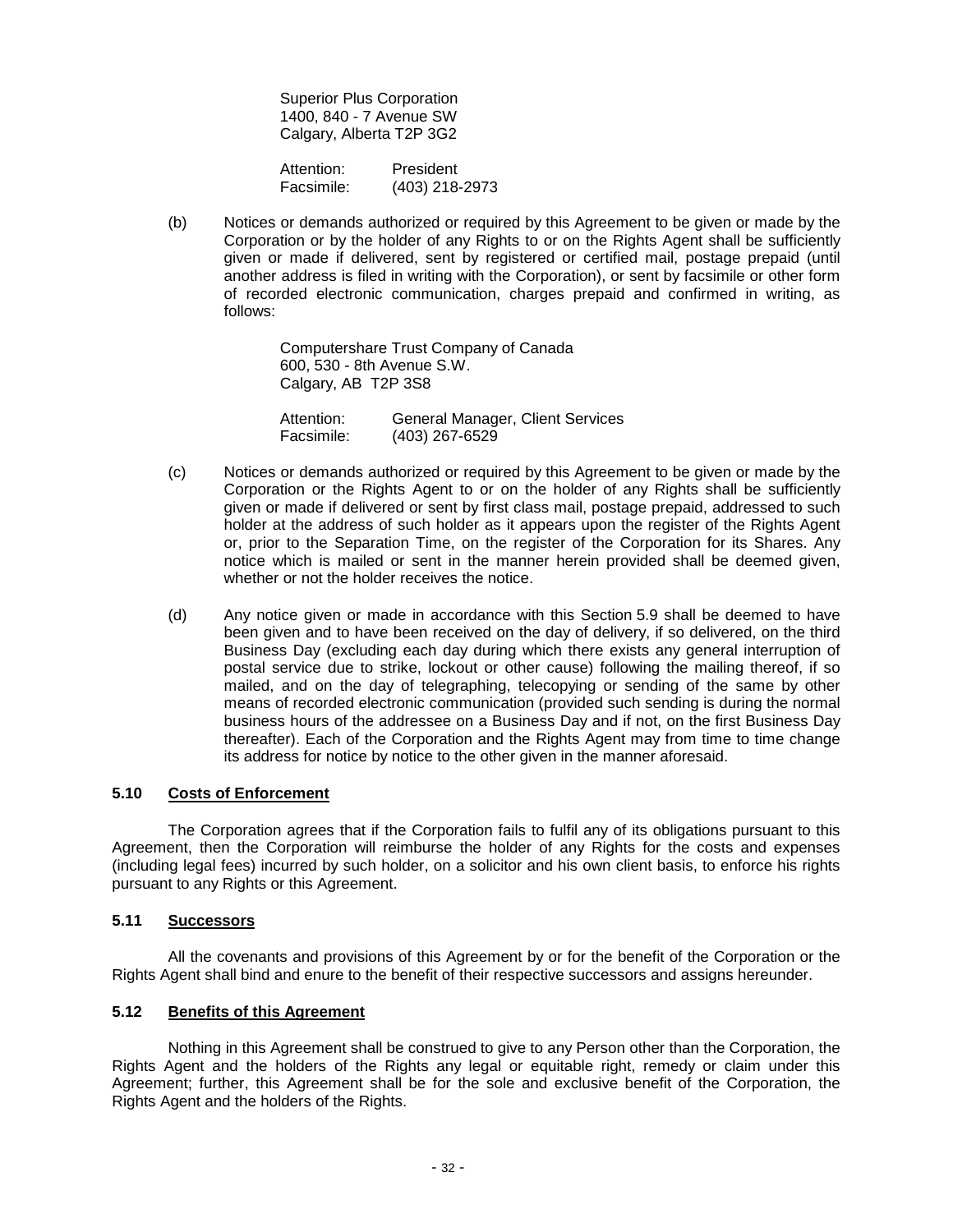Superior Plus Corporation
1400, 840 - 7 Avenue SW
Calgary, Alberta T2P 3G2

Attention: President
Facsimile: (403) 218-2973

(b) Notices or demands authorized or required by this Agreement to be given or made by the Corporation or by the holder of any Rights to or on the Rights Agent shall be sufficiently given or made if delivered, sent by registered or certified mail, postage prepaid (until another address is filed in writing with the Corporation), or sent by facsimile or other form of recorded electronic communication, charges prepaid and confirmed in writing, as follows:

Computershare Trust Company of Canada
600, 530 - 8th Avenue S.W.
Calgary, AB T2P 3S8

Attention: General Manager, Client Services
Facsimile: (403) 267-6529

(c) Notices or demands authorized or required by this Agreement to be given or made by the Corporation or the Rights Agent to or on the holder of any Rights shall be sufficiently given or made if delivered or sent by first class mail, postage prepaid, addressed to such holder at the address of such holder as it appears upon the register of the Rights Agent or, prior to the Separation Time, on the register of the Corporation for its Shares. Any notice which is mailed or sent in the manner herein provided shall be deemed given, whether or not the holder receives the notice.

(d) Any notice given or made in accordance with this Section 5.9 shall be deemed to have been given and to have been received on the day of delivery, if so delivered, on the third Business Day (excluding each day during which there exists any general interruption of postal service due to strike, lockout or other cause) following the mailing thereof, if so mailed, and on the day of telegraphing, telecopying or sending of the same by other means of recorded electronic communication (provided such sending is during the normal business hours of the addressee on a Business Day and if not, on the first Business Day thereafter). Each of the Corporation and the Rights Agent may from time to time change its address for notice by notice to the other given in the manner aforesaid.

### 5.10 Costs of Enforcement

The Corporation agrees that if the Corporation fails to fulfil any of its obligations pursuant to this Agreement, then the Corporation will reimburse the holder of any Rights for the costs and expenses (including legal fees) incurred by such holder, on a solicitor and his own client basis, to enforce his rights pursuant to any Rights or this Agreement.

### 5.11 Successors

All the covenants and provisions of this Agreement by or for the benefit of the Corporation or the Rights Agent shall bind and enure to the benefit of their respective successors and assigns hereunder.

### 5.12 Benefits of this Agreement

Nothing in this Agreement shall be construed to give to any Person other than the Corporation, the Rights Agent and the holders of the Rights any legal or equitable right, remedy or claim under this Agreement; further, this Agreement shall be for the sole and exclusive benefit of the Corporation, the Rights Agent and the holders of the Rights.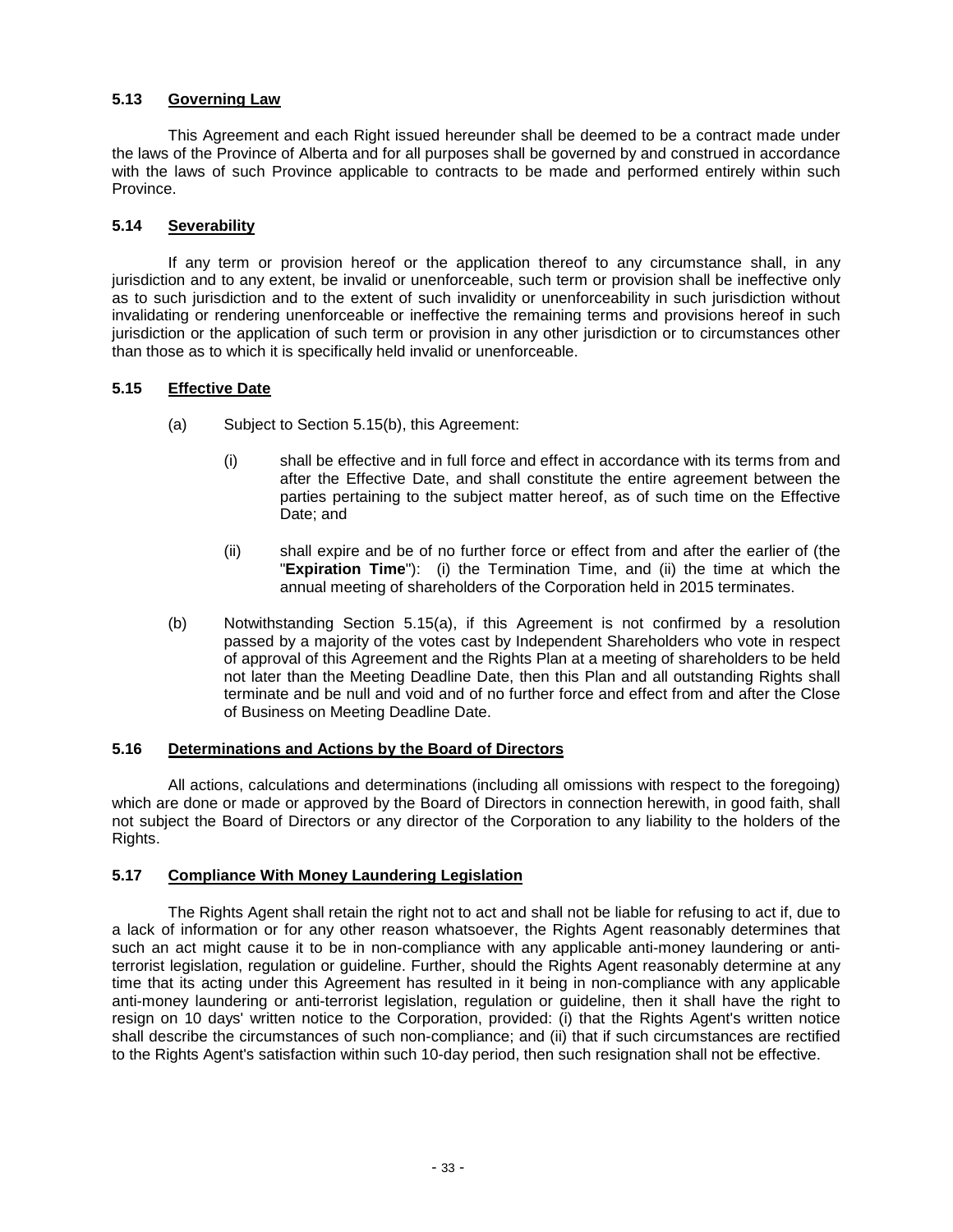### 5.13 Governing Law

This Agreement and each Right issued hereunder shall be deemed to be a contract made under the laws of the Province of Alberta and for all purposes shall be governed by and construed in accordance with the laws of such Province applicable to contracts to be made and performed entirely within such Province.

### 5.14 Severability

If any term or provision hereof or the application thereof to any circumstance shall, in any jurisdiction and to any extent, be invalid or unenforceable, such term or provision shall be ineffective only as to such jurisdiction and to the extent of such invalidity or unenforceability in such jurisdiction without invalidating or rendering unenforceable or ineffective the remaining terms and provisions hereof in such jurisdiction or the application of such term or provision in any other jurisdiction or to circumstances other than those as to which it is specifically held invalid or unenforceable.

### 5.15 Effective Date

(a) Subject to Section 5.15(b), this Agreement:

(i) shall be effective and in full force and effect in accordance with its terms from and after the Effective Date, and shall constitute the entire agreement between the parties pertaining to the subject matter hereof, as of such time on the Effective Date; and

(ii) shall expire and be of no further force or effect from and after the earlier of (the "**Expiration Time**"): (i) the Termination Time, and (ii) the time at which the annual meeting of shareholders of the Corporation held in 2015 terminates.

(b) Notwithstanding Section 5.15(a), if this Agreement is not confirmed by a resolution passed by a majority of the votes cast by Independent Shareholders who vote in respect of approval of this Agreement and the Rights Plan at a meeting of shareholders to be held not later than the Meeting Deadline Date, then this Plan and all outstanding Rights shall terminate and be null and void and of no further force and effect from and after the Close of Business on Meeting Deadline Date.

### 5.16 Determinations and Actions by the Board of Directors

All actions, calculations and determinations (including all omissions with respect to the foregoing) which are done or made or approved by the Board of Directors in connection herewith, in good faith, shall not subject the Board of Directors or any director of the Corporation to any liability to the holders of the Rights.

### 5.17 Compliance With Money Laundering Legislation

The Rights Agent shall retain the right not to act and shall not be liable for refusing to act if, due to a lack of information or for any other reason whatsoever, the Rights Agent reasonably determines that such an act might cause it to be in non-compliance with any applicable anti-money laundering or anti-terrorist legislation, regulation or guideline. Further, should the Rights Agent reasonably determine at any time that its acting under this Agreement has resulted in it being in non-compliance with any applicable anti-money laundering or anti-terrorist legislation, regulation or guideline, then it shall have the right to resign on 10 days' written notice to the Corporation, provided: (i) that the Rights Agent's written notice shall describe the circumstances of such non-compliance; and (ii) that if such circumstances are rectified to the Rights Agent's satisfaction within such 10-day period, then such resignation shall not be effective.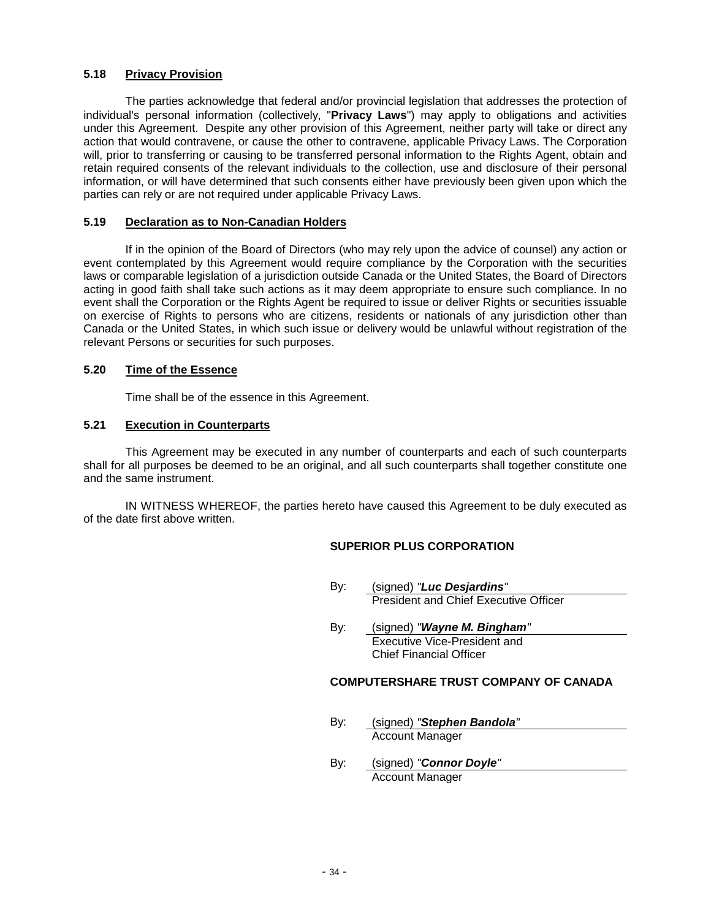### 5.18 Privacy Provision

The parties acknowledge that federal and/or provincial legislation that addresses the protection of individual's personal information (collectively, "**Privacy Laws**") may apply to obligations and activities under this Agreement. Despite any other provision of this Agreement, neither party will take or direct any action that would contravene, or cause the other to contravene, applicable Privacy Laws. The Corporation will, prior to transferring or causing to be transferred personal information to the Rights Agent, obtain and retain required consents of the relevant individuals to the collection, use and disclosure of their personal information, or will have determined that such consents either have previously been given upon which the parties can rely or are not required under applicable Privacy Laws.

### 5.19 Declaration as to Non-Canadian Holders

If in the opinion of the Board of Directors (who may rely upon the advice of counsel) any action or event contemplated by this Agreement would require compliance by the Corporation with the securities laws or comparable legislation of a jurisdiction outside Canada or the United States, the Board of Directors acting in good faith shall take such actions as it may deem appropriate to ensure such compliance. In no event shall the Corporation or the Rights Agent be required to issue or deliver Rights or securities issuable on exercise of Rights to persons who are citizens, residents or nationals of any jurisdiction other than Canada or the United States, in which such issue or delivery would be unlawful without registration of the relevant Persons or securities for such purposes.

### 5.20 Time of the Essence

Time shall be of the essence in this Agreement.

### 5.21 Execution in Counterparts

This Agreement may be executed in any number of counterparts and each of such counterparts shall for all purposes be deemed to be an original, and all such counterparts shall together constitute one and the same instrument.

IN WITNESS WHEREOF, the parties hereto have caused this Agreement to be duly executed as of the date first above written.

**SUPERIOR PLUS CORPORATION**

By: (signed) *"**Luc Desjardins**"*
President and Chief Executive Officer

By: (signed) *"**Wayne M. Bingham**"*
Executive Vice-President and
Chief Financial Officer

**COMPUTERSHARE TRUST COMPANY OF CANADA**

By: (signed) *"**Stephen Bandola**"*
Account Manager

By: (signed) *"**Connor Doyle**"*
Account Manager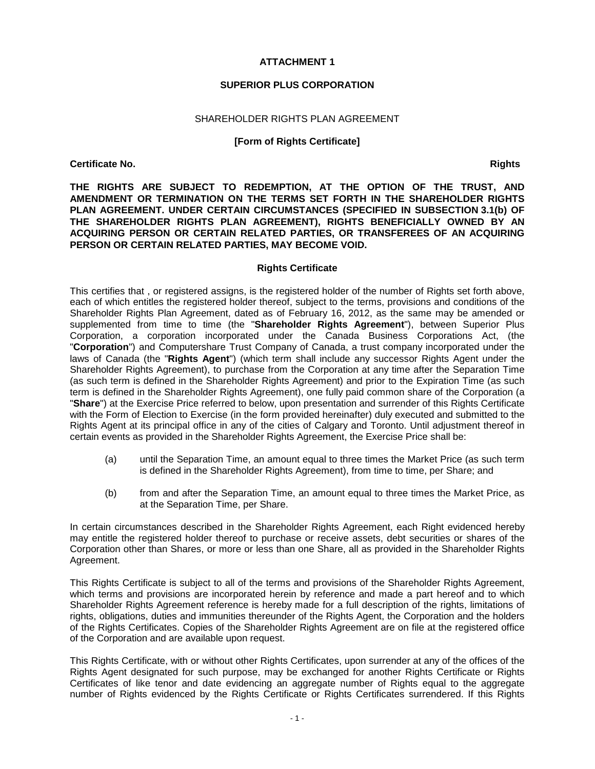**ATTACHMENT 1**

**SUPERIOR PLUS CORPORATION**

SHAREHOLDER RIGHTS PLAN AGREEMENT

**[Form of Rights Certificate]**

**Certificate No.** **Rights**

**THE RIGHTS ARE SUBJECT TO REDEMPTION, AT THE OPTION OF THE TRUST, AND AMENDMENT OR TERMINATION ON THE TERMS SET FORTH IN THE SHAREHOLDER RIGHTS PLAN AGREEMENT. UNDER CERTAIN CIRCUMSTANCES (SPECIFIED IN SUBSECTION 3.1(b) OF THE SHAREHOLDER RIGHTS PLAN AGREEMENT), RIGHTS BENEFICIALLY OWNED BY AN ACQUIRING PERSON OR CERTAIN RELATED PARTIES, OR TRANSFEREES OF AN ACQUIRING PERSON OR CERTAIN RELATED PARTIES, MAY BECOME VOID.**

**Rights Certificate**

This certifies that , or registered assigns, is the registered holder of the number of Rights set forth above, each of which entitles the registered holder thereof, subject to the terms, provisions and conditions of the Shareholder Rights Plan Agreement, dated as of February 16, 2012, as the same may be amended or supplemented from time to time (the "**Shareholder Rights Agreement**"), between Superior Plus Corporation, a corporation incorporated under the Canada Business Corporations Act, (the "**Corporation**") and Computershare Trust Company of Canada, a trust company incorporated under the laws of Canada (the "**Rights Agent**") (which term shall include any successor Rights Agent under the Shareholder Rights Agreement), to purchase from the Corporation at any time after the Separation Time (as such term is defined in the Shareholder Rights Agreement) and prior to the Expiration Time (as such term is defined in the Shareholder Rights Agreement), one fully paid common share of the Corporation (a "**Share**") at the Exercise Price referred to below, upon presentation and surrender of this Rights Certificate with the Form of Election to Exercise (in the form provided hereinafter) duly executed and submitted to the Rights Agent at its principal office in any of the cities of Calgary and Toronto. Until adjustment thereof in certain events as provided in the Shareholder Rights Agreement, the Exercise Price shall be:

(a) until the Separation Time, an amount equal to three times the Market Price (as such term is defined in the Shareholder Rights Agreement), from time to time, per Share; and

(b) from and after the Separation Time, an amount equal to three times the Market Price, as at the Separation Time, per Share.

In certain circumstances described in the Shareholder Rights Agreement, each Right evidenced hereby may entitle the registered holder thereof to purchase or receive assets, debt securities or shares of the Corporation other than Shares, or more or less than one Share, all as provided in the Shareholder Rights Agreement.

This Rights Certificate is subject to all of the terms and provisions of the Shareholder Rights Agreement, which terms and provisions are incorporated herein by reference and made a part hereof and to which Shareholder Rights Agreement reference is hereby made for a full description of the rights, limitations of rights, obligations, duties and immunities thereunder of the Rights Agent, the Corporation and the holders of the Rights Certificates. Copies of the Shareholder Rights Agreement are on file at the registered office of the Corporation and are available upon request.

This Rights Certificate, with or without other Rights Certificates, upon surrender at any of the offices of the Rights Agent designated for such purpose, may be exchanged for another Rights Certificate or Rights Certificates of like tenor and date evidencing an aggregate number of Rights equal to the aggregate number of Rights evidenced by the Rights Certificate or Rights Certificates surrendered. If this Rights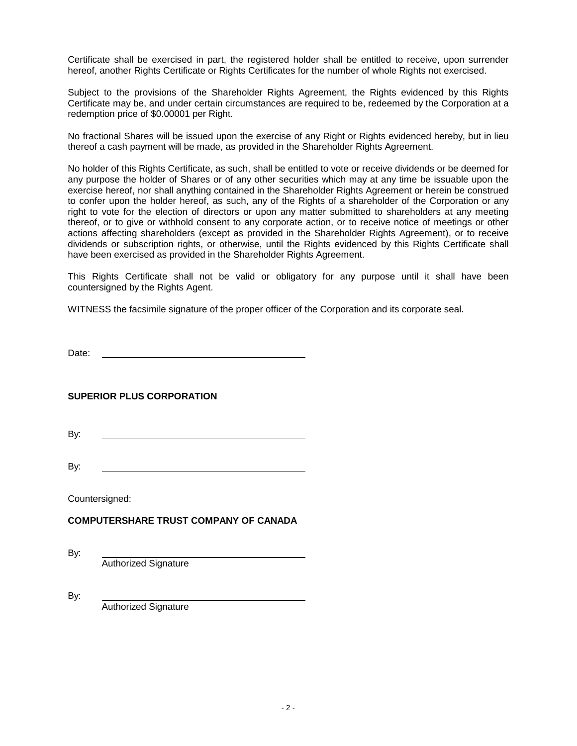Certificate shall be exercised in part, the registered holder shall be entitled to receive, upon surrender hereof, another Rights Certificate or Rights Certificates for the number of whole Rights not exercised.

Subject to the provisions of the Shareholder Rights Agreement, the Rights evidenced by this Rights Certificate may be, and under certain circumstances are required to be, redeemed by the Corporation at a redemption price of $0.00001 per Right.

No fractional Shares will be issued upon the exercise of any Right or Rights evidenced hereby, but in lieu thereof a cash payment will be made, as provided in the Shareholder Rights Agreement.

No holder of this Rights Certificate, as such, shall be entitled to vote or receive dividends or be deemed for any purpose the holder of Shares or of any other securities which may at any time be issuable upon the exercise hereof, nor shall anything contained in the Shareholder Rights Agreement or herein be construed to confer upon the holder hereof, as such, any of the Rights of a shareholder of the Corporation or any right to vote for the election of directors or upon any matter submitted to shareholders at any meeting thereof, or to give or withhold consent to any corporate action, or to receive notice of meetings or other actions affecting shareholders (except as provided in the Shareholder Rights Agreement), or to receive dividends or subscription rights, or otherwise, until the Rights evidenced by this Rights Certificate shall have been exercised as provided in the Shareholder Rights Agreement.

This Rights Certificate shall not be valid or obligatory for any purpose until it shall have been countersigned by the Rights Agent.

WITNESS the facsimile signature of the proper officer of the Corporation and its corporate seal.

Date: ______________________________

**SUPERIOR PLUS CORPORATION**

By: ______________________________

By: ______________________________

Countersigned:

**COMPUTERSHARE TRUST COMPANY OF CANADA**

By: ______________________________
Authorized Signature

By: ______________________________
Authorized Signature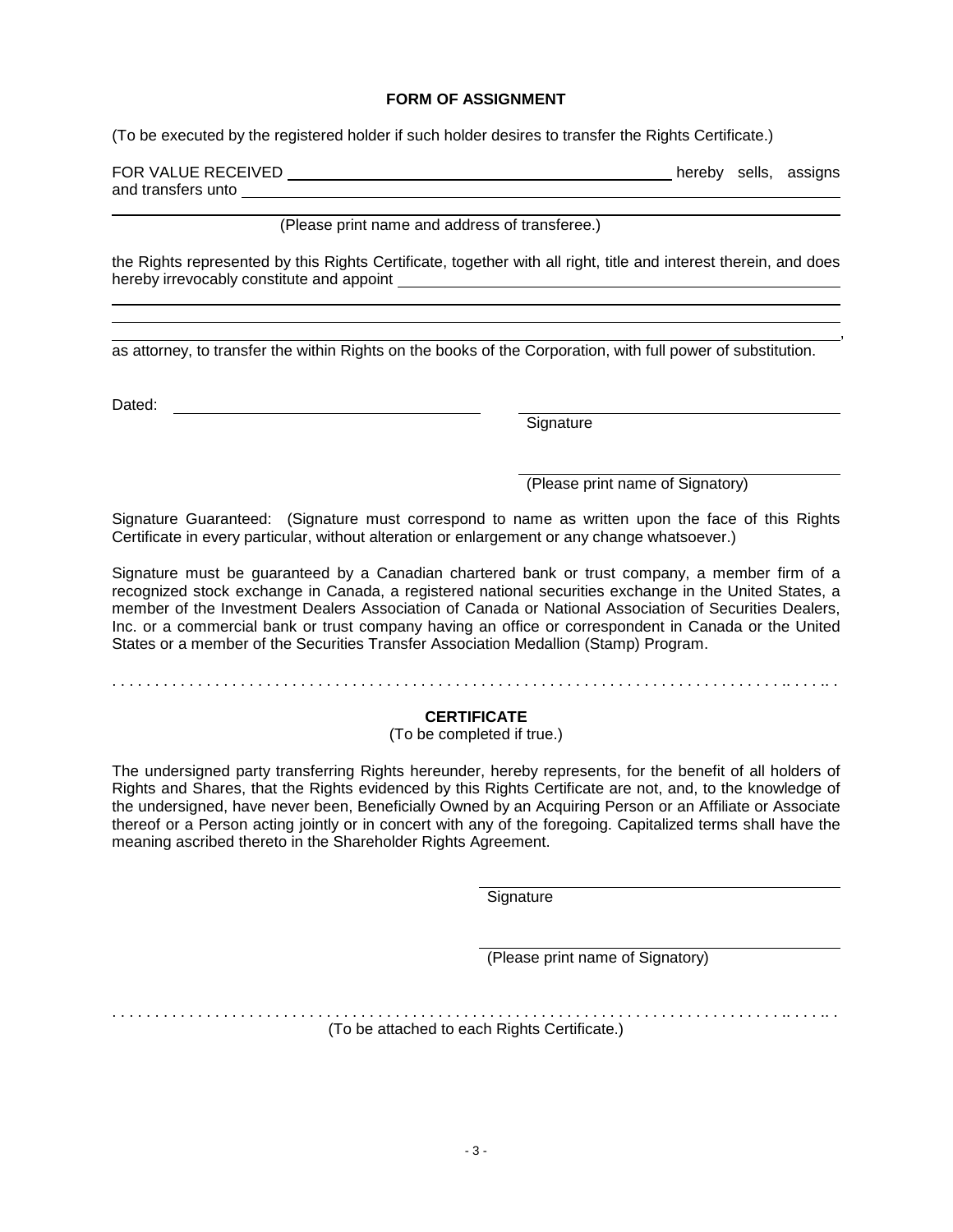**FORM OF ASSIGNMENT**

(To be executed by the registered holder if such holder desires to transfer the Rights Certificate.)

FOR VALUE RECEIVED \_\_\_\_\_\_\_\_\_\_\_\_\_\_\_\_\_\_\_\_\_\_\_\_\_\_\_\_\_\_\_\_\_\_\_\_\_\_\_\_\_\_\_\_ hereby sells, assigns and transfers unto \_\_\_\_\_\_\_\_\_\_\_\_\_\_\_\_\_\_\_\_\_\_\_\_\_\_\_\_\_\_\_\_\_\_\_\_\_\_\_\_\_\_\_\_\_\_\_\_\_\_\_\_\_\_\_\_\_\_\_\_\_\_\_\_\_\_\_\_\_\_

\_\_\_\_\_\_\_\_\_\_\_\_\_\_\_\_\_\_\_\_\_\_\_\_\_\_\_\_\_\_\_\_\_\_\_\_\_\_\_\_\_\_\_\_\_\_\_\_\_\_\_\_\_\_\_\_\_\_\_\_\_\_\_\_\_\_\_\_\_\_\_\_\_\_\_\_\_\_\_\_\_\_\_\_\_\_

(Please print name and address of transferee.)

the Rights represented by this Rights Certificate, together with all right, title and interest therein, and does hereby irrevocably constitute and appoint \_\_\_\_\_\_\_\_\_\_\_\_\_\_\_\_\_\_\_\_\_\_\_\_\_\_\_\_\_\_\_\_\_\_\_\_\_\_\_\_\_\_\_\_\_\_\_\_\_\_\_

\_\_\_\_\_\_\_\_\_\_\_\_\_\_\_\_\_\_\_\_\_\_\_\_\_\_\_\_\_\_\_\_\_\_\_\_\_\_\_\_\_\_\_\_\_\_\_\_\_\_\_\_\_\_\_\_\_\_\_\_\_\_\_\_\_\_\_\_\_\_\_\_\_\_\_\_\_\_\_\_\_\_\_\_\_\_

\_\_\_\_\_\_\_\_\_\_\_\_\_\_\_\_\_\_\_\_\_\_\_\_\_\_\_\_\_\_\_\_\_\_\_\_\_\_\_\_\_\_\_\_\_\_\_\_\_\_\_\_\_\_\_\_\_\_\_\_\_\_\_\_\_\_\_\_\_\_\_\_\_\_\_\_\_\_\_\_\_\_\_\_\_\_

\_\_\_\_\_\_\_\_\_\_\_\_\_\_\_\_\_\_\_\_\_\_\_\_\_\_\_\_\_\_\_\_\_\_\_\_\_\_\_\_\_\_\_\_\_\_\_\_\_\_\_\_\_\_\_\_\_\_\_\_\_\_\_\_\_\_\_\_\_\_\_\_\_\_\_\_\_\_\_\_\_\_\_\_\_\_,

as attorney, to transfer the within Rights on the books of the Corporation, with full power of substitution.

Dated: \_\_\_\_\_\_\_\_\_\_\_\_\_\_\_\_\_\_\_\_\_\_\_\_\_\_\_\_\_\_\_\_\_\_\_\_\_

\_\_\_\_\_\_\_\_\_\_\_\_\_\_\_\_\_\_\_\_\_\_\_\_\_\_\_\_\_\_\_\_\_\_\_\_\_\_\_
Signature

\_\_\_\_\_\_\_\_\_\_\_\_\_\_\_\_\_\_\_\_\_\_\_\_\_\_\_\_\_\_\_\_\_\_\_\_\_\_\_
(Please print name of Signatory)

Signature Guaranteed: (Signature must correspond to name as written upon the face of this Rights Certificate in every particular, without alteration or enlargement or any change whatsoever.)

Signature must be guaranteed by a Canadian chartered bank or trust company, a member firm of a recognized stock exchange in Canada, a registered national securities exchange in the United States, a member of the Investment Dealers Association of Canada or National Association of Securities Dealers, Inc. or a commercial bank or trust company having an office or correspondent in Canada or the United States or a member of the Securities Transfer Association Medallion (Stamp) Program.

. . . . . . . . . . . . . . . . . . . . . . . . . . . . . . . . . . . . . . . . . . . . . . . . . . . . . . . . . . . . . . . . . . . . . . . . . . . . . . . . . . . . .

**CERTIFICATE**

(To be completed if true.)

The undersigned party transferring Rights hereunder, hereby represents, for the benefit of all holders of Rights and Shares, that the Rights evidenced by this Rights Certificate are not, and, to the knowledge of the undersigned, have never been, Beneficially Owned by an Acquiring Person or an Affiliate or Associate thereof or a Person acting jointly or in concert with any of the foregoing. Capitalized terms shall have the meaning ascribed thereto in the Shareholder Rights Agreement.

\_\_\_\_\_\_\_\_\_\_\_\_\_\_\_\_\_\_\_\_\_\_\_\_\_\_\_\_\_\_\_\_\_\_\_\_\_\_\_
Signature

\_\_\_\_\_\_\_\_\_\_\_\_\_\_\_\_\_\_\_\_\_\_\_\_\_\_\_\_\_\_\_\_\_\_\_\_\_\_\_
(Please print name of Signatory)

. . . . . . . . . . . . . . . . . . . . . . . . . . . . . . . . . . . . . . . . . . . . . . . . . . . . . . . . . . . . . . . . . . . . . . . . . . . . . . . . . . . . .

(To be attached to each Rights Certificate.)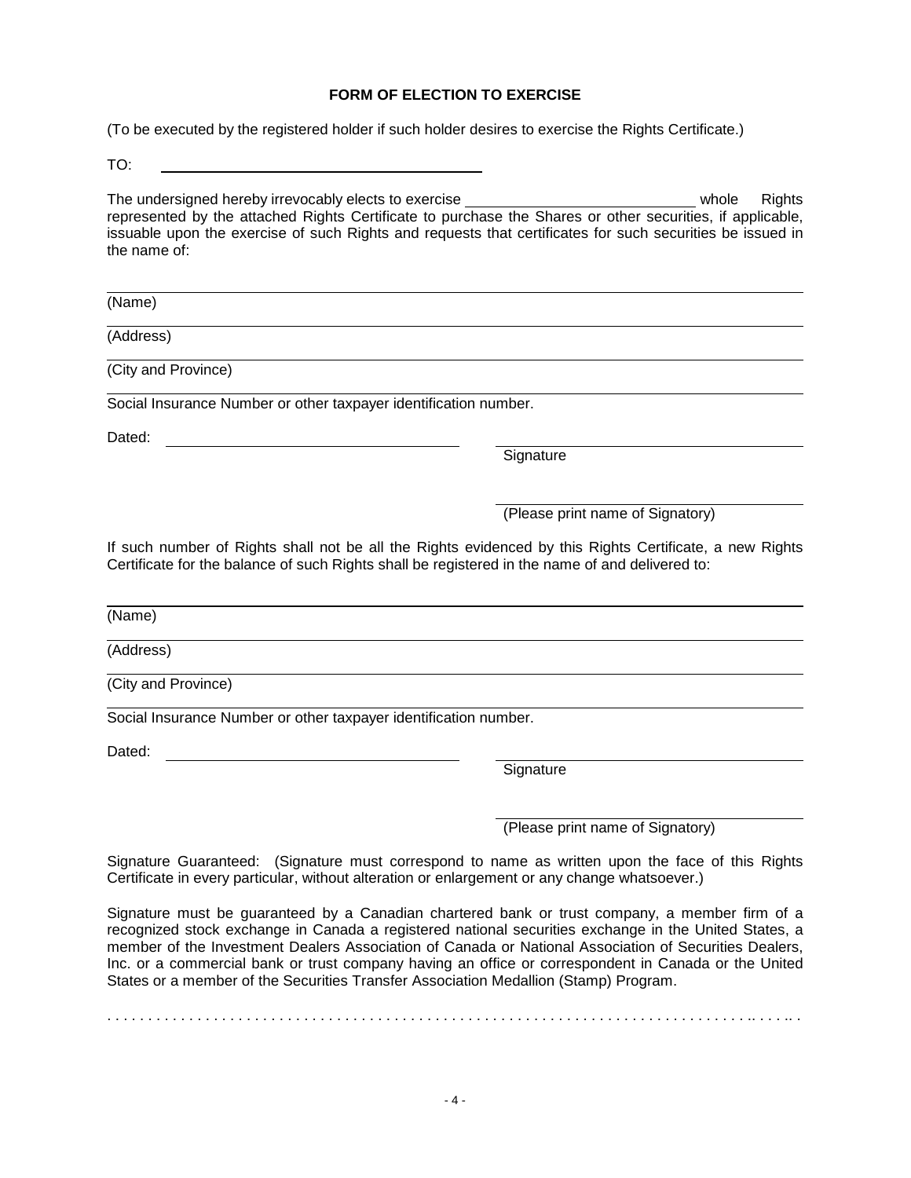**FORM OF ELECTION TO EXERCISE**

(To be executed by the registered holder if such holder desires to exercise the Rights Certificate.)

TO: ______________________________

The undersigned hereby irrevocably elects to exercise ____________________ whole Rights represented by the attached Rights Certificate to purchase the Shares or other securities, if applicable, issuable upon the exercise of such Rights and requests that certificates for such securities be issued in the name of:

______________________________
(Name)

______________________________
(Address)

______________________________
(City and Province)

______________________________
Social Insurance Number or other taxpayer identification number.

Dated: ______________________________

______________________________
Signature

______________________________
(Please print name of Signatory)

If such number of Rights shall not be all the Rights evidenced by this Rights Certificate, a new Rights Certificate for the balance of such Rights shall be registered in the name of and delivered to:

______________________________
(Name)

______________________________
(Address)

______________________________
(City and Province)

______________________________
Social Insurance Number or other taxpayer identification number.

Dated: ______________________________

______________________________
Signature

______________________________
(Please print name of Signatory)

Signature Guaranteed: (Signature must correspond to name as written upon the face of this Rights Certificate in every particular, without alteration or enlargement or any change whatsoever.)

Signature must be guaranteed by a Canadian chartered bank or trust company, a member firm of a recognized stock exchange in Canada a registered national securities exchange in the United States, a member of the Investment Dealers Association of Canada or National Association of Securities Dealers, Inc. or a commercial bank or trust company having an office or correspondent in Canada or the United States or a member of the Securities Transfer Association Medallion (Stamp) Program.

. . . . . . . . . . . . . . . . . . . . . . . . . . . . . . . . . . . . . . . . . . . . . . . . . . . . . . . . . . . . . . . . . . . . . . . . . . . . . . . . .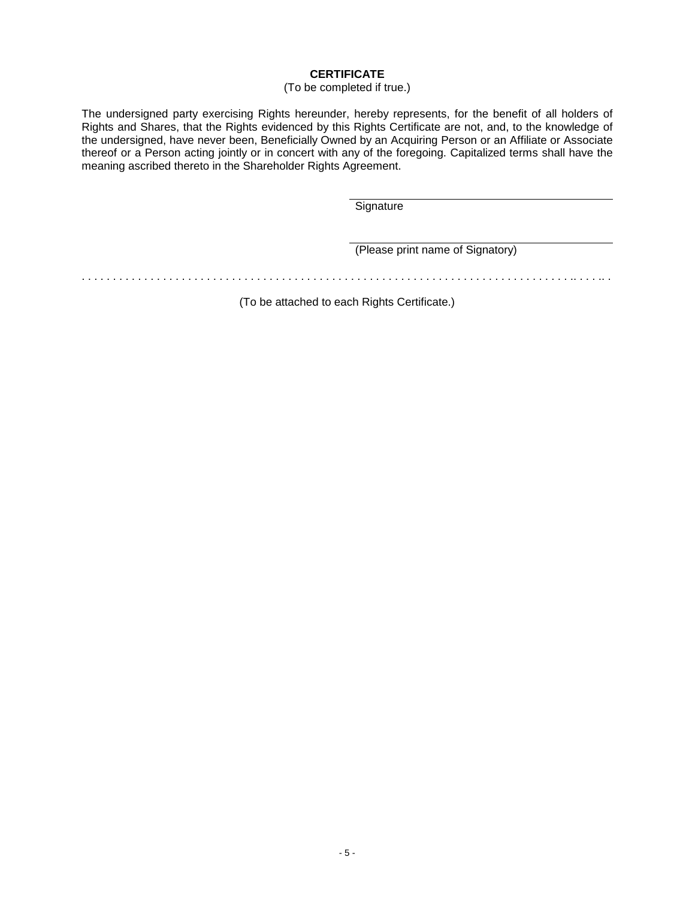**CERTIFICATE**

(To be completed if true.)

The undersigned party exercising Rights hereunder, hereby represents, for the benefit of all holders of Rights and Shares, that the Rights evidenced by this Rights Certificate are not, and, to the knowledge of the undersigned, have never been, Beneficially Owned by an Acquiring Person or an Affiliate or Associate thereof or a Person acting jointly or in concert with any of the foregoing. Capitalized terms shall have the meaning ascribed thereto in the Shareholder Rights Agreement.

\_\_\_\_\_\_\_\_\_\_\_\_\_\_\_\_\_\_\_\_\_\_\_\_\_\_\_\_\_\_\_\_\_\_\_\_\_\_\_\_

Signature

\_\_\_\_\_\_\_\_\_\_\_\_\_\_\_\_\_\_\_\_\_\_\_\_\_\_\_\_\_\_\_\_\_\_\_\_\_\_\_\_

(Please print name of Signatory)

. . . . . . . . . . . . . . . . . . . . . . . . . . . . . . . . . . . . . . . . . . . . . . . . . . . . . . . . . . . . . . . . . . . . . . . . . . . .. . . . .. .

(To be attached to each Rights Certificate.)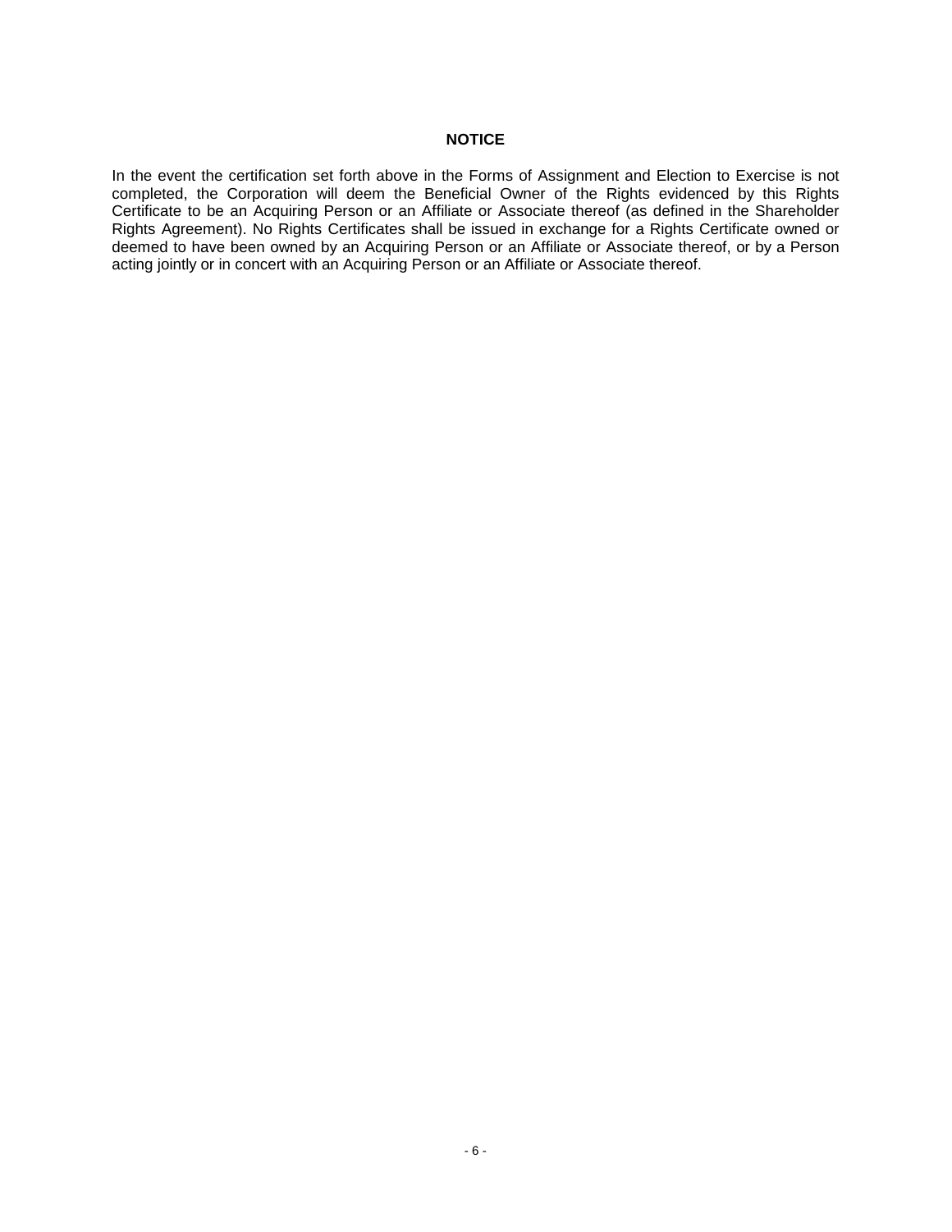**NOTICE**

In the event the certification set forth above in the Forms of Assignment and Election to Exercise is not completed, the Corporation will deem the Beneficial Owner of the Rights evidenced by this Rights Certificate to be an Acquiring Person or an Affiliate or Associate thereof (as defined in the Shareholder Rights Agreement). No Rights Certificates shall be issued in exchange for a Rights Certificate owned or deemed to have been owned by an Acquiring Person or an Affiliate or Associate thereof, or by a Person acting jointly or in concert with an Acquiring Person or an Affiliate or Associate thereof.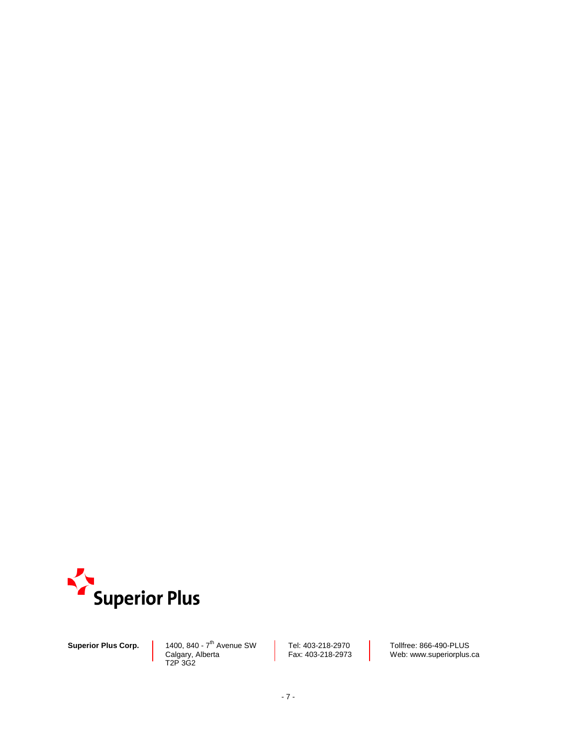Superior Plus

**Superior Plus Corp.**

1400, 840 - 7th Avenue SW
Calgary, Alberta
T2P 3G2

Tel: 403-218-2970
Fax: 403-218-2973

Tollfree: 866-490-PLUS
Web: www.superiorplus.ca